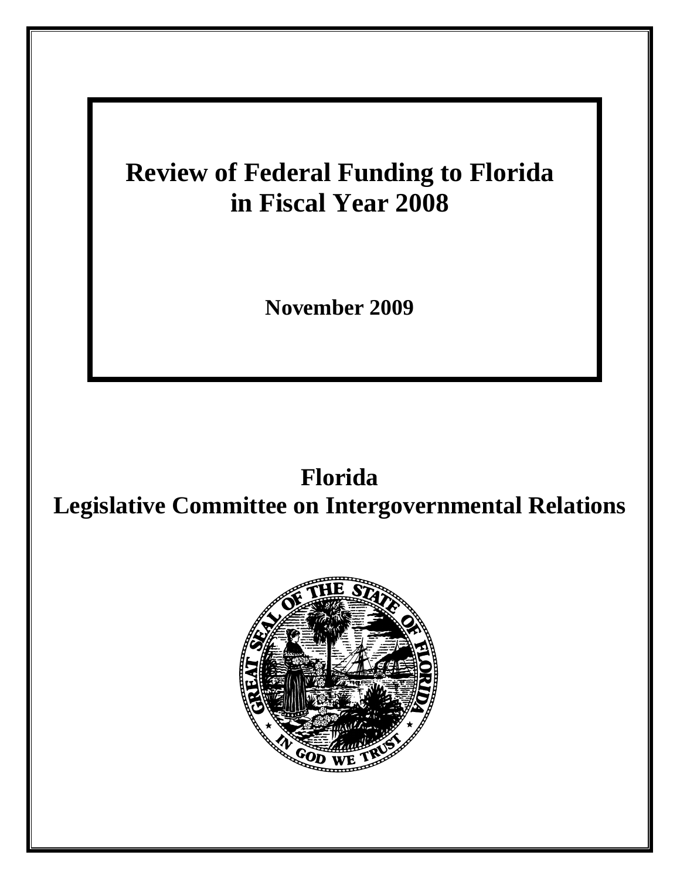# Review of Federal Funding to Florida in Fiscal Year 2008

**November 2009**

## Florida
## Legislative Committee on Intergovernmental Relations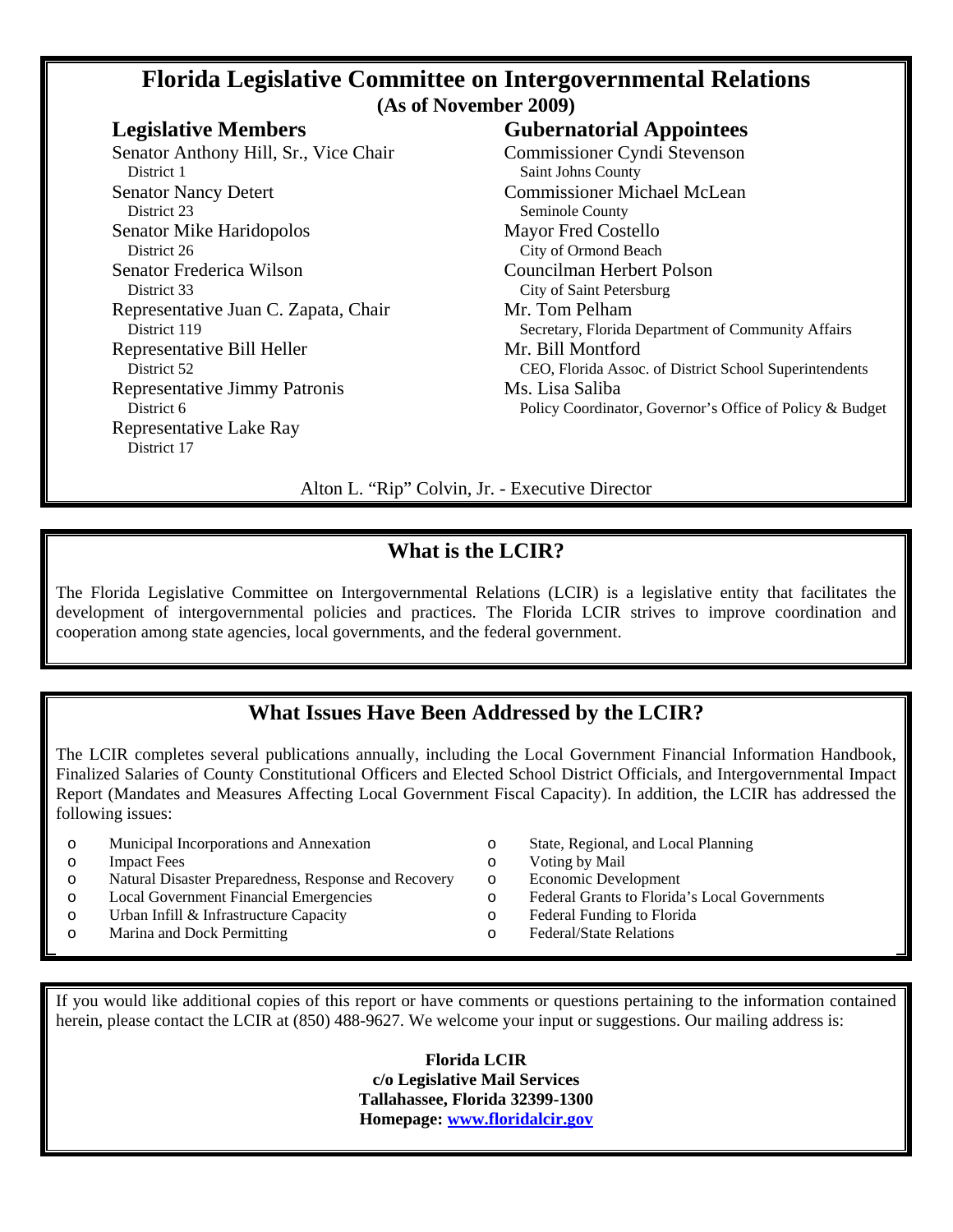# Florida Legislative Committee on Intergovernmental Relations

**(As of November 2009)**

## Legislative Members

Senator Anthony Hill, Sr., Vice Chair
District 1

Senator Nancy Detert
District 23

Senator Mike Haridopolos
District 26

Senator Frederica Wilson
District 33

Representative Juan C. Zapata, Chair
District 119

Representative Bill Heller
District 52

Representative Jimmy Patronis
District 6

Representative Lake Ray
District 17

## Gubernatorial Appointees

Commissioner Cyndi Stevenson
Saint Johns County

Commissioner Michael McLean
Seminole County

Mayor Fred Costello
City of Ormond Beach

Councilman Herbert Polson
City of Saint Petersburg

Mr. Tom Pelham
Secretary, Florida Department of Community Affairs

Mr. Bill Montford
CEO, Florida Assoc. of District School Superintendents

Ms. Lisa Saliba
Policy Coordinator, Governor's Office of Policy & Budget

Alton L. "Rip" Colvin, Jr. - Executive Director

## What is the LCIR?

The Florida Legislative Committee on Intergovernmental Relations (LCIR) is a legislative entity that facilitates the development of intergovernmental policies and practices. The Florida LCIR strives to improve coordination and cooperation among state agencies, local governments, and the federal government.

## What Issues Have Been Addressed by the LCIR?

The LCIR completes several publications annually, including the Local Government Financial Information Handbook, Finalized Salaries of County Constitutional Officers and Elected School District Officials, and Intergovernmental Impact Report (Mandates and Measures Affecting Local Government Fiscal Capacity). In addition, the LCIR has addressed the following issues:

- Municipal Incorporations and Annexation
- Impact Fees
- Natural Disaster Preparedness, Response and Recovery
- Local Government Financial Emergencies
- Urban Infill & Infrastructure Capacity
- Marina and Dock Permitting
- State, Regional, and Local Planning
- Voting by Mail
- Economic Development
- Federal Grants to Florida's Local Governments
- Federal Funding to Florida
- Federal/State Relations

If you would like additional copies of this report or have comments or questions pertaining to the information contained herein, please contact the LCIR at (850) 488-9627. We welcome your input or suggestions. Our mailing address is:

**Florida LCIR**
**c/o Legislative Mail Services**
**Tallahassee, Florida 32399-1300**
**Homepage: [www.floridalcir.gov](http://www.floridalcir.gov)**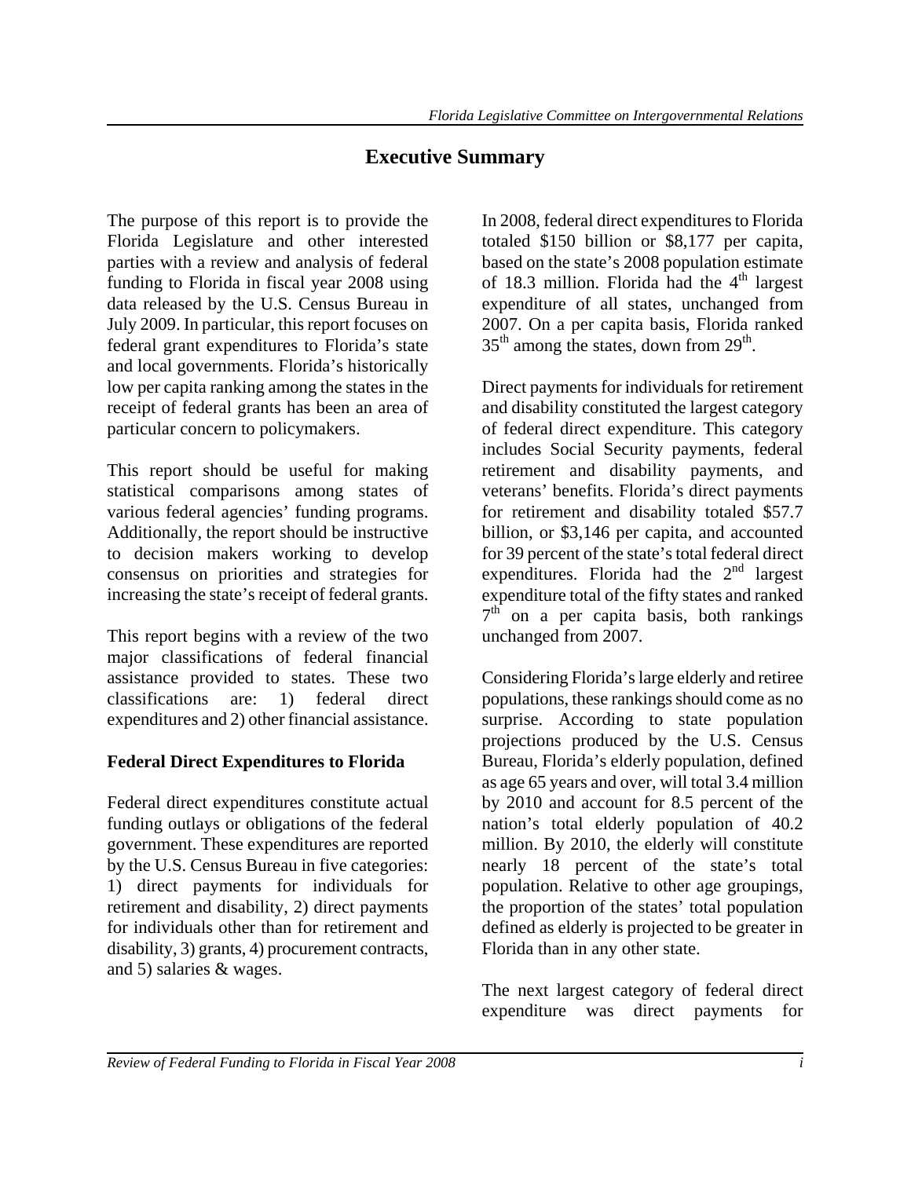## Executive Summary

The purpose of this report is to provide the Florida Legislature and other interested parties with a review and analysis of federal funding to Florida in fiscal year 2008 using data released by the U.S. Census Bureau in July 2009. In particular, this report focuses on federal grant expenditures to Florida's state and local governments. Florida's historically low per capita ranking among the states in the receipt of federal grants has been an area of particular concern to policymakers.

This report should be useful for making statistical comparisons among states of various federal agencies' funding programs. Additionally, the report should be instructive to decision makers working to develop consensus on priorities and strategies for increasing the state's receipt of federal grants.

This report begins with a review of the two major classifications of federal financial assistance provided to states. These two classifications are: 1) federal direct expenditures and 2) other financial assistance.

### Federal Direct Expenditures to Florida

Federal direct expenditures constitute actual funding outlays or obligations of the federal government. These expenditures are reported by the U.S. Census Bureau in five categories: 1) direct payments for individuals for retirement and disability, 2) direct payments for individuals other than for retirement and disability, 3) grants, 4) procurement contracts, and 5) salaries & wages.

In 2008, federal direct expenditures to Florida totaled $150 billion or $8,177 per capita, based on the state's 2008 population estimate of 18.3 million. Florida had the 4th largest expenditure of all states, unchanged from 2007. On a per capita basis, Florida ranked 35th among the states, down from 29th.

Direct payments for individuals for retirement and disability constituted the largest category of federal direct expenditure. This category includes Social Security payments, federal retirement and disability payments, and veterans' benefits. Florida's direct payments for retirement and disability totaled $57.7 billion, or $3,146 per capita, and accounted for 39 percent of the state's total federal direct expenditures. Florida had the 2nd largest expenditure total of the fifty states and ranked 7th on a per capita basis, both rankings unchanged from 2007.

Considering Florida's large elderly and retiree populations, these rankings should come as no surprise. According to state population projections produced by the U.S. Census Bureau, Florida's elderly population, defined as age 65 years and over, will total 3.4 million by 2010 and account for 8.5 percent of the nation's total elderly population of 40.2 million. By 2010, the elderly will constitute nearly 18 percent of the state's total population. Relative to other age groupings, the proportion of the states' total population defined as elderly is projected to be greater in Florida than in any other state.

The next largest category of federal direct expenditure was direct payments for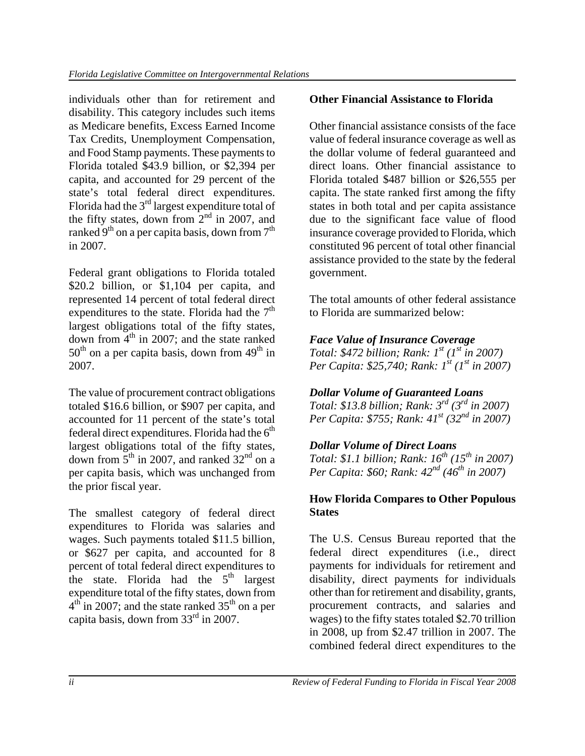individuals other than for retirement and disability. This category includes such items as Medicare benefits, Excess Earned Income Tax Credits, Unemployment Compensation, and Food Stamp payments. These payments to Florida totaled $43.9 billion, or $2,394 per capita, and accounted for 29 percent of the state's total federal direct expenditures. Florida had the 3rd largest expenditure total of the fifty states, down from 2nd in 2007, and ranked 9th on a per capita basis, down from 7th in 2007.

Federal grant obligations to Florida totaled $20.2 billion, or $1,104 per capita, and represented 14 percent of total federal direct expenditures to the state. Florida had the 7th largest obligations total of the fifty states, down from 4th in 2007; and the state ranked 50th on a per capita basis, down from 49th in 2007.

The value of procurement contract obligations totaled $16.6 billion, or $907 per capita, and accounted for 11 percent of the state's total federal direct expenditures. Florida had the 6th largest obligations total of the fifty states, down from 5th in 2007, and ranked 32nd on a per capita basis, which was unchanged from the prior fiscal year.

The smallest category of federal direct expenditures to Florida was salaries and wages. Such payments totaled $11.5 billion, or $627 per capita, and accounted for 8 percent of total federal direct expenditures to the state. Florida had the 5th largest expenditure total of the fifty states, down from 4th in 2007; and the state ranked 35th on a per capita basis, down from 33rd in 2007.

**Other Financial Assistance to Florida**

Other financial assistance consists of the face value of federal insurance coverage as well as the dollar volume of federal guaranteed and direct loans. Other financial assistance to Florida totaled $487 billion or $26,555 per capita. The state ranked first among the fifty states in both total and per capita assistance due to the significant face value of flood insurance coverage provided to Florida, which constituted 96 percent of total other financial assistance provided to the state by the federal government.

The total amounts of other federal assistance to Florida are summarized below:

***Face Value of Insurance Coverage***
*Total: $472 billion; Rank: 1st (1st in 2007)*
*Per Capita: $25,740; Rank: 1st (1st in 2007)*

***Dollar Volume of Guaranteed Loans***
*Total: $13.8 billion; Rank: 3rd (3rd in 2007)*
*Per Capita: $755; Rank: 41st (32nd in 2007)*

***Dollar Volume of Direct Loans***
*Total: $1.1 billion; Rank: 16th (15th in 2007)*
*Per Capita: $60; Rank: 42nd (46th in 2007)*

**How Florida Compares to Other Populous States**

The U.S. Census Bureau reported that the federal direct expenditures (i.e., direct payments for individuals for retirement and disability, direct payments for individuals other than for retirement and disability, grants, procurement contracts, and salaries and wages) to the fifty states totaled $2.70 trillion in 2008, up from $2.47 trillion in 2007. The combined federal direct expenditures to the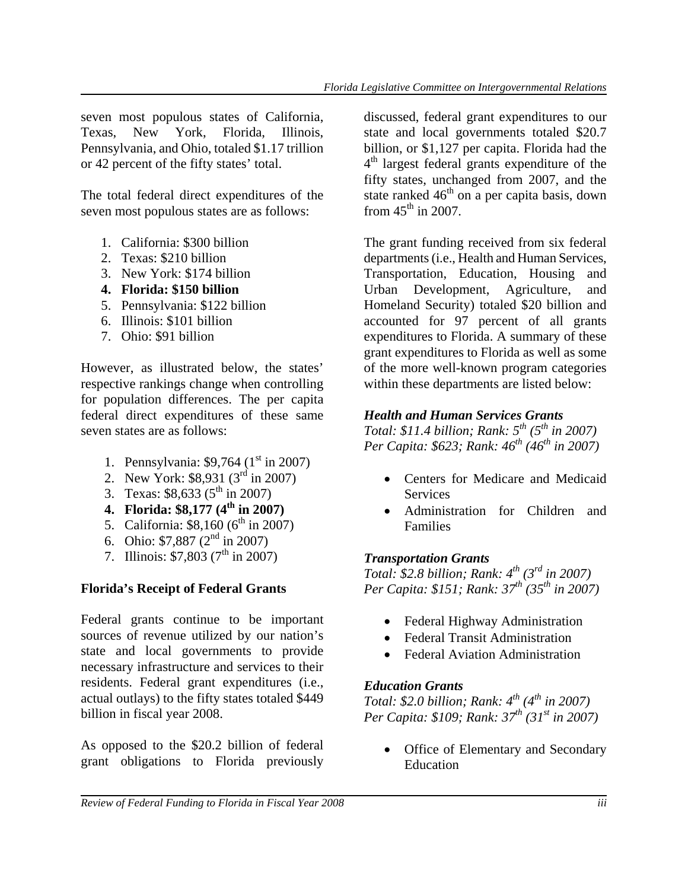seven most populous states of California, Texas, New York, Florida, Illinois, Pennsylvania, and Ohio, totaled $1.17 trillion or 42 percent of the fifty states' total.

The total federal direct expenditures of the seven most populous states are as follows:

1. California: $300 billion
2. Texas: $210 billion
3. New York: $174 billion
4. **Florida: $150 billion**
5. Pennsylvania: $122 billion
6. Illinois: $101 billion
7. Ohio: $91 billion

However, as illustrated below, the states' respective rankings change when controlling for population differences. The per capita federal direct expenditures of these same seven states are as follows:

1. Pennsylvania: $9,764 (1st in 2007)
2. New York: $8,931 (3rd in 2007)
3. Texas: $8,633 (5th in 2007)
4. **Florida: $8,177 (4th in 2007)**
5. California: $8,160 (6th in 2007)
6. Ohio: $7,887 (2nd in 2007)
7. Illinois: $7,803 (7th in 2007)

## Florida's Receipt of Federal Grants

Federal grants continue to be important sources of revenue utilized by our nation's state and local governments to provide necessary infrastructure and services to their residents. Federal grant expenditures (i.e., actual outlays) to the fifty states totaled $449 billion in fiscal year 2008.

As opposed to the $20.2 billion of federal grant obligations to Florida previously discussed, federal grant expenditures to our state and local governments totaled $20.7 billion, or $1,127 per capita. Florida had the 4th largest federal grants expenditure of the fifty states, unchanged from 2007, and the state ranked 46th on a per capita basis, down from 45th in 2007.

The grant funding received from six federal departments (i.e., Health and Human Services, Transportation, Education, Housing and Urban Development, Agriculture, and Homeland Security) totaled $20 billion and accounted for 97 percent of all grants expenditures to Florida. A summary of these grant expenditures to Florida as well as some of the more well-known program categories within these departments are listed below:

### *Health and Human Services Grants*

*Total: $11.4 billion; Rank: 5th (5th in 2007)*
*Per Capita: $623; Rank: 46th (46th in 2007)*

- Centers for Medicare and Medicaid Services
- Administration for Children and Families

### *Transportation Grants*

*Total: $2.8 billion; Rank: 4th (3rd in 2007)*
*Per Capita: $151; Rank: 37th (35th in 2007)*

- Federal Highway Administration
- Federal Transit Administration
- Federal Aviation Administration

### *Education Grants*

*Total: $2.0 billion; Rank: 4th (4th in 2007)*
*Per Capita: $109; Rank: 37th (31st in 2007)*

- Office of Elementary and Secondary Education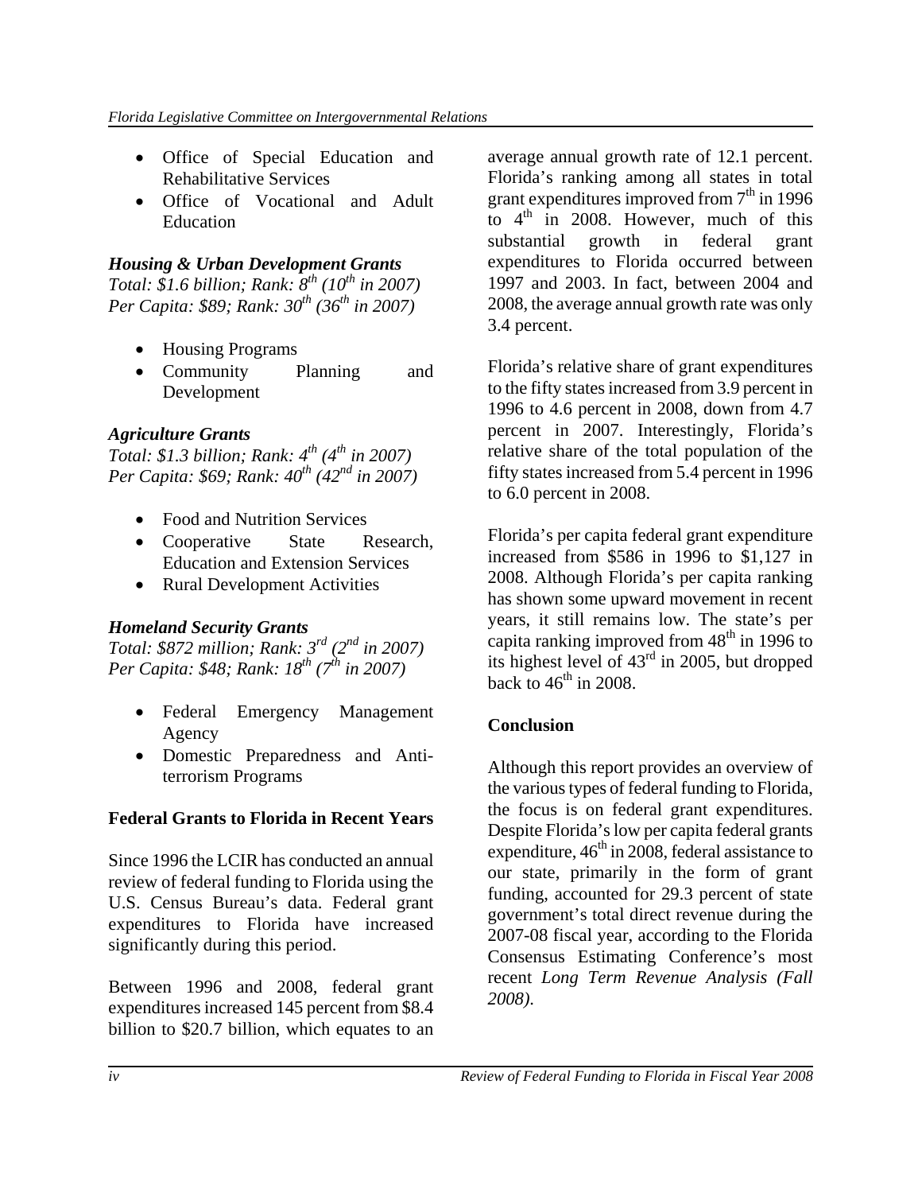- Office of Special Education and Rehabilitative Services
- Office of Vocational and Adult Education

***Housing & Urban Development Grants***
*Total: $1.6 billion; Rank: 8th (10th in 2007)*
*Per Capita: $89; Rank: 30th (36th in 2007)*

- Housing Programs
- Community Planning and Development

***Agriculture Grants***
*Total: $1.3 billion; Rank: 4th (4th in 2007)*
*Per Capita: $69; Rank: 40th (42nd in 2007)*

- Food and Nutrition Services
- Cooperative State Research, Education and Extension Services
- Rural Development Activities

***Homeland Security Grants***
*Total: $872 million; Rank: 3rd (2nd in 2007)*
*Per Capita: $48; Rank: 18th (7th in 2007)*

- Federal Emergency Management Agency
- Domestic Preparedness and Anti-terrorism Programs

**Federal Grants to Florida in Recent Years**

Since 1996 the LCIR has conducted an annual review of federal funding to Florida using the U.S. Census Bureau's data. Federal grant expenditures to Florida have increased significantly during this period.

Between 1996 and 2008, federal grant expenditures increased 145 percent from $8.4 billion to $20.7 billion, which equates to an average annual growth rate of 12.1 percent. Florida's ranking among all states in total grant expenditures improved from 7th in 1996 to 4th in 2008. However, much of this substantial growth in federal grant expenditures to Florida occurred between 1997 and 2003. In fact, between 2004 and 2008, the average annual growth rate was only 3.4 percent.

Florida's relative share of grant expenditures to the fifty states increased from 3.9 percent in 1996 to 4.6 percent in 2008, down from 4.7 percent in 2007. Interestingly, Florida's relative share of the total population of the fifty states increased from 5.4 percent in 1996 to 6.0 percent in 2008.

Florida's per capita federal grant expenditure increased from $586 in 1996 to $1,127 in 2008. Although Florida's per capita ranking has shown some upward movement in recent years, it still remains low. The state's per capita ranking improved from 48th in 1996 to its highest level of 43rd in 2005, but dropped back to 46th in 2008.

**Conclusion**

Although this report provides an overview of the various types of federal funding to Florida, the focus is on federal grant expenditures. Despite Florida's low per capita federal grants expenditure, 46th in 2008, federal assistance to our state, primarily in the form of grant funding, accounted for 29.3 percent of state government's total direct revenue during the 2007-08 fiscal year, according to the Florida Consensus Estimating Conference's most recent *Long Term Revenue Analysis (Fall 2008).*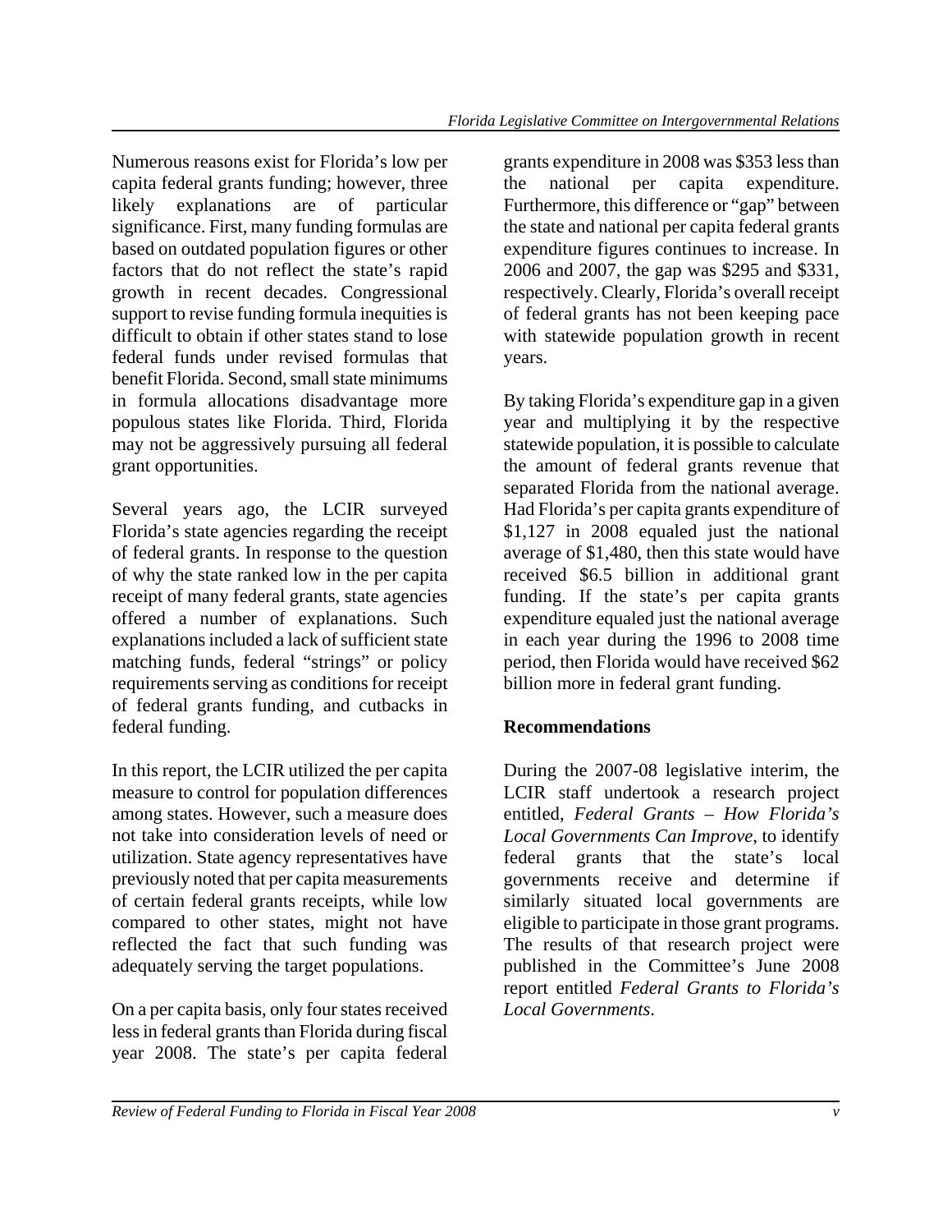Numerous reasons exist for Florida's low per capita federal grants funding; however, three likely explanations are of particular significance. First, many funding formulas are based on outdated population figures or other factors that do not reflect the state's rapid growth in recent decades. Congressional support to revise funding formula inequities is difficult to obtain if other states stand to lose federal funds under revised formulas that benefit Florida. Second, small state minimums in formula allocations disadvantage more populous states like Florida. Third, Florida may not be aggressively pursuing all federal grant opportunities.

Several years ago, the LCIR surveyed Florida's state agencies regarding the receipt of federal grants. In response to the question of why the state ranked low in the per capita receipt of many federal grants, state agencies offered a number of explanations. Such explanations included a lack of sufficient state matching funds, federal "strings" or policy requirements serving as conditions for receipt of federal grants funding, and cutbacks in federal funding.

In this report, the LCIR utilized the per capita measure to control for population differences among states. However, such a measure does not take into consideration levels of need or utilization. State agency representatives have previously noted that per capita measurements of certain federal grants receipts, while low compared to other states, might not have reflected the fact that such funding was adequately serving the target populations.

On a per capita basis, only four states received less in federal grants than Florida during fiscal year 2008. The state's per capita federal grants expenditure in 2008 was $353 less than the national per capita expenditure. Furthermore, this difference or "gap" between the state and national per capita federal grants expenditure figures continues to increase. In 2006 and 2007, the gap was $295 and $331, respectively. Clearly, Florida's overall receipt of federal grants has not been keeping pace with statewide population growth in recent years.

By taking Florida's expenditure gap in a given year and multiplying it by the respective statewide population, it is possible to calculate the amount of federal grants revenue that separated Florida from the national average. Had Florida's per capita grants expenditure of $1,127 in 2008 equaled just the national average of $1,480, then this state would have received $6.5 billion in additional grant funding. If the state's per capita grants expenditure equaled just the national average in each year during the 1996 to 2008 time period, then Florida would have received $62 billion more in federal grant funding.

**Recommendations**

During the 2007-08 legislative interim, the LCIR staff undertook a research project entitled, *Federal Grants – How Florida's Local Governments Can Improve*, to identify federal grants that the state's local governments receive and determine if similarly situated local governments are eligible to participate in those grant programs. The results of that research project were published in the Committee's June 2008 report entitled *Federal Grants to Florida's Local Governments*.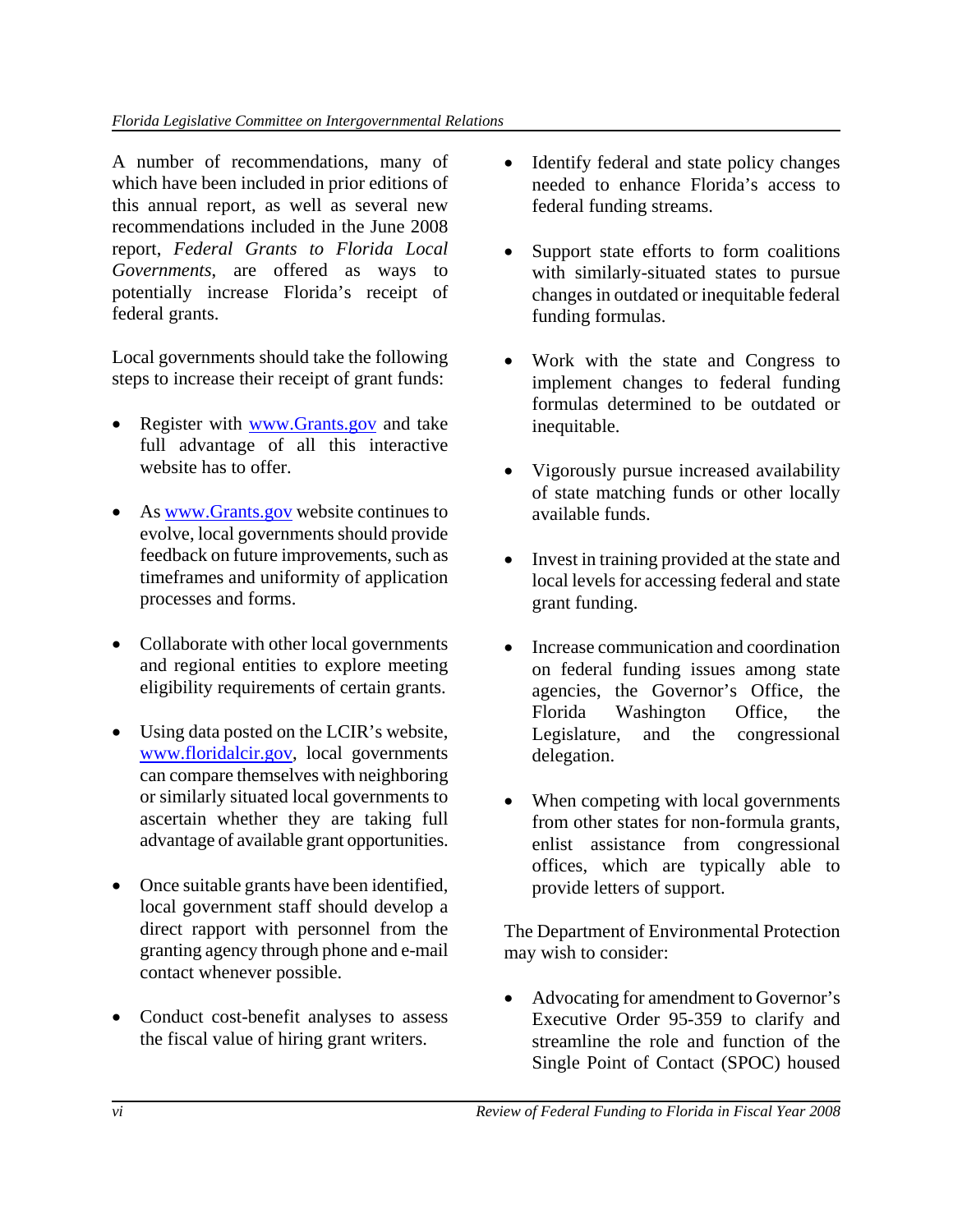A number of recommendations, many of which have been included in prior editions of this annual report, as well as several new recommendations included in the June 2008 report, *Federal Grants to Florida Local Governments*, are offered as ways to potentially increase Florida's receipt of federal grants.

Local governments should take the following steps to increase their receipt of grant funds:

- Register with www.Grants.gov and take full advantage of all this interactive website has to offer.
- As www.Grants.gov website continues to evolve, local governments should provide feedback on future improvements, such as timeframes and uniformity of application processes and forms.
- Collaborate with other local governments and regional entities to explore meeting eligibility requirements of certain grants.
- Using data posted on the LCIR's website, www.floridalcir.gov, local governments can compare themselves with neighboring or similarly situated local governments to ascertain whether they are taking full advantage of available grant opportunities.
- Once suitable grants have been identified, local government staff should develop a direct rapport with personnel from the granting agency through phone and e-mail contact whenever possible.
- Conduct cost-benefit analyses to assess the fiscal value of hiring grant writers.
- Identify federal and state policy changes needed to enhance Florida's access to federal funding streams.
- Support state efforts to form coalitions with similarly-situated states to pursue changes in outdated or inequitable federal funding formulas.
- Work with the state and Congress to implement changes to federal funding formulas determined to be outdated or inequitable.
- Vigorously pursue increased availability of state matching funds or other locally available funds.
- Invest in training provided at the state and local levels for accessing federal and state grant funding.
- Increase communication and coordination on federal funding issues among state agencies, the Governor's Office, the Florida Washington Office, the Legislature, and the congressional delegation.
- When competing with local governments from other states for non-formula grants, enlist assistance from congressional offices, which are typically able to provide letters of support.

The Department of Environmental Protection may wish to consider:

- Advocating for amendment to Governor's Executive Order 95-359 to clarify and streamline the role and function of the Single Point of Contact (SPOC) housed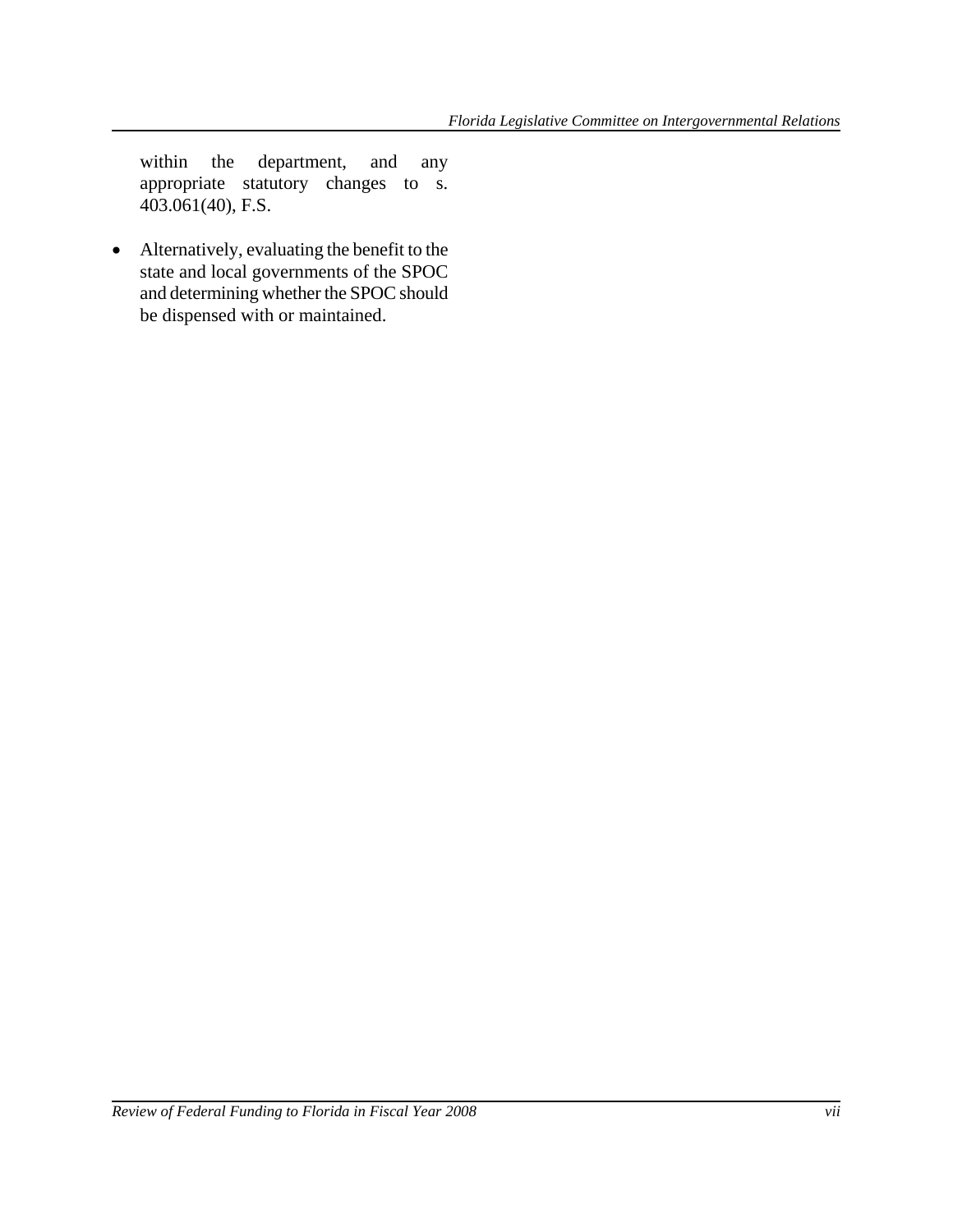within the department, and any appropriate statutory changes to s. 403.061(40), F.S.

- Alternatively, evaluating the benefit to the state and local governments of the SPOC and determining whether the SPOC should be dispensed with or maintained.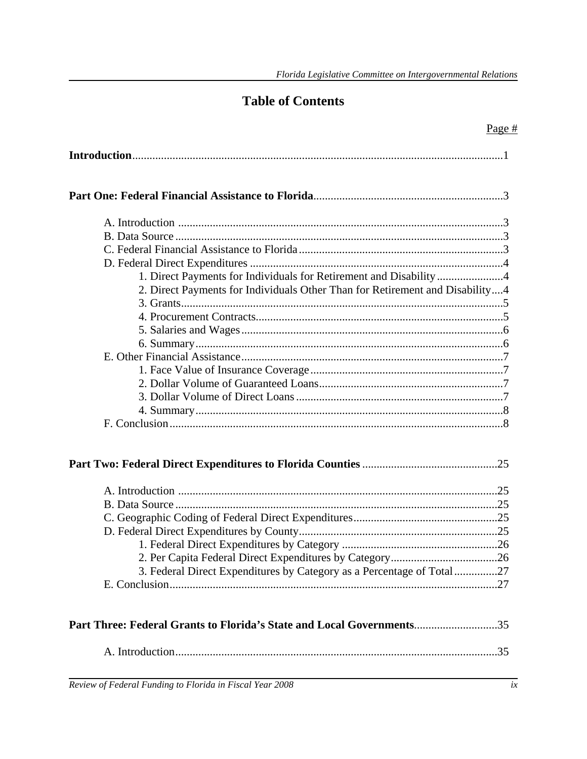# Table of Contents

| | Page # |
|---|---|
| **Introduction** | 1 |
| **Part One: Federal Financial Assistance to Florida** | 3 |
| A. Introduction | 3 |
| B. Data Source | 3 |
| C. Federal Financial Assistance to Florida | 3 |
| D. Federal Direct Expenditures | 4 |
| 1. Direct Payments for Individuals for Retirement and Disability | 4 |
| 2. Direct Payments for Individuals Other Than for Retirement and Disability | 4 |
| 3. Grants | 5 |
| 4. Procurement Contracts | 5 |
| 5. Salaries and Wages | 6 |
| 6. Summary | 6 |
| E. Other Financial Assistance | 7 |
| 1. Face Value of Insurance Coverage | 7 |
| 2. Dollar Volume of Guaranteed Loans | 7 |
| 3. Dollar Volume of Direct Loans | 7 |
| 4. Summary | 8 |
| F. Conclusion | 8 |
| **Part Two: Federal Direct Expenditures to Florida Counties** | 25 |
| A. Introduction | 25 |
| B. Data Source | 25 |
| C. Geographic Coding of Federal Direct Expenditures | 25 |
| D. Federal Direct Expenditures by County | 25 |
| 1. Federal Direct Expenditures by Category | 26 |
| 2. Per Capita Federal Direct Expenditures by Category | 26 |
| 3. Federal Direct Expenditures by Category as a Percentage of Total | 27 |
| E. Conclusion | 27 |
| **Part Three: Federal Grants to Florida's State and Local Governments** | 35 |
| A. Introduction | 35 |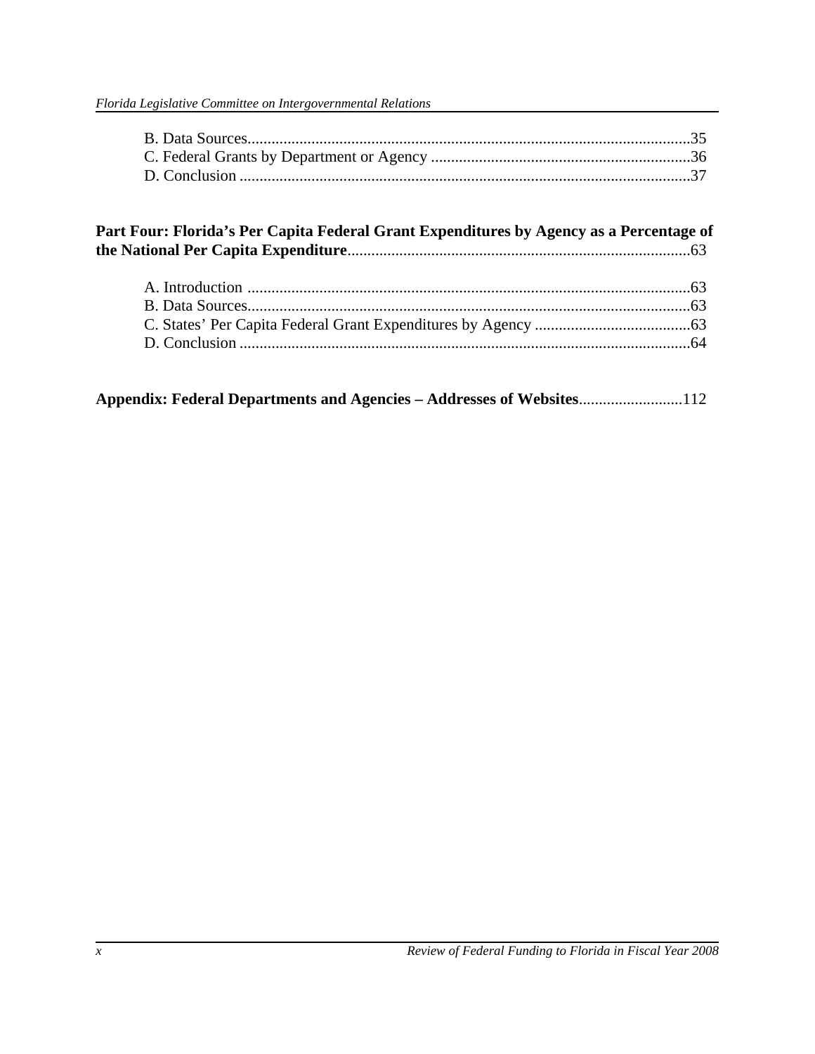B. Data Sources..............................................................................................................35
C. Federal Grants by Department or Agency .................................................................36
D. Conclusion ................................................................................................................37

**Part Four: Florida's Per Capita Federal Grant Expenditures by Agency as a Percentage of the National Per Capita Expenditure**.....................................................................................63

A. Introduction ..............................................................................................................63
B. Data Sources..............................................................................................................63
C. States' Per Capita Federal Grant Expenditures by Agency .......................................63
D. Conclusion ................................................................................................................64

**Appendix: Federal Departments and Agencies – Addresses of Websites**..........................112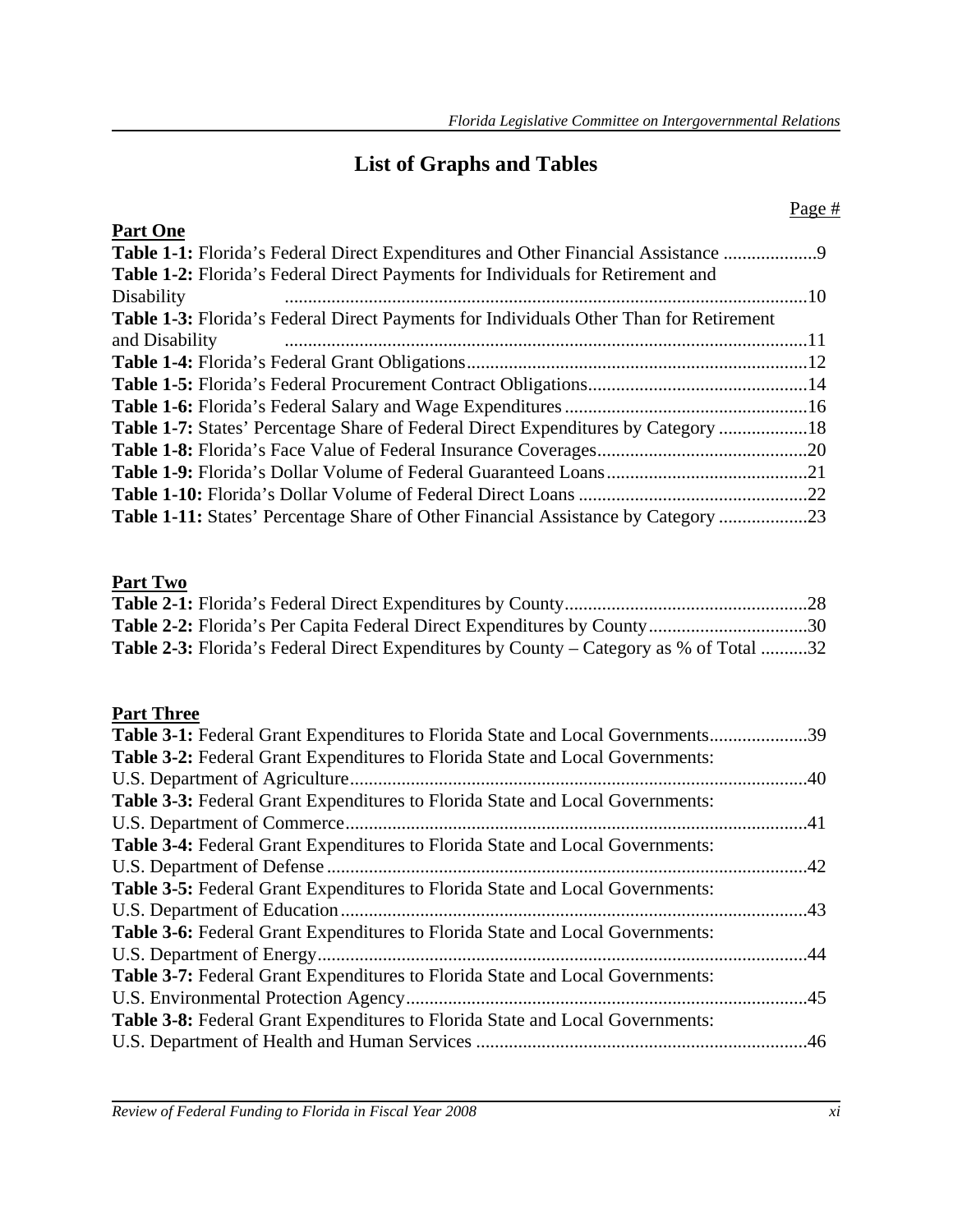# List of Graphs and Tables

Page #

**Part One**

**Table 1-1:** Florida's Federal Direct Expenditures and Other Financial Assistance ....................9
**Table 1-2:** Florida's Federal Direct Payments for Individuals for Retirement and Disability ....................10
**Table 1-3:** Florida's Federal Direct Payments for Individuals Other Than for Retirement and Disability ....................11
**Table 1-4:** Florida's Federal Grant Obligations....................12
**Table 1-5:** Florida's Federal Procurement Contract Obligations....................14
**Table 1-6:** Florida's Federal Salary and Wage Expenditures....................16
**Table 1-7:** States' Percentage Share of Federal Direct Expenditures by Category ....................18
**Table 1-8:** Florida's Face Value of Federal Insurance Coverages....................20
**Table 1-9:** Florida's Dollar Volume of Federal Guaranteed Loans....................21
**Table 1-10:** Florida's Dollar Volume of Federal Direct Loans ....................22
**Table 1-11:** States' Percentage Share of Other Financial Assistance by Category ....................23

**Part Two**

**Table 2-1:** Florida's Federal Direct Expenditures by County....................28
**Table 2-2:** Florida's Per Capita Federal Direct Expenditures by County....................30
**Table 2-3:** Florida's Federal Direct Expenditures by County – Category as % of Total ..........32

**Part Three**

**Table 3-1:** Federal Grant Expenditures to Florida State and Local Governments....................39
**Table 3-2:** Federal Grant Expenditures to Florida State and Local Governments: U.S. Department of Agriculture....................40
**Table 3-3:** Federal Grant Expenditures to Florida State and Local Governments: U.S. Department of Commerce....................41
**Table 3-4:** Federal Grant Expenditures to Florida State and Local Governments: U.S. Department of Defense....................42
**Table 3-5:** Federal Grant Expenditures to Florida State and Local Governments: U.S. Department of Education....................43
**Table 3-6:** Federal Grant Expenditures to Florida State and Local Governments: U.S. Department of Energy....................44
**Table 3-7:** Federal Grant Expenditures to Florida State and Local Governments: U.S. Environmental Protection Agency....................45
**Table 3-8:** Federal Grant Expenditures to Florida State and Local Governments: U.S. Department of Health and Human Services ....................46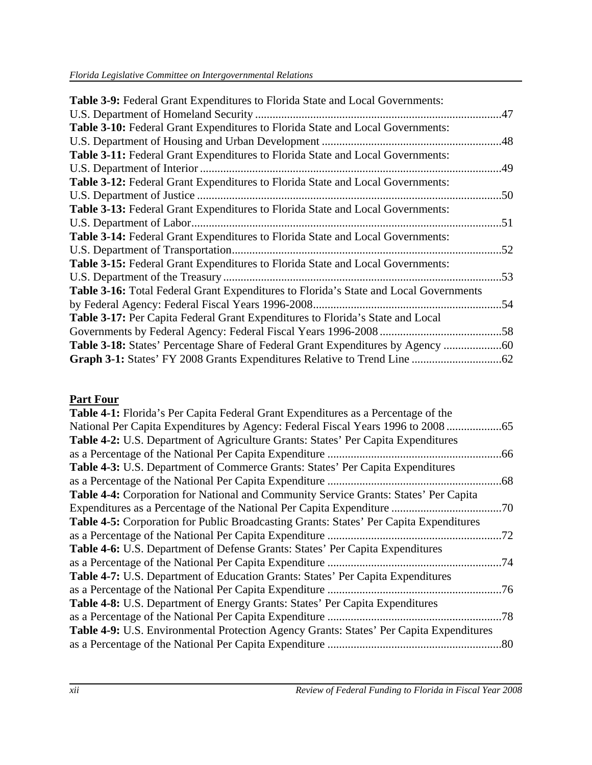**Table 3-9:** Federal Grant Expenditures to Florida State and Local Governments: U.S. Department of Homeland Security ....................................................................................47

**Table 3-10:** Federal Grant Expenditures to Florida State and Local Governments: U.S. Department of Housing and Urban Development .............................................................48

**Table 3-11:** Federal Grant Expenditures to Florida State and Local Governments: U.S. Department of Interior ........................................................................................................49

**Table 3-12:** Federal Grant Expenditures to Florida State and Local Governments: U.S. Department of Justice .........................................................................................................50

**Table 3-13:** Federal Grant Expenditures to Florida State and Local Governments: U.S. Department of Labor..........................................................................................................51

**Table 3-14:** Federal Grant Expenditures to Florida State and Local Governments: U.S. Department of Transportation............................................................................................52

**Table 3-15:** Federal Grant Expenditures to Florida State and Local Governments: U.S. Department of the Treasury ................................................................................................53

**Table 3-16:** Total Federal Grant Expenditures to Florida's State and Local Governments by Federal Agency: Federal Fiscal Years 1996-2008.................................................................54

**Table 3-17:** Per Capita Federal Grant Expenditures to Florida's State and Local Governments by Federal Agency: Federal Fiscal Years 1996-2008 ..........................................58

**Table 3-18:** States' Percentage Share of Federal Grant Expenditures by Agency ....................60

**Graph 3-1:** States' FY 2008 Grants Expenditures Relative to Trend Line ...............................62

**Part Four**

**Table 4-1:** Florida's Per Capita Federal Grant Expenditures as a Percentage of the National Per Capita Expenditures by Agency: Federal Fiscal Years 1996 to 2008 ...................65

**Table 4-2:** U.S. Department of Agriculture Grants: States' Per Capita Expenditures as a Percentage of the National Per Capita Expenditure ............................................................66

**Table 4-3:** U.S. Department of Commerce Grants: States' Per Capita Expenditures as a Percentage of the National Per Capita Expenditure ............................................................68

**Table 4-4:** Corporation for National and Community Service Grants: States' Per Capita Expenditures as a Percentage of the National Per Capita Expenditure ......................................70

**Table 4-5:** Corporation for Public Broadcasting Grants: States' Per Capita Expenditures as a Percentage of the National Per Capita Expenditure ............................................................72

**Table 4-6:** U.S. Department of Defense Grants: States' Per Capita Expenditures as a Percentage of the National Per Capita Expenditure ............................................................74

**Table 4-7:** U.S. Department of Education Grants: States' Per Capita Expenditures as a Percentage of the National Per Capita Expenditure ............................................................76

**Table 4-8:** U.S. Department of Energy Grants: States' Per Capita Expenditures as a Percentage of the National Per Capita Expenditure ............................................................78

**Table 4-9:** U.S. Environmental Protection Agency Grants: States' Per Capita Expenditures as a Percentage of the National Per Capita Expenditure ............................................................80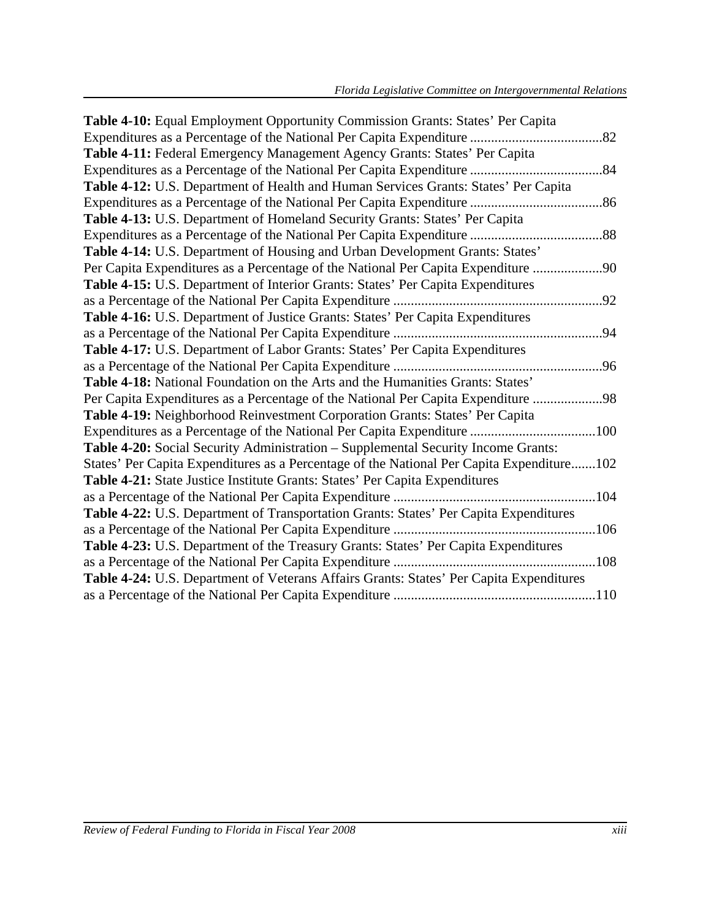**Table 4-10:** Equal Employment Opportunity Commission Grants: States' Per Capita Expenditures as a Percentage of the National Per Capita Expenditure ......................................82

**Table 4-11:** Federal Emergency Management Agency Grants: States' Per Capita Expenditures as a Percentage of the National Per Capita Expenditure ......................................84

**Table 4-12:** U.S. Department of Health and Human Services Grants: States' Per Capita Expenditures as a Percentage of the National Per Capita Expenditure ......................................86

**Table 4-13:** U.S. Department of Homeland Security Grants: States' Per Capita Expenditures as a Percentage of the National Per Capita Expenditure ......................................88

**Table 4-14:** U.S. Department of Housing and Urban Development Grants: States' Per Capita Expenditures as a Percentage of the National Per Capita Expenditure ....................90

**Table 4-15:** U.S. Department of Interior Grants: States' Per Capita Expenditures as a Percentage of the National Per Capita Expenditure ............................................................92

**Table 4-16:** U.S. Department of Justice Grants: States' Per Capita Expenditures as a Percentage of the National Per Capita Expenditure ............................................................94

**Table 4-17:** U.S. Department of Labor Grants: States' Per Capita Expenditures as a Percentage of the National Per Capita Expenditure ............................................................96

**Table 4-18:** National Foundation on the Arts and the Humanities Grants: States' Per Capita Expenditures as a Percentage of the National Per Capita Expenditure ....................98

**Table 4-19:** Neighborhood Reinvestment Corporation Grants: States' Per Capita Expenditures as a Percentage of the National Per Capita Expenditure ....................................100

**Table 4-20:** Social Security Administration – Supplemental Security Income Grants: States' Per Capita Expenditures as a Percentage of the National Per Capita Expenditure.......102

**Table 4-21:** State Justice Institute Grants: States' Per Capita Expenditures as a Percentage of the National Per Capita Expenditure ..........................................................104

**Table 4-22:** U.S. Department of Transportation Grants: States' Per Capita Expenditures as a Percentage of the National Per Capita Expenditure ..........................................................106

**Table 4-23:** U.S. Department of the Treasury Grants: States' Per Capita Expenditures as a Percentage of the National Per Capita Expenditure ..........................................................108

**Table 4-24:** U.S. Department of Veterans Affairs Grants: States' Per Capita Expenditures as a Percentage of the National Per Capita Expenditure ..........................................................110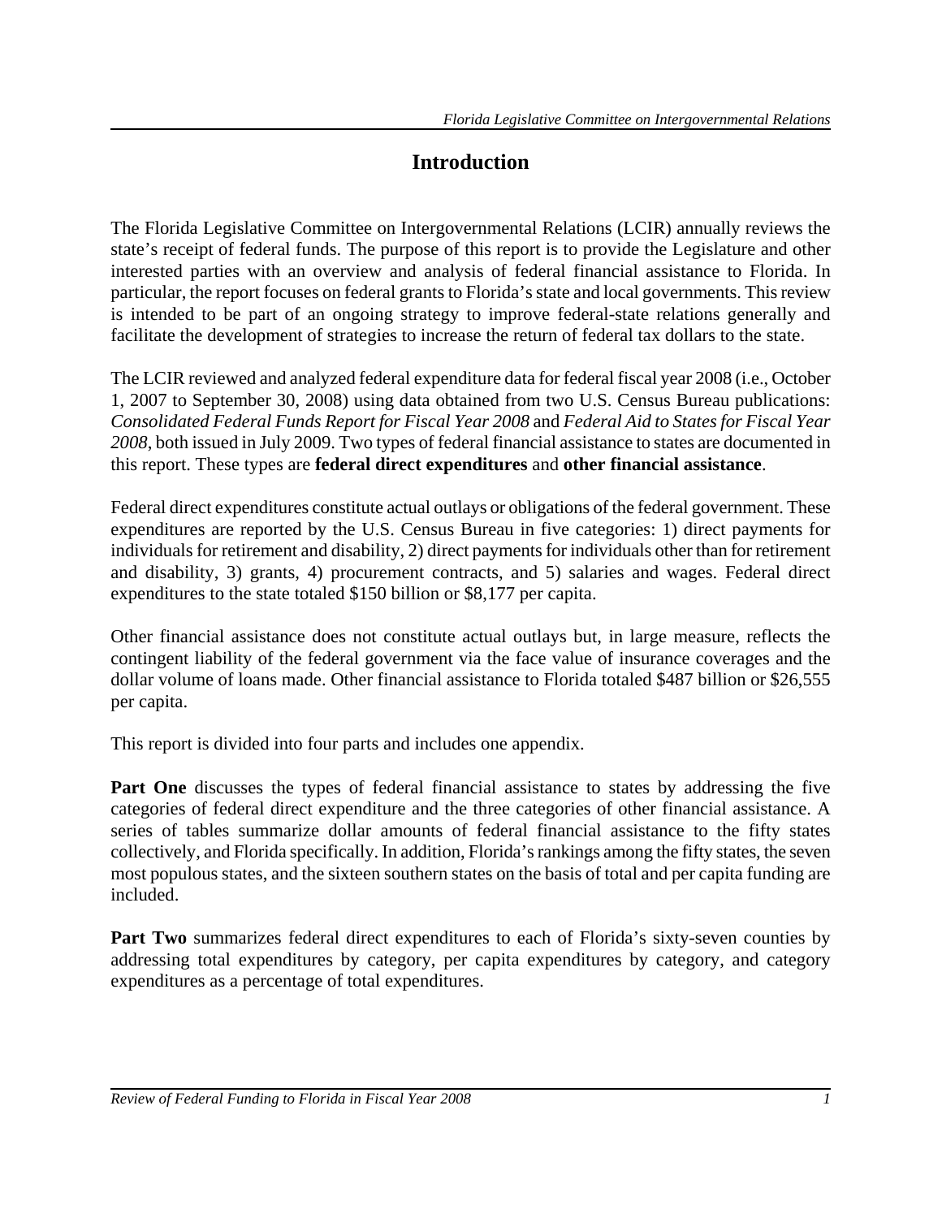# Introduction

The Florida Legislative Committee on Intergovernmental Relations (LCIR) annually reviews the state's receipt of federal funds. The purpose of this report is to provide the Legislature and other interested parties with an overview and analysis of federal financial assistance to Florida. In particular, the report focuses on federal grants to Florida's state and local governments. This review is intended to be part of an ongoing strategy to improve federal-state relations generally and facilitate the development of strategies to increase the return of federal tax dollars to the state.

The LCIR reviewed and analyzed federal expenditure data for federal fiscal year 2008 (i.e., October 1, 2007 to September 30, 2008) using data obtained from two U.S. Census Bureau publications: *Consolidated Federal Funds Report for Fiscal Year 2008* and *Federal Aid to States for Fiscal Year 2008*, both issued in July 2009. Two types of federal financial assistance to states are documented in this report. These types are **federal direct expenditures** and **other financial assistance**.

Federal direct expenditures constitute actual outlays or obligations of the federal government. These expenditures are reported by the U.S. Census Bureau in five categories: 1) direct payments for individuals for retirement and disability, 2) direct payments for individuals other than for retirement and disability, 3) grants, 4) procurement contracts, and 5) salaries and wages. Federal direct expenditures to the state totaled $150 billion or $8,177 per capita.

Other financial assistance does not constitute actual outlays but, in large measure, reflects the contingent liability of the federal government via the face value of insurance coverages and the dollar volume of loans made. Other financial assistance to Florida totaled $487 billion or $26,555 per capita.

This report is divided into four parts and includes one appendix.

**Part One** discusses the types of federal financial assistance to states by addressing the five categories of federal direct expenditure and the three categories of other financial assistance. A series of tables summarize dollar amounts of federal financial assistance to the fifty states collectively, and Florida specifically. In addition, Florida's rankings among the fifty states, the seven most populous states, and the sixteen southern states on the basis of total and per capita funding are included.

**Part Two** summarizes federal direct expenditures to each of Florida's sixty-seven counties by addressing total expenditures by category, per capita expenditures by category, and category expenditures as a percentage of total expenditures.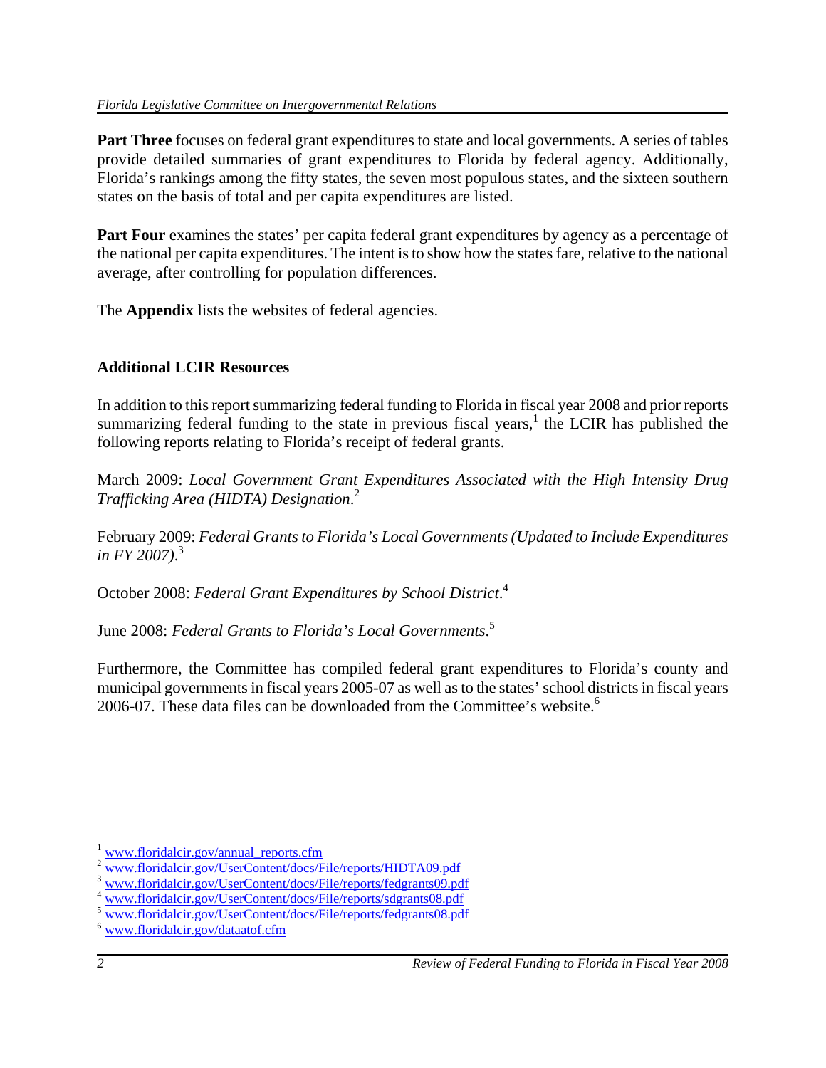**Part Three** focuses on federal grant expenditures to state and local governments. A series of tables provide detailed summaries of grant expenditures to Florida by federal agency. Additionally, Florida's rankings among the fifty states, the seven most populous states, and the sixteen southern states on the basis of total and per capita expenditures are listed.

**Part Four** examines the states' per capita federal grant expenditures by agency as a percentage of the national per capita expenditures. The intent is to show how the states fare, relative to the national average, after controlling for population differences.

The **Appendix** lists the websites of federal agencies.

### Additional LCIR Resources

In addition to this report summarizing federal funding to Florida in fiscal year 2008 and prior reports summarizing federal funding to the state in previous fiscal years,[1] the LCIR has published the following reports relating to Florida's receipt of federal grants.

March 2009: *Local Government Grant Expenditures Associated with the High Intensity Drug Trafficking Area (HIDTA) Designation*.[2]

February 2009: *Federal Grants to Florida's Local Governments (Updated to Include Expenditures in FY 2007)*.[3]

October 2008: *Federal Grant Expenditures by School District*.[4]

June 2008: *Federal Grants to Florida's Local Governments*.[5]

Furthermore, the Committee has compiled federal grant expenditures to Florida's county and municipal governments in fiscal years 2005-07 as well as to the states' school districts in fiscal years 2006-07. These data files can be downloaded from the Committee's website.[6]

---

[1] www.floridalcir.gov/annual_reports.cfm
[2] www.floridalcir.gov/UserContent/docs/File/reports/HIDTA09.pdf
[3] www.floridalcir.gov/UserContent/docs/File/reports/fedgrants09.pdf
[4] www.floridalcir.gov/UserContent/docs/File/reports/sdgrants08.pdf
[5] www.floridalcir.gov/UserContent/docs/File/reports/fedgrants08.pdf
[6] www.floridalcir.gov/dataatof.cfm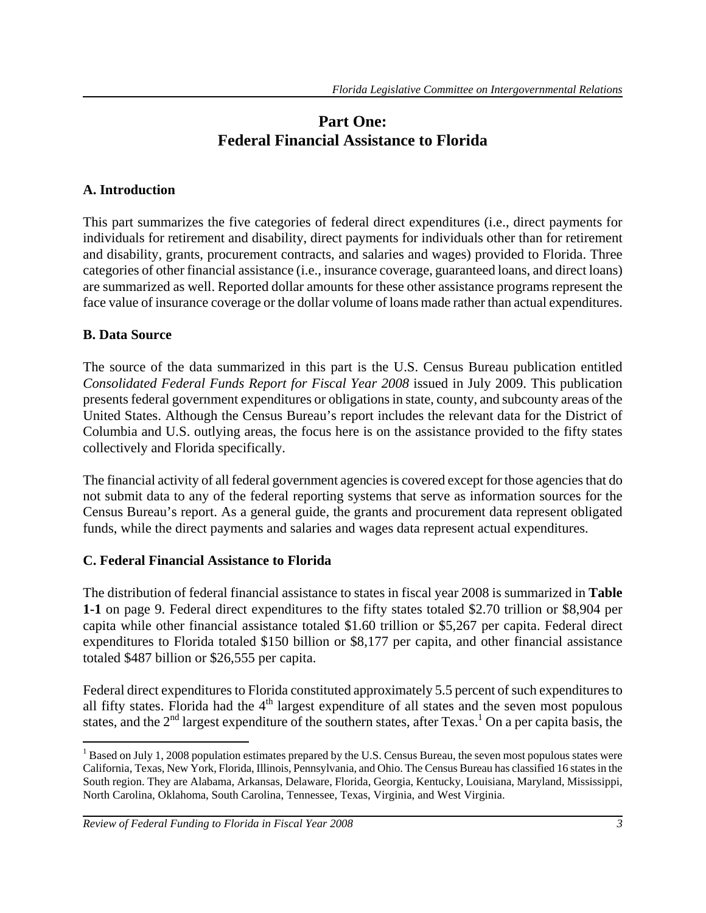# Part One:
# Federal Financial Assistance to Florida

## A. Introduction

This part summarizes the five categories of federal direct expenditures (i.e., direct payments for individuals for retirement and disability, direct payments for individuals other than for retirement and disability, grants, procurement contracts, and salaries and wages) provided to Florida. Three categories of other financial assistance (i.e., insurance coverage, guaranteed loans, and direct loans) are summarized as well. Reported dollar amounts for these other assistance programs represent the face value of insurance coverage or the dollar volume of loans made rather than actual expenditures.

## B. Data Source

The source of the data summarized in this part is the U.S. Census Bureau publication entitled *Consolidated Federal Funds Report for Fiscal Year 2008* issued in July 2009. This publication presents federal government expenditures or obligations in state, county, and subcounty areas of the United States. Although the Census Bureau's report includes the relevant data for the District of Columbia and U.S. outlying areas, the focus here is on the assistance provided to the fifty states collectively and Florida specifically.

The financial activity of all federal government agencies is covered except for those agencies that do not submit data to any of the federal reporting systems that serve as information sources for the Census Bureau's report. As a general guide, the grants and procurement data represent obligated funds, while the direct payments and salaries and wages data represent actual expenditures.

## C. Federal Financial Assistance to Florida

The distribution of federal financial assistance to states in fiscal year 2008 is summarized in **Table 1-1** on page 9. Federal direct expenditures to the fifty states totaled \$2.70 trillion or \$8,904 per capita while other financial assistance totaled \$1.60 trillion or \$5,267 per capita. Federal direct expenditures to Florida totaled \$150 billion or \$8,177 per capita, and other financial assistance totaled \$487 billion or \$26,555 per capita.

Federal direct expenditures to Florida constituted approximately 5.5 percent of such expenditures to all fifty states. Florida had the 4th largest expenditure of all states and the seven most populous states, and the 2nd largest expenditure of the southern states, after Texas.[1] On a per capita basis, the

[1] Based on July 1, 2008 population estimates prepared by the U.S. Census Bureau, the seven most populous states were California, Texas, New York, Florida, Illinois, Pennsylvania, and Ohio. The Census Bureau has classified 16 states in the South region. They are Alabama, Arkansas, Delaware, Florida, Georgia, Kentucky, Louisiana, Maryland, Mississippi, North Carolina, Oklahoma, South Carolina, Tennessee, Texas, Virginia, and West Virginia.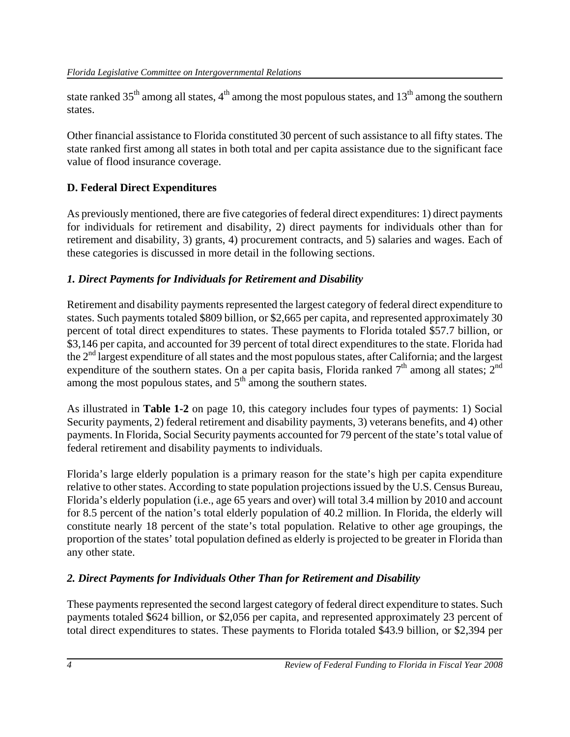state ranked 35th among all states, 4th among the most populous states, and 13th among the southern states.

Other financial assistance to Florida constituted 30 percent of such assistance to all fifty states. The state ranked first among all states in both total and per capita assistance due to the significant face value of flood insurance coverage.

## D. Federal Direct Expenditures

As previously mentioned, there are five categories of federal direct expenditures: 1) direct payments for individuals for retirement and disability, 2) direct payments for individuals other than for retirement and disability, 3) grants, 4) procurement contracts, and 5) salaries and wages. Each of these categories is discussed in more detail in the following sections.

### *1. Direct Payments for Individuals for Retirement and Disability*

Retirement and disability payments represented the largest category of federal direct expenditure to states. Such payments totaled $809 billion, or $2,665 per capita, and represented approximately 30 percent of total direct expenditures to states. These payments to Florida totaled $57.7 billion, or $3,146 per capita, and accounted for 39 percent of total direct expenditures to the state. Florida had the 2nd largest expenditure of all states and the most populous states, after California; and the largest expenditure of the southern states. On a per capita basis, Florida ranked 7th among all states; 2nd among the most populous states, and 5th among the southern states.

As illustrated in **Table 1-2** on page 10, this category includes four types of payments: 1) Social Security payments, 2) federal retirement and disability payments, 3) veterans benefits, and 4) other payments. In Florida, Social Security payments accounted for 79 percent of the state's total value of federal retirement and disability payments to individuals.

Florida's large elderly population is a primary reason for the state's high per capita expenditure relative to other states. According to state population projections issued by the U.S. Census Bureau, Florida's elderly population (i.e., age 65 years and over) will total 3.4 million by 2010 and account for 8.5 percent of the nation's total elderly population of 40.2 million. In Florida, the elderly will constitute nearly 18 percent of the state's total population. Relative to other age groupings, the proportion of the states' total population defined as elderly is projected to be greater in Florida than any other state.

### *2. Direct Payments for Individuals Other Than for Retirement and Disability*

These payments represented the second largest category of federal direct expenditure to states. Such payments totaled $624 billion, or $2,056 per capita, and represented approximately 23 percent of total direct expenditures to states. These payments to Florida totaled $43.9 billion, or $2,394 per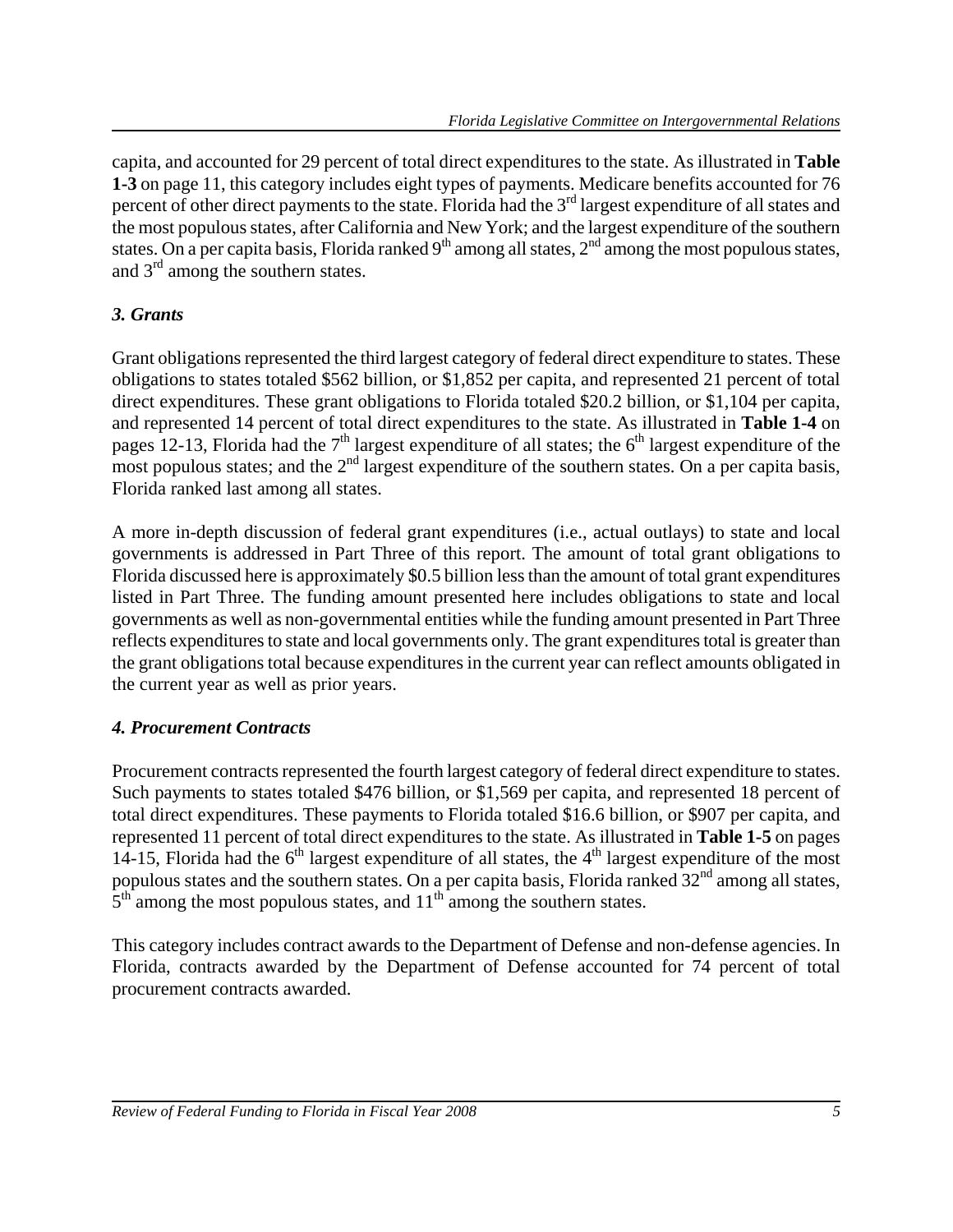capita, and accounted for 29 percent of total direct expenditures to the state. As illustrated in **Table 1-3** on page 11, this category includes eight types of payments. Medicare benefits accounted for 76 percent of other direct payments to the state. Florida had the 3rd largest expenditure of all states and the most populous states, after California and New York; and the largest expenditure of the southern states. On a per capita basis, Florida ranked 9th among all states, 2nd among the most populous states, and 3rd among the southern states.

### *3. Grants*

Grant obligations represented the third largest category of federal direct expenditure to states. These obligations to states totaled $562 billion, or $1,852 per capita, and represented 21 percent of total direct expenditures. These grant obligations to Florida totaled $20.2 billion, or $1,104 per capita, and represented 14 percent of total direct expenditures to the state. As illustrated in **Table 1-4** on pages 12-13, Florida had the 7th largest expenditure of all states; the 6th largest expenditure of the most populous states; and the 2nd largest expenditure of the southern states. On a per capita basis, Florida ranked last among all states.

A more in-depth discussion of federal grant expenditures (i.e., actual outlays) to state and local governments is addressed in Part Three of this report. The amount of total grant obligations to Florida discussed here is approximately $0.5 billion less than the amount of total grant expenditures listed in Part Three. The funding amount presented here includes obligations to state and local governments as well as non-governmental entities while the funding amount presented in Part Three reflects expenditures to state and local governments only. The grant expenditures total is greater than the grant obligations total because expenditures in the current year can reflect amounts obligated in the current year as well as prior years.

### *4. Procurement Contracts*

Procurement contracts represented the fourth largest category of federal direct expenditure to states. Such payments to states totaled $476 billion, or $1,569 per capita, and represented 18 percent of total direct expenditures. These payments to Florida totaled $16.6 billion, or $907 per capita, and represented 11 percent of total direct expenditures to the state. As illustrated in **Table 1-5** on pages 14-15, Florida had the 6th largest expenditure of all states, the 4th largest expenditure of the most populous states and the southern states. On a per capita basis, Florida ranked 32nd among all states, 5th among the most populous states, and 11th among the southern states.

This category includes contract awards to the Department of Defense and non-defense agencies. In Florida, contracts awarded by the Department of Defense accounted for 74 percent of total procurement contracts awarded.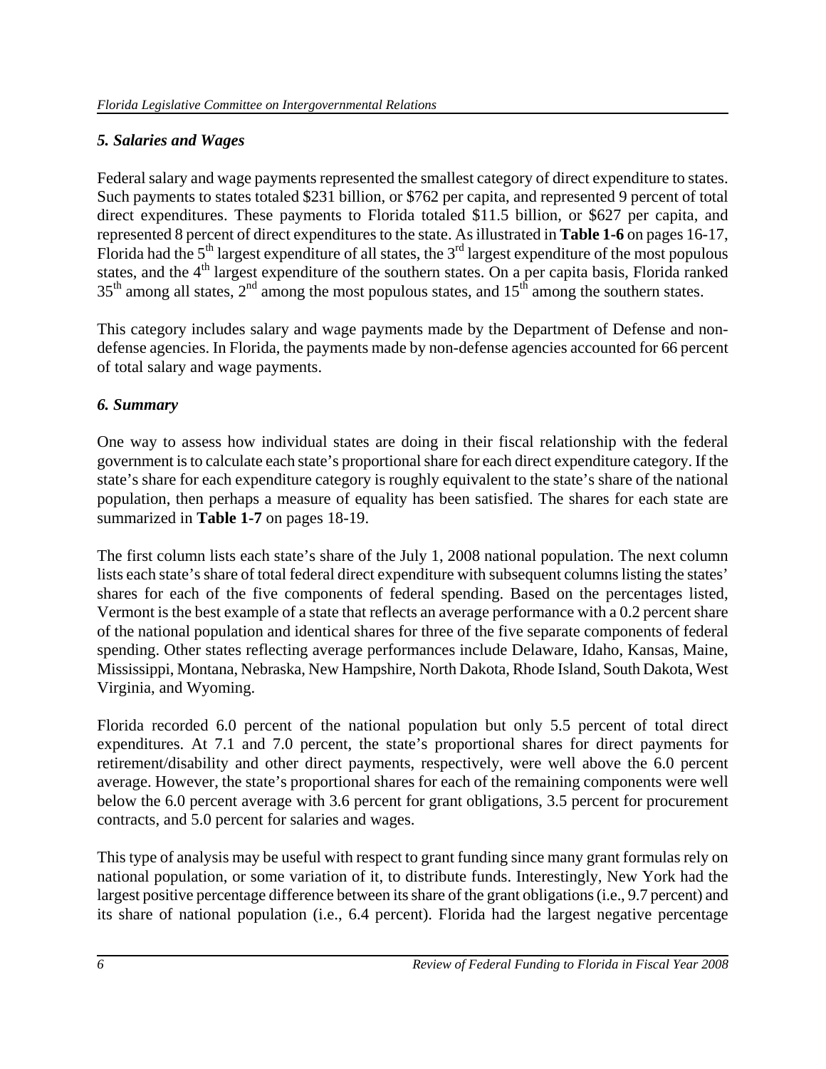### *5. Salaries and Wages*

Federal salary and wage payments represented the smallest category of direct expenditure to states. Such payments to states totaled $231 billion, or $762 per capita, and represented 9 percent of total direct expenditures. These payments to Florida totaled $11.5 billion, or $627 per capita, and represented 8 percent of direct expenditures to the state. As illustrated in **Table 1-6** on pages 16-17, Florida had the 5th largest expenditure of all states, the 3rd largest expenditure of the most populous states, and the 4th largest expenditure of the southern states. On a per capita basis, Florida ranked 35th among all states, 2nd among the most populous states, and 15th among the southern states.

This category includes salary and wage payments made by the Department of Defense and non-defense agencies. In Florida, the payments made by non-defense agencies accounted for 66 percent of total salary and wage payments.

### *6. Summary*

One way to assess how individual states are doing in their fiscal relationship with the federal government is to calculate each state's proportional share for each direct expenditure category. If the state's share for each expenditure category is roughly equivalent to the state's share of the national population, then perhaps a measure of equality has been satisfied. The shares for each state are summarized in **Table 1-7** on pages 18-19.

The first column lists each state's share of the July 1, 2008 national population. The next column lists each state's share of total federal direct expenditure with subsequent columns listing the states' shares for each of the five components of federal spending. Based on the percentages listed, Vermont is the best example of a state that reflects an average performance with a 0.2 percent share of the national population and identical shares for three of the five separate components of federal spending. Other states reflecting average performances include Delaware, Idaho, Kansas, Maine, Mississippi, Montana, Nebraska, New Hampshire, North Dakota, Rhode Island, South Dakota, West Virginia, and Wyoming.

Florida recorded 6.0 percent of the national population but only 5.5 percent of total direct expenditures. At 7.1 and 7.0 percent, the state's proportional shares for direct payments for retirement/disability and other direct payments, respectively, were well above the 6.0 percent average. However, the state's proportional shares for each of the remaining components were well below the 6.0 percent average with 3.6 percent for grant obligations, 3.5 percent for procurement contracts, and 5.0 percent for salaries and wages.

This type of analysis may be useful with respect to grant funding since many grant formulas rely on national population, or some variation of it, to distribute funds. Interestingly, New York had the largest positive percentage difference between its share of the grant obligations (i.e., 9.7 percent) and its share of national population (i.e., 6.4 percent). Florida had the largest negative percentage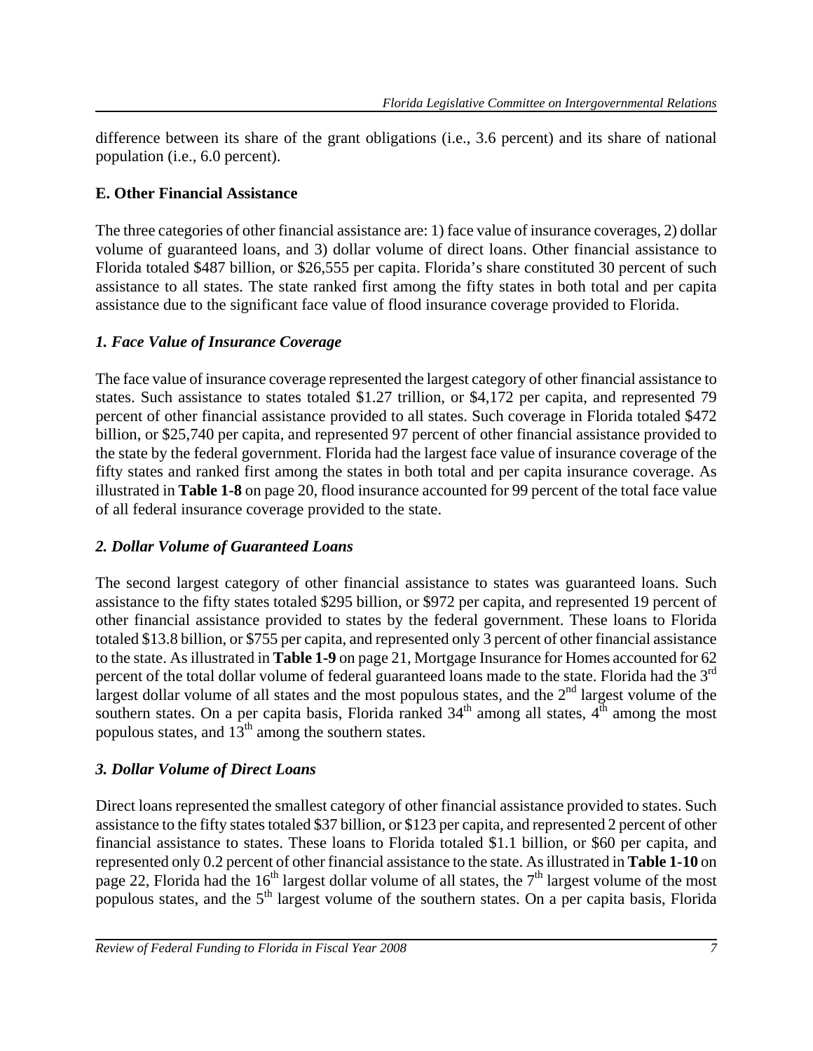difference between its share of the grant obligations (i.e., 3.6 percent) and its share of national population (i.e., 6.0 percent).

## E. Other Financial Assistance

The three categories of other financial assistance are: 1) face value of insurance coverages, 2) dollar volume of guaranteed loans, and 3) dollar volume of direct loans. Other financial assistance to Florida totaled $487 billion, or $26,555 per capita. Florida's share constituted 30 percent of such assistance to all states. The state ranked first among the fifty states in both total and per capita assistance due to the significant face value of flood insurance coverage provided to Florida.

### *1. Face Value of Insurance Coverage*

The face value of insurance coverage represented the largest category of other financial assistance to states. Such assistance to states totaled $1.27 trillion, or $4,172 per capita, and represented 79 percent of other financial assistance provided to all states. Such coverage in Florida totaled $472 billion, or $25,740 per capita, and represented 97 percent of other financial assistance provided to the state by the federal government. Florida had the largest face value of insurance coverage of the fifty states and ranked first among the states in both total and per capita insurance coverage. As illustrated in **Table 1-8** on page 20, flood insurance accounted for 99 percent of the total face value of all federal insurance coverage provided to the state.

### *2. Dollar Volume of Guaranteed Loans*

The second largest category of other financial assistance to states was guaranteed loans. Such assistance to the fifty states totaled $295 billion, or $972 per capita, and represented 19 percent of other financial assistance provided to states by the federal government. These loans to Florida totaled $13.8 billion, or $755 per capita, and represented only 3 percent of other financial assistance to the state. As illustrated in **Table 1-9** on page 21, Mortgage Insurance for Homes accounted for 62 percent of the total dollar volume of federal guaranteed loans made to the state. Florida had the 3rd largest dollar volume of all states and the most populous states, and the 2nd largest volume of the southern states. On a per capita basis, Florida ranked 34th among all states, 4th among the most populous states, and 13th among the southern states.

### *3. Dollar Volume of Direct Loans*

Direct loans represented the smallest category of other financial assistance provided to states. Such assistance to the fifty states totaled $37 billion, or $123 per capita, and represented 2 percent of other financial assistance to states. These loans to Florida totaled $1.1 billion, or $60 per capita, and represented only 0.2 percent of other financial assistance to the state. As illustrated in **Table 1-10** on page 22, Florida had the 16th largest dollar volume of all states, the 7th largest volume of the most populous states, and the 5th largest volume of the southern states. On a per capita basis, Florida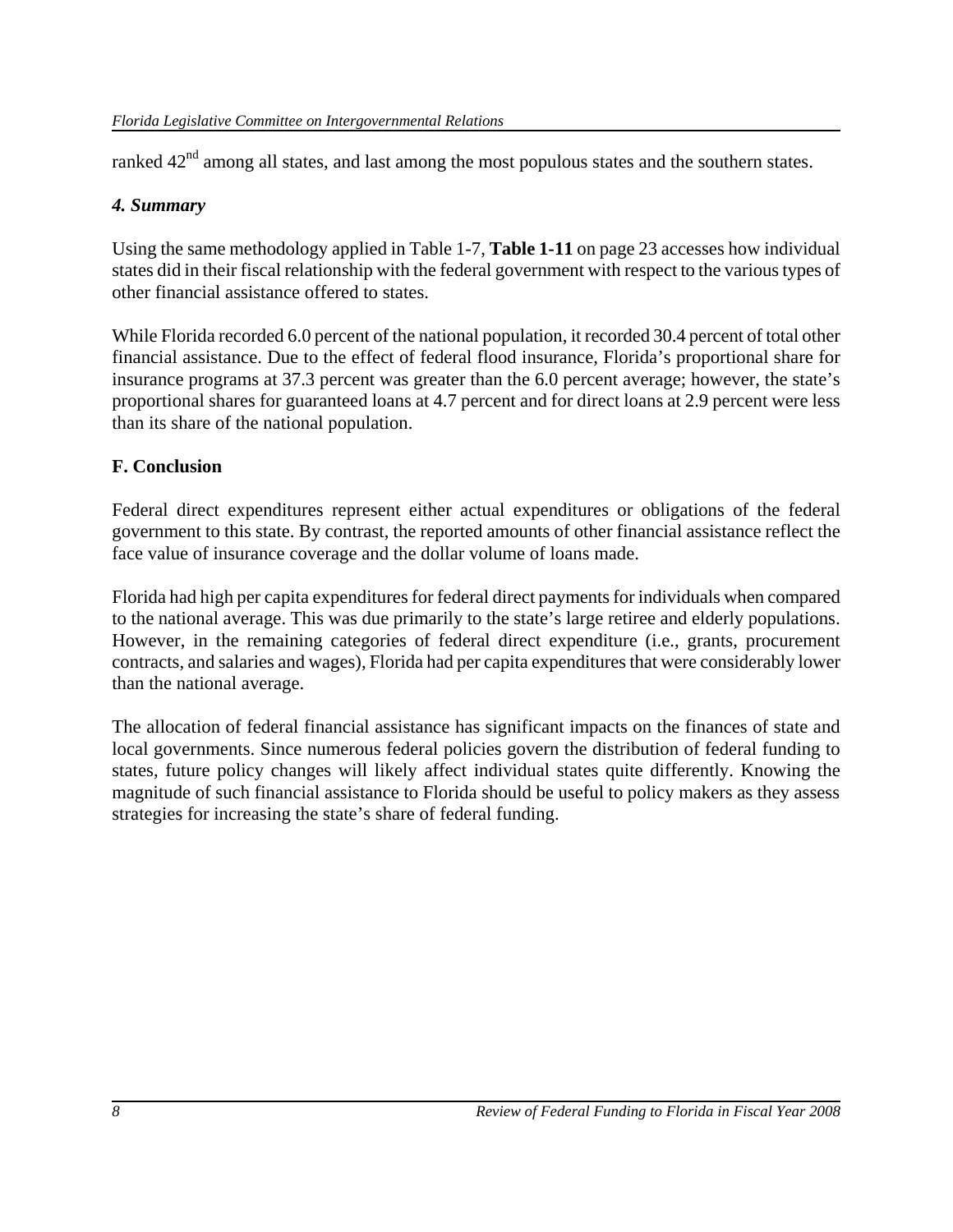ranked 42nd among all states, and last among the most populous states and the southern states.

### *4. Summary*

Using the same methodology applied in Table 1-7, **Table 1-11** on page 23 accesses how individual states did in their fiscal relationship with the federal government with respect to the various types of other financial assistance offered to states.

While Florida recorded 6.0 percent of the national population, it recorded 30.4 percent of total other financial assistance. Due to the effect of federal flood insurance, Florida's proportional share for insurance programs at 37.3 percent was greater than the 6.0 percent average; however, the state's proportional shares for guaranteed loans at 4.7 percent and for direct loans at 2.9 percent were less than its share of the national population.

## F. Conclusion

Federal direct expenditures represent either actual expenditures or obligations of the federal government to this state. By contrast, the reported amounts of other financial assistance reflect the face value of insurance coverage and the dollar volume of loans made.

Florida had high per capita expenditures for federal direct payments for individuals when compared to the national average. This was due primarily to the state's large retiree and elderly populations. However, in the remaining categories of federal direct expenditure (i.e., grants, procurement contracts, and salaries and wages), Florida had per capita expenditures that were considerably lower than the national average.

The allocation of federal financial assistance has significant impacts on the finances of state and local governments. Since numerous federal policies govern the distribution of federal funding to states, future policy changes will likely affect individual states quite differently. Knowing the magnitude of such financial assistance to Florida should be useful to policy makers as they assess strategies for increasing the state's share of federal funding.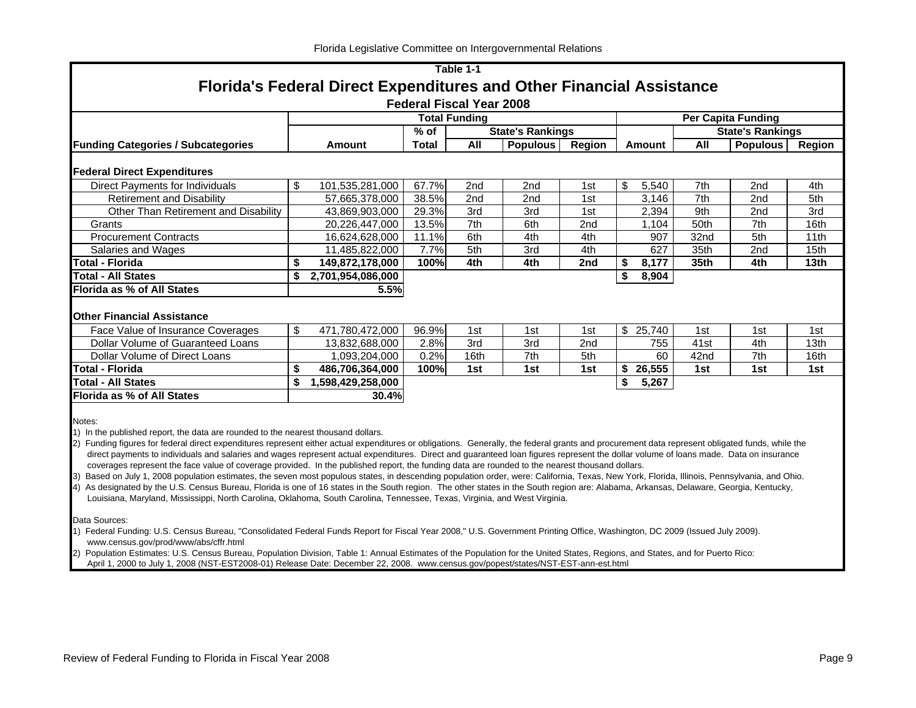Table 1-1

# Florida's Federal Direct Expenditures and Other Financial Assistance

**Federal Fiscal Year 2008**

| Funding Categories / Subcategories | Total Funding | | | | | Per Capita Funding | | | |
|---|---|---|---|---|---|---|---|---|---|
| | | % of | State's Rankings | | | | State's Rankings | | |
| | Amount | Total | All | Populous | Region | Amount | All | Populous | Region |
| **Federal Direct Expenditures** | | | | | | | | | |
| Direct Payments for Individuals | $ 101,535,281,000 | 67.7% | 2nd | 2nd | 1st | $ 5,540 | 7th | 2nd | 4th |
| Retirement and Disability | 57,665,378,000 | 38.5% | 2nd | 2nd | 1st | 3,146 | 7th | 2nd | 5th |
| Other Than Retirement and Disability | 43,869,903,000 | 29.3% | 3rd | 3rd | 1st | 2,394 | 9th | 2nd | 3rd |
| Grants | 20,226,447,000 | 13.5% | 7th | 6th | 2nd | 1,104 | 50th | 7th | 16th |
| Procurement Contracts | 16,624,628,000 | 11.1% | 6th | 4th | 4th | 907 | 32nd | 5th | 11th |
| Salaries and Wages | 11,485,822,000 | 7.7% | 5th | 3rd | 4th | 627 | 35th | 2nd | 15th |
| **Total - Florida** | **$ 149,872,178,000** | **100%** | **4th** | **4th** | **2nd** | **$ 8,177** | **35th** | **4th** | **13th** |
| **Total - All States** | **$ 2,701,954,086,000** | | | | | **$ 8,904** | | | |
| **Florida as % of All States** | **5.5%** | | | | | | | | |
| **Other Financial Assistance** | | | | | | | | | |
| Face Value of Insurance Coverages | $ 471,780,472,000 | 96.9% | 1st | 1st | 1st | $ 25,740 | 1st | 1st | 1st |
| Dollar Volume of Guaranteed Loans | 13,832,688,000 | 2.8% | 3rd | 3rd | 2nd | 755 | 41st | 4th | 13th |
| Dollar Volume of Direct Loans | 1,093,204,000 | 0.2% | 16th | 7th | 5th | 60 | 42nd | 7th | 16th |
| **Total - Florida** | **$ 486,706,364,000** | **100%** | **1st** | **1st** | **1st** | **$ 26,555** | **1st** | **1st** | **1st** |
| **Total - All States** | **$ 1,598,429,258,000** | | | | | **$ 5,267** | | | |
| **Florida as % of All States** | **30.4%** | | | | | | | | |

Notes:

1) In the published report, the data are rounded to the nearest thousand dollars.

2) Funding figures for federal direct expenditures represent either actual expenditures or obligations. Generally, the federal grants and procurement data represent obligated funds, while the direct payments to individuals and salaries and wages represent actual expenditures. Direct and guaranteed loan figures represent the dollar volume of loans made. Data on insurance coverages represent the face value of coverage provided. In the published report, the funding data are rounded to the nearest thousand dollars.

3) Based on July 1, 2008 population estimates, the seven most populous states, in descending population order, were: California, Texas, New York, Florida, Illinois, Pennsylvania, and Ohio.

4) As designated by the U.S. Census Bureau, Florida is one of 16 states in the South region. The other states in the South region are: Alabama, Arkansas, Delaware, Georgia, Kentucky, Louisiana, Maryland, Mississippi, North Carolina, Oklahoma, South Carolina, Tennessee, Texas, Virginia, and West Virginia.

Data Sources:

1) Federal Funding: U.S. Census Bureau, "Consolidated Federal Funds Report for Fiscal Year 2008," U.S. Government Printing Office, Washington, DC 2009 (Issued July 2009). www.census.gov/prod/www/abs/cffr.html

2) Population Estimates: U.S. Census Bureau, Population Division, Table 1: Annual Estimates of the Population for the United States, Regions, and States, and for Puerto Rico: April 1, 2000 to July 1, 2008 (NST-EST2008-01) Release Date: December 22, 2008. www.census.gov/popest/states/NST-EST-ann-est.html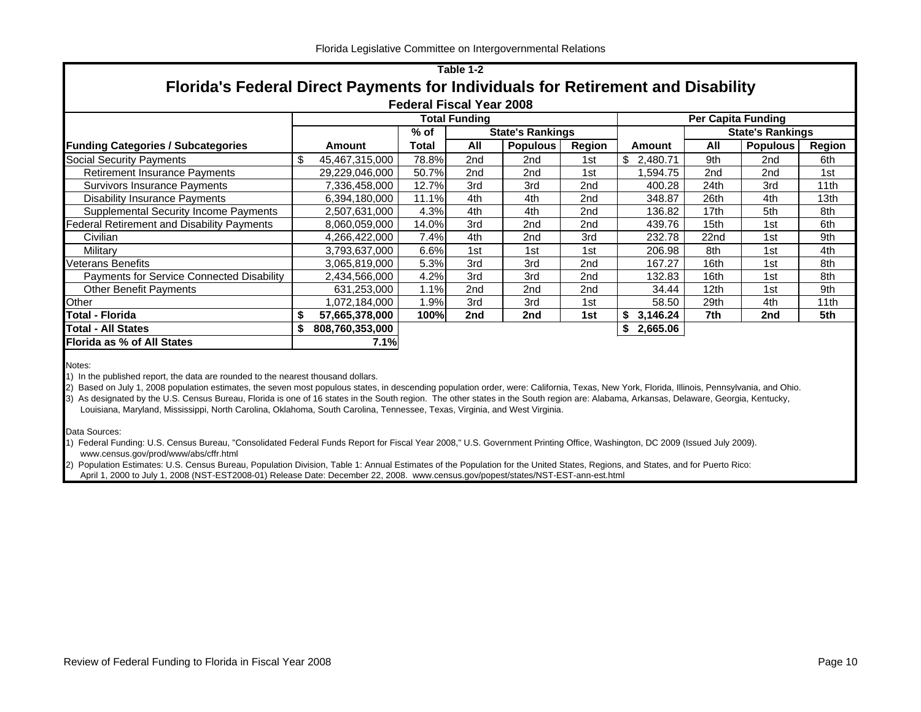Table 1-2

## Florida's Federal Direct Payments for Individuals for Retirement and Disability

**Federal Fiscal Year 2008**

| | Total Funding | | | | | Per Capita Funding | | | |
|---|---|---|---|---|---|---|---|---|---|
| | | % of | State's Rankings | | | | State's Rankings | | |
| **Funding Categories / Subcategories** | **Amount** | **Total** | **All** | **Populous** | **Region** | **Amount** | **All** | **Populous** | **Region** |
| Social Security Payments | $ 45,467,315,000 | 78.8% | 2nd | 2nd | 1st | $ 2,480.71 | 9th | 2nd | 6th |
| Retirement Insurance Payments | 29,229,046,000 | 50.7% | 2nd | 2nd | 1st | 1,594.75 | 2nd | 2nd | 1st |
| Survivors Insurance Payments | 7,336,458,000 | 12.7% | 3rd | 3rd | 2nd | 400.28 | 24th | 3rd | 11th |
| Disability Insurance Payments | 6,394,180,000 | 11.1% | 4th | 4th | 2nd | 348.87 | 26th | 4th | 13th |
| Supplemental Security Income Payments | 2,507,631,000 | 4.3% | 4th | 4th | 2nd | 136.82 | 17th | 5th | 8th |
| Federal Retirement and Disability Payments | 8,060,059,000 | 14.0% | 3rd | 2nd | 2nd | 439.76 | 15th | 1st | 6th |
| Civilian | 4,266,422,000 | 7.4% | 4th | 2nd | 3rd | 232.78 | 22nd | 1st | 9th |
| Military | 3,793,637,000 | 6.6% | 1st | 1st | 1st | 206.98 | 8th | 1st | 4th |
| Veterans Benefits | 3,065,819,000 | 5.3% | 3rd | 3rd | 2nd | 167.27 | 16th | 1st | 8th |
| Payments for Service Connected Disability | 2,434,566,000 | 4.2% | 3rd | 3rd | 2nd | 132.83 | 16th | 1st | 8th |
| Other Benefit Payments | 631,253,000 | 1.1% | 2nd | 2nd | 2nd | 34.44 | 12th | 1st | 9th |
| Other | 1,072,184,000 | 1.9% | 3rd | 3rd | 1st | 58.50 | 29th | 4th | 11th |
| **Total - Florida** | **$ 57,665,378,000** | **100%** | **2nd** | **2nd** | **1st** | **$ 3,146.24** | **7th** | **2nd** | **5th** |
| **Total - All States** | **$ 808,760,353,000** | | | | | **$ 2,665.06** | | | |
| **Florida as % of All States** | **7.1%** | | | | | | | | |

Notes:

1) In the published report, the data are rounded to the nearest thousand dollars.

2) Based on July 1, 2008 population estimates, the seven most populous states, in descending population order, were: California, Texas, New York, Florida, Illinois, Pennsylvania, and Ohio.

3) As designated by the U.S. Census Bureau, Florida is one of 16 states in the South region. The other states in the South region are: Alabama, Arkansas, Delaware, Georgia, Kentucky, Louisiana, Maryland, Mississippi, North Carolina, Oklahoma, South Carolina, Tennessee, Texas, Virginia, and West Virginia.

Data Sources:

1) Federal Funding: U.S. Census Bureau, "Consolidated Federal Funds Report for Fiscal Year 2008," U.S. Government Printing Office, Washington, DC 2009 (Issued July 2009). www.census.gov/prod/www/abs/cffr.html

2) Population Estimates: U.S. Census Bureau, Population Division, Table 1: Annual Estimates of the Population for the United States, Regions, and States, and for Puerto Rico: April 1, 2000 to July 1, 2008 (NST-EST2008-01) Release Date: December 22, 2008. www.census.gov/popest/states/NST-EST-ann-est.html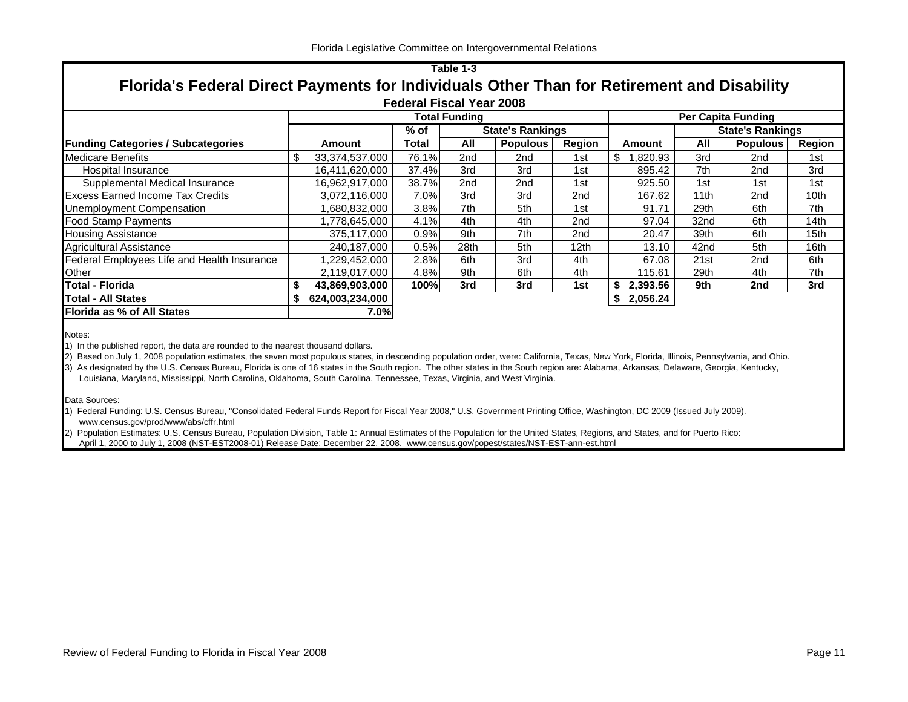Table 1-3

## Florida's Federal Direct Payments for Individuals Other Than for Retirement and Disability

### Federal Fiscal Year 2008

| Funding Categories / Subcategories | Total Funding | | | | | Per Capita Funding | | | |
|---|---|---|---|---|---|---|---|---|---|
| | Amount | % of Total | State's Rankings: All | State's Rankings: Populous | State's Rankings: Region | Amount | State's Rankings: All | State's Rankings: Populous | State's Rankings: Region |
| Medicare Benefits | $ 33,374,537,000 | 76.1% | 2nd | 2nd | 1st | $ 1,820.93 | 3rd | 2nd | 1st |
| Hospital Insurance | 16,411,620,000 | 37.4% | 3rd | 3rd | 1st | 895.42 | 7th | 2nd | 3rd |
| Supplemental Medical Insurance | 16,962,917,000 | 38.7% | 2nd | 2nd | 1st | 925.50 | 1st | 1st | 1st |
| Excess Earned Income Tax Credits | 3,072,116,000 | 7.0% | 3rd | 3rd | 2nd | 167.62 | 11th | 2nd | 10th |
| Unemployment Compensation | 1,680,832,000 | 3.8% | 7th | 5th | 1st | 91.71 | 29th | 6th | 7th |
| Food Stamp Payments | 1,778,645,000 | 4.1% | 4th | 4th | 2nd | 97.04 | 32nd | 6th | 14th |
| Housing Assistance | 375,117,000 | 0.9% | 9th | 7th | 2nd | 20.47 | 39th | 6th | 15th |
| Agricultural Assistance | 240,187,000 | 0.5% | 28th | 5th | 12th | 13.10 | 42nd | 5th | 16th |
| Federal Employees Life and Health Insurance | 1,229,452,000 | 2.8% | 6th | 3rd | 4th | 67.08 | 21st | 2nd | 6th |
| Other | 2,119,017,000 | 4.8% | 9th | 6th | 4th | 115.61 | 29th | 4th | 7th |
| **Total - Florida** | **$ 43,869,903,000** | **100%** | **3rd** | **3rd** | **1st** | **$ 2,393.56** | **9th** | **2nd** | **3rd** |
| **Total - All States** | **$ 624,003,234,000** | | | | | **$ 2,056.24** | | | |
| **Florida as % of All States** | **7.0%** | | | | | | | | |

Notes:
1) In the published report, the data are rounded to the nearest thousand dollars.
2) Based on July 1, 2008 population estimates, the seven most populous states, in descending population order, were: California, Texas, New York, Florida, Illinois, Pennsylvania, and Ohio.
3) As designated by the U.S. Census Bureau, Florida is one of 16 states in the South region. The other states in the South region are: Alabama, Arkansas, Delaware, Georgia, Kentucky, Louisiana, Maryland, Mississippi, North Carolina, Oklahoma, South Carolina, Tennessee, Texas, Virginia, and West Virginia.

Data Sources:
1) Federal Funding: U.S. Census Bureau, "Consolidated Federal Funds Report for Fiscal Year 2008," U.S. Government Printing Office, Washington, DC 2009 (Issued July 2009). www.census.gov/prod/www/abs/cffr.html
2) Population Estimates: U.S. Census Bureau, Population Division, Table 1: Annual Estimates of the Population for the United States, Regions, and States, and for Puerto Rico: April 1, 2000 to July 1, 2008 (NST-EST2008-01) Release Date: December 22, 2008. www.census.gov/popest/states/NST-EST-ann-est.html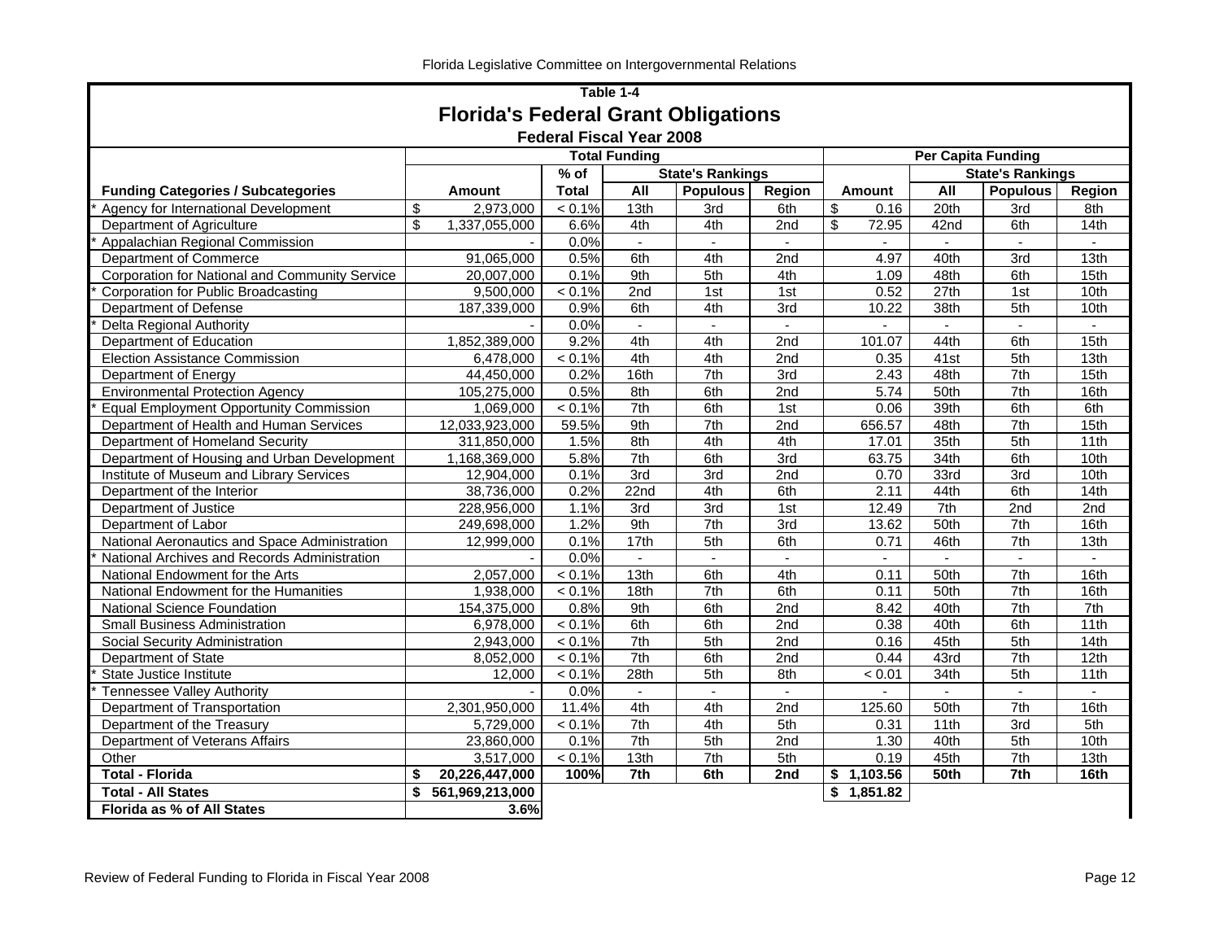Table 1-4

# Florida's Federal Grant Obligations

## Federal Fiscal Year 2008

| Funding Categories / Subcategories | Total Funding | | | | | | Per Capita Funding | | | |
|---|---|---|---|---|---|---|---|---|---|---|
| | Amount | % of Total | State's Rankings | | | | Amount | State's Rankings | | |
| | | | All | Populous | Region | | | All | Populous | Region |
| * Agency for International Development | $ 2,973,000 | < 0.1% | 13th | 3rd | 6th | | $ 0.16 | 20th | 3rd | 8th |
| Department of Agriculture | $ 1,337,055,000 | 6.6% | 4th | 4th | 2nd | | $ 72.95 | 42nd | 6th | 14th |
| * Appalachian Regional Commission | - | 0.0% | - | - | - | | - | - | - | - |
| Department of Commerce | 91,065,000 | 0.5% | 6th | 4th | 2nd | | 4.97 | 40th | 3rd | 13th |
| Corporation for National and Community Service | 20,007,000 | 0.1% | 9th | 5th | 4th | | 1.09 | 48th | 6th | 15th |
| * Corporation for Public Broadcasting | 9,500,000 | < 0.1% | 2nd | 1st | 1st | | 0.52 | 27th | 1st | 10th |
| Department of Defense | 187,339,000 | 0.9% | 6th | 4th | 3rd | | 10.22 | 38th | 5th | 10th |
| * Delta Regional Authority | - | 0.0% | - | - | - | | - | - | - | - |
| Department of Education | 1,852,389,000 | 9.2% | 4th | 4th | 2nd | | 101.07 | 44th | 6th | 15th |
| Election Assistance Commission | 6,478,000 | < 0.1% | 4th | 4th | 2nd | | 0.35 | 41st | 5th | 13th |
| Department of Energy | 44,450,000 | 0.2% | 16th | 7th | 3rd | | 2.43 | 48th | 7th | 15th |
| Environmental Protection Agency | 105,275,000 | 0.5% | 8th | 6th | 2nd | | 5.74 | 50th | 7th | 16th |
| * Equal Employment Opportunity Commission | 1,069,000 | < 0.1% | 7th | 6th | 1st | | 0.06 | 39th | 6th | 6th |
| Department of Health and Human Services | 12,033,923,000 | 59.5% | 9th | 7th | 2nd | | 656.57 | 48th | 7th | 15th |
| Department of Homeland Security | 311,850,000 | 1.5% | 8th | 4th | 4th | | 17.01 | 35th | 5th | 11th |
| Department of Housing and Urban Development | 1,168,369,000 | 5.8% | 7th | 6th | 3rd | | 63.75 | 34th | 6th | 10th |
| Institute of Museum and Library Services | 12,904,000 | 0.1% | 3rd | 3rd | 2nd | | 0.70 | 33rd | 3rd | 10th |
| Department of the Interior | 38,736,000 | 0.2% | 22nd | 4th | 6th | | 2.11 | 44th | 6th | 14th |
| Department of Justice | 228,956,000 | 1.1% | 3rd | 3rd | 1st | | 12.49 | 7th | 2nd | 2nd |
| Department of Labor | 249,698,000 | 1.2% | 9th | 7th | 3rd | | 13.62 | 50th | 7th | 16th |
| National Aeronautics and Space Administration | 12,999,000 | 0.1% | 17th | 5th | 6th | | 0.71 | 46th | 7th | 13th |
| * National Archives and Records Administration | - | 0.0% | - | - | - | | - | - | - | - |
| National Endowment for the Arts | 2,057,000 | < 0.1% | 13th | 6th | 4th | | 0.11 | 50th | 7th | 16th |
| National Endowment for the Humanities | 1,938,000 | < 0.1% | 18th | 7th | 6th | | 0.11 | 50th | 7th | 16th |
| National Science Foundation | 154,375,000 | 0.8% | 9th | 6th | 2nd | | 8.42 | 40th | 7th | 7th |
| Small Business Administration | 6,978,000 | < 0.1% | 6th | 6th | 2nd | | 0.38 | 40th | 6th | 11th |
| Social Security Administration | 2,943,000 | < 0.1% | 7th | 5th | 2nd | | 0.16 | 45th | 5th | 14th |
| Department of State | 8,052,000 | < 0.1% | 7th | 6th | 2nd | | 0.44 | 43rd | 7th | 12th |
| * State Justice Institute | 12,000 | < 0.1% | 28th | 5th | 8th | | < 0.01 | 34th | 5th | 11th |
| * Tennessee Valley Authority | - | 0.0% | - | - | - | | - | - | - | - |
| Department of Transportation | 2,301,950,000 | 11.4% | 4th | 4th | 2nd | | 125.60 | 50th | 7th | 16th |
| Department of the Treasury | 5,729,000 | < 0.1% | 7th | 4th | 5th | | 0.31 | 11th | 3rd | 5th |
| Department of Veterans Affairs | 23,860,000 | 0.1% | 7th | 5th | 2nd | | 1.30 | 40th | 5th | 10th |
| Other | 3,517,000 | < 0.1% | 13th | 7th | 5th | | 0.19 | 45th | 7th | 13th |
| **Total - Florida** | **$ 20,226,447,000** | **100%** | **7th** | **6th** | **2nd** | | **$ 1,103.56** | **50th** | **7th** | **16th** |
| **Total - All States** | **$ 561,969,213,000** | | | | | | **$ 1,851.82** | | | |
| **Florida as % of All States** | **3.6%** | | | | | | | | | |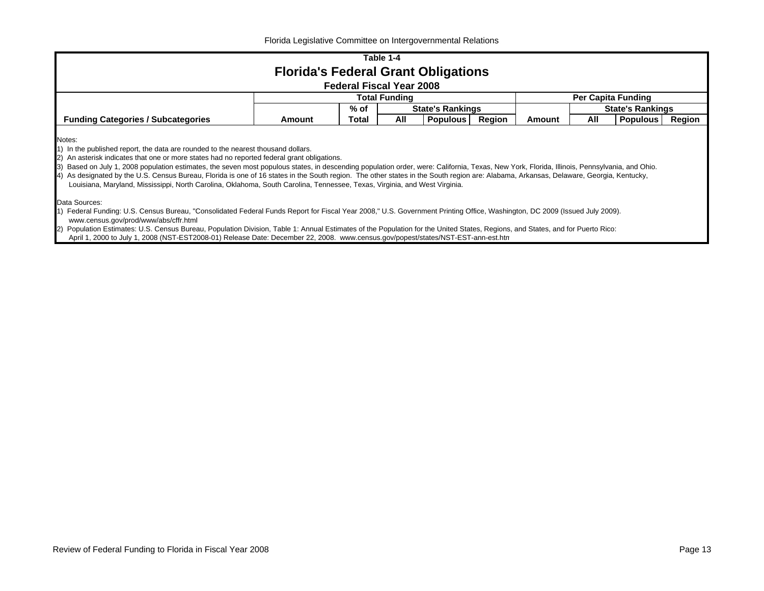Florida Legislative Committee on Intergovernmental Relations

## Table 1-4

# Florida's Federal Grant Obligations

### Federal Fiscal Year 2008

| | Total Funding | | | | | Per Capita Funding | | | |
|---|---|---|---|---|---|---|---|---|---|
| | | % of | State's Rankings | | | | State's Rankings | | |
| Funding Categories / Subcategories | Amount | Total | All | Populous | Region | Amount | All | Populous | Region |

Notes:

1) In the published report, the data are rounded to the nearest thousand dollars.
2) An asterisk indicates that one or more states had no reported federal grant obligations.
3) Based on July 1, 2008 population estimates, the seven most populous states, in descending population order, were: California, Texas, New York, Florida, Illinois, Pennsylvania, and Ohio.
4) As designated by the U.S. Census Bureau, Florida is one of 16 states in the South region. The other states in the South region are: Alabama, Arkansas, Delaware, Georgia, Kentucky, Louisiana, Maryland, Mississippi, North Carolina, Oklahoma, South Carolina, Tennessee, Texas, Virginia, and West Virginia.

Data Sources:

1) Federal Funding: U.S. Census Bureau, "Consolidated Federal Funds Report for Fiscal Year 2008," U.S. Government Printing Office, Washington, DC 2009 (Issued July 2009). www.census.gov/prod/www/abs/cffr.html
2) Population Estimates: U.S. Census Bureau, Population Division, Table 1: Annual Estimates of the Population for the United States, Regions, and States, and for Puerto Rico: April 1, 2000 to July 1, 2008 (NST-EST2008-01) Release Date: December 22, 2008. www.census.gov/popest/states/NST-EST-ann-est.htm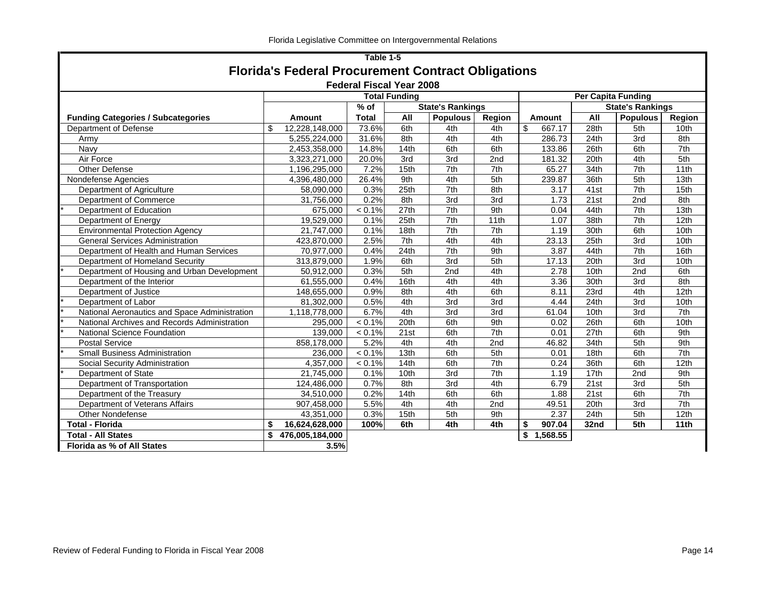## Table 1-5

# Florida's Federal Procurement Contract Obligations

### Federal Fiscal Year 2008

| Funding Categories / Subcategories | Total Funding | | | | | Per Capita Funding | | | |
|---|---|---|---|---|---|---|---|---|---|
| | | % of | State's Rankings | | | | State's Rankings | | |
| | Amount | Total | All | Populous | Region | Amount | All | Populous | Region |
| Department of Defense | $ 12,228,148,000 | 73.6% | 6th | 4th | 4th | $ 667.17 | 28th | 5th | 10th |
| Army | 5,255,224,000 | 31.6% | 8th | 4th | 4th | 286.73 | 24th | 3rd | 8th |
| Navy | 2,453,358,000 | 14.8% | 14th | 6th | 6th | 133.86 | 26th | 6th | 7th |
| Air Force | 3,323,271,000 | 20.0% | 3rd | 3rd | 2nd | 181.32 | 20th | 4th | 5th |
| Other Defense | 1,196,295,000 | 7.2% | 15th | 7th | 7th | 65.27 | 34th | 7th | 11th |
| Nondefense Agencies | 4,396,480,000 | 26.4% | 9th | 4th | 5th | 239.87 | 36th | 5th | 13th |
| Department of Agriculture | 58,090,000 | 0.3% | 25th | 7th | 8th | 3.17 | 41st | 7th | 15th |
| Department of Commerce | 31,756,000 | 0.2% | 8th | 3rd | 3rd | 1.73 | 21st | 2nd | 8th |
| * Department of Education | 675,000 | < 0.1% | 27th | 7th | 9th | 0.04 | 44th | 7th | 13th |
| Department of Energy | 19,529,000 | 0.1% | 25th | 7th | 11th | 1.07 | 38th | 7th | 12th |
| Environmental Protection Agency | 21,747,000 | 0.1% | 18th | 7th | 7th | 1.19 | 30th | 6th | 10th |
| General Services Administration | 423,870,000 | 2.5% | 7th | 4th | 4th | 23.13 | 25th | 3rd | 10th |
| Department of Health and Human Services | 70,977,000 | 0.4% | 24th | 7th | 9th | 3.87 | 44th | 7th | 16th |
| Department of Homeland Security | 313,879,000 | 1.9% | 6th | 3rd | 5th | 17.13 | 20th | 3rd | 10th |
| * Department of Housing and Urban Development | 50,912,000 | 0.3% | 5th | 2nd | 4th | 2.78 | 10th | 2nd | 6th |
| Department of the Interior | 61,555,000 | 0.4% | 16th | 4th | 4th | 3.36 | 30th | 3rd | 8th |
| Department of Justice | 148,655,000 | 0.9% | 8th | 4th | 6th | 8.11 | 23rd | 4th | 12th |
| * Department of Labor | 81,302,000 | 0.5% | 4th | 3rd | 3rd | 4.44 | 24th | 3rd | 10th |
| * National Aeronautics and Space Administration | 1,118,778,000 | 6.7% | 4th | 3rd | 3rd | 61.04 | 10th | 3rd | 7th |
| * National Archives and Records Administration | 295,000 | < 0.1% | 20th | 6th | 9th | 0.02 | 26th | 6th | 10th |
| * National Science Foundation | 139,000 | < 0.1% | 21st | 6th | 7th | 0.01 | 27th | 6th | 9th |
| Postal Service | 858,178,000 | 5.2% | 4th | 4th | 2nd | 46.82 | 34th | 5th | 9th |
| * Small Business Administration | 236,000 | < 0.1% | 13th | 6th | 5th | 0.01 | 18th | 6th | 7th |
| Social Security Administration | 4,357,000 | < 0.1% | 14th | 6th | 7th | 0.24 | 36th | 6th | 12th |
| * Department of State | 21,745,000 | 0.1% | 10th | 3rd | 7th | 1.19 | 17th | 2nd | 9th |
| Department of Transportation | 124,486,000 | 0.7% | 8th | 3rd | 4th | 6.79 | 21st | 3rd | 5th |
| Department of the Treasury | 34,510,000 | 0.2% | 14th | 6th | 6th | 1.88 | 21st | 6th | 7th |
| Department of Veterans Affairs | 907,458,000 | 5.5% | 4th | 4th | 2nd | 49.51 | 20th | 3rd | 7th |
| Other Nondefense | 43,351,000 | 0.3% | 15th | 5th | 9th | 2.37 | 24th | 5th | 12th |
| **Total - Florida** | **$ 16,624,628,000** | **100%** | **6th** | **4th** | **4th** | **$ 907.04** | **32nd** | **5th** | **11th** |
| **Total - All States** | **$ 476,005,184,000** | | | | | **$ 1,568.55** | | | |
| **Florida as % of All States** | **3.5%** | | | | | | | | |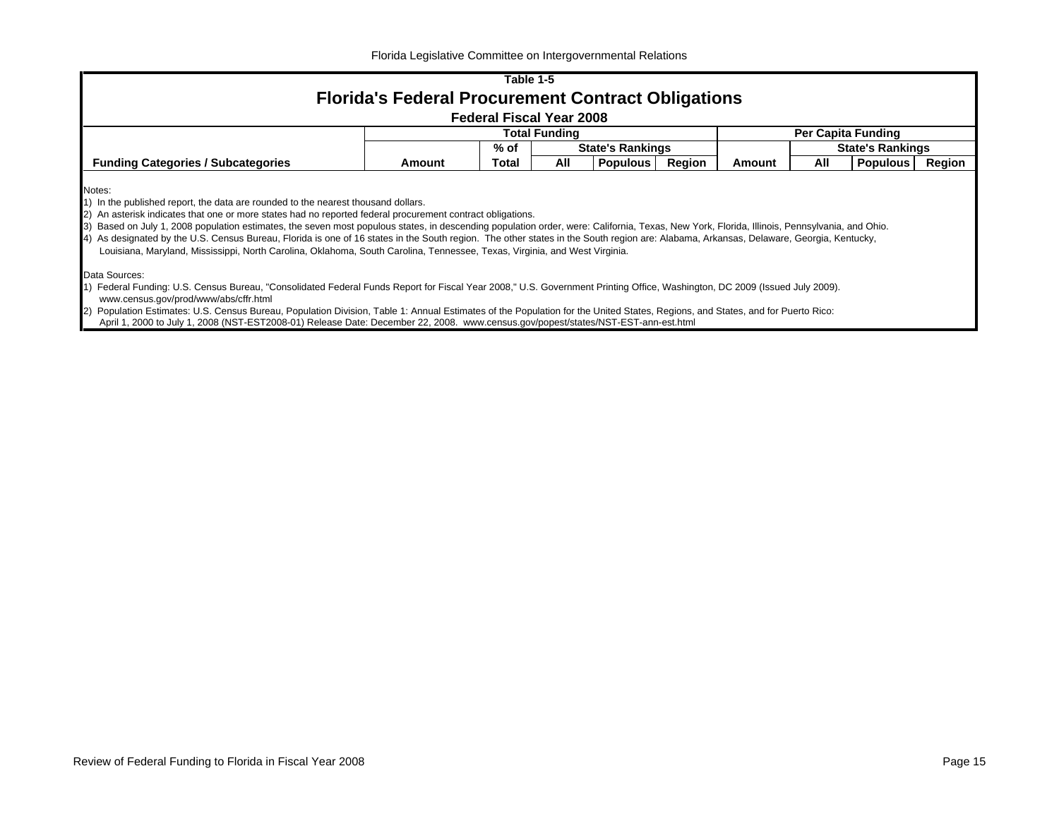## Table 1-5

# Florida's Federal Procurement Contract Obligations

### Federal Fiscal Year 2008

| | Total Funding | | | | | Per Capita Funding | | | |
|---|---|---|---|---|---|---|---|---|---|
| | | % of | State's Rankings | | | | State's Rankings | | |
| Funding Categories / Subcategories | Amount | Total | All | Populous | Region | Amount | All | Populous | Region |

Notes:

1) In the published report, the data are rounded to the nearest thousand dollars.
2) An asterisk indicates that one or more states had no reported federal procurement contract obligations.
3) Based on July 1, 2008 population estimates, the seven most populous states, in descending population order, were: California, Texas, New York, Florida, Illinois, Pennsylvania, and Ohio.
4) As designated by the U.S. Census Bureau, Florida is one of 16 states in the South region. The other states in the South region are: Alabama, Arkansas, Delaware, Georgia, Kentucky, Louisiana, Maryland, Mississippi, North Carolina, Oklahoma, South Carolina, Tennessee, Texas, Virginia, and West Virginia.

Data Sources:

1) Federal Funding: U.S. Census Bureau, "Consolidated Federal Funds Report for Fiscal Year 2008," U.S. Government Printing Office, Washington, DC 2009 (Issued July 2009). www.census.gov/prod/www/abs/cffr.html
2) Population Estimates: U.S. Census Bureau, Population Division, Table 1: Annual Estimates of the Population for the United States, Regions, and States, and for Puerto Rico: April 1, 2000 to July 1, 2008 (NST-EST2008-01) Release Date: December 22, 2008. www.census.gov/popest/states/NST-EST-ann-est.html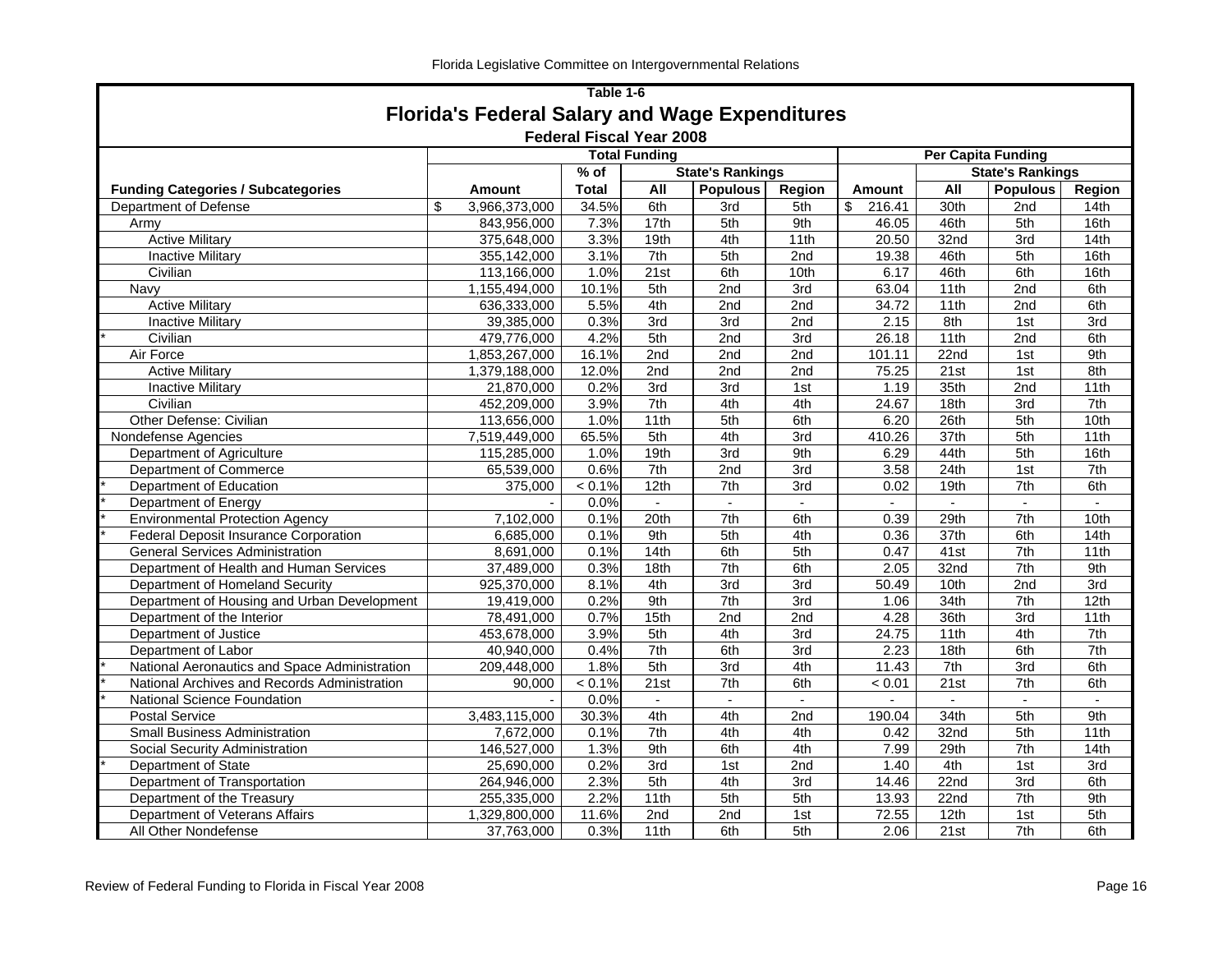### Table 1-6

## Florida's Federal Salary and Wage Expenditures

### Federal Fiscal Year 2008

| Funding Categories / Subcategories | Total Funding | | | | | Per Capita Funding | | | |
|---|---|---|---|---|---|---|---|---|---|
| | | % of | State's Rankings | | | | State's Rankings | | |
| | Amount | Total | All | Populous | Region | Amount | All | Populous | Region |
| Department of Defense | $ 3,966,373,000 | 34.5% | 6th | 3rd | 5th | $ 216.41 | 30th | 2nd | 14th |
| Army | 843,956,000 | 7.3% | 17th | 5th | 9th | 46.05 | 46th | 5th | 16th |
| Active Military | 375,648,000 | 3.3% | 19th | 4th | 11th | 20.50 | 32nd | 3rd | 14th |
| Inactive Military | 355,142,000 | 3.1% | 7th | 5th | 2nd | 19.38 | 46th | 5th | 16th |
| Civilian | 113,166,000 | 1.0% | 21st | 6th | 10th | 6.17 | 46th | 6th | 16th |
| Navy | 1,155,494,000 | 10.1% | 5th | 2nd | 3rd | 63.04 | 11th | 2nd | 6th |
| Active Military | 636,333,000 | 5.5% | 4th | 2nd | 2nd | 34.72 | 11th | 2nd | 6th |
| Inactive Military | 39,385,000 | 0.3% | 3rd | 3rd | 2nd | 2.15 | 8th | 1st | 3rd |
| * Civilian | 479,776,000 | 4.2% | 5th | 2nd | 3rd | 26.18 | 11th | 2nd | 6th |
| Air Force | 1,853,267,000 | 16.1% | 2nd | 2nd | 2nd | 101.11 | 22nd | 1st | 9th |
| Active Military | 1,379,188,000 | 12.0% | 2nd | 2nd | 2nd | 75.25 | 21st | 1st | 8th |
| Inactive Military | 21,870,000 | 0.2% | 3rd | 3rd | 1st | 1.19 | 35th | 2nd | 11th |
| Civilian | 452,209,000 | 3.9% | 7th | 4th | 4th | 24.67 | 18th | 3rd | 7th |
| Other Defense: Civilian | 113,656,000 | 1.0% | 11th | 5th | 6th | 6.20 | 26th | 5th | 10th |
| Nondefense Agencies | 7,519,449,000 | 65.5% | 5th | 4th | 3rd | 410.26 | 37th | 5th | 11th |
| Department of Agriculture | 115,285,000 | 1.0% | 19th | 3rd | 9th | 6.29 | 44th | 5th | 16th |
| Department of Commerce | 65,539,000 | 0.6% | 7th | 2nd | 3rd | 3.58 | 24th | 1st | 7th |
| * Department of Education | 375,000 | < 0.1% | 12th | 7th | 3rd | 0.02 | 19th | 7th | 6th |
| * Department of Energy | - | 0.0% | - | - | - | - | - | - | - |
| * Environmental Protection Agency | 7,102,000 | 0.1% | 20th | 7th | 6th | 0.39 | 29th | 7th | 10th |
| * Federal Deposit Insurance Corporation | 6,685,000 | 0.1% | 9th | 5th | 4th | 0.36 | 37th | 6th | 14th |
| General Services Administration | 8,691,000 | 0.1% | 14th | 6th | 5th | 0.47 | 41st | 7th | 11th |
| Department of Health and Human Services | 37,489,000 | 0.3% | 18th | 7th | 6th | 2.05 | 32nd | 7th | 9th |
| Department of Homeland Security | 925,370,000 | 8.1% | 4th | 3rd | 3rd | 50.49 | 10th | 2nd | 3rd |
| Department of Housing and Urban Development | 19,419,000 | 0.2% | 9th | 7th | 3rd | 1.06 | 34th | 7th | 12th |
| Department of the Interior | 78,491,000 | 0.7% | 15th | 2nd | 2nd | 4.28 | 36th | 3rd | 11th |
| Department of Justice | 453,678,000 | 3.9% | 5th | 4th | 3rd | 24.75 | 11th | 4th | 7th |
| Department of Labor | 40,940,000 | 0.4% | 7th | 6th | 3rd | 2.23 | 18th | 6th | 7th |
| * National Aeronautics and Space Administration | 209,448,000 | 1.8% | 5th | 3rd | 4th | 11.43 | 7th | 3rd | 6th |
| * National Archives and Records Administration | 90,000 | < 0.1% | 21st | 7th | 6th | < 0.01 | 21st | 7th | 6th |
| * National Science Foundation | - | 0.0% | - | - | - | - | - | - | - |
| Postal Service | 3,483,115,000 | 30.3% | 4th | 4th | 2nd | 190.04 | 34th | 5th | 9th |
| Small Business Administration | 7,672,000 | 0.1% | 7th | 4th | 4th | 0.42 | 32nd | 5th | 11th |
| Social Security Administration | 146,527,000 | 1.3% | 9th | 6th | 4th | 7.99 | 29th | 7th | 14th |
| * Department of State | 25,690,000 | 0.2% | 3rd | 1st | 2nd | 1.40 | 4th | 1st | 3rd |
| Department of Transportation | 264,946,000 | 2.3% | 5th | 4th | 3rd | 14.46 | 22nd | 3rd | 6th |
| Department of the Treasury | 255,335,000 | 2.2% | 11th | 5th | 5th | 13.93 | 22nd | 7th | 9th |
| Department of Veterans Affairs | 1,329,800,000 | 11.6% | 2nd | 2nd | 1st | 72.55 | 12th | 1st | 5th |
| All Other Nondefense | 37,763,000 | 0.3% | 11th | 6th | 5th | 2.06 | 21st | 7th | 6th |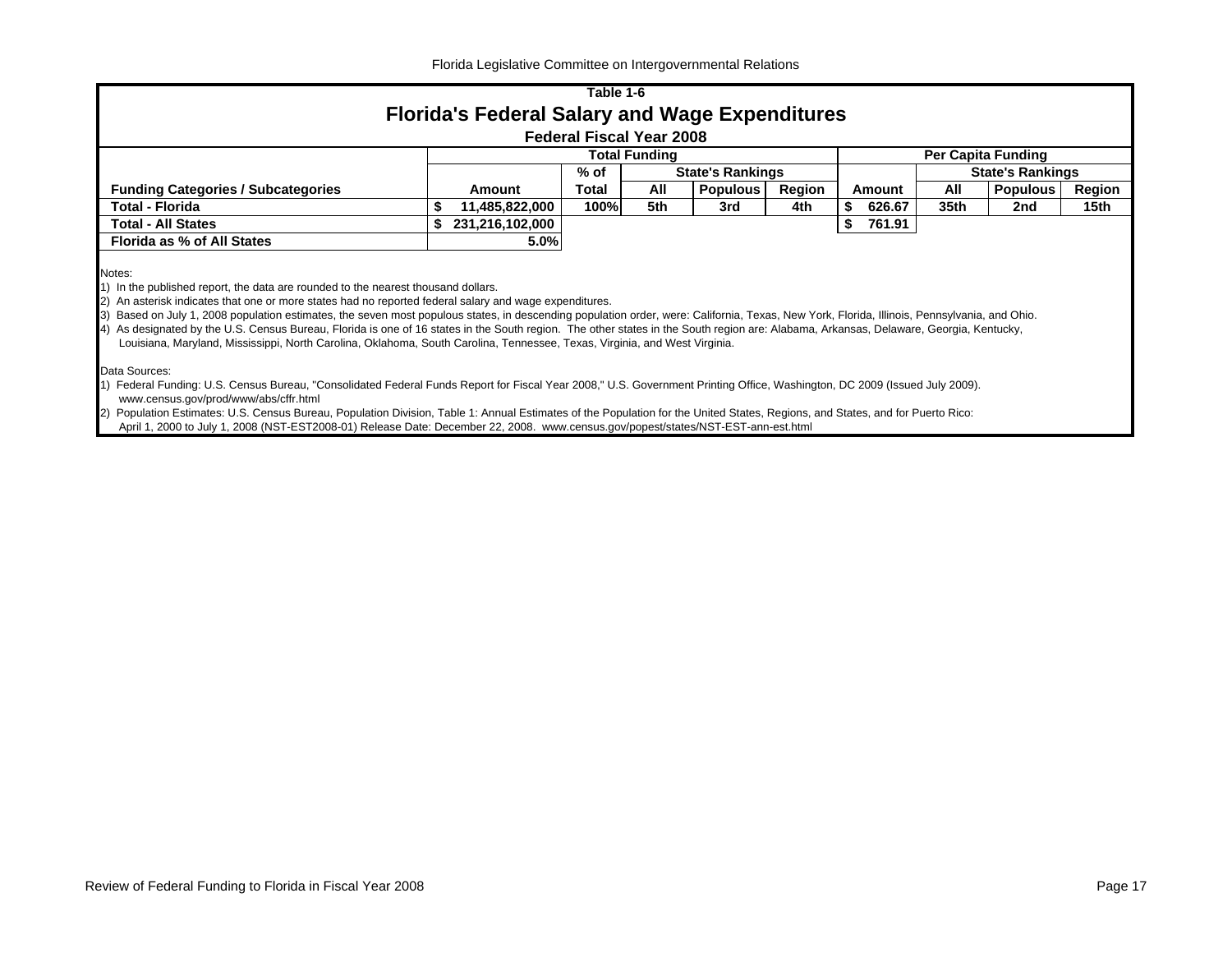## Table 1-6

# Florida's Federal Salary and Wage Expenditures

### Federal Fiscal Year 2008

| | Total Funding | | | | | Per Capita Funding | | | |
|---|---|---|---|---|---|---|---|---|---|
| | | % of | State's Rankings | | | | State's Rankings | | |
| **Funding Categories / Subcategories** | **Amount** | **Total** | **All** | **Populous** | **Region** | **Amount** | **All** | **Populous** | **Region** |
| **Total - Florida** | $ 11,485,822,000 | 100% | 5th | 3rd | 4th | $ 626.67 | 35th | 2nd | 15th |
| **Total - All States** | $ 231,216,102,000 | | | | | $ 761.91 | | | |
| **Florida as % of All States** | 5.0% | | | | | | | | |

Notes:
1) In the published report, the data are rounded to the nearest thousand dollars.
2) An asterisk indicates that one or more states had no reported federal salary and wage expenditures.
3) Based on July 1, 2008 population estimates, the seven most populous states, in descending population order, were: California, Texas, New York, Florida, Illinois, Pennsylvania, and Ohio.
4) As designated by the U.S. Census Bureau, Florida is one of 16 states in the South region. The other states in the South region are: Alabama, Arkansas, Delaware, Georgia, Kentucky, Louisiana, Maryland, Mississippi, North Carolina, Oklahoma, South Carolina, Tennessee, Texas, Virginia, and West Virginia.

Data Sources:
1) Federal Funding: U.S. Census Bureau, "Consolidated Federal Funds Report for Fiscal Year 2008," U.S. Government Printing Office, Washington, DC 2009 (Issued July 2009). www.census.gov/prod/www/abs/cffr.html
2) Population Estimates: U.S. Census Bureau, Population Division, Table 1: Annual Estimates of the Population for the United States, Regions, and States, and for Puerto Rico: April 1, 2000 to July 1, 2008 (NST-EST2008-01) Release Date: December 22, 2008. www.census.gov/popest/states/NST-EST-ann-est.html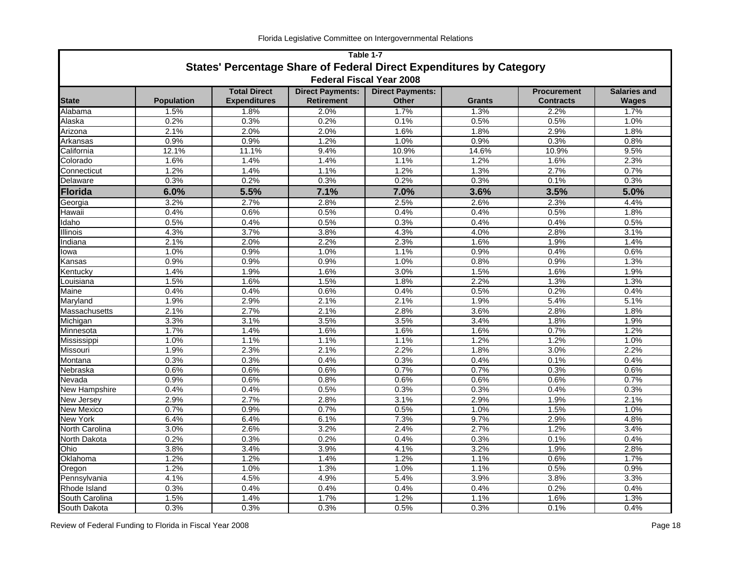## Table 1-7

## States' Percentage Share of Federal Direct Expenditures by Category

### Federal Fiscal Year 2008

| State | Population | Total Direct Expenditures | Direct Payments: Retirement | Direct Payments: Other | Grants | Procurement Contracts | Salaries and Wages |
|---|---|---|---|---|---|---|---|
| Alabama | 1.5% | 1.8% | 2.0% | 1.7% | 1.3% | 2.2% | 1.7% |
| Alaska | 0.2% | 0.3% | 0.2% | 0.1% | 0.5% | 0.5% | 1.0% |
| Arizona | 2.1% | 2.0% | 2.0% | 1.6% | 1.8% | 2.9% | 1.8% |
| Arkansas | 0.9% | 0.9% | 1.2% | 1.0% | 0.9% | 0.3% | 0.8% |
| California | 12.1% | 11.1% | 9.4% | 10.9% | 14.6% | 10.9% | 9.5% |
| Colorado | 1.6% | 1.4% | 1.4% | 1.1% | 1.2% | 1.6% | 2.3% |
| Connecticut | 1.2% | 1.4% | 1.1% | 1.2% | 1.3% | 2.7% | 0.7% |
| Delaware | 0.3% | 0.2% | 0.3% | 0.2% | 0.3% | 0.1% | 0.3% |
| **Florida** | **6.0%** | **5.5%** | **7.1%** | **7.0%** | **3.6%** | **3.5%** | **5.0%** |
| Georgia | 3.2% | 2.7% | 2.8% | 2.5% | 2.6% | 2.3% | 4.4% |
| Hawaii | 0.4% | 0.6% | 0.5% | 0.4% | 0.4% | 0.5% | 1.8% |
| Idaho | 0.5% | 0.4% | 0.5% | 0.3% | 0.4% | 0.4% | 0.5% |
| Illinois | 4.3% | 3.7% | 3.8% | 4.3% | 4.0% | 2.8% | 3.1% |
| Indiana | 2.1% | 2.0% | 2.2% | 2.3% | 1.6% | 1.9% | 1.4% |
| Iowa | 1.0% | 0.9% | 1.0% | 1.1% | 0.9% | 0.4% | 0.6% |
| Kansas | 0.9% | 0.9% | 0.9% | 1.0% | 0.8% | 0.9% | 1.3% |
| Kentucky | 1.4% | 1.9% | 1.6% | 3.0% | 1.5% | 1.6% | 1.9% |
| Louisiana | 1.5% | 1.6% | 1.5% | 1.8% | 2.2% | 1.3% | 1.3% |
| Maine | 0.4% | 0.4% | 0.6% | 0.4% | 0.5% | 0.2% | 0.4% |
| Maryland | 1.9% | 2.9% | 2.1% | 2.1% | 1.9% | 5.4% | 5.1% |
| Massachusetts | 2.1% | 2.7% | 2.1% | 2.8% | 3.6% | 2.8% | 1.8% |
| Michigan | 3.3% | 3.1% | 3.5% | 3.5% | 3.4% | 1.8% | 1.9% |
| Minnesota | 1.7% | 1.4% | 1.6% | 1.6% | 1.6% | 0.7% | 1.2% |
| Mississippi | 1.0% | 1.1% | 1.1% | 1.1% | 1.2% | 1.2% | 1.0% |
| Missouri | 1.9% | 2.3% | 2.1% | 2.2% | 1.8% | 3.0% | 2.2% |
| Montana | 0.3% | 0.3% | 0.4% | 0.3% | 0.4% | 0.1% | 0.4% |
| Nebraska | 0.6% | 0.6% | 0.6% | 0.7% | 0.7% | 0.3% | 0.6% |
| Nevada | 0.9% | 0.6% | 0.8% | 0.6% | 0.6% | 0.6% | 0.7% |
| New Hampshire | 0.4% | 0.4% | 0.5% | 0.3% | 0.3% | 0.4% | 0.3% |
| New Jersey | 2.9% | 2.7% | 2.8% | 3.1% | 2.9% | 1.9% | 2.1% |
| New Mexico | 0.7% | 0.9% | 0.7% | 0.5% | 1.0% | 1.5% | 1.0% |
| New York | 6.4% | 6.4% | 6.1% | 7.3% | 9.7% | 2.9% | 4.8% |
| North Carolina | 3.0% | 2.6% | 3.2% | 2.4% | 2.7% | 1.2% | 3.4% |
| North Dakota | 0.2% | 0.3% | 0.2% | 0.4% | 0.3% | 0.1% | 0.4% |
| Ohio | 3.8% | 3.4% | 3.9% | 4.1% | 3.2% | 1.9% | 2.8% |
| Oklahoma | 1.2% | 1.2% | 1.4% | 1.2% | 1.1% | 0.6% | 1.7% |
| Oregon | 1.2% | 1.0% | 1.3% | 1.0% | 1.1% | 0.5% | 0.9% |
| Pennsylvania | 4.1% | 4.5% | 4.9% | 5.4% | 3.9% | 3.8% | 3.3% |
| Rhode Island | 0.3% | 0.4% | 0.4% | 0.4% | 0.4% | 0.2% | 0.4% |
| South Carolina | 1.5% | 1.4% | 1.7% | 1.2% | 1.1% | 1.6% | 1.3% |
| South Dakota | 0.3% | 0.3% | 0.3% | 0.5% | 0.3% | 0.1% | 0.4% |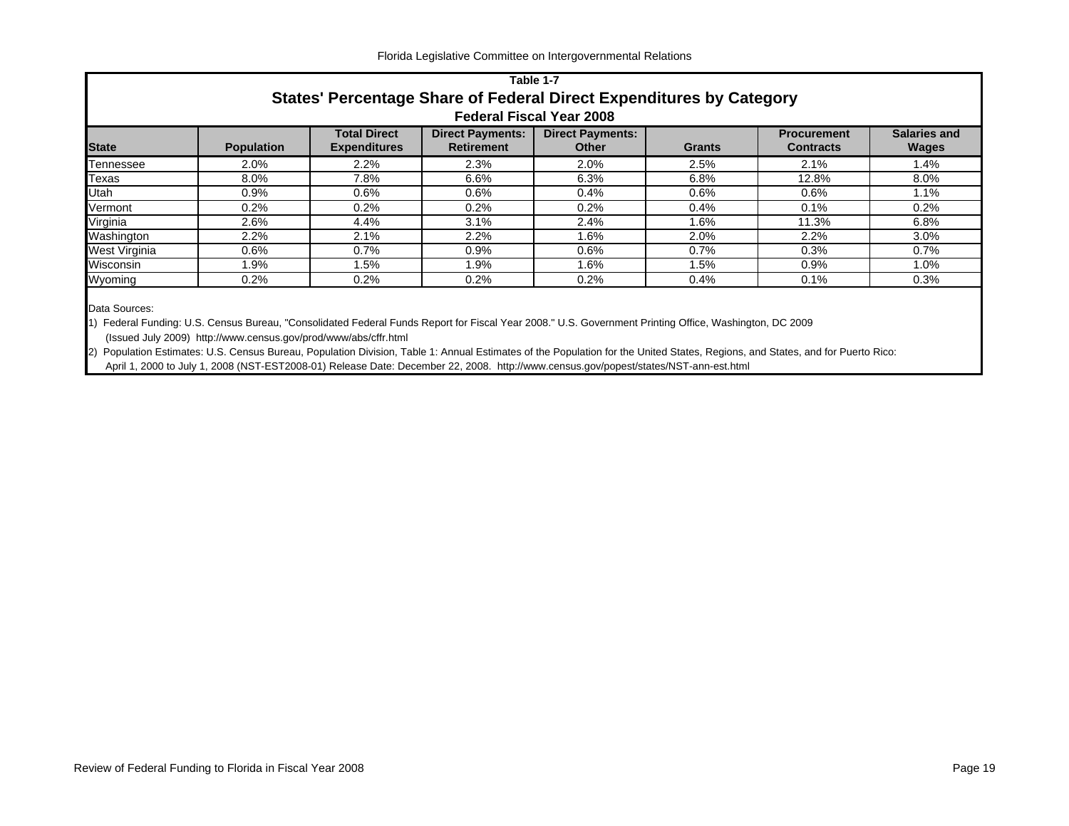## Table 1-7

### States' Percentage Share of Federal Direct Expenditures by Category

**Federal Fiscal Year 2008**

| State | Population | Total Direct Expenditures | Direct Payments: Retirement | Direct Payments: Other | Grants | Procurement Contracts | Salaries and Wages |
|---|---|---|---|---|---|---|---|
| Tennessee | 2.0% | 2.2% | 2.3% | 2.0% | 2.5% | 2.1% | 1.4% |
| Texas | 8.0% | 7.8% | 6.6% | 6.3% | 6.8% | 12.8% | 8.0% |
| Utah | 0.9% | 0.6% | 0.6% | 0.4% | 0.6% | 0.6% | 1.1% |
| Vermont | 0.2% | 0.2% | 0.2% | 0.2% | 0.4% | 0.1% | 0.2% |
| Virginia | 2.6% | 4.4% | 3.1% | 2.4% | 1.6% | 11.3% | 6.8% |
| Washington | 2.2% | 2.1% | 2.2% | 1.6% | 2.0% | 2.2% | 3.0% |
| West Virginia | 0.6% | 0.7% | 0.9% | 0.6% | 0.7% | 0.3% | 0.7% |
| Wisconsin | 1.9% | 1.5% | 1.9% | 1.6% | 1.5% | 0.9% | 1.0% |
| Wyoming | 0.2% | 0.2% | 0.2% | 0.2% | 0.4% | 0.1% | 0.3% |

Data Sources:

1) Federal Funding: U.S. Census Bureau, "Consolidated Federal Funds Report for Fiscal Year 2008." U.S. Government Printing Office, Washington, DC 2009 (Issued July 2009) http://www.census.gov/prod/www/abs/cffr.html

2) Population Estimates: U.S. Census Bureau, Population Division, Table 1: Annual Estimates of the Population for the United States, Regions, and States, and for Puerto Rico: April 1, 2000 to July 1, 2008 (NST-EST2008-01) Release Date: December 22, 2008. http://www.census.gov/popest/states/NST-ann-est.html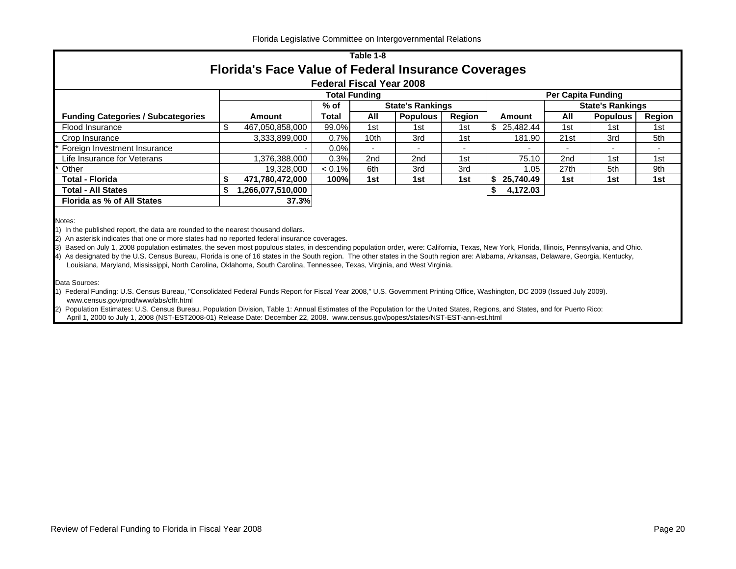Table 1-8

# Florida's Face Value of Federal Insurance Coverages

## Federal Fiscal Year 2008

| | Total Funding | | | | | Per Capita Funding | | | |
|---|---|---|---|---|---|---|---|---|---|
| | | % of | State's Rankings | | | | State's Rankings | | |
| **Funding Categories / Subcategories** | **Amount** | **Total** | **All** | **Populous** | **Region** | **Amount** | **All** | **Populous** | **Region** |
| Flood Insurance | $ 467,050,858,000 | 99.0% | 1st | 1st | 1st | $ 25,482.44 | 1st | 1st | 1st |
| Crop Insurance | 3,333,899,000 | 0.7% | 10th | 3rd | 1st | 181.90 | 21st | 3rd | 5th |
| * Foreign Investment Insurance | - | 0.0% | - | - | - | - | - | - | - |
| Life Insurance for Veterans | 1,376,388,000 | 0.3% | 2nd | 2nd | 1st | 75.10 | 2nd | 1st | 1st |
| * Other | 19,328,000 | < 0.1% | 6th | 3rd | 3rd | 1.05 | 27th | 5th | 9th |
| **Total - Florida** | **$ 471,780,472,000** | **100%** | **1st** | **1st** | **1st** | **$ 25,740.49** | **1st** | **1st** | **1st** |
| **Total - All States** | **$ 1,266,077,510,000** | | | | | **$ 4,172.03** | | | |
| **Florida as % of All States** | **37.3%** | | | | | | | | |

Notes:

1) In the published report, the data are rounded to the nearest thousand dollars.
2) An asterisk indicates that one or more states had no reported federal insurance coverages.
3) Based on July 1, 2008 population estimates, the seven most populous states, in descending population order, were: California, Texas, New York, Florida, Illinois, Pennsylvania, and Ohio.
4) As designated by the U.S. Census Bureau, Florida is one of 16 states in the South region. The other states in the South region are: Alabama, Arkansas, Delaware, Georgia, Kentucky, Louisiana, Maryland, Mississippi, North Carolina, Oklahoma, South Carolina, Tennessee, Texas, Virginia, and West Virginia.

Data Sources:

1) Federal Funding: U.S. Census Bureau, "Consolidated Federal Funds Report for Fiscal Year 2008," U.S. Government Printing Office, Washington, DC 2009 (Issued July 2009). www.census.gov/prod/www/abs/cffr.html
2) Population Estimates: U.S. Census Bureau, Population Division, Table 1: Annual Estimates of the Population for the United States, Regions, and States, and for Puerto Rico: April 1, 2000 to July 1, 2008 (NST-EST2008-01) Release Date: December 22, 2008. www.census.gov/popest/states/NST-EST-ann-est.html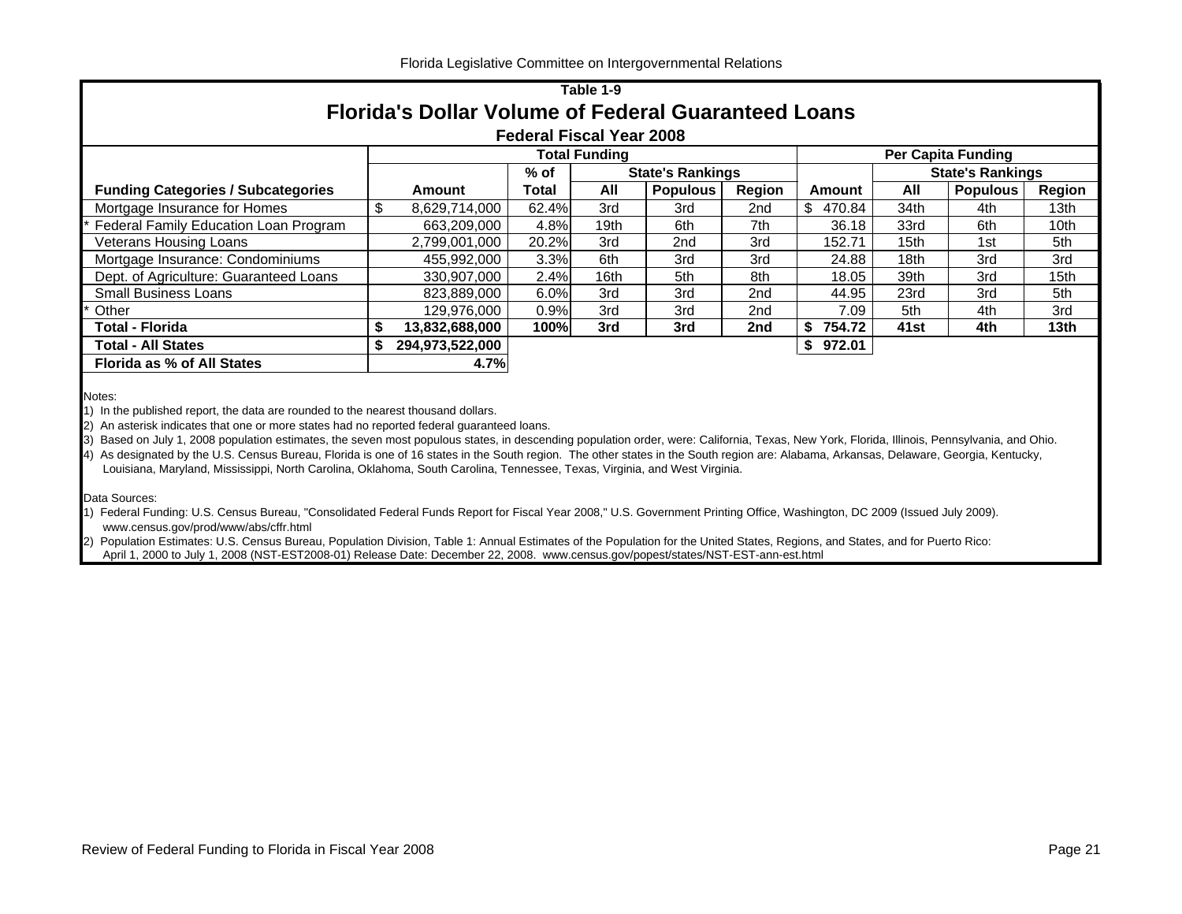Table 1-9

# Florida's Dollar Volume of Federal Guaranteed Loans

## Federal Fiscal Year 2008

| | Total Funding | | | | | Per Capita Funding | | | |
|---|---|---|---|---|---|---|---|---|---|
| | | % of | State's Rankings | | | | State's Rankings | | |
| **Funding Categories / Subcategories** | **Amount** | **Total** | **All** | **Populous** | **Region** | **Amount** | **All** | **Populous** | **Region** |
| Mortgage Insurance for Homes | $ 8,629,714,000 | 62.4% | 3rd | 3rd | 2nd | $ 470.84 | 34th | 4th | 13th |
| * Federal Family Education Loan Program | 663,209,000 | 4.8% | 19th | 6th | 7th | 36.18 | 33rd | 6th | 10th |
| Veterans Housing Loans | 2,799,001,000 | 20.2% | 3rd | 2nd | 3rd | 152.71 | 15th | 1st | 5th |
| Mortgage Insurance: Condominiums | 455,992,000 | 3.3% | 6th | 3rd | 3rd | 24.88 | 18th | 3rd | 3rd |
| Dept. of Agriculture: Guaranteed Loans | 330,907,000 | 2.4% | 16th | 5th | 8th | 18.05 | 39th | 3rd | 15th |
| Small Business Loans | 823,889,000 | 6.0% | 3rd | 3rd | 2nd | 44.95 | 23rd | 3rd | 5th |
| * Other | 129,976,000 | 0.9% | 3rd | 3rd | 2nd | 7.09 | 5th | 4th | 3rd |
| **Total - Florida** | **$ 13,832,688,000** | **100%** | **3rd** | **3rd** | **2nd** | **$ 754.72** | **41st** | **4th** | **13th** |
| **Total - All States** | **$ 294,973,522,000** | | | | | **$ 972.01** | | | |
| **Florida as % of All States** | **4.7%** | | | | | | | | |

Notes:

1) In the published report, the data are rounded to the nearest thousand dollars.
2) An asterisk indicates that one or more states had no reported federal guaranteed loans.
3) Based on July 1, 2008 population estimates, the seven most populous states, in descending population order, were: California, Texas, New York, Florida, Illinois, Pennsylvania, and Ohio.
4) As designated by the U.S. Census Bureau, Florida is one of 16 states in the South region. The other states in the South region are: Alabama, Arkansas, Delaware, Georgia, Kentucky, Louisiana, Maryland, Mississippi, North Carolina, Oklahoma, South Carolina, Tennessee, Texas, Virginia, and West Virginia.

Data Sources:

1) Federal Funding: U.S. Census Bureau, "Consolidated Federal Funds Report for Fiscal Year 2008," U.S. Government Printing Office, Washington, DC 2009 (Issued July 2009). www.census.gov/prod/www/abs/cffr.html
2) Population Estimates: U.S. Census Bureau, Population Division, Table 1: Annual Estimates of the Population for the United States, Regions, and States, and for Puerto Rico: April 1, 2000 to July 1, 2008 (NST-EST2008-01) Release Date: December 22, 2008. www.census.gov/popest/states/NST-EST-ann-est.html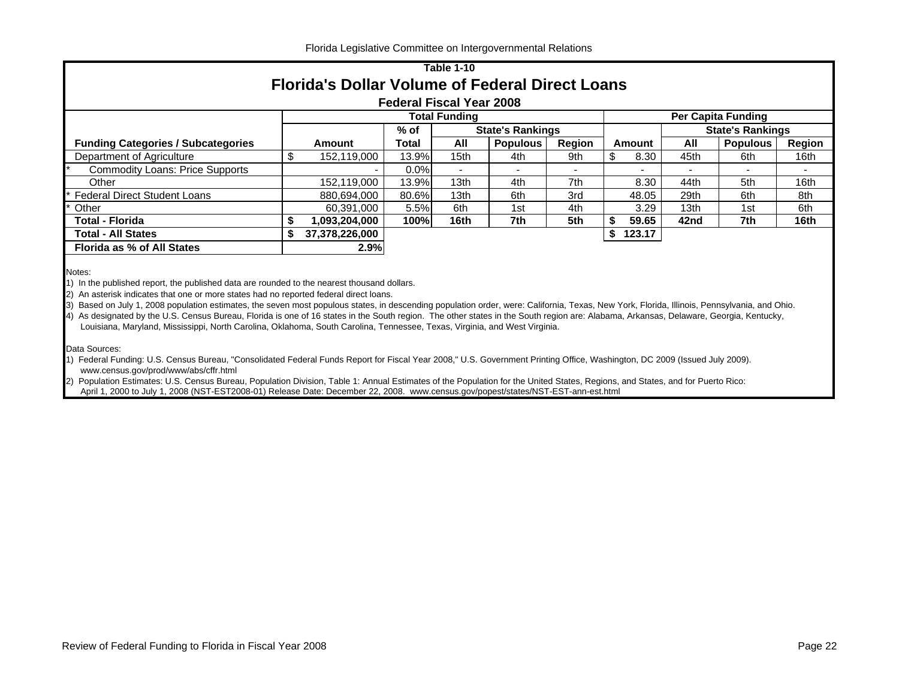Table 1-10

# Florida's Dollar Volume of Federal Direct Loans

## Federal Fiscal Year 2008

| Funding Categories / Subcategories | Total Funding | | | | | Per Capita Funding | | | |
|---|---|---|---|---|---|---|---|---|---|
| | Amount | % of Total | State's Rankings: All | State's Rankings: Populous | State's Rankings: Region | Amount | State's Rankings: All | State's Rankings: Populous | State's Rankings: Region |
| Department of Agriculture | $ 152,119,000 | 13.9% | 15th | 4th | 9th | $ 8.30 | 45th | 6th | 16th |
| * Commodity Loans: Price Supports | - | 0.0% | - | - | - | - | - | - | - |
| Other | 152,119,000 | 13.9% | 13th | 4th | 7th | 8.30 | 44th | 5th | 16th |
| * Federal Direct Student Loans | 880,694,000 | 80.6% | 13th | 6th | 3rd | 48.05 | 29th | 6th | 8th |
| * Other | 60,391,000 | 5.5% | 6th | 1st | 4th | 3.29 | 13th | 1st | 6th |
| **Total - Florida** | **$ 1,093,204,000** | **100%** | **16th** | **7th** | **5th** | **$ 59.65** | **42nd** | **7th** | **16th** |
| **Total - All States** | **$ 37,378,226,000** | | | | | **$ 123.17** | | | |
| **Florida as % of All States** | **2.9%** | | | | | | | | |

Notes:

1) In the published report, the published data are rounded to the nearest thousand dollars.
2) An asterisk indicates that one or more states had no reported federal direct loans.
3) Based on July 1, 2008 population estimates, the seven most populous states, in descending population order, were: California, Texas, New York, Florida, Illinois, Pennsylvania, and Ohio.
4) As designated by the U.S. Census Bureau, Florida is one of 16 states in the South region. The other states in the South region are: Alabama, Arkansas, Delaware, Georgia, Kentucky, Louisiana, Maryland, Mississippi, North Carolina, Oklahoma, South Carolina, Tennessee, Texas, Virginia, and West Virginia.

Data Sources:

1) Federal Funding: U.S. Census Bureau, "Consolidated Federal Funds Report for Fiscal Year 2008," U.S. Government Printing Office, Washington, DC 2009 (Issued July 2009). www.census.gov/prod/www/abs/cffr.html
2) Population Estimates: U.S. Census Bureau, Population Division, Table 1: Annual Estimates of the Population for the United States, Regions, and States, and for Puerto Rico: April 1, 2000 to July 1, 2008 (NST-EST2008-01) Release Date: December 22, 2008. www.census.gov/popest/states/NST-EST-ann-est.html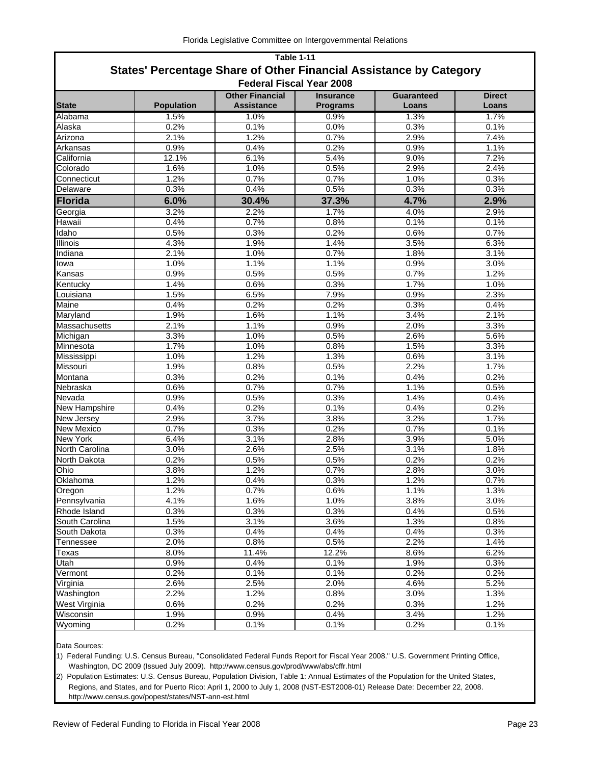**Table 1-11**

## States' Percentage Share of Other Financial Assistance by Category

**Federal Fiscal Year 2008**

| State | Population | Other Financial Assistance | Insurance Programs | Guaranteed Loans | Direct Loans |
|---|---|---|---|---|---|
| Alabama | 1.5% | 1.0% | 0.9% | 1.3% | 1.7% |
| Alaska | 0.2% | 0.1% | 0.0% | 0.3% | 0.1% |
| Arizona | 2.1% | 1.2% | 0.7% | 2.9% | 7.4% |
| Arkansas | 0.9% | 0.4% | 0.2% | 0.9% | 1.1% |
| California | 12.1% | 6.1% | 5.4% | 9.0% | 7.2% |
| Colorado | 1.6% | 1.0% | 0.5% | 2.9% | 2.4% |
| Connecticut | 1.2% | 0.7% | 0.7% | 1.0% | 0.3% |
| Delaware | 0.3% | 0.4% | 0.5% | 0.3% | 0.3% |
| **Florida** | **6.0%** | **30.4%** | **37.3%** | **4.7%** | **2.9%** |
| Georgia | 3.2% | 2.2% | 1.7% | 4.0% | 2.9% |
| Hawaii | 0.4% | 0.7% | 0.8% | 0.1% | 0.1% |
| Idaho | 0.5% | 0.3% | 0.2% | 0.6% | 0.7% |
| Illinois | 4.3% | 1.9% | 1.4% | 3.5% | 6.3% |
| Indiana | 2.1% | 1.0% | 0.7% | 1.8% | 3.1% |
| Iowa | 1.0% | 1.1% | 1.1% | 0.9% | 3.0% |
| Kansas | 0.9% | 0.5% | 0.5% | 0.7% | 1.2% |
| Kentucky | 1.4% | 0.6% | 0.3% | 1.7% | 1.0% |
| Louisiana | 1.5% | 6.5% | 7.9% | 0.9% | 2.3% |
| Maine | 0.4% | 0.2% | 0.2% | 0.3% | 0.4% |
| Maryland | 1.9% | 1.6% | 1.1% | 3.4% | 2.1% |
| Massachusetts | 2.1% | 1.1% | 0.9% | 2.0% | 3.3% |
| Michigan | 3.3% | 1.0% | 0.5% | 2.6% | 5.6% |
| Minnesota | 1.7% | 1.0% | 0.8% | 1.5% | 3.3% |
| Mississippi | 1.0% | 1.2% | 1.3% | 0.6% | 3.1% |
| Missouri | 1.9% | 0.8% | 0.5% | 2.2% | 1.7% |
| Montana | 0.3% | 0.2% | 0.1% | 0.4% | 0.2% |
| Nebraska | 0.6% | 0.7% | 0.7% | 1.1% | 0.5% |
| Nevada | 0.9% | 0.5% | 0.3% | 1.4% | 0.4% |
| New Hampshire | 0.4% | 0.2% | 0.1% | 0.4% | 0.2% |
| New Jersey | 2.9% | 3.7% | 3.8% | 3.2% | 1.7% |
| New Mexico | 0.7% | 0.3% | 0.2% | 0.7% | 0.1% |
| New York | 6.4% | 3.1% | 2.8% | 3.9% | 5.0% |
| North Carolina | 3.0% | 2.6% | 2.5% | 3.1% | 1.8% |
| North Dakota | 0.2% | 0.5% | 0.5% | 0.2% | 0.2% |
| Ohio | 3.8% | 1.2% | 0.7% | 2.8% | 3.0% |
| Oklahoma | 1.2% | 0.4% | 0.3% | 1.2% | 0.7% |
| Oregon | 1.2% | 0.7% | 0.6% | 1.1% | 1.3% |
| Pennsylvania | 4.1% | 1.6% | 1.0% | 3.8% | 3.0% |
| Rhode Island | 0.3% | 0.3% | 0.3% | 0.4% | 0.5% |
| South Carolina | 1.5% | 3.1% | 3.6% | 1.3% | 0.8% |
| South Dakota | 0.3% | 0.4% | 0.4% | 0.4% | 0.3% |
| Tennessee | 2.0% | 0.8% | 0.5% | 2.2% | 1.4% |
| Texas | 8.0% | 11.4% | 12.2% | 8.6% | 6.2% |
| Utah | 0.9% | 0.4% | 0.1% | 1.9% | 0.3% |
| Vermont | 0.2% | 0.1% | 0.1% | 0.2% | 0.2% |
| Virginia | 2.6% | 2.5% | 2.0% | 4.6% | 5.2% |
| Washington | 2.2% | 1.2% | 0.8% | 3.0% | 1.3% |
| West Virginia | 0.6% | 0.2% | 0.2% | 0.3% | 1.2% |
| Wisconsin | 1.9% | 0.9% | 0.4% | 3.4% | 1.2% |
| Wyoming | 0.2% | 0.1% | 0.1% | 0.2% | 0.1% |

Data Sources:

1) Federal Funding: U.S. Census Bureau, "Consolidated Federal Funds Report for Fiscal Year 2008." U.S. Government Printing Office, Washington, DC 2009 (Issued July 2009). http://www.census.gov/prod/www/abs/cffr.html

2) Population Estimates: U.S. Census Bureau, Population Division, Table 1: Annual Estimates of the Population for the United States, Regions, and States, and for Puerto Rico: April 1, 2000 to July 1, 2008 (NST-EST2008-01) Release Date: December 22, 2008. http://www.census.gov/popest/states/NST-ann-est.html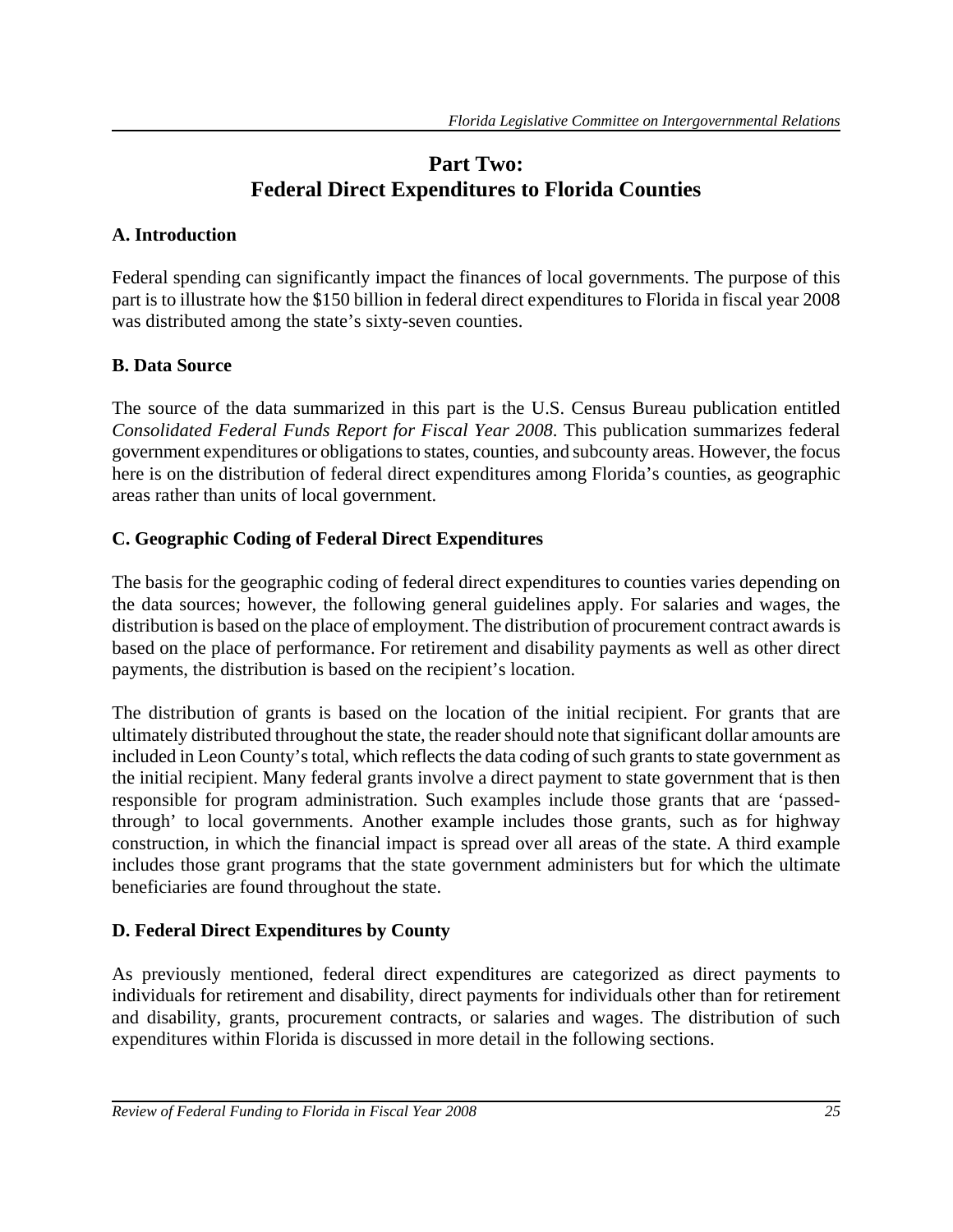# Part Two:
# Federal Direct Expenditures to Florida Counties

## A. Introduction

Federal spending can significantly impact the finances of local governments. The purpose of this part is to illustrate how the $150 billion in federal direct expenditures to Florida in fiscal year 2008 was distributed among the state's sixty-seven counties.

## B. Data Source

The source of the data summarized in this part is the U.S. Census Bureau publication entitled *Consolidated Federal Funds Report for Fiscal Year 2008*. This publication summarizes federal government expenditures or obligations to states, counties, and subcounty areas. However, the focus here is on the distribution of federal direct expenditures among Florida's counties, as geographic areas rather than units of local government.

## C. Geographic Coding of Federal Direct Expenditures

The basis for the geographic coding of federal direct expenditures to counties varies depending on the data sources; however, the following general guidelines apply. For salaries and wages, the distribution is based on the place of employment. The distribution of procurement contract awards is based on the place of performance. For retirement and disability payments as well as other direct payments, the distribution is based on the recipient's location.

The distribution of grants is based on the location of the initial recipient. For grants that are ultimately distributed throughout the state, the reader should note that significant dollar amounts are included in Leon County's total, which reflects the data coding of such grants to state government as the initial recipient. Many federal grants involve a direct payment to state government that is then responsible for program administration. Such examples include those grants that are 'passed-through' to local governments. Another example includes those grants, such as for highway construction, in which the financial impact is spread over all areas of the state. A third example includes those grant programs that the state government administers but for which the ultimate beneficiaries are found throughout the state.

## D. Federal Direct Expenditures by County

As previously mentioned, federal direct expenditures are categorized as direct payments to individuals for retirement and disability, direct payments for individuals other than for retirement and disability, grants, procurement contracts, or salaries and wages. The distribution of such expenditures within Florida is discussed in more detail in the following sections.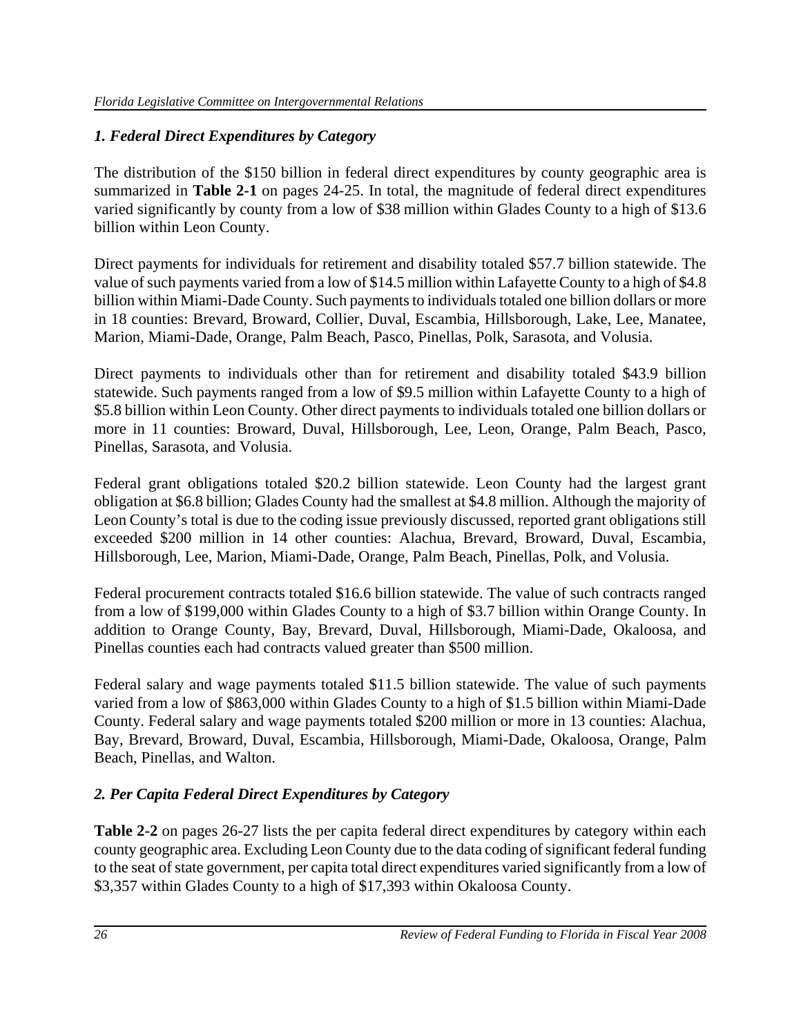### *1. Federal Direct Expenditures by Category*

The distribution of the \$150 billion in federal direct expenditures by county geographic area is summarized in **Table 2-1** on pages 24-25. In total, the magnitude of federal direct expenditures varied significantly by county from a low of \$38 million within Glades County to a high of \$13.6 billion within Leon County.

Direct payments for individuals for retirement and disability totaled \$57.7 billion statewide. The value of such payments varied from a low of \$14.5 million within Lafayette County to a high of \$4.8 billion within Miami-Dade County. Such payments to individuals totaled one billion dollars or more in 18 counties: Brevard, Broward, Collier, Duval, Escambia, Hillsborough, Lake, Lee, Manatee, Marion, Miami-Dade, Orange, Palm Beach, Pasco, Pinellas, Polk, Sarasota, and Volusia.

Direct payments to individuals other than for retirement and disability totaled \$43.9 billion statewide. Such payments ranged from a low of \$9.5 million within Lafayette County to a high of \$5.8 billion within Leon County. Other direct payments to individuals totaled one billion dollars or more in 11 counties: Broward, Duval, Hillsborough, Lee, Leon, Orange, Palm Beach, Pasco, Pinellas, Sarasota, and Volusia.

Federal grant obligations totaled \$20.2 billion statewide. Leon County had the largest grant obligation at \$6.8 billion; Glades County had the smallest at \$4.8 million. Although the majority of Leon County's total is due to the coding issue previously discussed, reported grant obligations still exceeded \$200 million in 14 other counties: Alachua, Brevard, Broward, Duval, Escambia, Hillsborough, Lee, Marion, Miami-Dade, Orange, Palm Beach, Pinellas, Polk, and Volusia.

Federal procurement contracts totaled \$16.6 billion statewide. The value of such contracts ranged from a low of \$199,000 within Glades County to a high of \$3.7 billion within Orange County. In addition to Orange County, Bay, Brevard, Duval, Hillsborough, Miami-Dade, Okaloosa, and Pinellas counties each had contracts valued greater than \$500 million.

Federal salary and wage payments totaled \$11.5 billion statewide. The value of such payments varied from a low of \$863,000 within Glades County to a high of \$1.5 billion within Miami-Dade County. Federal salary and wage payments totaled \$200 million or more in 13 counties: Alachua, Bay, Brevard, Broward, Duval, Escambia, Hillsborough, Miami-Dade, Okaloosa, Orange, Palm Beach, Pinellas, and Walton.

### *2. Per Capita Federal Direct Expenditures by Category*

**Table 2-2** on pages 26-27 lists the per capita federal direct expenditures by category within each county geographic area. Excluding Leon County due to the data coding of significant federal funding to the seat of state government, per capita total direct expenditures varied significantly from a low of \$3,357 within Glades County to a high of \$17,393 within Okaloosa County.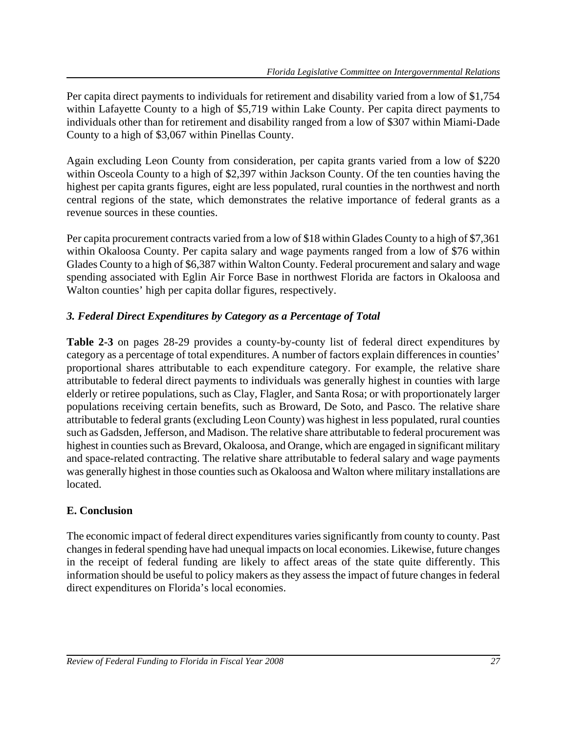Per capita direct payments to individuals for retirement and disability varied from a low of $1,754 within Lafayette County to a high of $5,719 within Lake County. Per capita direct payments to individuals other than for retirement and disability ranged from a low of $307 within Miami-Dade County to a high of $3,067 within Pinellas County.

Again excluding Leon County from consideration, per capita grants varied from a low of $220 within Osceola County to a high of $2,397 within Jackson County. Of the ten counties having the highest per capita grants figures, eight are less populated, rural counties in the northwest and north central regions of the state, which demonstrates the relative importance of federal grants as a revenue sources in these counties.

Per capita procurement contracts varied from a low of $18 within Glades County to a high of $7,361 within Okaloosa County. Per capita salary and wage payments ranged from a low of $76 within Glades County to a high of $6,387 within Walton County. Federal procurement and salary and wage spending associated with Eglin Air Force Base in northwest Florida are factors in Okaloosa and Walton counties' high per capita dollar figures, respectively.

### *3. Federal Direct Expenditures by Category as a Percentage of Total*

**Table 2-3** on pages 28-29 provides a county-by-county list of federal direct expenditures by category as a percentage of total expenditures. A number of factors explain differences in counties' proportional shares attributable to each expenditure category. For example, the relative share attributable to federal direct payments to individuals was generally highest in counties with large elderly or retiree populations, such as Clay, Flagler, and Santa Rosa; or with proportionately larger populations receiving certain benefits, such as Broward, De Soto, and Pasco. The relative share attributable to federal grants (excluding Leon County) was highest in less populated, rural counties such as Gadsden, Jefferson, and Madison. The relative share attributable to federal procurement was highest in counties such as Brevard, Okaloosa, and Orange, which are engaged in significant military and space-related contracting. The relative share attributable to federal salary and wage payments was generally highest in those counties such as Okaloosa and Walton where military installations are located.

## E. Conclusion

The economic impact of federal direct expenditures varies significantly from county to county. Past changes in federal spending have had unequal impacts on local economies. Likewise, future changes in the receipt of federal funding are likely to affect areas of the state quite differently. This information should be useful to policy makers as they assess the impact of future changes in federal direct expenditures on Florida's local economies.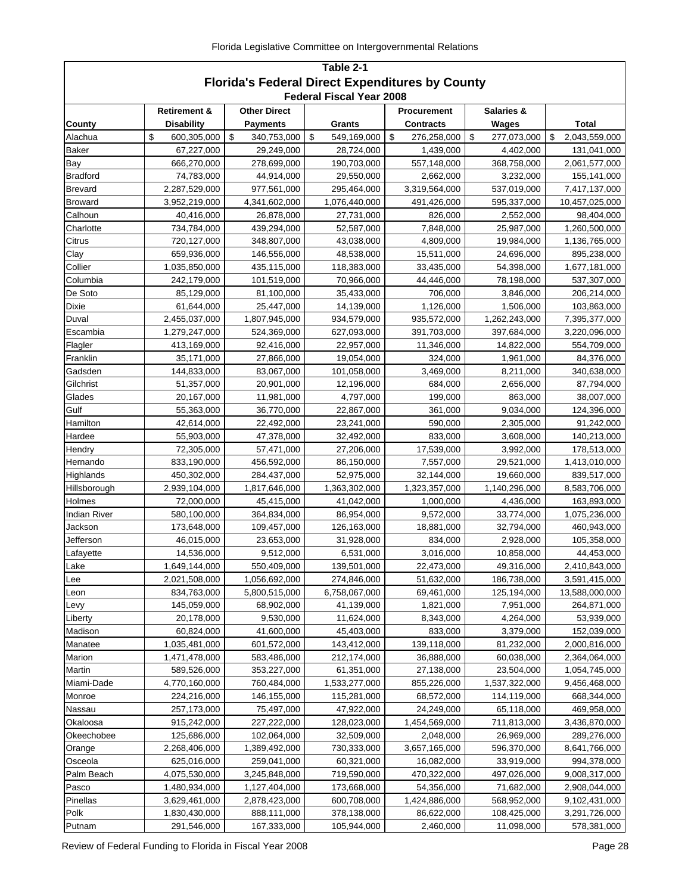**Table 2-1**
## Florida's Federal Direct Expenditures by County
**Federal Fiscal Year 2008**

| County | Retirement & Disability | Other Direct Payments | Grants | Procurement Contracts | Salaries & Wages | Total |
|---|---|---|---|---|---|---|
| Alachua | $ 600,305,000 | $ 340,753,000 | $ 549,169,000 | $ 276,258,000 | $ 277,073,000 | $ 2,043,559,000 |
| Baker | 67,227,000 | 29,249,000 | 28,724,000 | 1,439,000 | 4,402,000 | 131,041,000 |
| Bay | 666,270,000 | 278,699,000 | 190,703,000 | 557,148,000 | 368,758,000 | 2,061,577,000 |
| Bradford | 74,783,000 | 44,914,000 | 29,550,000 | 2,662,000 | 3,232,000 | 155,141,000 |
| Brevard | 2,287,529,000 | 977,561,000 | 295,464,000 | 3,319,564,000 | 537,019,000 | 7,417,137,000 |
| Broward | 3,952,219,000 | 4,341,602,000 | 1,076,440,000 | 491,426,000 | 595,337,000 | 10,457,025,000 |
| Calhoun | 40,416,000 | 26,878,000 | 27,731,000 | 826,000 | 2,552,000 | 98,404,000 |
| Charlotte | 734,784,000 | 439,294,000 | 52,587,000 | 7,848,000 | 25,987,000 | 1,260,500,000 |
| Citrus | 720,127,000 | 348,807,000 | 43,038,000 | 4,809,000 | 19,984,000 | 1,136,765,000 |
| Clay | 659,936,000 | 146,556,000 | 48,538,000 | 15,511,000 | 24,696,000 | 895,238,000 |
| Collier | 1,035,850,000 | 435,115,000 | 118,383,000 | 33,435,000 | 54,398,000 | 1,677,181,000 |
| Columbia | 242,179,000 | 101,519,000 | 70,966,000 | 44,446,000 | 78,198,000 | 537,307,000 |
| De Soto | 85,129,000 | 81,100,000 | 35,433,000 | 706,000 | 3,846,000 | 206,214,000 |
| Dixie | 61,644,000 | 25,447,000 | 14,139,000 | 1,126,000 | 1,506,000 | 103,863,000 |
| Duval | 2,455,037,000 | 1,807,945,000 | 934,579,000 | 935,572,000 | 1,262,243,000 | 7,395,377,000 |
| Escambia | 1,279,247,000 | 524,369,000 | 627,093,000 | 391,703,000 | 397,684,000 | 3,220,096,000 |
| Flagler | 413,169,000 | 92,416,000 | 22,957,000 | 11,346,000 | 14,822,000 | 554,709,000 |
| Franklin | 35,171,000 | 27,866,000 | 19,054,000 | 324,000 | 1,961,000 | 84,376,000 |
| Gadsden | 144,833,000 | 83,067,000 | 101,058,000 | 3,469,000 | 8,211,000 | 340,638,000 |
| Gilchrist | 51,357,000 | 20,901,000 | 12,196,000 | 684,000 | 2,656,000 | 87,794,000 |
| Glades | 20,167,000 | 11,981,000 | 4,797,000 | 199,000 | 863,000 | 38,007,000 |
| Gulf | 55,363,000 | 36,770,000 | 22,867,000 | 361,000 | 9,034,000 | 124,396,000 |
| Hamilton | 42,614,000 | 22,492,000 | 23,241,000 | 590,000 | 2,305,000 | 91,242,000 |
| Hardee | 55,903,000 | 47,378,000 | 32,492,000 | 833,000 | 3,608,000 | 140,213,000 |
| Hendry | 72,305,000 | 57,471,000 | 27,206,000 | 17,539,000 | 3,992,000 | 178,513,000 |
| Hernando | 833,190,000 | 456,592,000 | 86,150,000 | 7,557,000 | 29,521,000 | 1,413,010,000 |
| Highlands | 450,302,000 | 284,437,000 | 52,975,000 | 32,144,000 | 19,660,000 | 839,517,000 |
| Hillsborough | 2,939,104,000 | 1,817,646,000 | 1,363,302,000 | 1,323,357,000 | 1,140,296,000 | 8,583,706,000 |
| Holmes | 72,000,000 | 45,415,000 | 41,042,000 | 1,000,000 | 4,436,000 | 163,893,000 |
| Indian River | 580,100,000 | 364,834,000 | 86,954,000 | 9,572,000 | 33,774,000 | 1,075,236,000 |
| Jackson | 173,648,000 | 109,457,000 | 126,163,000 | 18,881,000 | 32,794,000 | 460,943,000 |
| Jefferson | 46,015,000 | 23,653,000 | 31,928,000 | 834,000 | 2,928,000 | 105,358,000 |
| Lafayette | 14,536,000 | 9,512,000 | 6,531,000 | 3,016,000 | 10,858,000 | 44,453,000 |
| Lake | 1,649,144,000 | 550,409,000 | 139,501,000 | 22,473,000 | 49,316,000 | 2,410,843,000 |
| Lee | 2,021,508,000 | 1,056,692,000 | 274,846,000 | 51,632,000 | 186,738,000 | 3,591,415,000 |
| Leon | 834,763,000 | 5,800,515,000 | 6,758,067,000 | 69,461,000 | 125,194,000 | 13,588,000,000 |
| Levy | 145,059,000 | 68,902,000 | 41,139,000 | 1,821,000 | 7,951,000 | 264,871,000 |
| Liberty | 20,178,000 | 9,530,000 | 11,624,000 | 8,343,000 | 4,264,000 | 53,939,000 |
| Madison | 60,824,000 | 41,600,000 | 45,403,000 | 833,000 | 3,379,000 | 152,039,000 |
| Manatee | 1,035,481,000 | 601,572,000 | 143,412,000 | 139,118,000 | 81,232,000 | 2,000,816,000 |
| Marion | 1,471,478,000 | 583,486,000 | 212,174,000 | 36,888,000 | 60,038,000 | 2,364,064,000 |
| Martin | 589,526,000 | 353,227,000 | 61,351,000 | 27,138,000 | 23,504,000 | 1,054,745,000 |
| Miami-Dade | 4,770,160,000 | 760,484,000 | 1,533,277,000 | 855,226,000 | 1,537,322,000 | 9,456,468,000 |
| Monroe | 224,216,000 | 146,155,000 | 115,281,000 | 68,572,000 | 114,119,000 | 668,344,000 |
| Nassau | 257,173,000 | 75,497,000 | 47,922,000 | 24,249,000 | 65,118,000 | 469,958,000 |
| Okaloosa | 915,242,000 | 227,222,000 | 128,023,000 | 1,454,569,000 | 711,813,000 | 3,436,870,000 |
| Okeechobee | 125,686,000 | 102,064,000 | 32,509,000 | 2,048,000 | 26,969,000 | 289,276,000 |
| Orange | 2,268,406,000 | 1,389,492,000 | 730,333,000 | 3,657,165,000 | 596,370,000 | 8,641,766,000 |
| Osceola | 625,016,000 | 259,041,000 | 60,321,000 | 16,082,000 | 33,919,000 | 994,378,000 |
| Palm Beach | 4,075,530,000 | 3,245,848,000 | 719,590,000 | 470,322,000 | 497,026,000 | 9,008,317,000 |
| Pasco | 1,480,934,000 | 1,127,404,000 | 173,668,000 | 54,356,000 | 71,682,000 | 2,908,044,000 |
| Pinellas | 3,629,461,000 | 2,878,423,000 | 600,708,000 | 1,424,886,000 | 568,952,000 | 9,102,431,000 |
| Polk | 1,830,430,000 | 888,111,000 | 378,138,000 | 86,622,000 | 108,425,000 | 3,291,726,000 |
| Putnam | 291,546,000 | 167,333,000 | 105,944,000 | 2,460,000 | 11,098,000 | 578,381,000 |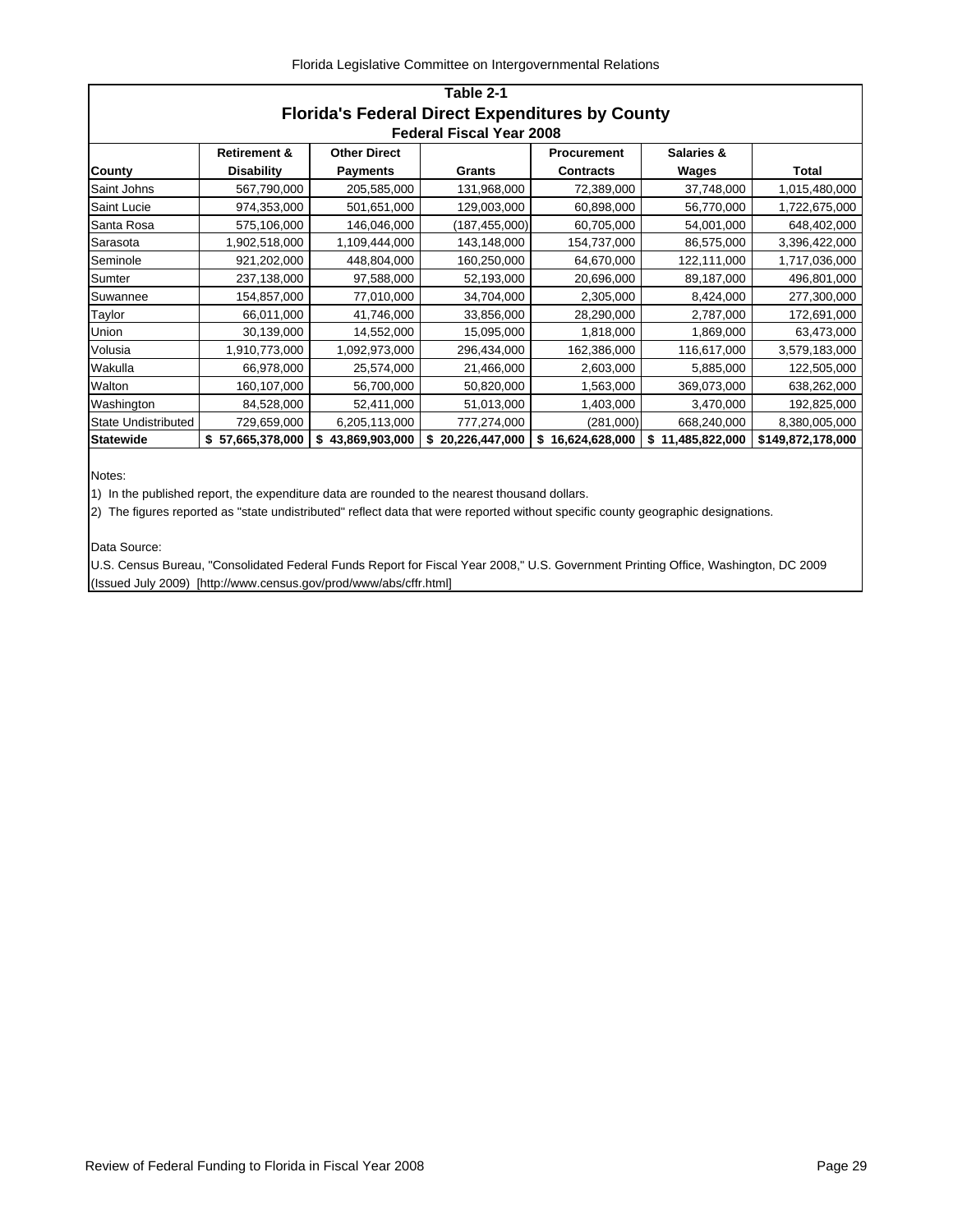## Table 2-1

## Florida's Federal Direct Expenditures by County

### Federal Fiscal Year 2008

| County | Retirement & Disability | Other Direct Payments | Grants | Procurement Contracts | Salaries & Wages | Total |
|---|---|---|---|---|---|---|
| Saint Johns | 567,790,000 | 205,585,000 | 131,968,000 | 72,389,000 | 37,748,000 | 1,015,480,000 |
| Saint Lucie | 974,353,000 | 501,651,000 | 129,003,000 | 60,898,000 | 56,770,000 | 1,722,675,000 |
| Santa Rosa | 575,106,000 | 146,046,000 | (187,455,000) | 60,705,000 | 54,001,000 | 648,402,000 |
| Sarasota | 1,902,518,000 | 1,109,444,000 | 143,148,000 | 154,737,000 | 86,575,000 | 3,396,422,000 |
| Seminole | 921,202,000 | 448,804,000 | 160,250,000 | 64,670,000 | 122,111,000 | 1,717,036,000 |
| Sumter | 237,138,000 | 97,588,000 | 52,193,000 | 20,696,000 | 89,187,000 | 496,801,000 |
| Suwannee | 154,857,000 | 77,010,000 | 34,704,000 | 2,305,000 | 8,424,000 | 277,300,000 |
| Taylor | 66,011,000 | 41,746,000 | 33,856,000 | 28,290,000 | 2,787,000 | 172,691,000 |
| Union | 30,139,000 | 14,552,000 | 15,095,000 | 1,818,000 | 1,869,000 | 63,473,000 |
| Volusia | 1,910,773,000 | 1,092,973,000 | 296,434,000 | 162,386,000 | 116,617,000 | 3,579,183,000 |
| Wakulla | 66,978,000 | 25,574,000 | 21,466,000 | 2,603,000 | 5,885,000 | 122,505,000 |
| Walton | 160,107,000 | 56,700,000 | 50,820,000 | 1,563,000 | 369,073,000 | 638,262,000 |
| Washington | 84,528,000 | 52,411,000 | 51,013,000 | 1,403,000 | 3,470,000 | 192,825,000 |
| State Undistributed | 729,659,000 | 6,205,113,000 | 777,274,000 | (281,000) | 668,240,000 | 8,380,005,000 |
| **Statewide** | **$ 57,665,378,000** | **$ 43,869,903,000** | **$ 20,226,447,000** | **$ 16,624,628,000** | **$ 11,485,822,000** | **$149,872,178,000** |

Notes:

1) In the published report, the expenditure data are rounded to the nearest thousand dollars.

2) The figures reported as "state undistributed" reflect data that were reported without specific county geographic designations.

Data Source:

U.S. Census Bureau, "Consolidated Federal Funds Report for Fiscal Year 2008," U.S. Government Printing Office, Washington, DC 2009 (Issued July 2009) [http://www.census.gov/prod/www/abs/cffr.html]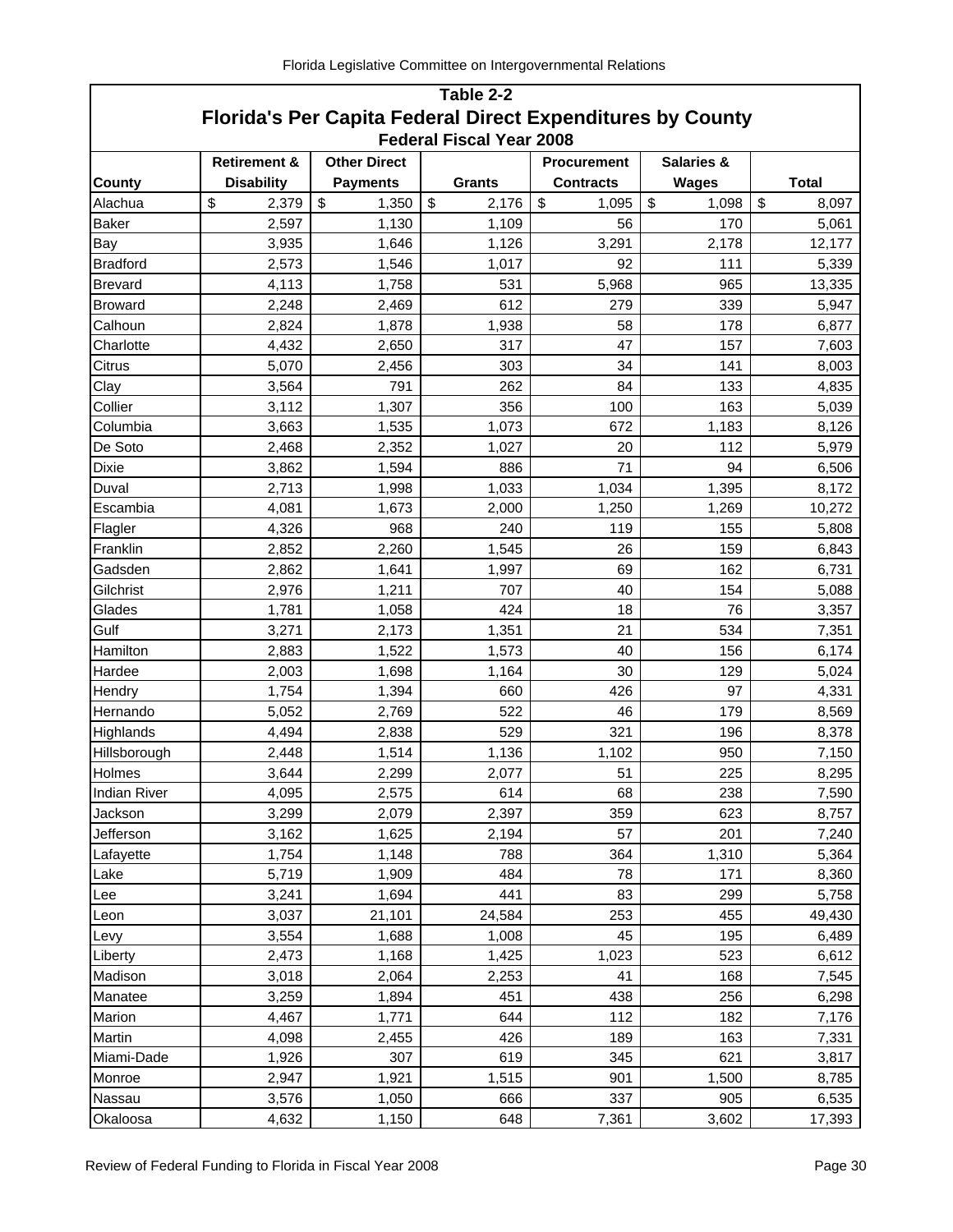## Table 2-2

# Florida's Per Capita Federal Direct Expenditures by County

### Federal Fiscal Year 2008

| County | Retirement & Disability | Other Direct Payments | Grants | Procurement Contracts | Salaries & Wages | Total |
|---|---|---|---|---|---|---|
| Alachua | $ 2,379 | $ 1,350 | $ 2,176 | $ 1,095 | $ 1,098 | $ 8,097 |
| Baker | 2,597 | 1,130 | 1,109 | 56 | 170 | 5,061 |
| Bay | 3,935 | 1,646 | 1,126 | 3,291 | 2,178 | 12,177 |
| Bradford | 2,573 | 1,546 | 1,017 | 92 | 111 | 5,339 |
| Brevard | 4,113 | 1,758 | 531 | 5,968 | 965 | 13,335 |
| Broward | 2,248 | 2,469 | 612 | 279 | 339 | 5,947 |
| Calhoun | 2,824 | 1,878 | 1,938 | 58 | 178 | 6,877 |
| Charlotte | 4,432 | 2,650 | 317 | 47 | 157 | 7,603 |
| Citrus | 5,070 | 2,456 | 303 | 34 | 141 | 8,003 |
| Clay | 3,564 | 791 | 262 | 84 | 133 | 4,835 |
| Collier | 3,112 | 1,307 | 356 | 100 | 163 | 5,039 |
| Columbia | 3,663 | 1,535 | 1,073 | 672 | 1,183 | 8,126 |
| De Soto | 2,468 | 2,352 | 1,027 | 20 | 112 | 5,979 |
| Dixie | 3,862 | 1,594 | 886 | 71 | 94 | 6,506 |
| Duval | 2,713 | 1,998 | 1,033 | 1,034 | 1,395 | 8,172 |
| Escambia | 4,081 | 1,673 | 2,000 | 1,250 | 1,269 | 10,272 |
| Flagler | 4,326 | 968 | 240 | 119 | 155 | 5,808 |
| Franklin | 2,852 | 2,260 | 1,545 | 26 | 159 | 6,843 |
| Gadsden | 2,862 | 1,641 | 1,997 | 69 | 162 | 6,731 |
| Gilchrist | 2,976 | 1,211 | 707 | 40 | 154 | 5,088 |
| Glades | 1,781 | 1,058 | 424 | 18 | 76 | 3,357 |
| Gulf | 3,271 | 2,173 | 1,351 | 21 | 534 | 7,351 |
| Hamilton | 2,883 | 1,522 | 1,573 | 40 | 156 | 6,174 |
| Hardee | 2,003 | 1,698 | 1,164 | 30 | 129 | 5,024 |
| Hendry | 1,754 | 1,394 | 660 | 426 | 97 | 4,331 |
| Hernando | 5,052 | 2,769 | 522 | 46 | 179 | 8,569 |
| Highlands | 4,494 | 2,838 | 529 | 321 | 196 | 8,378 |
| Hillsborough | 2,448 | 1,514 | 1,136 | 1,102 | 950 | 7,150 |
| Holmes | 3,644 | 2,299 | 2,077 | 51 | 225 | 8,295 |
| Indian River | 4,095 | 2,575 | 614 | 68 | 238 | 7,590 |
| Jackson | 3,299 | 2,079 | 2,397 | 359 | 623 | 8,757 |
| Jefferson | 3,162 | 1,625 | 2,194 | 57 | 201 | 7,240 |
| Lafayette | 1,754 | 1,148 | 788 | 364 | 1,310 | 5,364 |
| Lake | 5,719 | 1,909 | 484 | 78 | 171 | 8,360 |
| Lee | 3,241 | 1,694 | 441 | 83 | 299 | 5,758 |
| Leon | 3,037 | 21,101 | 24,584 | 253 | 455 | 49,430 |
| Levy | 3,554 | 1,688 | 1,008 | 45 | 195 | 6,489 |
| Liberty | 2,473 | 1,168 | 1,425 | 1,023 | 523 | 6,612 |
| Madison | 3,018 | 2,064 | 2,253 | 41 | 168 | 7,545 |
| Manatee | 3,259 | 1,894 | 451 | 438 | 256 | 6,298 |
| Marion | 4,467 | 1,771 | 644 | 112 | 182 | 7,176 |
| Martin | 4,098 | 2,455 | 426 | 189 | 163 | 7,331 |
| Miami-Dade | 1,926 | 307 | 619 | 345 | 621 | 3,817 |
| Monroe | 2,947 | 1,921 | 1,515 | 901 | 1,500 | 8,785 |
| Nassau | 3,576 | 1,050 | 666 | 337 | 905 | 6,535 |
| Okaloosa | 4,632 | 1,150 | 648 | 7,361 | 3,602 | 17,393 |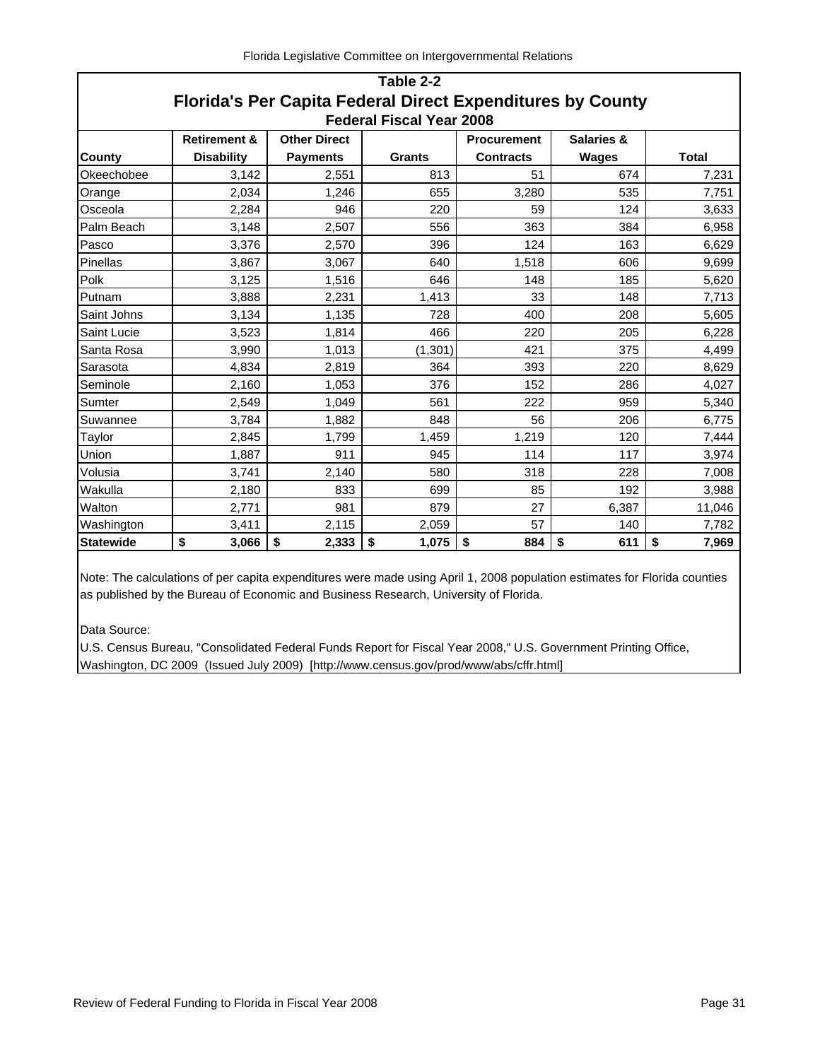## Table 2-2

# Florida's Per Capita Federal Direct Expenditures by County

### Federal Fiscal Year 2008

| County | Retirement & Disability | Other Direct Payments | Grants | Procurement Contracts | Salaries & Wages | Total |
|---|---|---|---|---|---|---|
| Okeechobee | 3,142 | 2,551 | 813 | 51 | 674 | 7,231 |
| Orange | 2,034 | 1,246 | 655 | 3,280 | 535 | 7,751 |
| Osceola | 2,284 | 946 | 220 | 59 | 124 | 3,633 |
| Palm Beach | 3,148 | 2,507 | 556 | 363 | 384 | 6,958 |
| Pasco | 3,376 | 2,570 | 396 | 124 | 163 | 6,629 |
| Pinellas | 3,867 | 3,067 | 640 | 1,518 | 606 | 9,699 |
| Polk | 3,125 | 1,516 | 646 | 148 | 185 | 5,620 |
| Putnam | 3,888 | 2,231 | 1,413 | 33 | 148 | 7,713 |
| Saint Johns | 3,134 | 1,135 | 728 | 400 | 208 | 5,605 |
| Saint Lucie | 3,523 | 1,814 | 466 | 220 | 205 | 6,228 |
| Santa Rosa | 3,990 | 1,013 | (1,301) | 421 | 375 | 4,499 |
| Sarasota | 4,834 | 2,819 | 364 | 393 | 220 | 8,629 |
| Seminole | 2,160 | 1,053 | 376 | 152 | 286 | 4,027 |
| Sumter | 2,549 | 1,049 | 561 | 222 | 959 | 5,340 |
| Suwannee | 3,784 | 1,882 | 848 | 56 | 206 | 6,775 |
| Taylor | 2,845 | 1,799 | 1,459 | 1,219 | 120 | 7,444 |
| Union | 1,887 | 911 | 945 | 114 | 117 | 3,974 |
| Volusia | 3,741 | 2,140 | 580 | 318 | 228 | 7,008 |
| Wakulla | 2,180 | 833 | 699 | 85 | 192 | 3,988 |
| Walton | 2,771 | 981 | 879 | 27 | 6,387 | 11,046 |
| Washington | 3,411 | 2,115 | 2,059 | 57 | 140 | 7,782 |
| **Statewide** | **$ 3,066** | **$ 2,333** | **$ 1,075** | **$ 884** | **$ 611** | **$ 7,969** |

Note: The calculations of per capita expenditures were made using April 1, 2008 population estimates for Florida counties as published by the Bureau of Economic and Business Research, University of Florida.

Data Source:
U.S. Census Bureau, "Consolidated Federal Funds Report for Fiscal Year 2008," U.S. Government Printing Office, Washington, DC 2009 (Issued July 2009) [http://www.census.gov/prod/www/abs/cffr.html]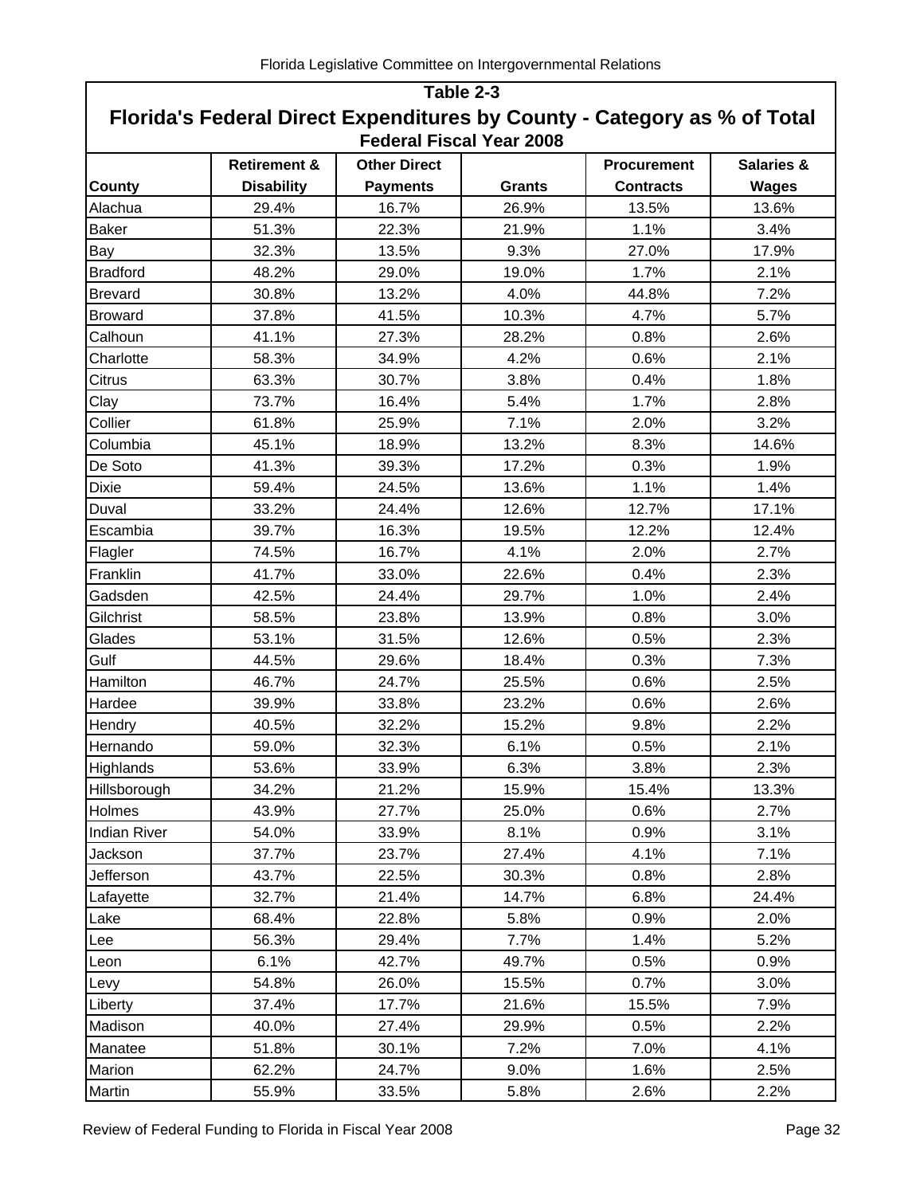## Table 2-3

## Florida's Federal Direct Expenditures by County - Category as % of Total

### Federal Fiscal Year 2008

| County | Retirement & Disability | Other Direct Payments | Grants | Procurement Contracts | Salaries & Wages |
|---|---|---|---|---|---|
| Alachua | 29.4% | 16.7% | 26.9% | 13.5% | 13.6% |
| Baker | 51.3% | 22.3% | 21.9% | 1.1% | 3.4% |
| Bay | 32.3% | 13.5% | 9.3% | 27.0% | 17.9% |
| Bradford | 48.2% | 29.0% | 19.0% | 1.7% | 2.1% |
| Brevard | 30.8% | 13.2% | 4.0% | 44.8% | 7.2% |
| Broward | 37.8% | 41.5% | 10.3% | 4.7% | 5.7% |
| Calhoun | 41.1% | 27.3% | 28.2% | 0.8% | 2.6% |
| Charlotte | 58.3% | 34.9% | 4.2% | 0.6% | 2.1% |
| Citrus | 63.3% | 30.7% | 3.8% | 0.4% | 1.8% |
| Clay | 73.7% | 16.4% | 5.4% | 1.7% | 2.8% |
| Collier | 61.8% | 25.9% | 7.1% | 2.0% | 3.2% |
| Columbia | 45.1% | 18.9% | 13.2% | 8.3% | 14.6% |
| De Soto | 41.3% | 39.3% | 17.2% | 0.3% | 1.9% |
| Dixie | 59.4% | 24.5% | 13.6% | 1.1% | 1.4% |
| Duval | 33.2% | 24.4% | 12.6% | 12.7% | 17.1% |
| Escambia | 39.7% | 16.3% | 19.5% | 12.2% | 12.4% |
| Flagler | 74.5% | 16.7% | 4.1% | 2.0% | 2.7% |
| Franklin | 41.7% | 33.0% | 22.6% | 0.4% | 2.3% |
| Gadsden | 42.5% | 24.4% | 29.7% | 1.0% | 2.4% |
| Gilchrist | 58.5% | 23.8% | 13.9% | 0.8% | 3.0% |
| Glades | 53.1% | 31.5% | 12.6% | 0.5% | 2.3% |
| Gulf | 44.5% | 29.6% | 18.4% | 0.3% | 7.3% |
| Hamilton | 46.7% | 24.7% | 25.5% | 0.6% | 2.5% |
| Hardee | 39.9% | 33.8% | 23.2% | 0.6% | 2.6% |
| Hendry | 40.5% | 32.2% | 15.2% | 9.8% | 2.2% |
| Hernando | 59.0% | 32.3% | 6.1% | 0.5% | 2.1% |
| Highlands | 53.6% | 33.9% | 6.3% | 3.8% | 2.3% |
| Hillsborough | 34.2% | 21.2% | 15.9% | 15.4% | 13.3% |
| Holmes | 43.9% | 27.7% | 25.0% | 0.6% | 2.7% |
| Indian River | 54.0% | 33.9% | 8.1% | 0.9% | 3.1% |
| Jackson | 37.7% | 23.7% | 27.4% | 4.1% | 7.1% |
| Jefferson | 43.7% | 22.5% | 30.3% | 0.8% | 2.8% |
| Lafayette | 32.7% | 21.4% | 14.7% | 6.8% | 24.4% |
| Lake | 68.4% | 22.8% | 5.8% | 0.9% | 2.0% |
| Lee | 56.3% | 29.4% | 7.7% | 1.4% | 5.2% |
| Leon | 6.1% | 42.7% | 49.7% | 0.5% | 0.9% |
| Levy | 54.8% | 26.0% | 15.5% | 0.7% | 3.0% |
| Liberty | 37.4% | 17.7% | 21.6% | 15.5% | 7.9% |
| Madison | 40.0% | 27.4% | 29.9% | 0.5% | 2.2% |
| Manatee | 51.8% | 30.1% | 7.2% | 7.0% | 4.1% |
| Marion | 62.2% | 24.7% | 9.0% | 1.6% | 2.5% |
| Martin | 55.9% | 33.5% | 5.8% | 2.6% | 2.2% |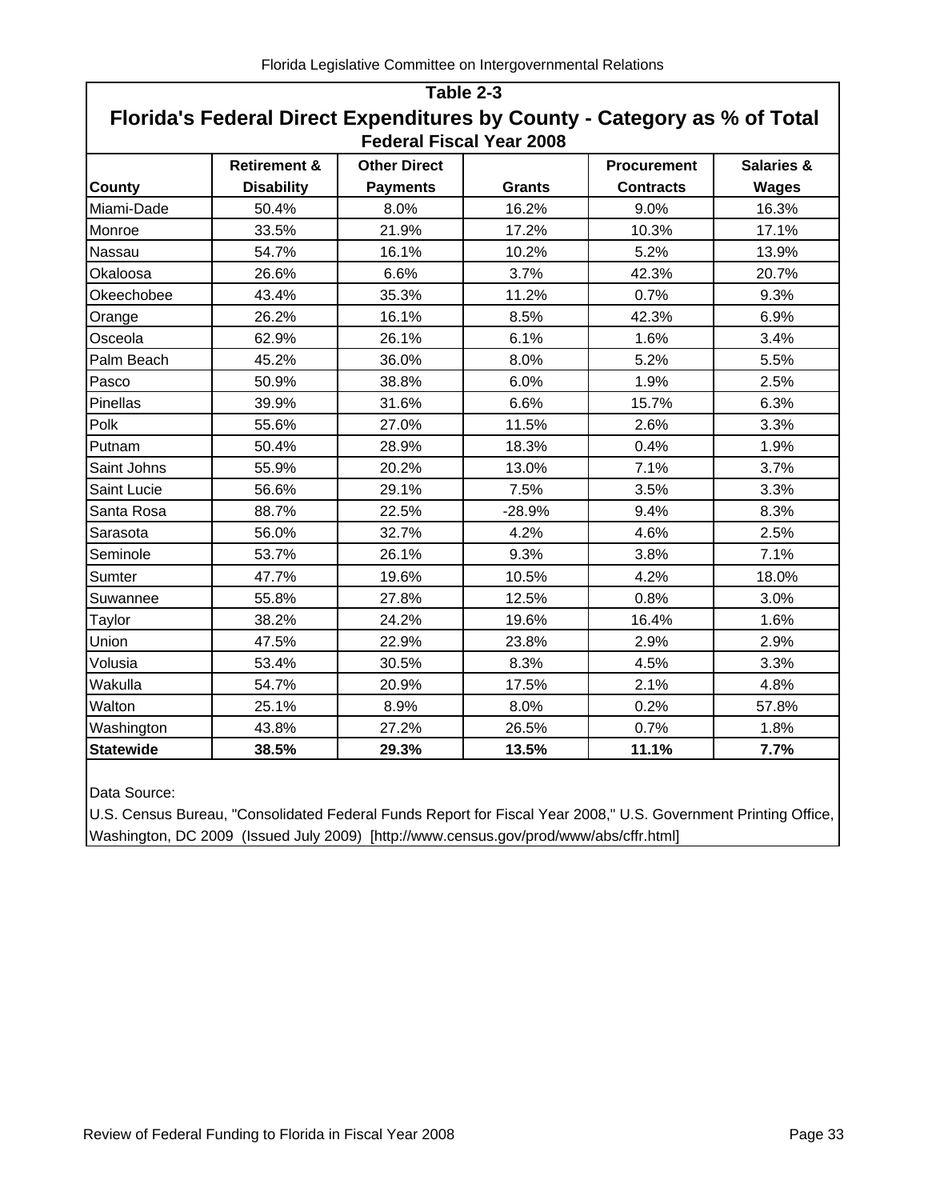## Table 2-3

### Florida's Federal Direct Expenditures by County - Category as % of Total

**Federal Fiscal Year 2008**

| County | Retirement & Disability | Other Direct Payments | Grants | Procurement Contracts | Salaries & Wages |
|---|---|---|---|---|---|
| Miami-Dade | 50.4% | 8.0% | 16.2% | 9.0% | 16.3% |
| Monroe | 33.5% | 21.9% | 17.2% | 10.3% | 17.1% |
| Nassau | 54.7% | 16.1% | 10.2% | 5.2% | 13.9% |
| Okaloosa | 26.6% | 6.6% | 3.7% | 42.3% | 20.7% |
| Okeechobee | 43.4% | 35.3% | 11.2% | 0.7% | 9.3% |
| Orange | 26.2% | 16.1% | 8.5% | 42.3% | 6.9% |
| Osceola | 62.9% | 26.1% | 6.1% | 1.6% | 3.4% |
| Palm Beach | 45.2% | 36.0% | 8.0% | 5.2% | 5.5% |
| Pasco | 50.9% | 38.8% | 6.0% | 1.9% | 2.5% |
| Pinellas | 39.9% | 31.6% | 6.6% | 15.7% | 6.3% |
| Polk | 55.6% | 27.0% | 11.5% | 2.6% | 3.3% |
| Putnam | 50.4% | 28.9% | 18.3% | 0.4% | 1.9% |
| Saint Johns | 55.9% | 20.2% | 13.0% | 7.1% | 3.7% |
| Saint Lucie | 56.6% | 29.1% | 7.5% | 3.5% | 3.3% |
| Santa Rosa | 88.7% | 22.5% | -28.9% | 9.4% | 8.3% |
| Sarasota | 56.0% | 32.7% | 4.2% | 4.6% | 2.5% |
| Seminole | 53.7% | 26.1% | 9.3% | 3.8% | 7.1% |
| Sumter | 47.7% | 19.6% | 10.5% | 4.2% | 18.0% |
| Suwannee | 55.8% | 27.8% | 12.5% | 0.8% | 3.0% |
| Taylor | 38.2% | 24.2% | 19.6% | 16.4% | 1.6% |
| Union | 47.5% | 22.9% | 23.8% | 2.9% | 2.9% |
| Volusia | 53.4% | 30.5% | 8.3% | 4.5% | 3.3% |
| Wakulla | 54.7% | 20.9% | 17.5% | 2.1% | 4.8% |
| Walton | 25.1% | 8.9% | 8.0% | 0.2% | 57.8% |
| Washington | 43.8% | 27.2% | 26.5% | 0.7% | 1.8% |
| **Statewide** | **38.5%** | **29.3%** | **13.5%** | **11.1%** | **7.7%** |

Data Source:

U.S. Census Bureau, "Consolidated Federal Funds Report for Fiscal Year 2008," U.S. Government Printing Office, Washington, DC 2009 (Issued July 2009) [http://www.census.gov/prod/www/abs/cffr.html]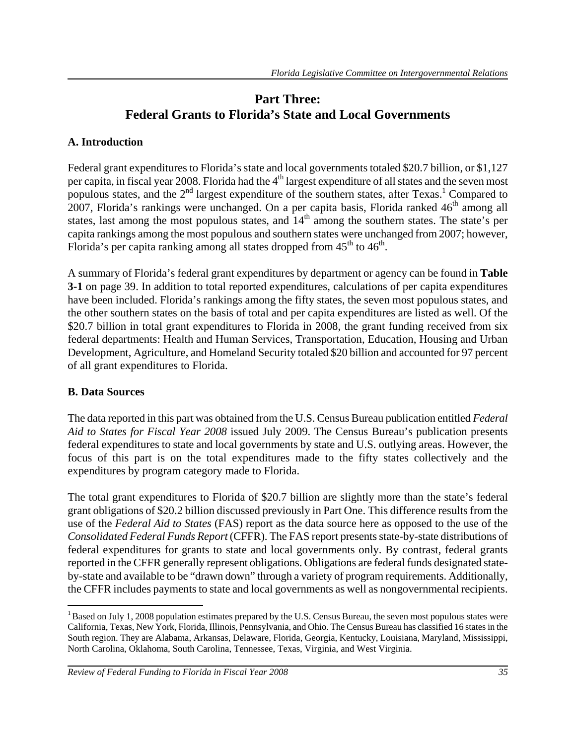# Part Three: Federal Grants to Florida's State and Local Governments

## A. Introduction

Federal grant expenditures to Florida's state and local governments totaled $20.7 billion, or $1,127 per capita, in fiscal year 2008. Florida had the 4th largest expenditure of all states and the seven most populous states, and the 2nd largest expenditure of the southern states, after Texas.[1] Compared to 2007, Florida's rankings were unchanged. On a per capita basis, Florida ranked 46th among all states, last among the most populous states, and 14th among the southern states. The state's per capita rankings among the most populous and southern states were unchanged from 2007; however, Florida's per capita ranking among all states dropped from 45th to 46th.

A summary of Florida's federal grant expenditures by department or agency can be found in **Table 3-1** on page 39. In addition to total reported expenditures, calculations of per capita expenditures have been included. Florida's rankings among the fifty states, the seven most populous states, and the other southern states on the basis of total and per capita expenditures are listed as well. Of the $20.7 billion in total grant expenditures to Florida in 2008, the grant funding received from six federal departments: Health and Human Services, Transportation, Education, Housing and Urban Development, Agriculture, and Homeland Security totaled $20 billion and accounted for 97 percent of all grant expenditures to Florida.

## B. Data Sources

The data reported in this part was obtained from the U.S. Census Bureau publication entitled *Federal Aid to States for Fiscal Year 2008* issued July 2009. The Census Bureau's publication presents federal expenditures to state and local governments by state and U.S. outlying areas. However, the focus of this part is on the total expenditures made to the fifty states collectively and the expenditures by program category made to Florida.

The total grant expenditures to Florida of $20.7 billion are slightly more than the state's federal grant obligations of $20.2 billion discussed previously in Part One. This difference results from the use of the *Federal Aid to States* (FAS) report as the data source here as opposed to the use of the *Consolidated Federal Funds Report* (CFFR). The FAS report presents state-by-state distributions of federal expenditures for grants to state and local governments only. By contrast, federal grants reported in the CFFR generally represent obligations. Obligations are federal funds designated state-by-state and available to be "drawn down" through a variety of program requirements. Additionally, the CFFR includes payments to state and local governments as well as nongovernmental recipients.

---

[1] Based on July 1, 2008 population estimates prepared by the U.S. Census Bureau, the seven most populous states were California, Texas, New York, Florida, Illinois, Pennsylvania, and Ohio. The Census Bureau has classified 16 states in the South region. They are Alabama, Arkansas, Delaware, Florida, Georgia, Kentucky, Louisiana, Maryland, Mississippi, North Carolina, Oklahoma, South Carolina, Tennessee, Texas, Virginia, and West Virginia.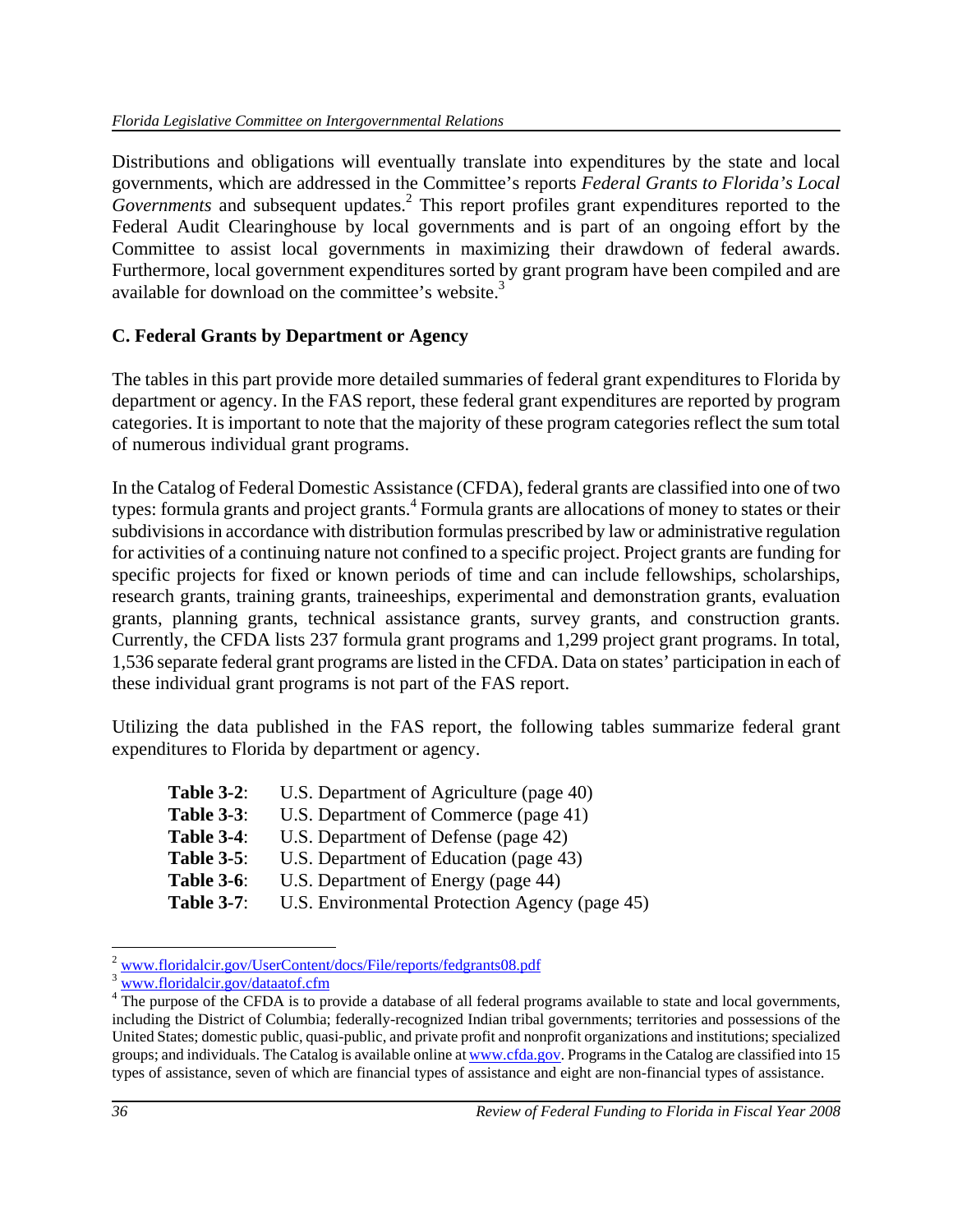Distributions and obligations will eventually translate into expenditures by the state and local governments, which are addressed in the Committee's reports *Federal Grants to Florida's Local Governments* and subsequent updates.[2] This report profiles grant expenditures reported to the Federal Audit Clearinghouse by local governments and is part of an ongoing effort by the Committee to assist local governments in maximizing their drawdown of federal awards. Furthermore, local government expenditures sorted by grant program have been compiled and are available for download on the committee's website.[3]

**C. Federal Grants by Department or Agency**

The tables in this part provide more detailed summaries of federal grant expenditures to Florida by department or agency. In the FAS report, these federal grant expenditures are reported by program categories. It is important to note that the majority of these program categories reflect the sum total of numerous individual grant programs.

In the Catalog of Federal Domestic Assistance (CFDA), federal grants are classified into one of two types: formula grants and project grants.[4] Formula grants are allocations of money to states or their subdivisions in accordance with distribution formulas prescribed by law or administrative regulation for activities of a continuing nature not confined to a specific project. Project grants are funding for specific projects for fixed or known periods of time and can include fellowships, scholarships, research grants, training grants, traineeships, experimental and demonstration grants, evaluation grants, planning grants, technical assistance grants, survey grants, and construction grants. Currently, the CFDA lists 237 formula grant programs and 1,299 project grant programs. In total, 1,536 separate federal grant programs are listed in the CFDA. Data on states' participation in each of these individual grant programs is not part of the FAS report.

Utilizing the data published in the FAS report, the following tables summarize federal grant expenditures to Florida by department or agency.

- **Table 3-2**: U.S. Department of Agriculture (page 40)
- **Table 3-3**: U.S. Department of Commerce (page 41)
- **Table 3-4**: U.S. Department of Defense (page 42)
- **Table 3-5**: U.S. Department of Education (page 43)
- **Table 3-6**: U.S. Department of Energy (page 44)
- **Table 3-7**: U.S. Environmental Protection Agency (page 45)

---

[2] www.floridalcir.gov/UserContent/docs/File/reports/fedgrants08.pdf

[3] www.floridalcir.gov/dataatof.cfm

[4] The purpose of the CFDA is to provide a database of all federal programs available to state and local governments, including the District of Columbia; federally-recognized Indian tribal governments; territories and possessions of the United States; domestic public, quasi-public, and private profit and nonprofit organizations and institutions; specialized groups; and individuals. The Catalog is available online at www.cfda.gov. Programs in the Catalog are classified into 15 types of assistance, seven of which are financial types of assistance and eight are non-financial types of assistance.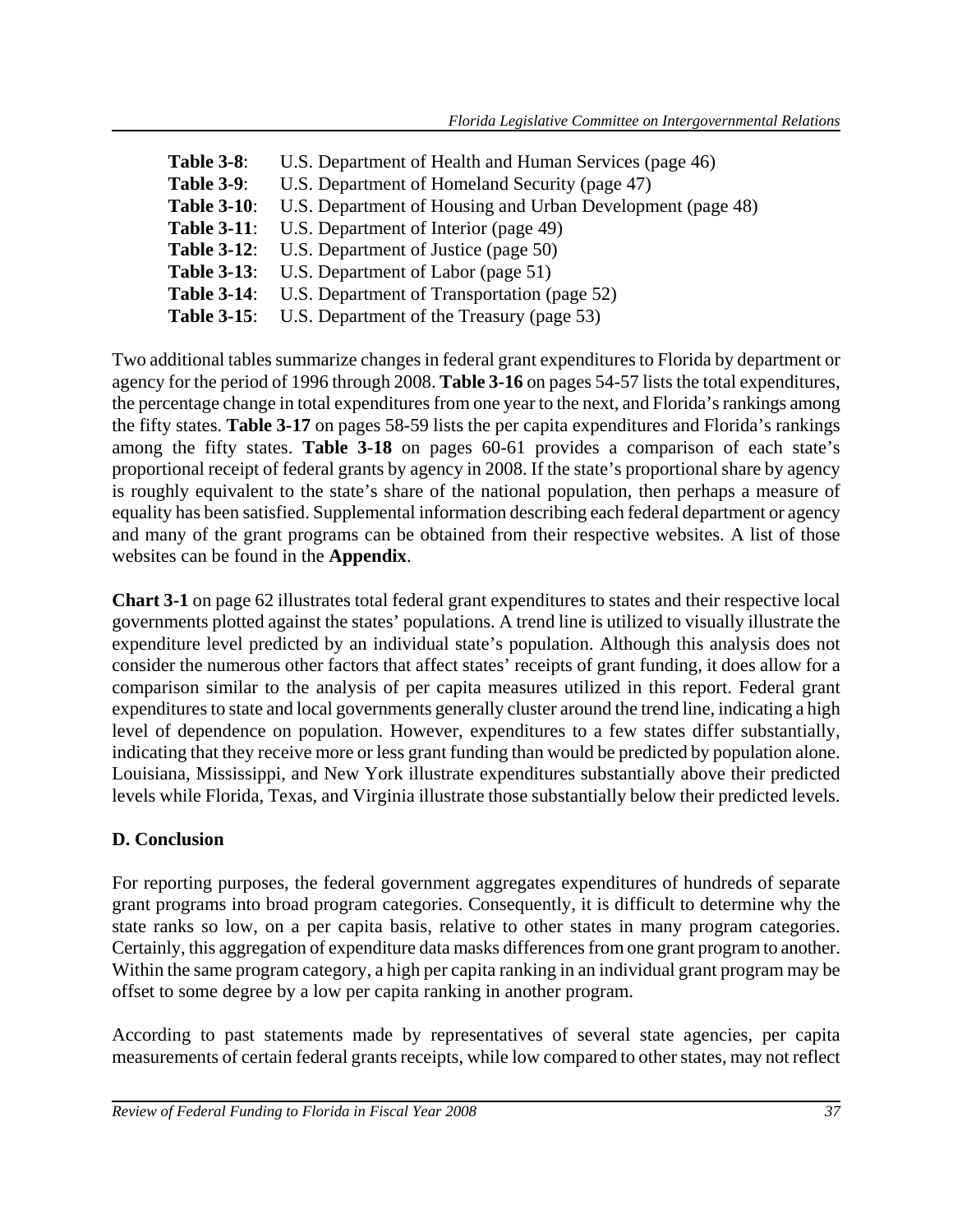**Table 3-8**: U.S. Department of Health and Human Services (page 46)
**Table 3-9**: U.S. Department of Homeland Security (page 47)
**Table 3-10**: U.S. Department of Housing and Urban Development (page 48)
**Table 3-11**: U.S. Department of Interior (page 49)
**Table 3-12**: U.S. Department of Justice (page 50)
**Table 3-13**: U.S. Department of Labor (page 51)
**Table 3-14**: U.S. Department of Transportation (page 52)
**Table 3-15**: U.S. Department of the Treasury (page 53)

Two additional tables summarize changes in federal grant expenditures to Florida by department or agency for the period of 1996 through 2008. **Table 3-16** on pages 54-57 lists the total expenditures, the percentage change in total expenditures from one year to the next, and Florida's rankings among the fifty states. **Table 3-17** on pages 58-59 lists the per capita expenditures and Florida's rankings among the fifty states. **Table 3-18** on pages 60-61 provides a comparison of each state's proportional receipt of federal grants by agency in 2008. If the state's proportional share by agency is roughly equivalent to the state's share of the national population, then perhaps a measure of equality has been satisfied. Supplemental information describing each federal department or agency and many of the grant programs can be obtained from their respective websites. A list of those websites can be found in the **Appendix**.

**Chart 3-1** on page 62 illustrates total federal grant expenditures to states and their respective local governments plotted against the states' populations. A trend line is utilized to visually illustrate the expenditure level predicted by an individual state's population. Although this analysis does not consider the numerous other factors that affect states' receipts of grant funding, it does allow for a comparison similar to the analysis of per capita measures utilized in this report. Federal grant expenditures to state and local governments generally cluster around the trend line, indicating a high level of dependence on population. However, expenditures to a few states differ substantially, indicating that they receive more or less grant funding than would be predicted by population alone. Louisiana, Mississippi, and New York illustrate expenditures substantially above their predicted levels while Florida, Texas, and Virginia illustrate those substantially below their predicted levels.

## D. Conclusion

For reporting purposes, the federal government aggregates expenditures of hundreds of separate grant programs into broad program categories. Consequently, it is difficult to determine why the state ranks so low, on a per capita basis, relative to other states in many program categories. Certainly, this aggregation of expenditure data masks differences from one grant program to another. Within the same program category, a high per capita ranking in an individual grant program may be offset to some degree by a low per capita ranking in another program.

According to past statements made by representatives of several state agencies, per capita measurements of certain federal grants receipts, while low compared to other states, may not reflect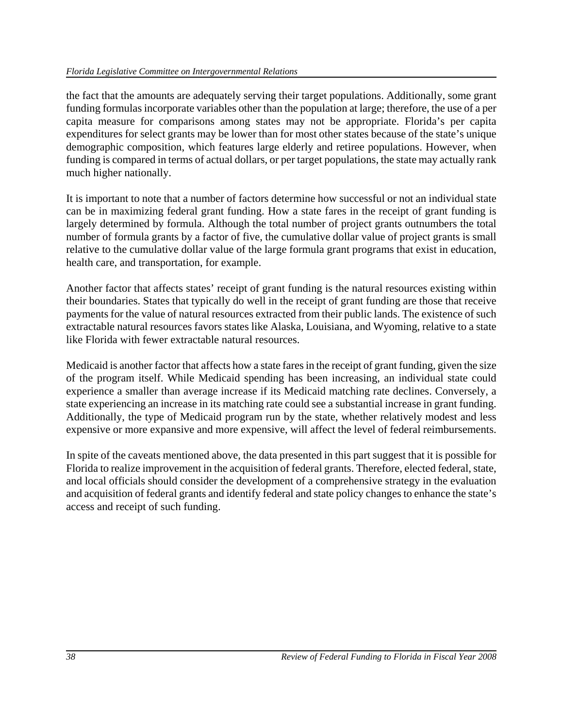the fact that the amounts are adequately serving their target populations. Additionally, some grant funding formulas incorporate variables other than the population at large; therefore, the use of a per capita measure for comparisons among states may not be appropriate. Florida's per capita expenditures for select grants may be lower than for most other states because of the state's unique demographic composition, which features large elderly and retiree populations. However, when funding is compared in terms of actual dollars, or per target populations, the state may actually rank much higher nationally.

It is important to note that a number of factors determine how successful or not an individual state can be in maximizing federal grant funding. How a state fares in the receipt of grant funding is largely determined by formula. Although the total number of project grants outnumbers the total number of formula grants by a factor of five, the cumulative dollar value of project grants is small relative to the cumulative dollar value of the large formula grant programs that exist in education, health care, and transportation, for example.

Another factor that affects states' receipt of grant funding is the natural resources existing within their boundaries. States that typically do well in the receipt of grant funding are those that receive payments for the value of natural resources extracted from their public lands. The existence of such extractable natural resources favors states like Alaska, Louisiana, and Wyoming, relative to a state like Florida with fewer extractable natural resources.

Medicaid is another factor that affects how a state fares in the receipt of grant funding, given the size of the program itself. While Medicaid spending has been increasing, an individual state could experience a smaller than average increase if its Medicaid matching rate declines. Conversely, a state experiencing an increase in its matching rate could see a substantial increase in grant funding. Additionally, the type of Medicaid program run by the state, whether relatively modest and less expensive or more expansive and more expensive, will affect the level of federal reimbursements.

In spite of the caveats mentioned above, the data presented in this part suggest that it is possible for Florida to realize improvement in the acquisition of federal grants. Therefore, elected federal, state, and local officials should consider the development of a comprehensive strategy in the evaluation and acquisition of federal grants and identify federal and state policy changes to enhance the state's access and receipt of such funding.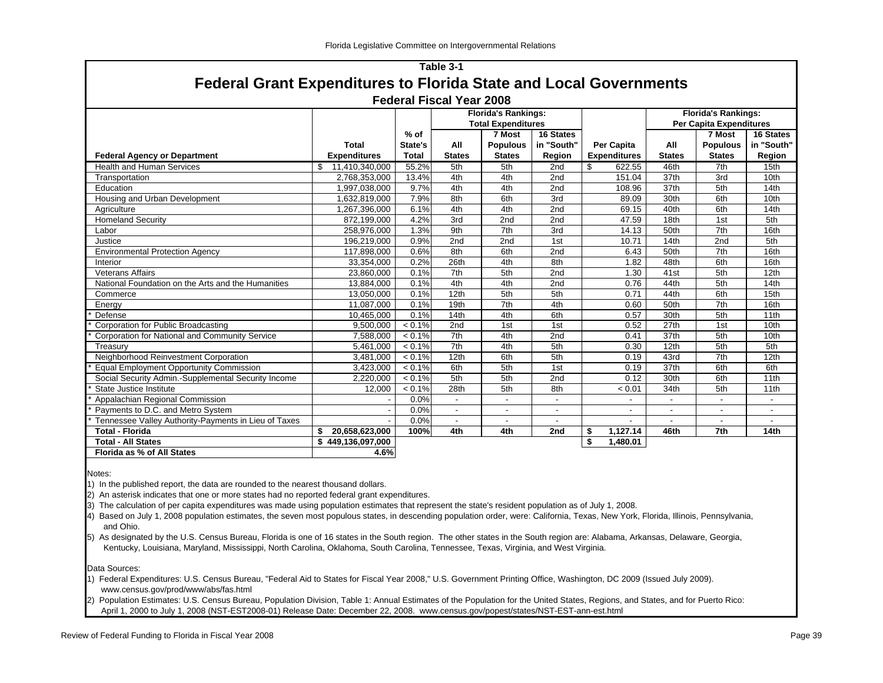# Table 3-1

## Federal Grant Expenditures to Florida State and Local Governments

### Federal Fiscal Year 2008

| Federal Agency or Department | Total Expenditures | % of State's Total | Florida's Rankings: Total Expenditures – All States | 7 Most Populous States | 16 States in "South" Region | Per Capita Expenditures | Florida's Rankings: Per Capita Expenditures – All States | 7 Most Populous States | 16 States in "South" Region |
|---|---|---|---|---|---|---|---|---|---|
| Health and Human Services | $ 11,410,340,000 | 55.2% | 5th | 5th | 2nd | $ 622.55 | 46th | 7th | 15th |
| Transportation | 2,768,353,000 | 13.4% | 4th | 4th | 2nd | 151.04 | 37th | 3rd | 10th |
| Education | 1,997,038,000 | 9.7% | 4th | 4th | 2nd | 108.96 | 37th | 5th | 14th |
| Housing and Urban Development | 1,632,819,000 | 7.9% | 8th | 6th | 3rd | 89.09 | 30th | 6th | 10th |
| Agriculture | 1,267,396,000 | 6.1% | 4th | 4th | 2nd | 69.15 | 40th | 6th | 14th |
| Homeland Security | 872,199,000 | 4.2% | 3rd | 2nd | 2nd | 47.59 | 18th | 1st | 5th |
| Labor | 258,976,000 | 1.3% | 9th | 7th | 3rd | 14.13 | 50th | 7th | 16th |
| Justice | 196,219,000 | 0.9% | 2nd | 2nd | 1st | 10.71 | 14th | 2nd | 5th |
| Environmental Protection Agency | 117,898,000 | 0.6% | 8th | 6th | 2nd | 6.43 | 50th | 7th | 16th |
| Interior | 33,354,000 | 0.2% | 26th | 4th | 8th | 1.82 | 48th | 6th | 16th |
| Veterans Affairs | 23,860,000 | 0.1% | 7th | 5th | 2nd | 1.30 | 41st | 5th | 12th |
| National Foundation on the Arts and the Humanities | 13,884,000 | 0.1% | 4th | 4th | 2nd | 0.76 | 44th | 5th | 14th |
| Commerce | 13,050,000 | 0.1% | 12th | 5th | 5th | 0.71 | 44th | 6th | 15th |
| Energy | 11,087,000 | 0.1% | 19th | 7th | 4th | 0.60 | 50th | 7th | 16th |
| * Defense | 10,465,000 | 0.1% | 14th | 4th | 6th | 0.57 | 30th | 5th | 11th |
| * Corporation for Public Broadcasting | 9,500,000 | < 0.1% | 2nd | 1st | 1st | 0.52 | 27th | 1st | 10th |
| * Corporation for National and Community Service | 7,588,000 | < 0.1% | 7th | 4th | 2nd | 0.41 | 37th | 5th | 10th |
| Treasury | 5,461,000 | < 0.1% | 7th | 4th | 5th | 0.30 | 12th | 5th | 5th |
| Neighborhood Reinvestment Corporation | 3,481,000 | < 0.1% | 12th | 6th | 5th | 0.19 | 43rd | 7th | 12th |
| * Equal Employment Opportunity Commission | 3,423,000 | < 0.1% | 6th | 5th | 1st | 0.19 | 37th | 6th | 6th |
| Social Security Admin.-Supplemental Security Income | 2,220,000 | < 0.1% | 5th | 5th | 2nd | 0.12 | 30th | 6th | 11th |
| * State Justice Institute | 12,000 | < 0.1% | 28th | 5th | 8th | < 0.01 | 34th | 5th | 11th |
| * Appalachian Regional Commission | - | 0.0% | - | - | - | - | - | - | - |
| * Payments to D.C. and Metro System | - | 0.0% | - | - | - | - | - | - | - |
| * Tennessee Valley Authority-Payments in Lieu of Taxes | - | 0.0% | - | - | - | - | - | - | - |
| **Total - Florida** | **$ 20,658,623,000** | **100%** | **4th** | **4th** | **2nd** | **$ 1,127.14** | **46th** | **7th** | **14th** |
| **Total - All States** | **$ 449,136,097,000** | | | | | **$ 1,480.01** | | | |
| **Florida as % of All States** | **4.6%** | | | | | | | | |

Notes:

1) In the published report, the data are rounded to the nearest thousand dollars.

2) An asterisk indicates that one or more states had no reported federal grant expenditures.

3) The calculation of per capita expenditures was made using population estimates that represent the state's resident population as of July 1, 2008.

4) Based on July 1, 2008 population estimates, the seven most populous states, in descending population order, were: California, Texas, New York, Florida, Illinois, Pennsylvania, and Ohio.

5) As designated by the U.S. Census Bureau, Florida is one of 16 states in the South region. The other states in the South region are: Alabama, Arkansas, Delaware, Georgia, Kentucky, Louisiana, Maryland, Mississippi, North Carolina, Oklahoma, South Carolina, Tennessee, Texas, Virginia, and West Virginia.

Data Sources:

1) Federal Expenditures: U.S. Census Bureau, "Federal Aid to States for Fiscal Year 2008," U.S. Government Printing Office, Washington, DC 2009 (Issued July 2009). www.census.gov/prod/www/abs/fas.html

2) Population Estimates: U.S. Census Bureau, Population Division, Table 1: Annual Estimates of the Population for the United States, Regions, and States, and for Puerto Rico: April 1, 2000 to July 1, 2008 (NST-EST2008-01) Release Date: December 22, 2008. www.census.gov/popest/states/NST-EST-ann-est.html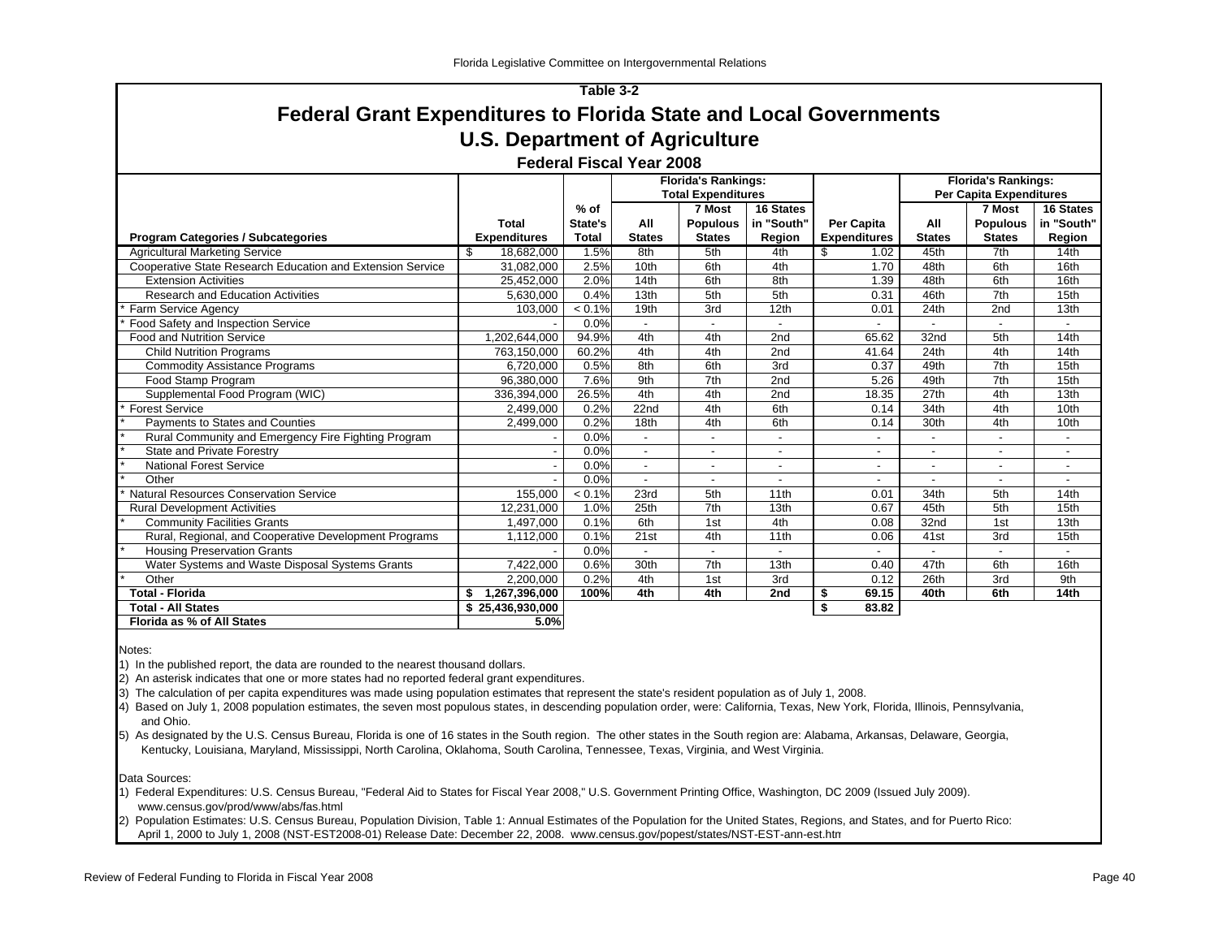## Table 3-2

# Federal Grant Expenditures to Florida State and Local Governments

## U.S. Department of Agriculture

### Federal Fiscal Year 2008

| Program Categories / Subcategories | Total Expenditures | % of State's Total | Florida's Rankings: Total Expenditures - All States | 7 Most Populous States | 16 States in "South" Region | Per Capita Expenditures | Florida's Rankings: Per Capita Expenditures - All States | 7 Most Populous States | 16 States in "South" Region |
|---|---|---|---|---|---|---|---|---|---|
| Agricultural Marketing Service | $ 18,682,000 | 1.5% | 8th | 5th | 4th | $ 1.02 | 45th | 7th | 14th |
| Cooperative State Research Education and Extension Service | 31,082,000 | 2.5% | 10th | 6th | 4th | 1.70 | 48th | 6th | 16th |
| Extension Activities | 25,452,000 | 2.0% | 14th | 6th | 8th | 1.39 | 48th | 6th | 16th |
| Research and Education Activities | 5,630,000 | 0.4% | 13th | 5th | 5th | 0.31 | 46th | 7th | 15th |
| * Farm Service Agency | 103,000 | < 0.1% | 19th | 3rd | 12th | 0.01 | 24th | 2nd | 13th |
| * Food Safety and Inspection Service | - | 0.0% | - | - | - | - | - | - | - |
| Food and Nutrition Service | 1,202,644,000 | 94.9% | 4th | 4th | 2nd | 65.62 | 32nd | 5th | 14th |
| Child Nutrition Programs | 763,150,000 | 60.2% | 4th | 4th | 2nd | 41.64 | 24th | 4th | 14th |
| Commodity Assistance Programs | 6,720,000 | 0.5% | 8th | 6th | 3rd | 0.37 | 49th | 7th | 15th |
| Food Stamp Program | 96,380,000 | 7.6% | 9th | 7th | 2nd | 5.26 | 49th | 7th | 15th |
| Supplemental Food Program (WIC) | 336,394,000 | 26.5% | 4th | 4th | 2nd | 18.35 | 27th | 4th | 13th |
| * Forest Service | 2,499,000 | 0.2% | 22nd | 4th | 6th | 0.14 | 34th | 4th | 10th |
| * Payments to States and Counties | 2,499,000 | 0.2% | 18th | 4th | 6th | 0.14 | 30th | 4th | 10th |
| * Rural Community and Emergency Fire Fighting Program | - | 0.0% | - | - | - | - | - | - | - |
| * State and Private Forestry | - | 0.0% | - | - | - | - | - | - | - |
| * National Forest Service | - | 0.0% | - | - | - | - | - | - | - |
| * Other | - | 0.0% | - | - | - | - | - | - | - |
| * Natural Resources Conservation Service | 155,000 | < 0.1% | 23rd | 5th | 11th | 0.01 | 34th | 5th | 14th |
| Rural Development Activities | 12,231,000 | 1.0% | 25th | 7th | 13th | 0.67 | 45th | 5th | 15th |
| * Community Facilities Grants | 1,497,000 | 0.1% | 6th | 1st | 4th | 0.08 | 32nd | 1st | 13th |
| Rural, Regional, and Cooperative Development Programs | 1,112,000 | 0.1% | 21st | 4th | 11th | 0.06 | 41st | 3rd | 15th |
| * Housing Preservation Grants | - | 0.0% | - | - | - | - | - | - | - |
| Water Systems and Waste Disposal Systems Grants | 7,422,000 | 0.6% | 30th | 7th | 13th | 0.40 | 47th | 6th | 16th |
| * Other | 2,200,000 | 0.2% | 4th | 1st | 3rd | 0.12 | 26th | 3rd | 9th |
| **Total - Florida** | **$ 1,267,396,000** | **100%** | **4th** | **4th** | **2nd** | **$ 69.15** | **40th** | **6th** | **14th** |
| **Total - All States** | **$ 25,436,930,000** | | | | | **$ 83.82** | | | |
| **Florida as % of All States** | **5.0%** | | | | | | | | |

Notes:

1) In the published report, the data are rounded to the nearest thousand dollars.
2) An asterisk indicates that one or more states had no reported federal grant expenditures.
3) The calculation of per capita expenditures was made using population estimates that represent the state's resident population as of July 1, 2008.
4) Based on July 1, 2008 population estimates, the seven most populous states, in descending population order, were: California, Texas, New York, Florida, Illinois, Pennsylvania, and Ohio.
5) As designated by the U.S. Census Bureau, Florida is one of 16 states in the South region. The other states in the South region are: Alabama, Arkansas, Delaware, Georgia, Kentucky, Louisiana, Maryland, Mississippi, North Carolina, Oklahoma, South Carolina, Tennessee, Texas, Virginia, and West Virginia.

Data Sources:

1) Federal Expenditures: U.S. Census Bureau, "Federal Aid to States for Fiscal Year 2008," U.S. Government Printing Office, Washington, DC 2009 (Issued July 2009). www.census.gov/prod/www/abs/fas.html
2) Population Estimates: U.S. Census Bureau, Population Division, Table 1: Annual Estimates of the Population for the United States, Regions, and States, and for Puerto Rico: April 1, 2000 to July 1, 2008 (NST-EST2008-01) Release Date: December 22, 2008. www.census.gov/popest/states/NST-EST-ann-est.htm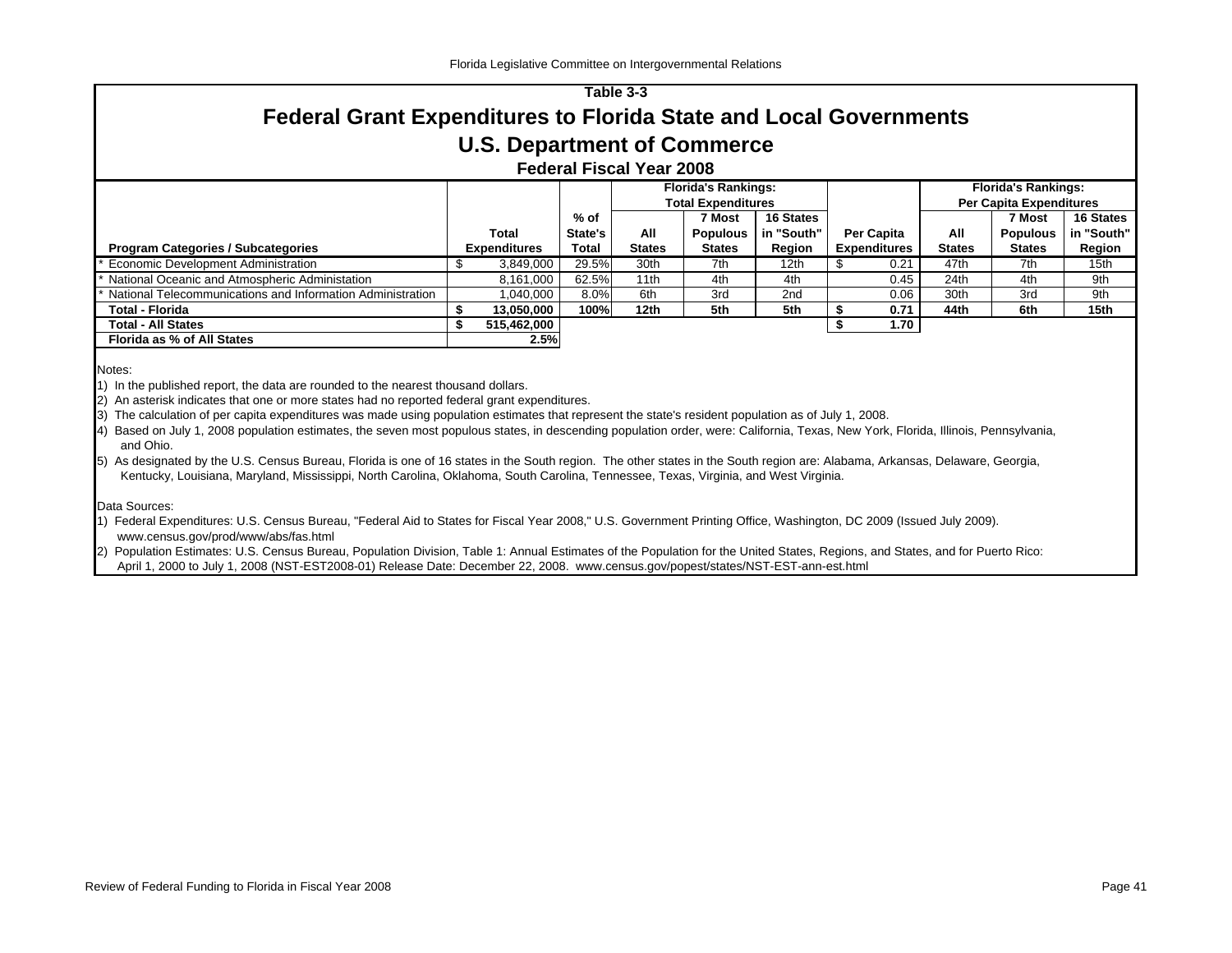Table 3-3

# Federal Grant Expenditures to Florida State and Local Governments

## U.S. Department of Commerce

### Federal Fiscal Year 2008

| Program Categories / Subcategories | Total Expenditures | % of State's Total | Florida's Rankings: Total Expenditures: All States | 7 Most Populous States | 16 States in "South" Region | Per Capita Expenditures | Florida's Rankings: Per Capita Expenditures: All States | 7 Most Populous States | 16 States in "South" Region |
|---|---|---|---|---|---|---|---|---|---|
| * Economic Development Administration | $ 3,849,000 | 29.5% | 30th | 7th | 12th | $ 0.21 | 47th | 7th | 15th |
| * National Oceanic and Atmospheric Administation | 8,161,000 | 62.5% | 11th | 4th | 4th | 0.45 | 24th | 4th | 9th |
| * National Telecommunications and Information Administration | 1,040,000 | 8.0% | 6th | 3rd | 2nd | 0.06 | 30th | 3rd | 9th |
| **Total - Florida** | **$ 13,050,000** | **100%** | **12th** | **5th** | **5th** | **$ 0.71** | **44th** | **6th** | **15th** |
| **Total - All States** | **$ 515,462,000** | | | | | **$ 1.70** | | | |
| **Florida as % of All States** | **2.5%** | | | | | | | | |

Notes:

1) In the published report, the data are rounded to the nearest thousand dollars.

2) An asterisk indicates that one or more states had no reported federal grant expenditures.

3) The calculation of per capita expenditures was made using population estimates that represent the state's resident population as of July 1, 2008.

4) Based on July 1, 2008 population estimates, the seven most populous states, in descending population order, were: California, Texas, New York, Florida, Illinois, Pennsylvania, and Ohio.

5) As designated by the U.S. Census Bureau, Florida is one of 16 states in the South region. The other states in the South region are: Alabama, Arkansas, Delaware, Georgia, Kentucky, Louisiana, Maryland, Mississippi, North Carolina, Oklahoma, South Carolina, Tennessee, Texas, Virginia, and West Virginia.

Data Sources:

1) Federal Expenditures: U.S. Census Bureau, "Federal Aid to States for Fiscal Year 2008," U.S. Government Printing Office, Washington, DC 2009 (Issued July 2009). www.census.gov/prod/www/abs/fas.html

2) Population Estimates: U.S. Census Bureau, Population Division, Table 1: Annual Estimates of the Population for the United States, Regions, and States, and for Puerto Rico: April 1, 2000 to July 1, 2008 (NST-EST2008-01) Release Date: December 22, 2008. www.census.gov/popest/states/NST-EST-ann-est.html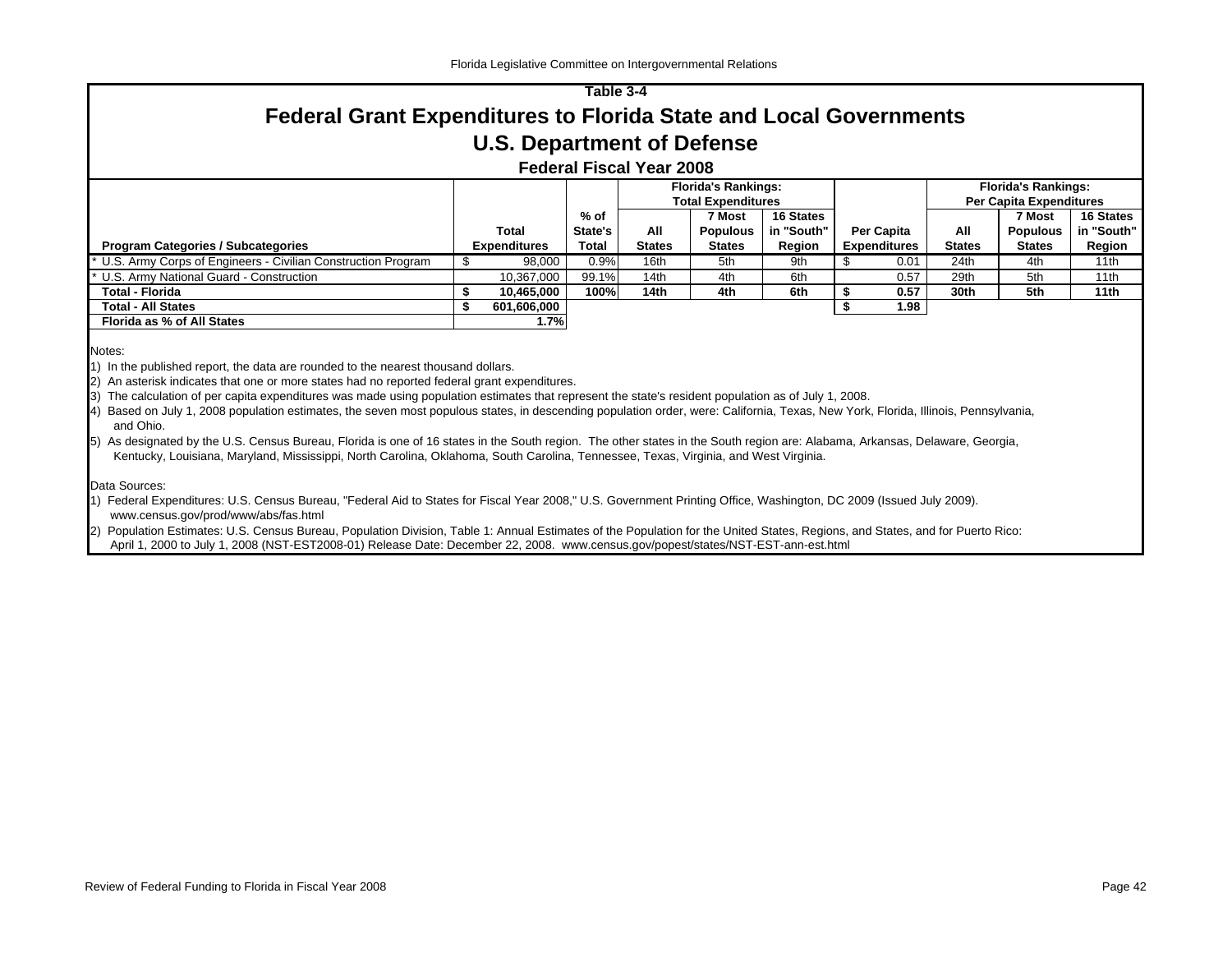Table 3-4

# Federal Grant Expenditures to Florida State and Local Governments

## U.S. Department of Defense

### Federal Fiscal Year 2008

| Program Categories / Subcategories | Total Expenditures | % of State's Total | Florida's Rankings: Total Expenditures: All States | 7 Most Populous States | 16 States in "South" Region | Per Capita Expenditures | Florida's Rankings: Per Capita Expenditures: All States | 7 Most Populous States | 16 States in "South" Region |
|---|---|---|---|---|---|---|---|---|---|
| * U.S. Army Corps of Engineers - Civilian Construction Program | $ 98,000 | 0.9% | 16th | 5th | 9th | $ 0.01 | 24th | 4th | 11th |
| * U.S. Army National Guard - Construction | 10,367,000 | 99.1% | 14th | 4th | 6th | 0.57 | 29th | 5th | 11th |
| **Total - Florida** | **$ 10,465,000** | **100%** | **14th** | **4th** | **6th** | **$ 0.57** | **30th** | **5th** | **11th** |
| **Total - All States** | **$ 601,606,000** | | | | | **$ 1.98** | | | |
| **Florida as % of All States** | **1.7%** | | | | | | | | |

Notes:

1) In the published report, the data are rounded to the nearest thousand dollars.
2) An asterisk indicates that one or more states had no reported federal grant expenditures.
3) The calculation of per capita expenditures was made using population estimates that represent the state's resident population as of July 1, 2008.
4) Based on July 1, 2008 population estimates, the seven most populous states, in descending population order, were: California, Texas, New York, Florida, Illinois, Pennsylvania, and Ohio.
5) As designated by the U.S. Census Bureau, Florida is one of 16 states in the South region. The other states in the South region are: Alabama, Arkansas, Delaware, Georgia, Kentucky, Louisiana, Maryland, Mississippi, North Carolina, Oklahoma, South Carolina, Tennessee, Texas, Virginia, and West Virginia.

Data Sources:

1) Federal Expenditures: U.S. Census Bureau, "Federal Aid to States for Fiscal Year 2008," U.S. Government Printing Office, Washington, DC 2009 (Issued July 2009). www.census.gov/prod/www/abs/fas.html
2) Population Estimates: U.S. Census Bureau, Population Division, Table 1: Annual Estimates of the Population for the United States, Regions, and States, and for Puerto Rico: April 1, 2000 to July 1, 2008 (NST-EST2008-01) Release Date: December 22, 2008. www.census.gov/popest/states/NST-EST-ann-est.html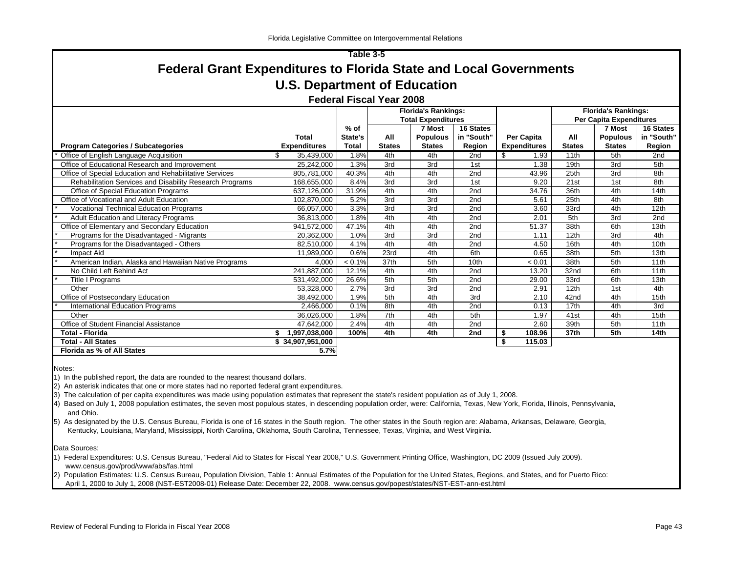Florida Legislative Committee on Intergovernmental Relations

## Table 3-5

# Federal Grant Expenditures to Florida State and Local Governments

## U.S. Department of Education

### Federal Fiscal Year 2008

| | | | Florida's Rankings: Total Expenditures | | | | Florida's Rankings: Per Capita Expenditures | | |
|---|---|---|---|---|---|---|---|---|---|
| **Program Categories / Subcategories** | **Total Expenditures** | **% of State's Total** | **All States** | **7 Most Populous States** | **16 States in "South" Region** | **Per Capita Expenditures** | **All States** | **7 Most Populous States** | **16 States in "South" Region** |
| * Office of English Language Acquisition | $ 35,439,000 | 1.8% | 4th | 4th | 2nd | $ 1.93 | 11th | 5th | 2nd |
| Office of Educational Research and Improvement | 25,242,000 | 1.3% | 3rd | 3rd | 1st | 1.38 | 19th | 3rd | 5th |
| Office of Special Education and Rehabilitative Services | 805,781,000 | 40.3% | 4th | 4th | 2nd | 43.96 | 25th | 3rd | 8th |
| Rehabilitation Services and Disability Research Programs | 168,655,000 | 8.4% | 3rd | 3rd | 1st | 9.20 | 21st | 1st | 8th |
| Office of Special Education Programs | 637,126,000 | 31.9% | 4th | 4th | 2nd | 34.76 | 36th | 4th | 14th |
| Office of Vocational and Adult Education | 102,870,000 | 5.2% | 3rd | 3rd | 2nd | 5.61 | 25th | 4th | 8th |
| * Vocational Technical Education Programs | 66,057,000 | 3.3% | 3rd | 3rd | 2nd | 3.60 | 33rd | 4th | 12th |
| * Adult Education and Literacy Programs | 36,813,000 | 1.8% | 4th | 4th | 2nd | 2.01 | 5th | 3rd | 2nd |
| Office of Elementary and Secondary Education | 941,572,000 | 47.1% | 4th | 4th | 2nd | 51.37 | 38th | 6th | 13th |
| * Programs for the Disadvantaged - Migrants | 20,362,000 | 1.0% | 3rd | 3rd | 2nd | 1.11 | 12th | 3rd | 4th |
| * Programs for the Disadvantaged - Others | 82,510,000 | 4.1% | 4th | 4th | 2nd | 4.50 | 16th | 4th | 10th |
| * Impact Aid | 11,989,000 | 0.6% | 23rd | 4th | 6th | 0.65 | 38th | 5th | 13th |
| * American Indian, Alaska and Hawaiian Native Programs | 4,000 | < 0.1% | 37th | 5th | 10th | < 0.01 | 38th | 5th | 11th |
| No Child Left Behind Act | 241,887,000 | 12.1% | 4th | 4th | 2nd | 13.20 | 32nd | 6th | 11th |
| * Title I Programs | 531,492,000 | 26.6% | 5th | 5th | 2nd | 29.00 | 33rd | 6th | 13th |
| Other | 53,328,000 | 2.7% | 3rd | 3rd | 2nd | 2.91 | 12th | 1st | 4th |
| Office of Postsecondary Education | 38,492,000 | 1.9% | 5th | 4th | 3rd | 2.10 | 42nd | 4th | 15th |
| * International Education Programs | 2,466,000 | 0.1% | 8th | 4th | 2nd | 0.13 | 17th | 4th | 3rd |
| Other | 36,026,000 | 1.8% | 7th | 4th | 5th | 1.97 | 41st | 4th | 15th |
| Office of Student Financial Assistance | 47,642,000 | 2.4% | 4th | 4th | 2nd | 2.60 | 39th | 5th | 11th |
| **Total - Florida** | **$ 1,997,038,000** | **100%** | **4th** | **4th** | **2nd** | **$ 108.96** | **37th** | **5th** | **14th** |
| **Total - All States** | **$ 34,907,951,000** | | | | | **$ 115.03** | | | |
| **Florida as % of All States** | **5.7%** | | | | | | | | |

Notes:

1) In the published report, the data are rounded to the nearest thousand dollars.
2) An asterisk indicates that one or more states had no reported federal grant expenditures.
3) The calculation of per capita expenditures was made using population estimates that represent the state's resident population as of July 1, 2008.
4) Based on July 1, 2008 population estimates, the seven most populous states, in descending population order, were: California, Texas, New York, Florida, Illinois, Pennsylvania, and Ohio.
5) As designated by the U.S. Census Bureau, Florida is one of 16 states in the South region. The other states in the South region are: Alabama, Arkansas, Delaware, Georgia, Kentucky, Louisiana, Maryland, Mississippi, North Carolina, Oklahoma, South Carolina, Tennessee, Texas, Virginia, and West Virginia.

Data Sources:

1) Federal Expenditures: U.S. Census Bureau, "Federal Aid to States for Fiscal Year 2008," U.S. Government Printing Office, Washington, DC 2009 (Issued July 2009). www.census.gov/prod/www/abs/fas.html
2) Population Estimates: U.S. Census Bureau, Population Division, Table 1: Annual Estimates of the Population for the United States, Regions, and States, and for Puerto Rico: April 1, 2000 to July 1, 2008 (NST-EST2008-01) Release Date: December 22, 2008. www.census.gov/popest/states/NST-EST-ann-est.html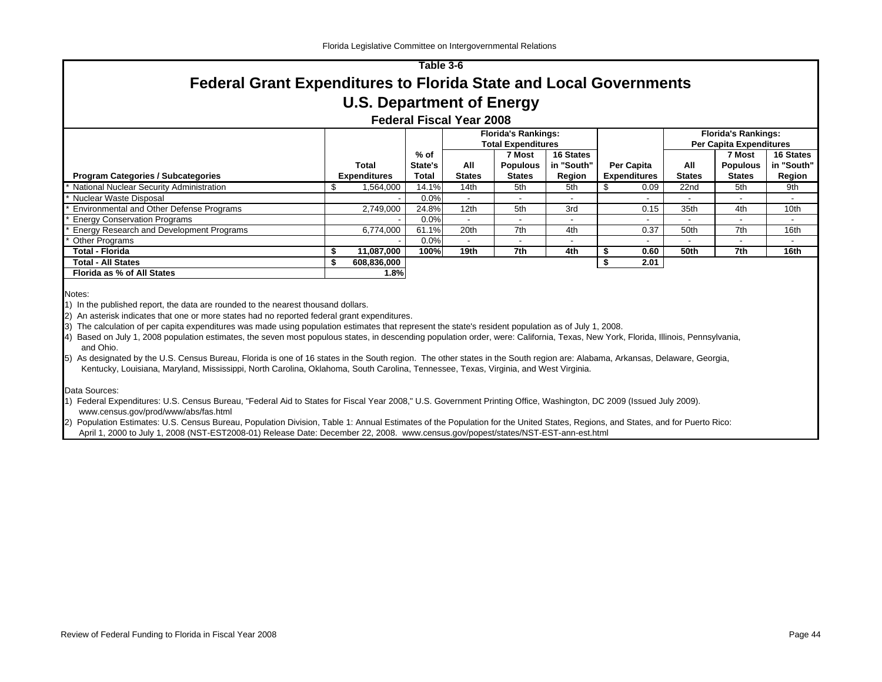Table 3-6

# Federal Grant Expenditures to Florida State and Local Governments

## U.S. Department of Energy

### Federal Fiscal Year 2008

| Program Categories / Subcategories | Total Expenditures | % of State's Total | Florida's Rankings: Total Expenditures | | | Per Capita Expenditures | Florida's Rankings: Per Capita Expenditures | | |
|---|---|---|---|---|---|---|---|---|---|
| | | | All States | 7 Most Populous States | 16 States in "South" Region | | All States | 7 Most Populous States | 16 States in "South" Region |
| * National Nuclear Security Administration | $ 1,564,000 | 14.1% | 14th | 5th | 5th | $ 0.09 | 22nd | 5th | 9th |
| * Nuclear Waste Disposal | - | 0.0% | - | - | - | - | - | - | - |
| * Environmental and Other Defense Programs | 2,749,000 | 24.8% | 12th | 5th | 3rd | 0.15 | 35th | 4th | 10th |
| * Energy Conservation Programs | - | 0.0% | - | - | - | - | - | - | - |
| * Energy Research and Development Programs | 6,774,000 | 61.1% | 20th | 7th | 4th | 0.37 | 50th | 7th | 16th |
| * Other Programs | - | 0.0% | - | - | - | - | - | - | - |
| **Total - Florida** | **$ 11,087,000** | **100%** | **19th** | **7th** | **4th** | **$ 0.60** | **50th** | **7th** | **16th** |
| **Total - All States** | **$ 608,836,000** | | | | | **$ 2.01** | | | |
| **Florida as % of All States** | **1.8%** | | | | | | | | |

Notes:

1) In the published report, the data are rounded to the nearest thousand dollars.
2) An asterisk indicates that one or more states had no reported federal grant expenditures.
3) The calculation of per capita expenditures was made using population estimates that represent the state's resident population as of July 1, 2008.
4) Based on July 1, 2008 population estimates, the seven most populous states, in descending population order, were: California, Texas, New York, Florida, Illinois, Pennsylvania, and Ohio.
5) As designated by the U.S. Census Bureau, Florida is one of 16 states in the South region. The other states in the South region are: Alabama, Arkansas, Delaware, Georgia, Kentucky, Louisiana, Maryland, Mississippi, North Carolina, Oklahoma, South Carolina, Tennessee, Texas, Virginia, and West Virginia.

Data Sources:

1) Federal Expenditures: U.S. Census Bureau, "Federal Aid to States for Fiscal Year 2008," U.S. Government Printing Office, Washington, DC 2009 (Issued July 2009). www.census.gov/prod/www/abs/fas.html
2) Population Estimates: U.S. Census Bureau, Population Division, Table 1: Annual Estimates of the Population for the United States, Regions, and States, and for Puerto Rico: April 1, 2000 to July 1, 2008 (NST-EST2008-01) Release Date: December 22, 2008. www.census.gov/popest/states/NST-EST-ann-est.html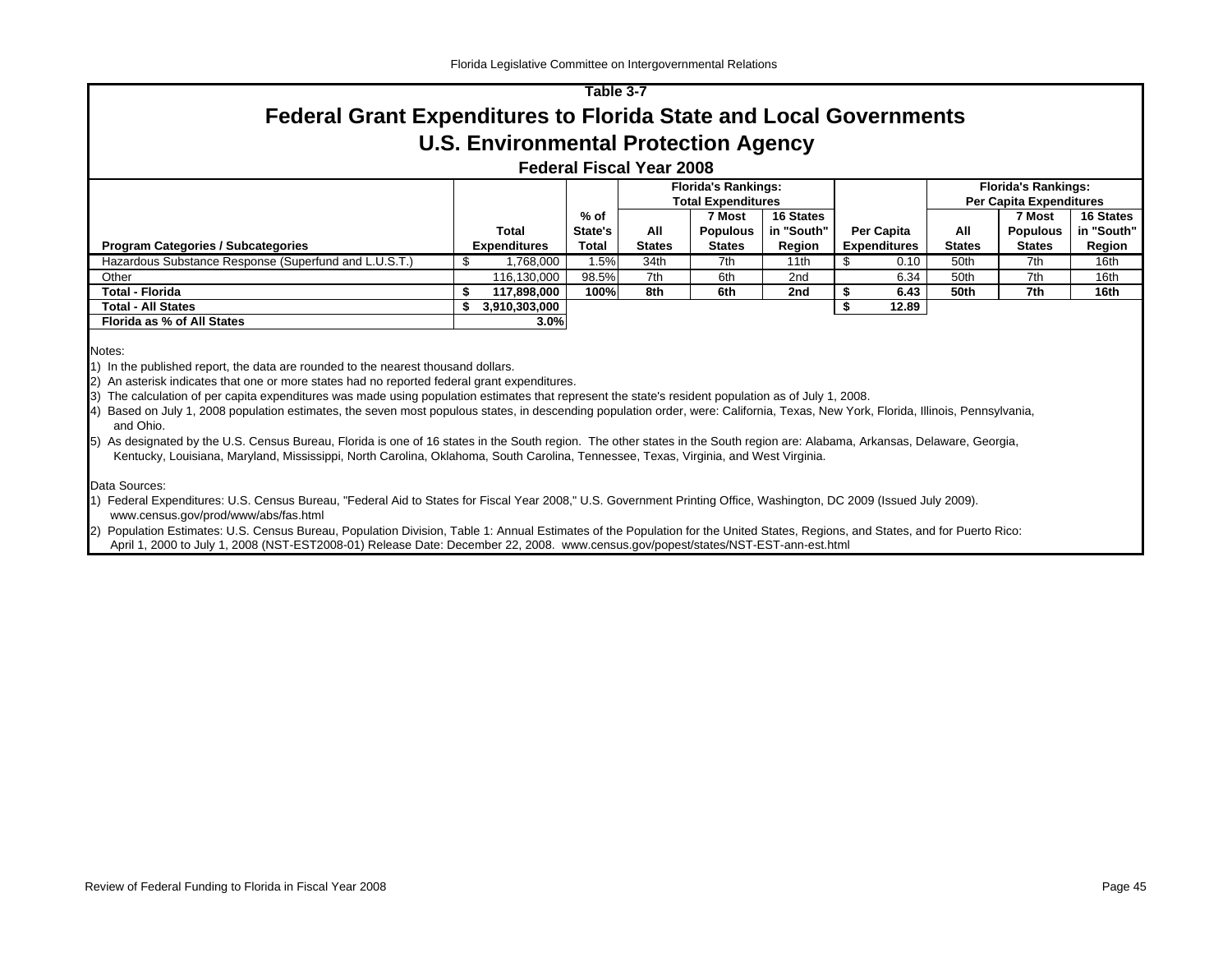Table 3-7

# Federal Grant Expenditures to Florida State and Local Governments

## U.S. Environmental Protection Agency

### Federal Fiscal Year 2008

| Program Categories / Subcategories | Total Expenditures | % of State's Total | Florida's Rankings: Total Expenditures: All States | 7 Most Populous States | 16 States in "South" Region | Per Capita Expenditures | Florida's Rankings: Per Capita Expenditures: All States | 7 Most Populous States | 16 States in "South" Region |
|---|---|---|---|---|---|---|---|---|---|
| Hazardous Substance Response (Superfund and L.U.S.T.) | $ 1,768,000 | 1.5% | 34th | 7th | 11th | $ 0.10 | 50th | 7th | 16th |
| Other | 116,130,000 | 98.5% | 7th | 6th | 2nd | 6.34 | 50th | 7th | 16th |
| **Total - Florida** | **$ 117,898,000** | **100%** | **8th** | **6th** | **2nd** | **$ 6.43** | **50th** | **7th** | **16th** |
| **Total - All States** | **$ 3,910,303,000** | | | | | **$ 12.89** | | | |
| **Florida as % of All States** | **3.0%** | | | | | | | | |

Notes:

1) In the published report, the data are rounded to the nearest thousand dollars.

2) An asterisk indicates that one or more states had no reported federal grant expenditures.

3) The calculation of per capita expenditures was made using population estimates that represent the state's resident population as of July 1, 2008.

4) Based on July 1, 2008 population estimates, the seven most populous states, in descending population order, were: California, Texas, New York, Florida, Illinois, Pennsylvania, and Ohio.

5) As designated by the U.S. Census Bureau, Florida is one of 16 states in the South region. The other states in the South region are: Alabama, Arkansas, Delaware, Georgia, Kentucky, Louisiana, Maryland, Mississippi, North Carolina, Oklahoma, South Carolina, Tennessee, Texas, Virginia, and West Virginia.

Data Sources:

1) Federal Expenditures: U.S. Census Bureau, "Federal Aid to States for Fiscal Year 2008," U.S. Government Printing Office, Washington, DC 2009 (Issued July 2009). www.census.gov/prod/www/abs/fas.html

2) Population Estimates: U.S. Census Bureau, Population Division, Table 1: Annual Estimates of the Population for the United States, Regions, and States, and for Puerto Rico: April 1, 2000 to July 1, 2008 (NST-EST2008-01) Release Date: December 22, 2008. www.census.gov/popest/states/NST-EST-ann-est.html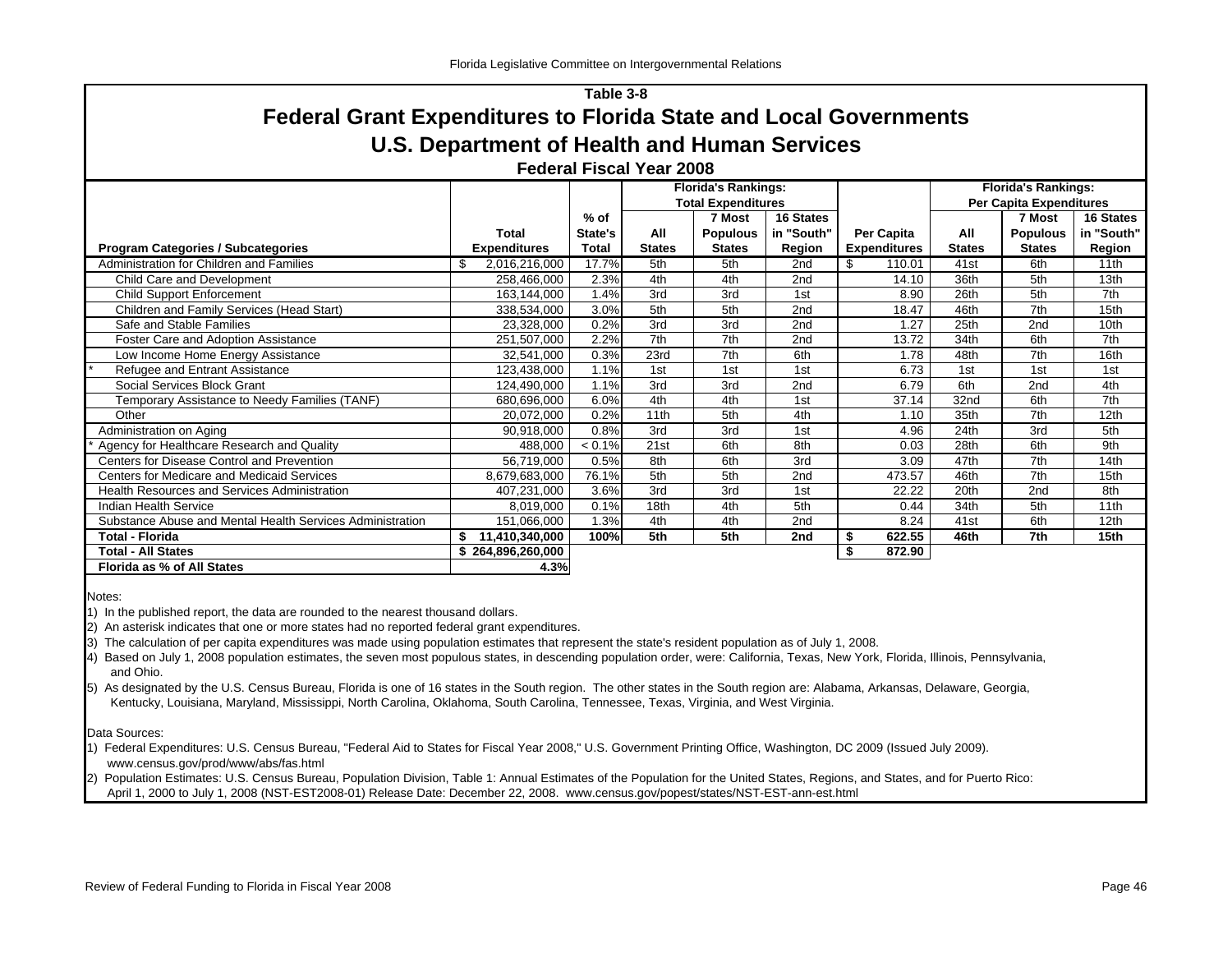Table 3-8

# Federal Grant Expenditures to Florida State and Local Governments

## U.S. Department of Health and Human Services

### Federal Fiscal Year 2008

| Program Categories / Subcategories | Total Expenditures | % of State's Total | Florida's Rankings: Total Expenditures | | | Per Capita Expenditures | Florida's Rankings: Per Capita Expenditures | | |
|---|---|---|---|---|---|---|---|---|---|
| | | | All States | 7 Most Populous States | 16 States in "South" Region | | All States | 7 Most Populous States | 16 States in "South" Region |
| Administration for Children and Families | $ 2,016,216,000 | 17.7% | 5th | 5th | 2nd | $ 110.01 | 41st | 6th | 11th |
| Child Care and Development | 258,466,000 | 2.3% | 4th | 4th | 2nd | 14.10 | 36th | 5th | 13th |
| Child Support Enforcement | 163,144,000 | 1.4% | 3rd | 3rd | 1st | 8.90 | 26th | 5th | 7th |
| Children and Family Services (Head Start) | 338,534,000 | 3.0% | 5th | 5th | 2nd | 18.47 | 46th | 7th | 15th |
| Safe and Stable Families | 23,328,000 | 0.2% | 3rd | 3rd | 2nd | 1.27 | 25th | 2nd | 10th |
| Foster Care and Adoption Assistance | 251,507,000 | 2.2% | 7th | 7th | 2nd | 13.72 | 34th | 6th | 7th |
| Low Income Home Energy Assistance | 32,541,000 | 0.3% | 23rd | 7th | 6th | 1.78 | 48th | 7th | 16th |
| * Refugee and Entrant Assistance | 123,438,000 | 1.1% | 1st | 1st | 1st | 6.73 | 1st | 1st | 1st |
| Social Services Block Grant | 124,490,000 | 1.1% | 3rd | 3rd | 2nd | 6.79 | 6th | 2nd | 4th |
| Temporary Assistance to Needy Families (TANF) | 680,696,000 | 6.0% | 4th | 4th | 1st | 37.14 | 32nd | 6th | 7th |
| Other | 20,072,000 | 0.2% | 11th | 5th | 4th | 1.10 | 35th | 7th | 12th |
| Administration on Aging | 90,918,000 | 0.8% | 3rd | 3rd | 1st | 4.96 | 24th | 3rd | 5th |
| * Agency for Healthcare Research and Quality | 488,000 | < 0.1% | 21st | 6th | 8th | 0.03 | 28th | 6th | 9th |
| Centers for Disease Control and Prevention | 56,719,000 | 0.5% | 8th | 6th | 3rd | 3.09 | 47th | 7th | 14th |
| Centers for Medicare and Medicaid Services | 8,679,683,000 | 76.1% | 5th | 5th | 2nd | 473.57 | 46th | 7th | 15th |
| Health Resources and Services Administration | 407,231,000 | 3.6% | 3rd | 3rd | 1st | 22.22 | 20th | 2nd | 8th |
| Indian Health Service | 8,019,000 | 0.1% | 18th | 4th | 5th | 0.44 | 34th | 5th | 11th |
| Substance Abuse and Mental Health Services Administration | 151,066,000 | 1.3% | 4th | 4th | 2nd | 8.24 | 41st | 6th | 12th |
| **Total - Florida** | **$ 11,410,340,000** | **100%** | **5th** | **5th** | **2nd** | **$ 622.55** | **46th** | **7th** | **15th** |
| **Total - All States** | **$ 264,896,260,000** | | | | | **$ 872.90** | | | |
| **Florida as % of All States** | **4.3%** | | | | | | | | |

Notes:

1) In the published report, the data are rounded to the nearest thousand dollars.

2) An asterisk indicates that one or more states had no reported federal grant expenditures.

3) The calculation of per capita expenditures was made using population estimates that represent the state's resident population as of July 1, 2008.

4) Based on July 1, 2008 population estimates, the seven most populous states, in descending population order, were: California, Texas, New York, Florida, Illinois, Pennsylvania, and Ohio.

5) As designated by the U.S. Census Bureau, Florida is one of 16 states in the South region. The other states in the South region are: Alabama, Arkansas, Delaware, Georgia, Kentucky, Louisiana, Maryland, Mississippi, North Carolina, Oklahoma, South Carolina, Tennessee, Texas, Virginia, and West Virginia.

Data Sources:

1) Federal Expenditures: U.S. Census Bureau, "Federal Aid to States for Fiscal Year 2008," U.S. Government Printing Office, Washington, DC 2009 (Issued July 2009). www.census.gov/prod/www/abs/fas.html

2) Population Estimates: U.S. Census Bureau, Population Division, Table 1: Annual Estimates of the Population for the United States, Regions, and States, and for Puerto Rico: April 1, 2000 to July 1, 2008 (NST-EST2008-01) Release Date: December 22, 2008. www.census.gov/popest/states/NST-EST-ann-est.html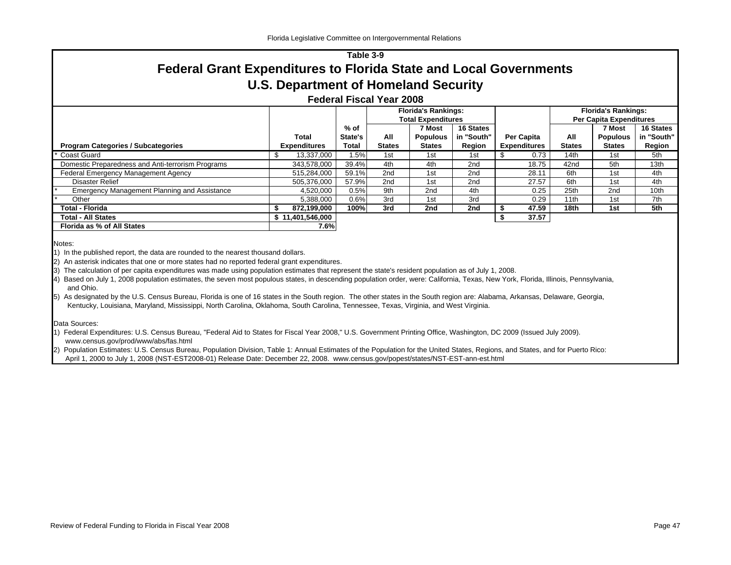# Table 3-9

## Federal Grant Expenditures to Florida State and Local Governments

## U.S. Department of Homeland Security

### Federal Fiscal Year 2008

| Program Categories / Subcategories | Total Expenditures | % of State's Total | Florida's Rankings: Total Expenditures | | | Per Capita Expenditures | Florida's Rankings: Per Capita Expenditures | | |
|---|---|---|---|---|---|---|---|---|---|
| | | | All States | 7 Most Populous States | 16 States in "South" Region | | All States | 7 Most Populous States | 16 States in "South" Region |
| * Coast Guard | $ 13,337,000 | 1.5% | 1st | 1st | 1st | $ 0.73 | 14th | 1st | 5th |
| Domestic Preparedness and Anti-terrorism Programs | 343,578,000 | 39.4% | 4th | 4th | 2nd | 18.75 | 42nd | 5th | 13th |
| Federal Emergency Management Agency | 515,284,000 | 59.1% | 2nd | 1st | 2nd | 28.11 | 6th | 1st | 4th |
| Disaster Relief | 505,376,000 | 57.9% | 2nd | 1st | 2nd | 27.57 | 6th | 1st | 4th |
| * Emergency Management Planning and Assistance | 4,520,000 | 0.5% | 9th | 2nd | 4th | 0.25 | 25th | 2nd | 10th |
| * Other | 5,388,000 | 0.6% | 3rd | 1st | 3rd | 0.29 | 11th | 1st | 7th |
| **Total - Florida** | **$ 872,199,000** | **100%** | **3rd** | **2nd** | **2nd** | **$ 47.59** | **18th** | **1st** | **5th** |
| **Total - All States** | **$ 11,401,546,000** | | | | | **$ 37.57** | | | |
| **Florida as % of All States** | **7.6%** | | | | | | | | |

Notes:

1) In the published report, the data are rounded to the nearest thousand dollars.
2) An asterisk indicates that one or more states had no reported federal grant expenditures.
3) The calculation of per capita expenditures was made using population estimates that represent the state's resident population as of July 1, 2008.
4) Based on July 1, 2008 population estimates, the seven most populous states, in descending population order, were: California, Texas, New York, Florida, Illinois, Pennsylvania, and Ohio.
5) As designated by the U.S. Census Bureau, Florida is one of 16 states in the South region. The other states in the South region are: Alabama, Arkansas, Delaware, Georgia, Kentucky, Louisiana, Maryland, Mississippi, North Carolina, Oklahoma, South Carolina, Tennessee, Texas, Virginia, and West Virginia.

Data Sources:

1) Federal Expenditures: U.S. Census Bureau, "Federal Aid to States for Fiscal Year 2008," U.S. Government Printing Office, Washington, DC 2009 (Issued July 2009). www.census.gov/prod/www/abs/fas.html
2) Population Estimates: U.S. Census Bureau, Population Division, Table 1: Annual Estimates of the Population for the United States, Regions, and States, and for Puerto Rico: April 1, 2000 to July 1, 2008 (NST-EST2008-01) Release Date: December 22, 2008. www.census.gov/popest/states/NST-EST-ann-est.html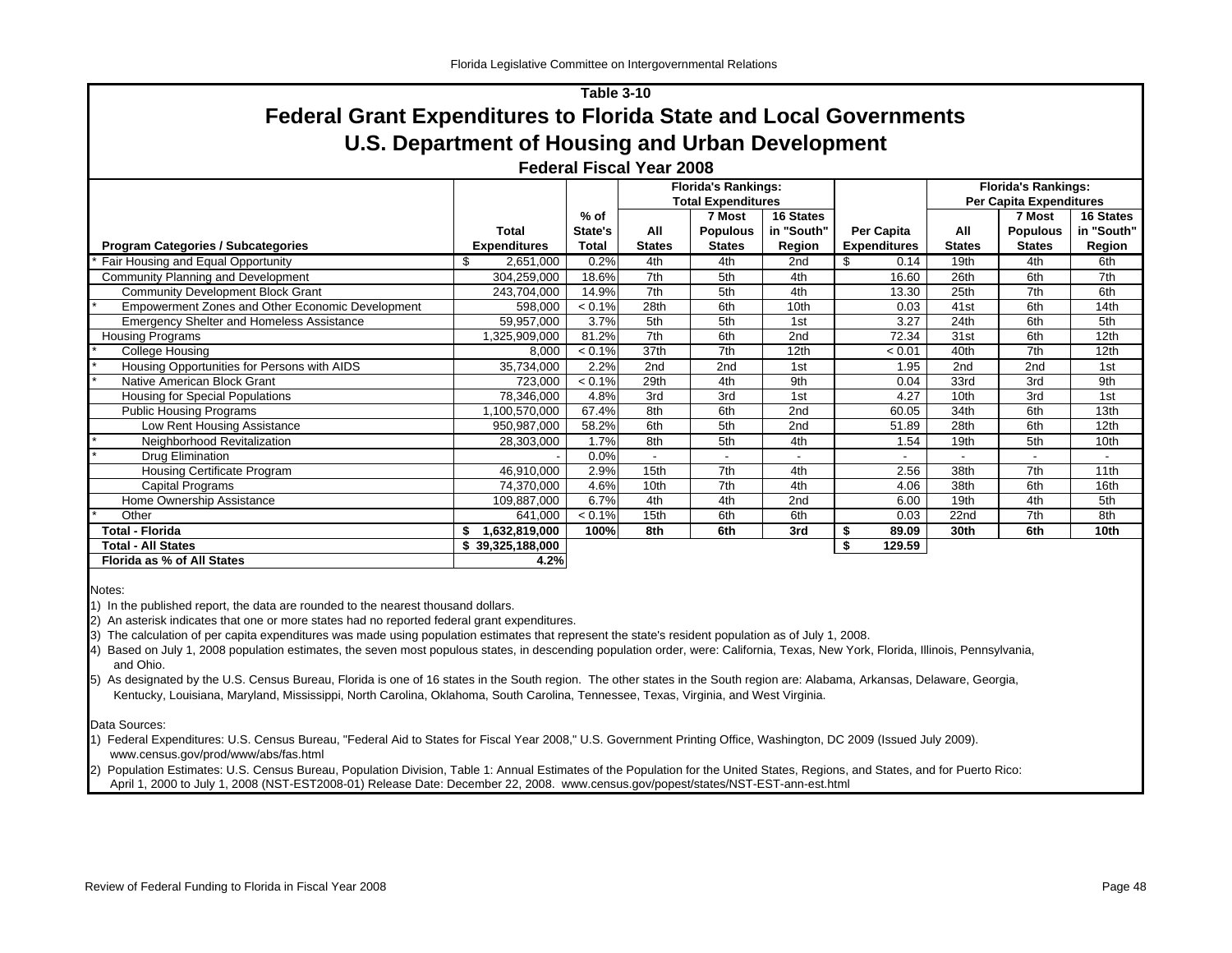# Table 3-10

## Federal Grant Expenditures to Florida State and Local Governments

## U.S. Department of Housing and Urban Development

### Federal Fiscal Year 2008

| Program Categories / Subcategories | Total Expenditures | % of State's Total | Florida's Rankings: Total Expenditures: All States | 7 Most Populous States | 16 States in "South" Region | Per Capita Expenditures | Florida's Rankings: Per Capita Expenditures: All States | 7 Most Populous States | 16 States in "South" Region |
|---|---|---|---|---|---|---|---|---|---|
| * Fair Housing and Equal Opportunity | $ 2,651,000 | 0.2% | 4th | 4th | 2nd | $ 0.14 | 19th | 4th | 6th |
| Community Planning and Development | 304,259,000 | 18.6% | 7th | 5th | 4th | 16.60 | 26th | 6th | 7th |
| Community Development Block Grant | 243,704,000 | 14.9% | 7th | 5th | 4th | 13.30 | 25th | 7th | 6th |
| * Empowerment Zones and Other Economic Development | 598,000 | < 0.1% | 28th | 6th | 10th | 0.03 | 41st | 6th | 14th |
| Emergency Shelter and Homeless Assistance | 59,957,000 | 3.7% | 5th | 5th | 1st | 3.27 | 24th | 6th | 5th |
| Housing Programs | 1,325,909,000 | 81.2% | 7th | 6th | 2nd | 72.34 | 31st | 6th | 12th |
| * College Housing | 8,000 | < 0.1% | 37th | 7th | 12th | < 0.01 | 40th | 7th | 12th |
| * Housing Opportunities for Persons with AIDS | 35,734,000 | 2.2% | 2nd | 2nd | 1st | 1.95 | 2nd | 2nd | 1st |
| * Native American Block Grant | 723,000 | < 0.1% | 29th | 4th | 9th | 0.04 | 33rd | 3rd | 9th |
| Housing for Special Populations | 78,346,000 | 4.8% | 3rd | 3rd | 1st | 4.27 | 10th | 3rd | 1st |
| Public Housing Programs | 1,100,570,000 | 67.4% | 8th | 6th | 2nd | 60.05 | 34th | 6th | 13th |
| Low Rent Housing Assistance | 950,987,000 | 58.2% | 6th | 5th | 2nd | 51.89 | 28th | 6th | 12th |
| * Neighborhood Revitalization | 28,303,000 | 1.7% | 8th | 5th | 4th | 1.54 | 19th | 5th | 10th |
| * Drug Elimination | - | 0.0% | - | - | - | - | - | - | - |
| Housing Certificate Program | 46,910,000 | 2.9% | 15th | 7th | 4th | 2.56 | 38th | 7th | 11th |
| Capital Programs | 74,370,000 | 4.6% | 10th | 7th | 4th | 4.06 | 38th | 6th | 16th |
| Home Ownership Assistance | 109,887,000 | 6.7% | 4th | 4th | 2nd | 6.00 | 19th | 4th | 5th |
| * Other | 641,000 | < 0.1% | 15th | 6th | 6th | 0.03 | 22nd | 7th | 8th |
| **Total - Florida** | **$ 1,632,819,000** | **100%** | **8th** | **6th** | **3rd** | **$ 89.09** | **30th** | **6th** | **10th** |
| **Total - All States** | **$ 39,325,188,000** | | | | | **$ 129.59** | | | |
| **Florida as % of All States** | **4.2%** | | | | | | | | |

Notes:

1) In the published report, the data are rounded to the nearest thousand dollars.
2) An asterisk indicates that one or more states had no reported federal grant expenditures.
3) The calculation of per capita expenditures was made using population estimates that represent the state's resident population as of July 1, 2008.
4) Based on July 1, 2008 population estimates, the seven most populous states, in descending population order, were: California, Texas, New York, Florida, Illinois, Pennsylvania, and Ohio.
5) As designated by the U.S. Census Bureau, Florida is one of 16 states in the South region. The other states in the South region are: Alabama, Arkansas, Delaware, Georgia, Kentucky, Louisiana, Maryland, Mississippi, North Carolina, Oklahoma, South Carolina, Tennessee, Texas, Virginia, and West Virginia.

Data Sources:

1) Federal Expenditures: U.S. Census Bureau, "Federal Aid to States for Fiscal Year 2008," U.S. Government Printing Office, Washington, DC 2009 (Issued July 2009). www.census.gov/prod/www/abs/fas.html
2) Population Estimates: U.S. Census Bureau, Population Division, Table 1: Annual Estimates of the Population for the United States, Regions, and States, and for Puerto Rico: April 1, 2000 to July 1, 2008 (NST-EST2008-01) Release Date: December 22, 2008. www.census.gov/popest/states/NST-EST-ann-est.html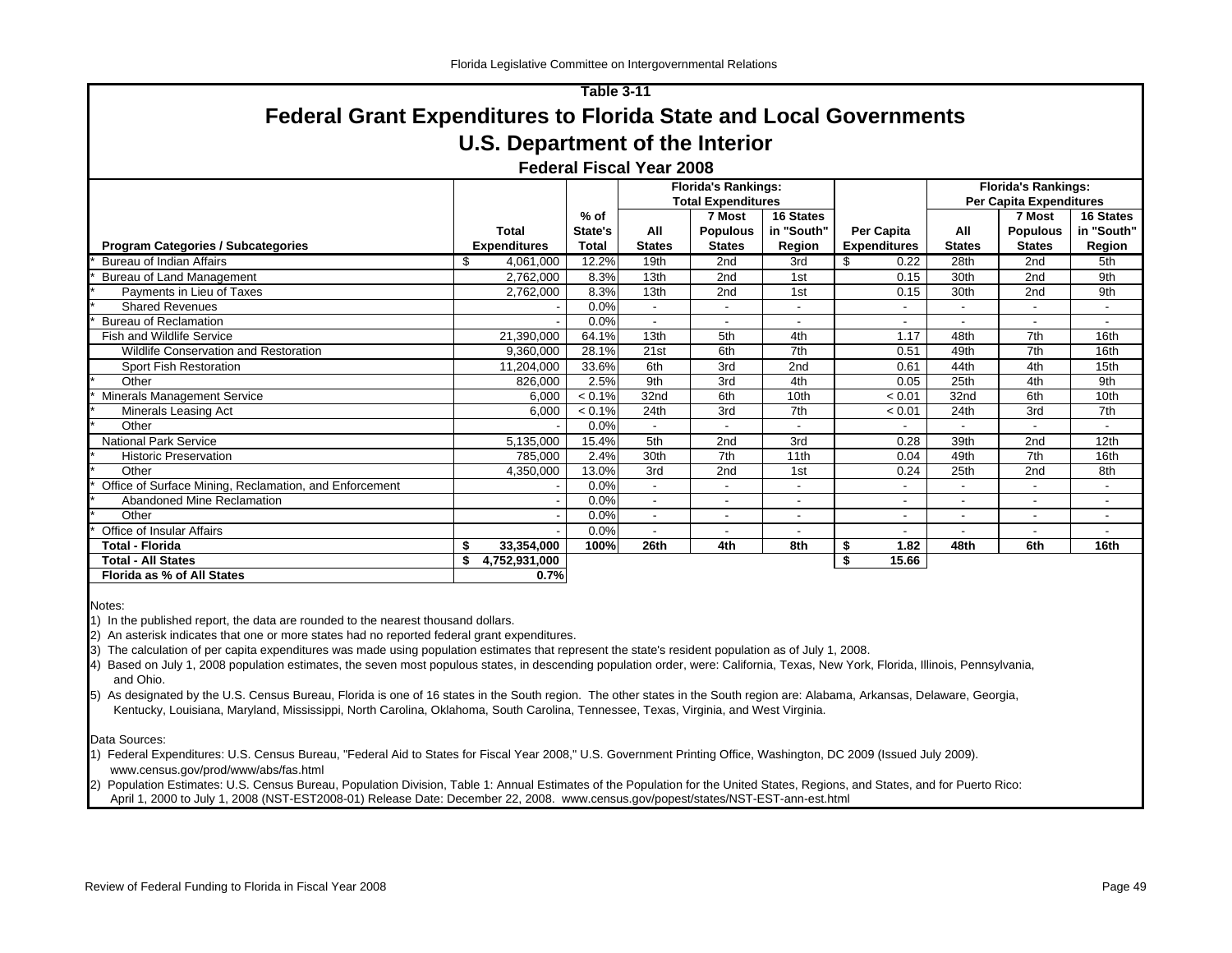Florida Legislative Committee on Intergovernmental Relations

**Table 3-11**

# Federal Grant Expenditures to Florida State and Local Governments

## U.S. Department of the Interior

### Federal Fiscal Year 2008

| | | | Florida's Rankings: Total Expenditures | | | | Florida's Rankings: Per Capita Expenditures | | |
|---|---|---|---|---|---|---|---|---|---|
| **Program Categories / Subcategories** | **Total Expenditures** | **% of State's Total** | **All States** | **7 Most Populous States** | **16 States in "South" Region** | **Per Capita Expenditures** | **All States** | **7 Most Populous States** | **16 States in "South" Region** |
| * Bureau of Indian Affairs | $ 4,061,000 | 12.2% | 19th | 2nd | 3rd | $ 0.22 | 28th | 2nd | 5th |
| * Bureau of Land Management | 2,762,000 | 8.3% | 13th | 2nd | 1st | 0.15 | 30th | 2nd | 9th |
| * Payments in Lieu of Taxes | 2,762,000 | 8.3% | 13th | 2nd | 1st | 0.15 | 30th | 2nd | 9th |
| * Shared Revenues | - | 0.0% | - | - | - | - | - | - | - |
| * Bureau of Reclamation | - | 0.0% | - | - | - | - | - | - | - |
| Fish and Wildlife Service | 21,390,000 | 64.1% | 13th | 5th | 4th | 1.17 | 48th | 7th | 16th |
| Wildlife Conservation and Restoration | 9,360,000 | 28.1% | 21st | 6th | 7th | 0.51 | 49th | 7th | 16th |
| Sport Fish Restoration | 11,204,000 | 33.6% | 6th | 3rd | 2nd | 0.61 | 44th | 4th | 15th |
| * Other | 826,000 | 2.5% | 9th | 3rd | 4th | 0.05 | 25th | 4th | 9th |
| * Minerals Management Service | 6,000 | < 0.1% | 32nd | 6th | 10th | < 0.01 | 32nd | 6th | 10th |
| * Minerals Leasing Act | 6,000 | < 0.1% | 24th | 3rd | 7th | < 0.01 | 24th | 3rd | 7th |
| * Other | - | 0.0% | - | - | - | - | - | - | - |
| National Park Service | 5,135,000 | 15.4% | 5th | 2nd | 3rd | 0.28 | 39th | 2nd | 12th |
| * Historic Preservation | 785,000 | 2.4% | 30th | 7th | 11th | 0.04 | 49th | 7th | 16th |
| * Other | 4,350,000 | 13.0% | 3rd | 2nd | 1st | 0.24 | 25th | 2nd | 8th |
| * Office of Surface Mining, Reclamation, and Enforcement | - | 0.0% | - | - | - | - | - | - | - |
| * Abandoned Mine Reclamation | - | 0.0% | - | - | - | - | - | - | - |
| * Other | - | 0.0% | - | - | - | - | - | - | - |
| * Office of Insular Affairs | - | 0.0% | - | - | - | - | - | - | - |
| **Total - Florida** | **$ 33,354,000** | **100%** | **26th** | **4th** | **8th** | **$ 1.82** | **48th** | **6th** | **16th** |
| **Total - All States** | **$ 4,752,931,000** | | | | | **$ 15.66** | | | |
| **Florida as % of All States** | **0.7%** | | | | | | | | |

Notes:

1) In the published report, the data are rounded to the nearest thousand dollars.

2) An asterisk indicates that one or more states had no reported federal grant expenditures.

3) The calculation of per capita expenditures was made using population estimates that represent the state's resident population as of July 1, 2008.

4) Based on July 1, 2008 population estimates, the seven most populous states, in descending population order, were: California, Texas, New York, Florida, Illinois, Pennsylvania, and Ohio.

5) As designated by the U.S. Census Bureau, Florida is one of 16 states in the South region. The other states in the South region are: Alabama, Arkansas, Delaware, Georgia, Kentucky, Louisiana, Maryland, Mississippi, North Carolina, Oklahoma, South Carolina, Tennessee, Texas, Virginia, and West Virginia.

Data Sources:

1) Federal Expenditures: U.S. Census Bureau, "Federal Aid to States for Fiscal Year 2008," U.S. Government Printing Office, Washington, DC 2009 (Issued July 2009). www.census.gov/prod/www/abs/fas.html

2) Population Estimates: U.S. Census Bureau, Population Division, Table 1: Annual Estimates of the Population for the United States, Regions, and States, and for Puerto Rico: April 1, 2000 to July 1, 2008 (NST-EST2008-01) Release Date: December 22, 2008. www.census.gov/popest/states/NST-EST-ann-est.html

Review of Federal Funding to Florida in Fiscal Year 2008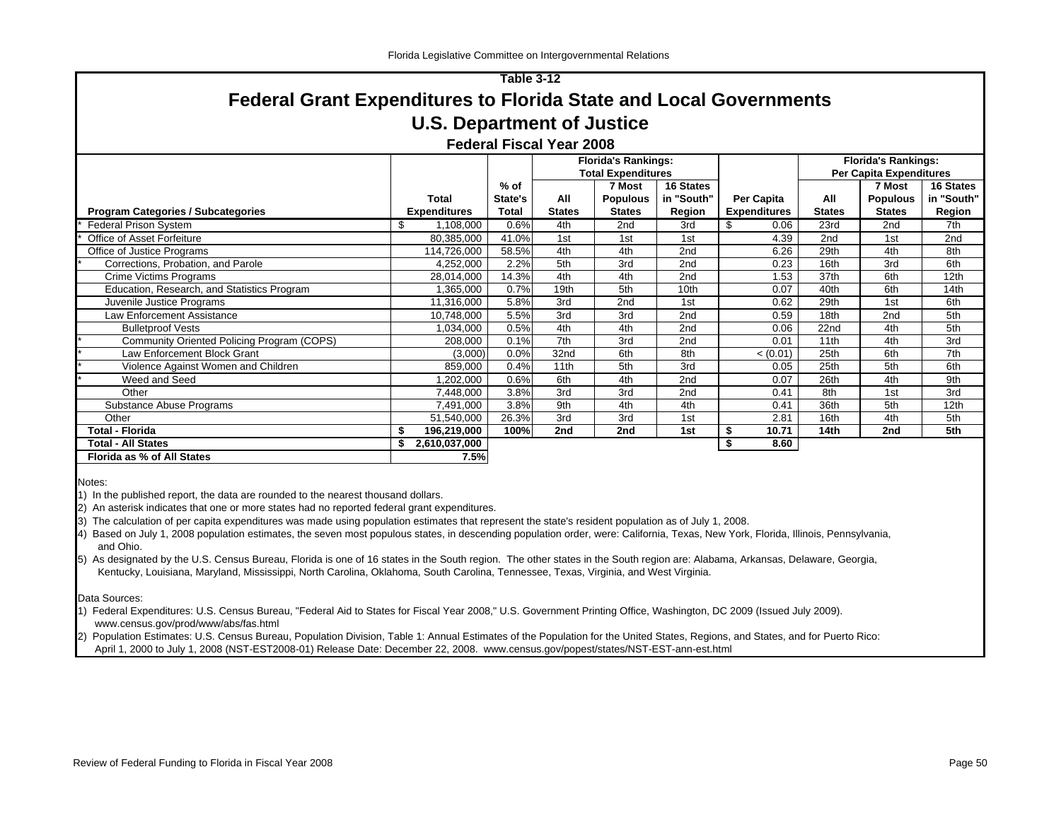## Table 3-12

# Federal Grant Expenditures to Florida State and Local Governments

## U.S. Department of Justice

### Federal Fiscal Year 2008

| Program Categories / Subcategories | Total Expenditures | % of State's Total | Florida's Rankings: Total Expenditures — All States | 7 Most Populous States | 16 States in "South" Region | Per Capita Expenditures | Florida's Rankings: Per Capita Expenditures — All States | 7 Most Populous States | 16 States in "South" Region |
|---|---|---|---|---|---|---|---|---|---|
| * Federal Prison System | $ 1,108,000 | 0.6% | 4th | 2nd | 3rd | $ 0.06 | 23rd | 2nd | 7th |
| * Office of Asset Forfeiture | 80,385,000 | 41.0% | 1st | 1st | 1st | 4.39 | 2nd | 1st | 2nd |
| Office of Justice Programs | 114,726,000 | 58.5% | 4th | 4th | 2nd | 6.26 | 29th | 4th | 8th |
| * Corrections, Probation, and Parole | 4,252,000 | 2.2% | 5th | 3rd | 2nd | 0.23 | 16th | 3rd | 6th |
| Crime Victims Programs | 28,014,000 | 14.3% | 4th | 4th | 2nd | 1.53 | 37th | 6th | 12th |
| Education, Research, and Statistics Program | 1,365,000 | 0.7% | 19th | 5th | 10th | 0.07 | 40th | 6th | 14th |
| Juvenile Justice Programs | 11,316,000 | 5.8% | 3rd | 2nd | 1st | 0.62 | 29th | 1st | 6th |
| Law Enforcement Assistance | 10,748,000 | 5.5% | 3rd | 3rd | 2nd | 0.59 | 18th | 2nd | 5th |
| Bulletproof Vests | 1,034,000 | 0.5% | 4th | 4th | 2nd | 0.06 | 22nd | 4th | 5th |
| * Community Oriented Policing Program (COPS) | 208,000 | 0.1% | 7th | 3rd | 2nd | 0.01 | 11th | 4th | 3rd |
| * Law Enforcement Block Grant | (3,000) | 0.0% | 32nd | 6th | 8th | < (0.01) | 25th | 6th | 7th |
| * Violence Against Women and Children | 859,000 | 0.4% | 11th | 5th | 3rd | 0.05 | 25th | 5th | 6th |
| * Weed and Seed | 1,202,000 | 0.6% | 6th | 4th | 2nd | 0.07 | 26th | 4th | 9th |
| Other | 7,448,000 | 3.8% | 3rd | 3rd | 2nd | 0.41 | 8th | 1st | 3rd |
| Substance Abuse Programs | 7,491,000 | 3.8% | 9th | 4th | 4th | 0.41 | 36th | 5th | 12th |
| Other | 51,540,000 | 26.3% | 3rd | 3rd | 1st | 2.81 | 16th | 4th | 5th |
| **Total - Florida** | **$ 196,219,000** | **100%** | **2nd** | **2nd** | **1st** | **$ 10.71** | **14th** | **2nd** | **5th** |
| **Total - All States** | **$ 2,610,037,000** | | | | | **$ 8.60** | | | |
| **Florida as % of All States** | **7.5%** | | | | | | | | |

Notes:

1) In the published report, the data are rounded to the nearest thousand dollars.
2) An asterisk indicates that one or more states had no reported federal grant expenditures.
3) The calculation of per capita expenditures was made using population estimates that represent the state's resident population as of July 1, 2008.
4) Based on July 1, 2008 population estimates, the seven most populous states, in descending population order, were: California, Texas, New York, Florida, Illinois, Pennsylvania, and Ohio.
5) As designated by the U.S. Census Bureau, Florida is one of 16 states in the South region. The other states in the South region are: Alabama, Arkansas, Delaware, Georgia, Kentucky, Louisiana, Maryland, Mississippi, North Carolina, Oklahoma, South Carolina, Tennessee, Texas, Virginia, and West Virginia.

Data Sources:

1) Federal Expenditures: U.S. Census Bureau, "Federal Aid to States for Fiscal Year 2008," U.S. Government Printing Office, Washington, DC 2009 (Issued July 2009). www.census.gov/prod/www/abs/fas.html
2) Population Estimates: U.S. Census Bureau, Population Division, Table 1: Annual Estimates of the Population for the United States, Regions, and States, and for Puerto Rico: April 1, 2000 to July 1, 2008 (NST-EST2008-01) Release Date: December 22, 2008. www.census.gov/popest/states/NST-EST-ann-est.html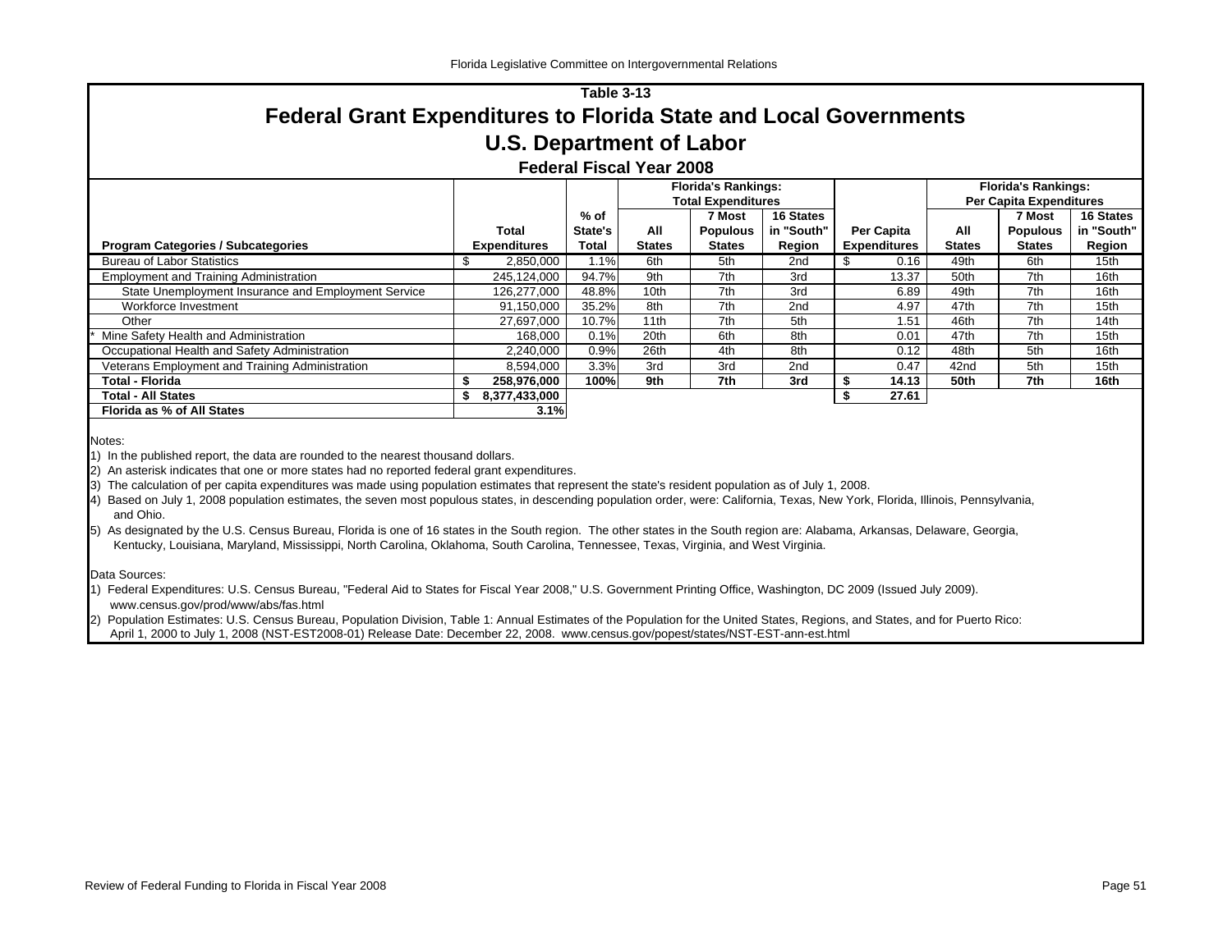## Table 3-13

# Federal Grant Expenditures to Florida State and Local Governments

## U.S. Department of Labor

### Federal Fiscal Year 2008

| Program Categories / Subcategories | Total Expenditures | % of State's Total | Florida's Rankings: Total Expenditures | | | Per Capita Expenditures | Florida's Rankings: Per Capita Expenditures | | |
|---|---|---|---|---|---|---|---|---|---|
| | | | All States | 7 Most Populous States | 16 States in "South" Region | | All States | 7 Most Populous States | 16 States in "South" Region |
| Bureau of Labor Statistics | $ 2,850,000 | 1.1% | 6th | 5th | 2nd | $ 0.16 | 49th | 6th | 15th |
| Employment and Training Administration | 245,124,000 | 94.7% | 9th | 7th | 3rd | 13.37 | 50th | 7th | 16th |
| State Unemployment Insurance and Employment Service | 126,277,000 | 48.8% | 10th | 7th | 3rd | 6.89 | 49th | 7th | 16th |
| Workforce Investment | 91,150,000 | 35.2% | 8th | 7th | 2nd | 4.97 | 47th | 7th | 15th |
| Other | 27,697,000 | 10.7% | 11th | 7th | 5th | 1.51 | 46th | 7th | 14th |
| * Mine Safety Health and Administration | 168,000 | 0.1% | 20th | 6th | 8th | 0.01 | 47th | 7th | 15th |
| Occupational Health and Safety Administration | 2,240,000 | 0.9% | 26th | 4th | 8th | 0.12 | 48th | 5th | 16th |
| Veterans Employment and Training Administration | 8,594,000 | 3.3% | 3rd | 3rd | 2nd | 0.47 | 42nd | 5th | 15th |
| **Total - Florida** | **$ 258,976,000** | **100%** | **9th** | **7th** | **3rd** | **$ 14.13** | **50th** | **7th** | **16th** |
| **Total - All States** | **$ 8,377,433,000** | | | | | **$ 27.61** | | | |
| **Florida as % of All States** | **3.1%** | | | | | | | | |

Notes:

1) In the published report, the data are rounded to the nearest thousand dollars.

2) An asterisk indicates that one or more states had no reported federal grant expenditures.

3) The calculation of per capita expenditures was made using population estimates that represent the state's resident population as of July 1, 2008.

4) Based on July 1, 2008 population estimates, the seven most populous states, in descending population order, were: California, Texas, New York, Florida, Illinois, Pennsylvania, and Ohio.

5) As designated by the U.S. Census Bureau, Florida is one of 16 states in the South region. The other states in the South region are: Alabama, Arkansas, Delaware, Georgia, Kentucky, Louisiana, Maryland, Mississippi, North Carolina, Oklahoma, South Carolina, Tennessee, Texas, Virginia, and West Virginia.

Data Sources:

1) Federal Expenditures: U.S. Census Bureau, "Federal Aid to States for Fiscal Year 2008," U.S. Government Printing Office, Washington, DC 2009 (Issued July 2009). www.census.gov/prod/www/abs/fas.html

2) Population Estimates: U.S. Census Bureau, Population Division, Table 1: Annual Estimates of the Population for the United States, Regions, and States, and for Puerto Rico: April 1, 2000 to July 1, 2008 (NST-EST2008-01) Release Date: December 22, 2008. www.census.gov/popest/states/NST-EST-ann-est.html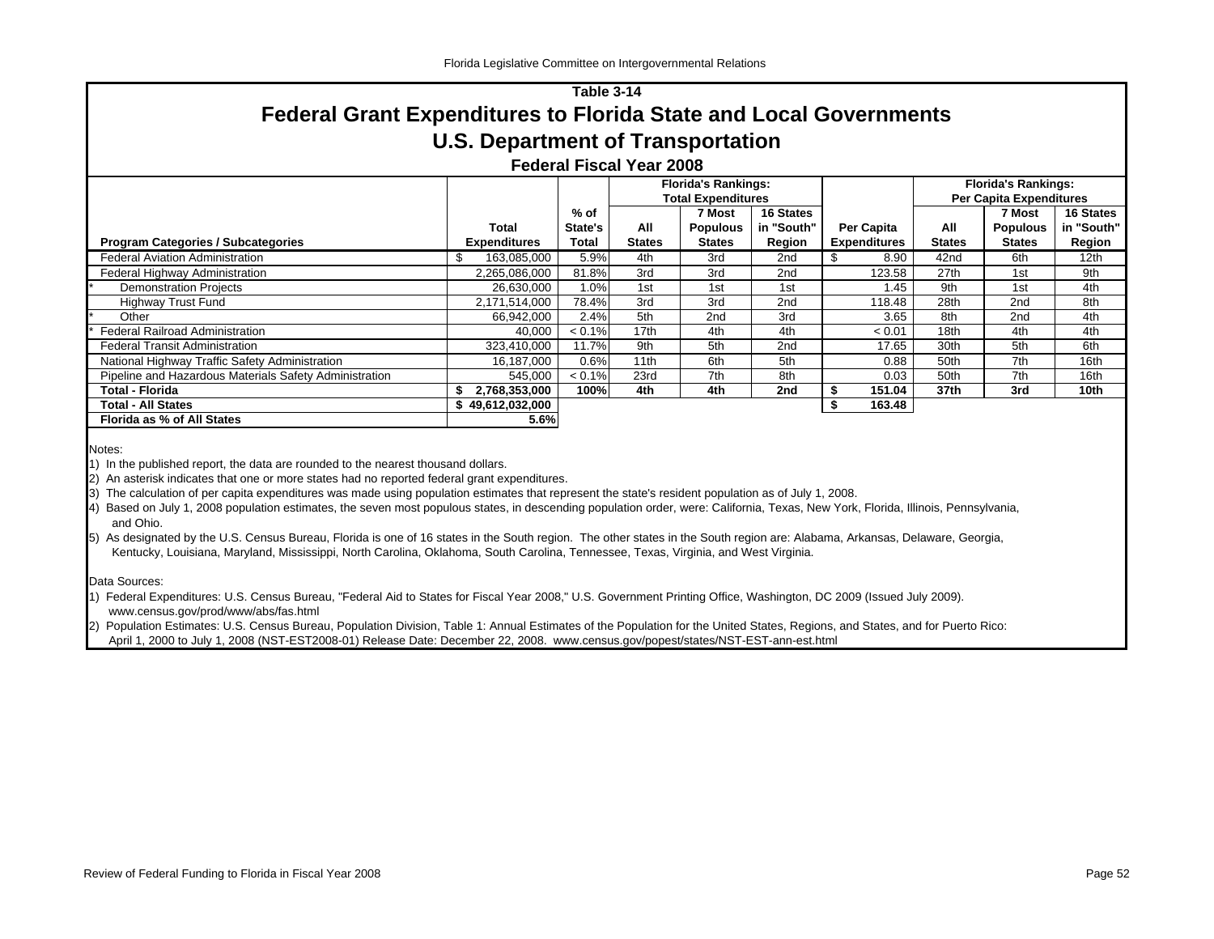## Table 3-14

# Federal Grant Expenditures to Florida State and Local Governments

## U.S. Department of Transportation

### Federal Fiscal Year 2008

| Program Categories / Subcategories | Total Expenditures | % of State's Total | Florida's Rankings: Total Expenditures | | | Per Capita Expenditures | Florida's Rankings: Per Capita Expenditures | | |
|---|---|---|---|---|---|---|---|---|---|
| | | | All States | 7 Most Populous States | 16 States in "South" Region | | All States | 7 Most Populous States | 16 States in "South" Region |
| Federal Aviation Administration | $ 163,085,000 | 5.9% | 4th | 3rd | 2nd | $ 8.90 | 42nd | 6th | 12th |
| Federal Highway Administration | 2,265,086,000 | 81.8% | 3rd | 3rd | 2nd | 123.58 | 27th | 1st | 9th |
| * Demonstration Projects | 26,630,000 | 1.0% | 1st | 1st | 1st | 1.45 | 9th | 1st | 4th |
| Highway Trust Fund | 2,171,514,000 | 78.4% | 3rd | 3rd | 2nd | 118.48 | 28th | 2nd | 8th |
| * Other | 66,942,000 | 2.4% | 5th | 2nd | 3rd | 3.65 | 8th | 2nd | 4th |
| * Federal Railroad Administration | 40,000 | < 0.1% | 17th | 4th | 4th | < 0.01 | 18th | 4th | 4th |
| Federal Transit Administration | 323,410,000 | 11.7% | 9th | 5th | 2nd | 17.65 | 30th | 5th | 6th |
| National Highway Traffic Safety Administration | 16,187,000 | 0.6% | 11th | 6th | 5th | 0.88 | 50th | 7th | 16th |
| Pipeline and Hazardous Materials Safety Administration | 545,000 | < 0.1% | 23rd | 7th | 8th | 0.03 | 50th | 7th | 16th |
| **Total - Florida** | **$ 2,768,353,000** | **100%** | **4th** | **4th** | **2nd** | **$ 151.04** | **37th** | **3rd** | **10th** |
| **Total - All States** | **$ 49,612,032,000** | | | | | **$ 163.48** | | | |
| **Florida as % of All States** | **5.6%** | | | | | | | | |

Notes:

1) In the published report, the data are rounded to the nearest thousand dollars.

2) An asterisk indicates that one or more states had no reported federal grant expenditures.

3) The calculation of per capita expenditures was made using population estimates that represent the state's resident population as of July 1, 2008.

4) Based on July 1, 2008 population estimates, the seven most populous states, in descending population order, were: California, Texas, New York, Florida, Illinois, Pennsylvania, and Ohio.

5) As designated by the U.S. Census Bureau, Florida is one of 16 states in the South region. The other states in the South region are: Alabama, Arkansas, Delaware, Georgia, Kentucky, Louisiana, Maryland, Mississippi, North Carolina, Oklahoma, South Carolina, Tennessee, Texas, Virginia, and West Virginia.

Data Sources:

1) Federal Expenditures: U.S. Census Bureau, "Federal Aid to States for Fiscal Year 2008," U.S. Government Printing Office, Washington, DC 2009 (Issued July 2009). www.census.gov/prod/www/abs/fas.html

2) Population Estimates: U.S. Census Bureau, Population Division, Table 1: Annual Estimates of the Population for the United States, Regions, and States, and for Puerto Rico: April 1, 2000 to July 1, 2008 (NST-EST2008-01) Release Date: December 22, 2008. www.census.gov/popest/states/NST-EST-ann-est.html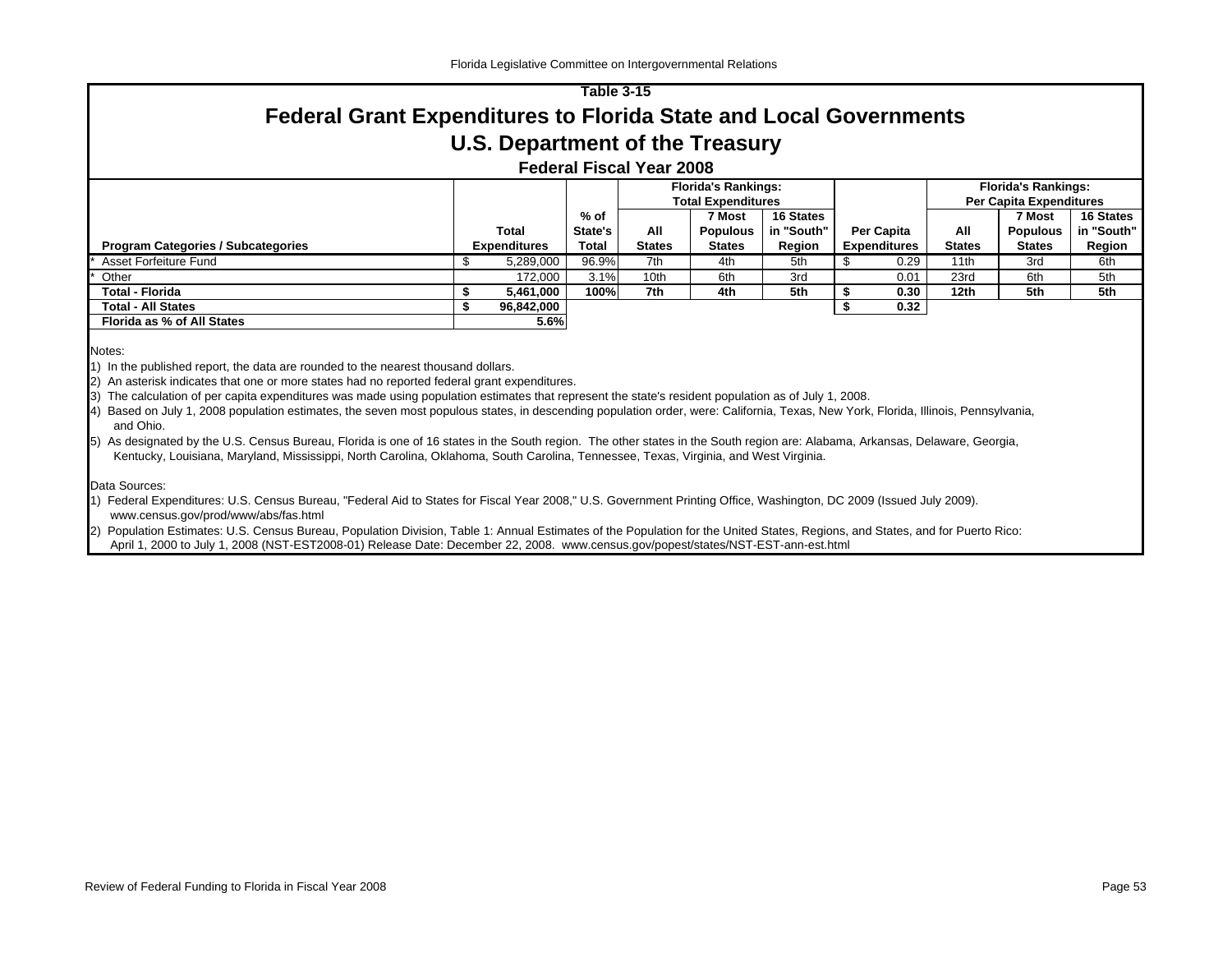**Table 3-15**

# Federal Grant Expenditures to Florida State and Local Governments

## U.S. Department of the Treasury

### Federal Fiscal Year 2008

| Program Categories / Subcategories | Total Expenditures | % of State's Total | Florida's Rankings: Total Expenditures | | | Per Capita Expenditures | Florida's Rankings: Per Capita Expenditures | | |
|---|---|---|---|---|---|---|---|---|---|
| | | | All States | 7 Most Populous States | 16 States in "South" Region | | All States | 7 Most Populous States | 16 States in "South" Region |
| * Asset Forfeiture Fund | $ 5,289,000 | 96.9% | 7th | 4th | 5th | $ 0.29 | 11th | 3rd | 6th |
| * Other | 172,000 | 3.1% | 10th | 6th | 3rd | 0.01 | 23rd | 6th | 5th |
| **Total - Florida** | **$ 5,461,000** | **100%** | **7th** | **4th** | **5th** | **$ 0.30** | **12th** | **5th** | **5th** |
| **Total - All States** | **$ 96,842,000** | | | | | **$ 0.32** | | | |
| **Florida as % of All States** | **5.6%** | | | | | | | | |

Notes:

1) In the published report, the data are rounded to the nearest thousand dollars.
2) An asterisk indicates that one or more states had no reported federal grant expenditures.
3) The calculation of per capita expenditures was made using population estimates that represent the state's resident population as of July 1, 2008.
4) Based on July 1, 2008 population estimates, the seven most populous states, in descending population order, were: California, Texas, New York, Florida, Illinois, Pennsylvania, and Ohio.
5) As designated by the U.S. Census Bureau, Florida is one of 16 states in the South region. The other states in the South region are: Alabama, Arkansas, Delaware, Georgia, Kentucky, Louisiana, Maryland, Mississippi, North Carolina, Oklahoma, South Carolina, Tennessee, Texas, Virginia, and West Virginia.

Data Sources:

1) Federal Expenditures: U.S. Census Bureau, "Federal Aid to States for Fiscal Year 2008," U.S. Government Printing Office, Washington, DC 2009 (Issued July 2009). www.census.gov/prod/www/abs/fas.html
2) Population Estimates: U.S. Census Bureau, Population Division, Table 1: Annual Estimates of the Population for the United States, Regions, and States, and for Puerto Rico: April 1, 2000 to July 1, 2008 (NST-EST2008-01) Release Date: December 22, 2008. www.census.gov/popest/states/NST-EST-ann-est.html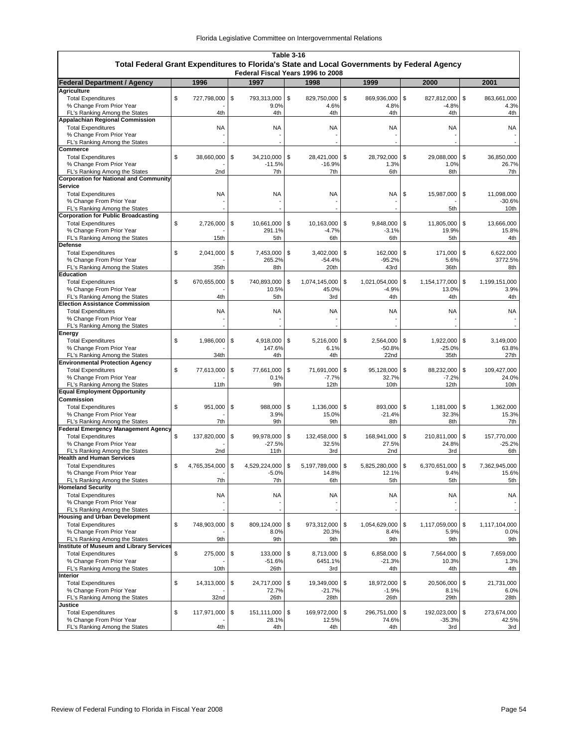**Table 3-16**

**Total Federal Grant Expenditures to Florida's State and Local Governments by Federal Agency**

**Federal Fiscal Years 1996 to 2008**

| Federal Department / Agency | 1996 | 1997 | 1998 | 1999 | 2000 | 2001 |
|---|---|---|---|---|---|---|
| **Agriculture** | | | | | | |
| Total Expenditures | $ 727,798,000 | $ 793,313,000 | $ 829,750,000 | $ 869,936,000 | $ 827,812,000 | $ 863,661,000 |
| % Change From Prior Year | - | 9.0% | 4.6% | 4.8% | -4.8% | 4.3% |
| FL's Ranking Among the States | 4th | 4th | 4th | 4th | 4th | 4th |
| **Appalachian Regional Commission** | | | | | | |
| Total Expenditures | NA | NA | NA | NA | NA | NA |
| % Change From Prior Year | - | - | - | - | - | - |
| FL's Ranking Among the States | - | - | - | - | - | - |
| **Commerce** | | | | | | |
| Total Expenditures | $ 38,660,000 | $ 34,210,000 | $ 28,421,000 | $ 28,792,000 | $ 29,088,000 | $ 36,850,000 |
| % Change From Prior Year | - | -11.5% | -16.9% | 1.3% | 1.0% | 26.7% |
| FL's Ranking Among the States | 2nd | 7th | 7th | 6th | 8th | 7th |
| **Corporation for National and Community Service** | | | | | | |
| Total Expenditures | NA | NA | NA | NA | $ 15,987,000 | $ 11,098,000 |
| % Change From Prior Year | - | - | - | - | - | -30.6% |
| FL's Ranking Among the States | - | - | - | - | 5th | 10th |
| **Corporation for Public Broadcasting** | | | | | | |
| Total Expenditures | $ 2,726,000 | $ 10,661,000 | $ 10,163,000 | $ 9,848,000 | $ 11,805,000 | $ 13,666,000 |
| % Change From Prior Year | - | 291.1% | -4.7% | -3.1% | 19.9% | 15.8% |
| FL's Ranking Among the States | 15th | 5th | 6th | 6th | 5th | 4th |
| **Defense** | | | | | | |
| Total Expenditures | $ 2,041,000 | $ 7,453,000 | $ 3,402,000 | $ 162,000 | $ 171,000 | $ 6,622,000 |
| % Change From Prior Year | - | 265.2% | -54.4% | -95.2% | 5.6% | 3772.5% |
| FL's Ranking Among the States | 35th | 8th | 20th | 43rd | 36th | 8th |
| **Education** | | | | | | |
| Total Expenditures | $ 670,655,000 | $ 740,893,000 | $ 1,074,145,000 | $ 1,021,054,000 | $ 1,154,177,000 | $ 1,199,151,000 |
| % Change From Prior Year | - | 10.5% | 45.0% | -4.9% | 13.0% | 3.9% |
| FL's Ranking Among the States | 4th | 5th | 3rd | 4th | 4th | 4th |
| **Election Assistance Commission** | | | | | | |
| Total Expenditures | NA | NA | NA | NA | NA | NA |
| % Change From Prior Year | - | - | - | - | - | - |
| FL's Ranking Among the States | - | - | - | - | - | - |
| **Energy** | | | | | | |
| Total Expenditures | $ 1,986,000 | $ 4,918,000 | $ 5,216,000 | $ 2,564,000 | $ 1,922,000 | $ 3,149,000 |
| % Change From Prior Year | - | 147.6% | 6.1% | -50.8% | -25.0% | 63.8% |
| FL's Ranking Among the States | 34th | 4th | 4th | 22nd | 35th | 27th |
| **Environmental Protection Agency** | | | | | | |
| Total Expenditures | $ 77,613,000 | $ 77,661,000 | $ 71,691,000 | $ 95,128,000 | $ 88,232,000 | $ 109,427,000 |
| % Change From Prior Year | - | 0.1% | -7.7% | 32.7% | -7.2% | 24.0% |
| FL's Ranking Among the States | 11th | 9th | 12th | 10th | 12th | 10th |
| **Equal Employment Opportunity Commission** | | | | | | |
| Total Expenditures | $ 951,000 | $ 988,000 | $ 1,136,000 | $ 893,000 | $ 1,181,000 | $ 1,362,000 |
| % Change From Prior Year | - | 3.9% | 15.0% | -21.4% | 32.3% | 15.3% |
| FL's Ranking Among the States | 7th | 9th | 9th | 8th | 8th | 7th |
| **Federal Emergency Management Agency** | | | | | | |
| Total Expenditures | $ 137,820,000 | $ 99,978,000 | $ 132,458,000 | $ 168,941,000 | $ 210,811,000 | $ 157,770,000 |
| % Change From Prior Year | - | -27.5% | 32.5% | 27.5% | 24.8% | -25.2% |
| FL's Ranking Among the States | 2nd | 11th | 3rd | 2nd | 3rd | 6th |
| **Health and Human Services** | | | | | | |
| Total Expenditures | $ 4,765,354,000 | $ 4,529,224,000 | $ 5,197,789,000 | $ 5,825,280,000 | $ 6,370,651,000 | $ 7,362,945,000 |
| % Change From Prior Year | - | -5.0% | 14.8% | 12.1% | 9.4% | 15.6% |
| FL's Ranking Among the States | 7th | 7th | 6th | 5th | 5th | 5th |
| **Homeland Security** | | | | | | |
| Total Expenditures | NA | NA | NA | NA | NA | NA |
| % Change From Prior Year | - | - | - | - | - | - |
| FL's Ranking Among the States | - | - | - | - | - | - |
| **Housing and Urban Development** | | | | | | |
| Total Expenditures | $ 748,903,000 | $ 809,124,000 | $ 973,312,000 | $ 1,054,629,000 | $ 1,117,059,000 | $ 1,117,104,000 |
| % Change From Prior Year | - | 8.0% | 20.3% | 8.4% | 5.9% | 0.0% |
| FL's Ranking Among the States | 9th | 9th | 9th | 9th | 9th | 9th |
| **Institute of Museum and Library Services** | | | | | | |
| Total Expenditures | $ 275,000 | $ 133,000 | $ 8,713,000 | $ 6,858,000 | $ 7,564,000 | $ 7,659,000 |
| % Change From Prior Year | - | -51.6% | 6451.1% | -21.3% | 10.3% | 1.3% |
| FL's Ranking Among the States | 10th | 26th | 3rd | 4th | 4th | 4th |
| **Interior** | | | | | | |
| Total Expenditures | $ 14,313,000 | $ 24,717,000 | $ 19,349,000 | $ 18,972,000 | $ 20,506,000 | $ 21,731,000 |
| % Change From Prior Year | - | 72.7% | -21.7% | -1.9% | 8.1% | 6.0% |
| FL's Ranking Among the States | 32nd | 26th | 28th | 26th | 29th | 28th |
| **Justice** | | | | | | |
| Total Expenditures | $ 117,971,000 | $ 151,111,000 | $ 169,972,000 | $ 296,751,000 | $ 192,023,000 | $ 273,674,000 |
| % Change From Prior Year | - | 28.1% | 12.5% | 74.6% | -35.3% | 42.5% |
| FL's Ranking Among the States | 4th | 4th | 4th | 4th | 3rd | 3rd |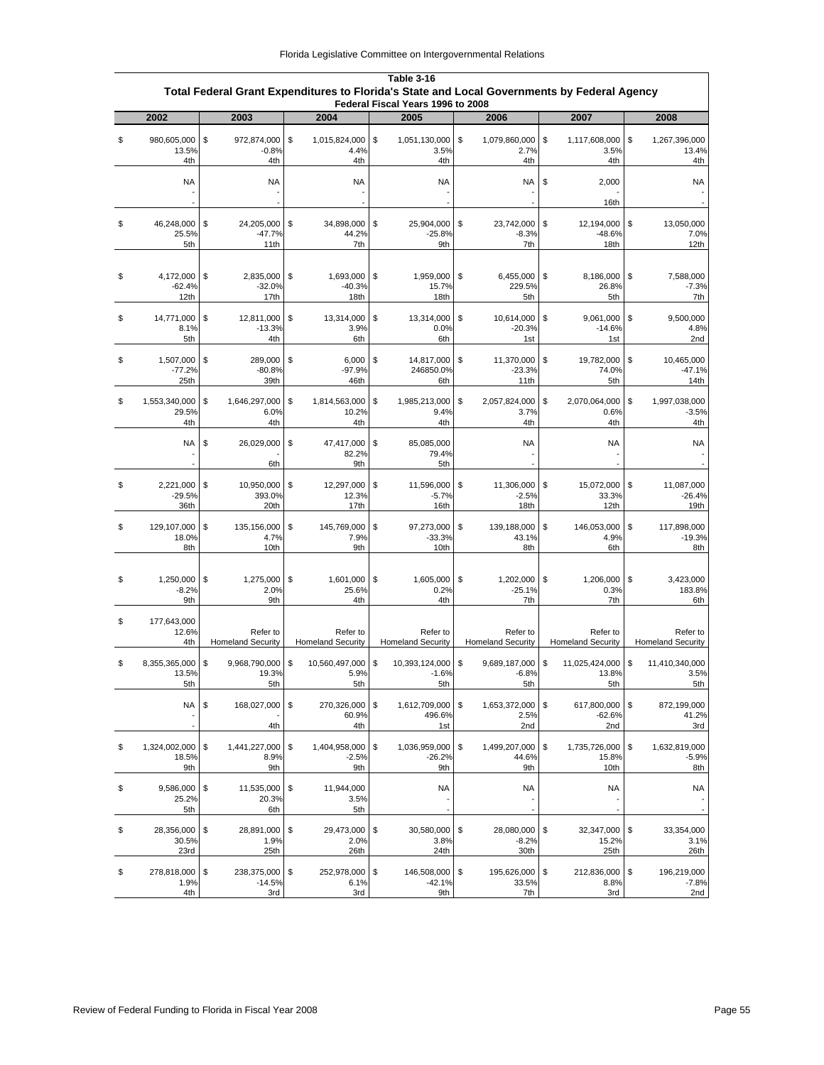**Table 3-16**
**Total Federal Grant Expenditures to Florida's State and Local Governments by Federal Agency**
**Federal Fiscal Years 1996 to 2008**

| 2002 | 2003 | 2004 | 2005 | 2006 | 2007 | 2008 |
|---|---|---|---|---|---|---|
| $ 980,605,000<br>13.5%<br>4th | $ 972,874,000<br>-0.8%<br>4th | $ 1,015,824,000<br>4.4%<br>4th | $ 1,051,130,000<br>3.5%<br>4th | $ 1,079,860,000<br>2.7%<br>4th | $ 1,117,608,000<br>3.5%<br>4th | $ 1,267,396,000<br>13.4%<br>4th |
| NA<br>-<br>- | NA<br>-<br>- | NA<br>-<br>- | NA<br>-<br>- | NA<br>-<br>- | $ 2,000<br>-<br>16th | NA<br>-<br>- |
| $ 46,248,000<br>25.5%<br>5th | $ 24,205,000<br>-47.7%<br>11th | $ 34,898,000<br>44.2%<br>7th | $ 25,904,000<br>-25.8%<br>9th | $ 23,742,000<br>-8.3%<br>7th | $ 12,194,000<br>-48.6%<br>18th | $ 13,050,000<br>7.0%<br>12th |
| $ 4,172,000<br>-62.4%<br>12th | $ 2,835,000<br>-32.0%<br>17th | $ 1,693,000<br>-40.3%<br>18th | $ 1,959,000<br>15.7%<br>18th | $ 6,455,000<br>229.5%<br>5th | $ 8,186,000<br>26.8%<br>5th | $ 7,588,000<br>-7.3%<br>7th |
| $ 14,771,000<br>8.1%<br>5th | $ 12,811,000<br>-13.3%<br>4th | $ 13,314,000<br>3.9%<br>6th | $ 13,314,000<br>0.0%<br>6th | $ 10,614,000<br>-20.3%<br>1st | $ 9,061,000<br>-14.6%<br>1st | $ 9,500,000<br>4.8%<br>2nd |
| $ 1,507,000<br>-77.2%<br>25th | $ 289,000<br>-80.8%<br>39th | $ 6,000<br>-97.9%<br>46th | $ 14,817,000<br>246850.0%<br>6th | $ 11,370,000<br>-23.3%<br>11th | $ 19,782,000<br>74.0%<br>5th | $ 10,465,000<br>-47.1%<br>14th |
| $ 1,553,340,000<br>29.5%<br>4th | $ 1,646,297,000<br>6.0%<br>4th | $ 1,814,563,000<br>10.2%<br>4th | $ 1,985,213,000<br>9.4%<br>4th | $ 2,057,824,000<br>3.7%<br>4th | $ 2,070,064,000<br>0.6%<br>4th | $ 1,997,038,000<br>-3.5%<br>4th |
| NA<br>-<br>- | $ 26,029,000<br>-<br>6th | $ 47,417,000<br>82.2%<br>9th | $ 85,085,000<br>79.4%<br>5th | NA<br>-<br>- | NA<br>-<br>- | NA<br>-<br>- |
| $ 2,221,000<br>-29.5%<br>36th | $ 10,950,000<br>393.0%<br>20th | $ 12,297,000<br>12.3%<br>17th | $ 11,596,000<br>-5.7%<br>16th | $ 11,306,000<br>-2.5%<br>18th | $ 15,072,000<br>33.3%<br>12th | $ 11,087,000<br>-26.4%<br>19th |
| $ 129,107,000<br>18.0%<br>8th | $ 135,156,000<br>4.7%<br>10th | $ 145,769,000<br>7.9%<br>9th | $ 97,273,000<br>-33.3%<br>10th | $ 139,188,000<br>43.1%<br>8th | $ 146,053,000<br>4.9%<br>6th | $ 117,898,000<br>-19.3%<br>8th |
| $ 1,250,000<br>-8.2%<br>9th | $ 1,275,000<br>2.0%<br>9th | $ 1,601,000<br>25.6%<br>4th | $ 1,605,000<br>0.2%<br>4th | $ 1,202,000<br>-25.1%<br>7th | $ 1,206,000<br>0.3%<br>7th | $ 3,423,000<br>183.8%<br>6th |
| $ 177,643,000<br>12.6%<br>4th | Refer to<br>Homeland Security | Refer to<br>Homeland Security | Refer to<br>Homeland Security | Refer to<br>Homeland Security | Refer to<br>Homeland Security | Refer to<br>Homeland Security |
| $ 8,355,365,000<br>13.5%<br>5th | $ 9,968,790,000<br>19.3%<br>5th | $ 10,560,497,000<br>5.9%<br>5th | $ 10,393,124,000<br>-1.6%<br>5th | $ 9,689,187,000<br>-6.8%<br>5th | $ 11,025,424,000<br>13.8%<br>5th | $ 11,410,340,000<br>3.5%<br>5th |
| NA<br>-<br>- | $ 168,027,000<br>-<br>4th | $ 270,326,000<br>60.9%<br>4th | $ 1,612,709,000<br>496.6%<br>1st | $ 1,653,372,000<br>2.5%<br>2nd | $ 617,800,000<br>-62.6%<br>2nd | $ 872,199,000<br>41.2%<br>3rd |
| $ 1,324,002,000<br>18.5%<br>9th | $ 1,441,227,000<br>8.9%<br>9th | $ 1,404,958,000<br>-2.5%<br>9th | $ 1,036,959,000<br>-26.2%<br>9th | $ 1,499,207,000<br>44.6%<br>9th | $ 1,735,726,000<br>15.8%<br>10th | $ 1,632,819,000<br>-5.9%<br>8th |
| $ 9,586,000<br>25.2%<br>5th | $ 11,535,000<br>20.3%<br>6th | $ 11,944,000<br>3.5%<br>5th | NA<br>-<br>- | NA<br>-<br>- | NA<br>-<br>- | NA<br>-<br>- |
| $ 28,356,000<br>30.5%<br>23rd | $ 28,891,000<br>1.9%<br>25th | $ 29,473,000<br>2.0%<br>26th | $ 30,580,000<br>3.8%<br>24th | $ 28,080,000<br>-8.2%<br>30th | $ 32,347,000<br>15.2%<br>25th | $ 33,354,000<br>3.1%<br>26th |
| $ 278,818,000<br>1.9%<br>4th | $ 238,375,000<br>-14.5%<br>3rd | $ 252,978,000<br>6.1%<br>3rd | $ 146,508,000<br>-42.1%<br>9th | $ 195,626,000<br>33.5%<br>7th | $ 212,836,000<br>8.8%<br>3rd | $ 196,219,000<br>-7.8%<br>2nd |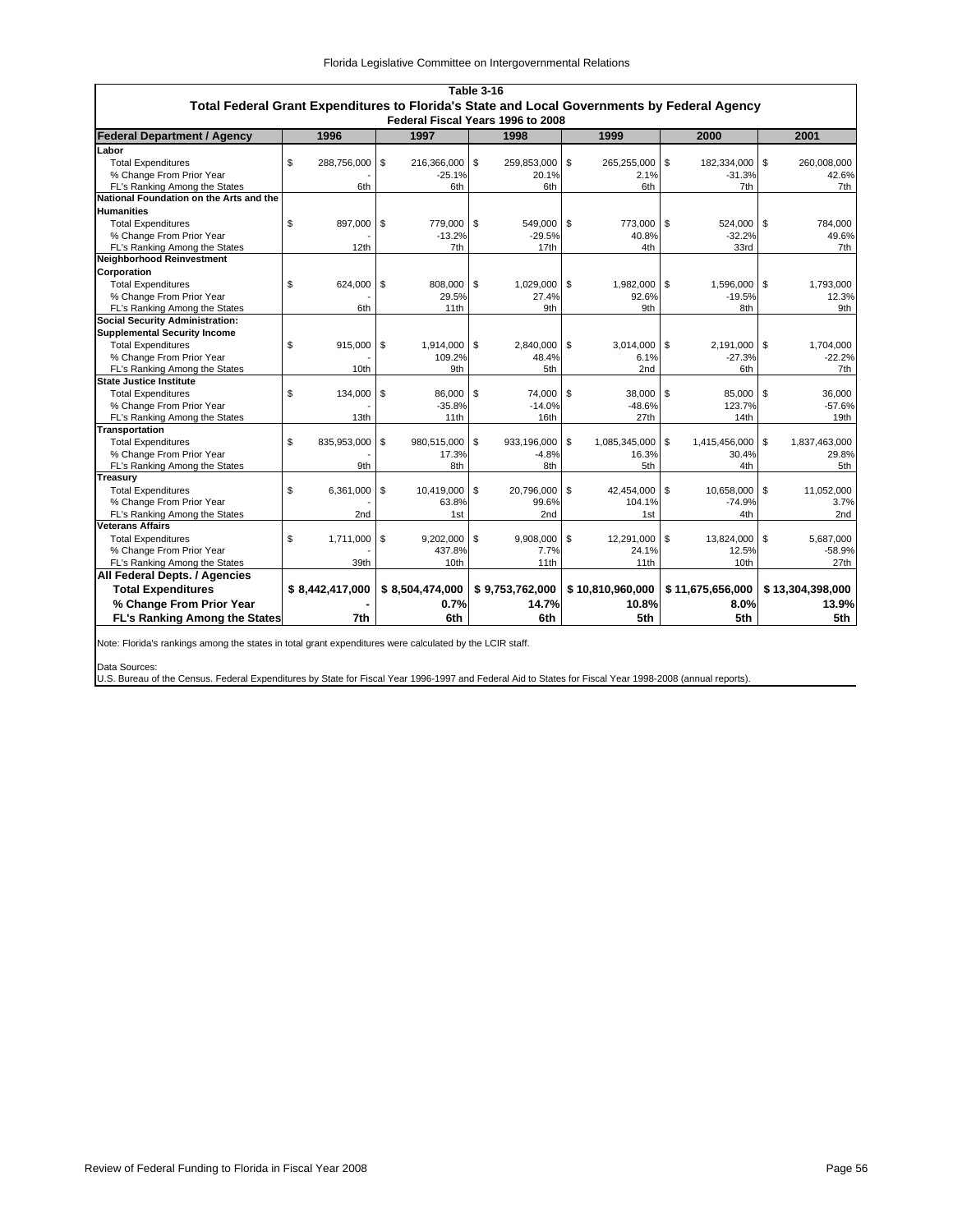**Table 3-16**

**Total Federal Grant Expenditures to Florida's State and Local Governments by Federal Agency**

**Federal Fiscal Years 1996 to 2008**

| Federal Department / Agency | 1996 | 1997 | 1998 | 1999 | 2000 | 2001 |
|---|---|---|---|---|---|---|
| **Labor** | | | | | | |
| Total Expenditures | $ 288,756,000 | $ 216,366,000 | $ 259,853,000 | $ 265,255,000 | $ 182,334,000 | $ 260,008,000 |
| % Change From Prior Year | - | -25.1% | 20.1% | 2.1% | -31.3% | 42.6% |
| FL's Ranking Among the States | 6th | 6th | 6th | 6th | 7th | 7th |
| **National Foundation on the Arts and the Humanities** | | | | | | |
| Total Expenditures | $ 897,000 | $ 779,000 | $ 549,000 | $ 773,000 | $ 524,000 | $ 784,000 |
| % Change From Prior Year | - | -13.2% | -29.5% | 40.8% | -32.2% | 49.6% |
| FL's Ranking Among the States | 12th | 7th | 17th | 4th | 33rd | 7th |
| **Neighborhood Reinvestment Corporation** | | | | | | |
| Total Expenditures | $ 624,000 | $ 808,000 | $ 1,029,000 | $ 1,982,000 | $ 1,596,000 | $ 1,793,000 |
| % Change From Prior Year | - | 29.5% | 27.4% | 92.6% | -19.5% | 12.3% |
| FL's Ranking Among the States | 6th | 11th | 9th | 9th | 8th | 9th |
| **Social Security Administration: Supplemental Security Income** | | | | | | |
| Total Expenditures | $ 915,000 | $ 1,914,000 | $ 2,840,000 | $ 3,014,000 | $ 2,191,000 | $ 1,704,000 |
| % Change From Prior Year | - | 109.2% | 48.4% | 6.1% | -27.3% | -22.2% |
| FL's Ranking Among the States | 10th | 9th | 5th | 2nd | 6th | 7th |
| **State Justice Institute** | | | | | | |
| Total Expenditures | $ 134,000 | $ 86,000 | $ 74,000 | $ 38,000 | $ 85,000 | $ 36,000 |
| % Change From Prior Year | - | -35.8% | -14.0% | -48.6% | 123.7% | -57.6% |
| FL's Ranking Among the States | 13th | 11th | 16th | 27th | 14th | 19th |
| **Transportation** | | | | | | |
| Total Expenditures | $ 835,953,000 | $ 980,515,000 | $ 933,196,000 | $ 1,085,345,000 | $ 1,415,456,000 | $ 1,837,463,000 |
| % Change From Prior Year | - | 17.3% | -4.8% | 16.3% | 30.4% | 29.8% |
| FL's Ranking Among the States | 9th | 8th | 8th | 5th | 4th | 5th |
| **Treasury** | | | | | | |
| Total Expenditures | $ 6,361,000 | $ 10,419,000 | $ 20,796,000 | $ 42,454,000 | $ 10,658,000 | $ 11,052,000 |
| % Change From Prior Year | - | 63.8% | 99.6% | 104.1% | -74.9% | 3.7% |
| FL's Ranking Among the States | 2nd | 1st | 2nd | 1st | 4th | 2nd |
| **Veterans Affairs** | | | | | | |
| Total Expenditures | $ 1,711,000 | $ 9,202,000 | $ 9,908,000 | $ 12,291,000 | $ 13,824,000 | $ 5,687,000 |
| % Change From Prior Year | - | 437.8% | 7.7% | 24.1% | 12.5% | -58.9% |
| FL's Ranking Among the States | 39th | 10th | 11th | 11th | 10th | 27th |
| **All Federal Depts. / Agencies** | | | | | | |
| **Total Expenditures** | **$ 8,442,417,000** | **$ 8,504,474,000** | **$ 9,753,762,000** | **$ 10,810,960,000** | **$ 11,675,656,000** | **$ 13,304,398,000** |
| **% Change From Prior Year** | **-** | **0.7%** | **14.7%** | **10.8%** | **8.0%** | **13.9%** |
| **FL's Ranking Among the States** | **7th** | **6th** | **6th** | **5th** | **5th** | **5th** |

Note: Florida's rankings among the states in total grant expenditures were calculated by the LCIR staff.

Data Sources:
U.S. Bureau of the Census. Federal Expenditures by State for Fiscal Year 1996-1997 and Federal Aid to States for Fiscal Year 1998-2008 (annual reports).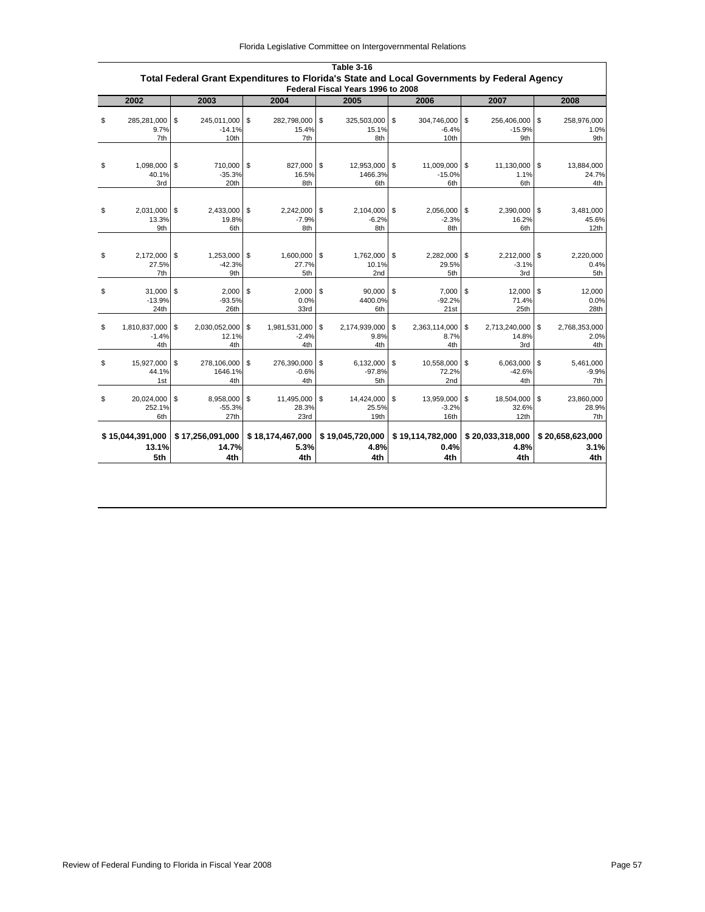**Table 3-16**

**Total Federal Grant Expenditures to Florida's State and Local Governments by Federal Agency**

**Federal Fiscal Years 1996 to 2008**

| 2002 | 2003 | 2004 | 2005 | 2006 | 2007 | 2008 |
|---|---|---|---|---|---|---|
| $ 285,281,000 | $ 245,011,000 | $ 282,798,000 | $ 325,503,000 | $ 304,746,000 | $ 256,406,000 | $ 258,976,000 |
| 9.7% | -14.1% | 15.4% | 15.1% | -6.4% | -15.9% | 1.0% |
| 7th | 10th | 7th | 8th | 10th | 9th | 9th |
| $ 1,098,000 | $ 710,000 | $ 827,000 | $ 12,953,000 | $ 11,009,000 | $ 11,130,000 | $ 13,884,000 |
| 40.1% | -35.3% | 16.5% | 1466.3% | -15.0% | 1.1% | 24.7% |
| 3rd | 20th | 8th | 6th | 6th | 6th | 4th |
| $ 2,031,000 | $ 2,433,000 | $ 2,242,000 | $ 2,104,000 | $ 2,056,000 | $ 2,390,000 | $ 3,481,000 |
| 13.3% | 19.8% | -7.9% | -6.2% | -2.3% | 16.2% | 45.6% |
| 9th | 6th | 8th | 8th | 8th | 6th | 12th |
| $ 2,172,000 | $ 1,253,000 | $ 1,600,000 | $ 1,762,000 | $ 2,282,000 | $ 2,212,000 | $ 2,220,000 |
| 27.5% | -42.3% | 27.7% | 10.1% | 29.5% | -3.1% | 0.4% |
| 7th | 9th | 5th | 2nd | 5th | 3rd | 5th |
| $ 31,000 | $ 2,000 | $ 2,000 | $ 90,000 | $ 7,000 | $ 12,000 | $ 12,000 |
| -13.9% | -93.5% | 0.0% | 4400.0% | -92.2% | 71.4% | 0.0% |
| 24th | 26th | 33rd | 6th | 21st | 25th | 28th |
| $ 1,810,837,000 | $ 2,030,052,000 | $ 1,981,531,000 | $ 2,174,939,000 | $ 2,363,114,000 | $ 2,713,240,000 | $ 2,768,353,000 |
| -1.4% | 12.1% | -2.4% | 9.8% | 8.7% | 14.8% | 2.0% |
| 4th | 4th | 4th | 4th | 4th | 3rd | 4th |
| $ 15,927,000 | $ 278,106,000 | $ 276,390,000 | $ 6,132,000 | $ 10,558,000 | $ 6,063,000 | $ 5,461,000 |
| 44.1% | 1646.1% | -0.6% | -97.8% | 72.2% | -42.6% | -9.9% |
| 1st | 4th | 4th | 5th | 2nd | 4th | 7th |
| $ 20,024,000 | $ 8,958,000 | $ 11,495,000 | $ 14,424,000 | $ 13,959,000 | $ 18,504,000 | $ 23,860,000 |
| 252.1% | -55.3% | 28.3% | 25.5% | -3.2% | 32.6% | 28.9% |
| 6th | 27th | 23rd | 19th | 16th | 12th | 7th |
| **$ 15,044,391,000** | **$ 17,256,091,000** | **$ 18,174,467,000** | **$ 19,045,720,000** | **$ 19,114,782,000** | **$ 20,033,318,000** | **$ 20,658,623,000** |
| **13.1%** | **14.7%** | **5.3%** | **4.8%** | **0.4%** | **4.8%** | **3.1%** |
| **5th** | **4th** | **4th** | **4th** | **4th** | **4th** | **4th** |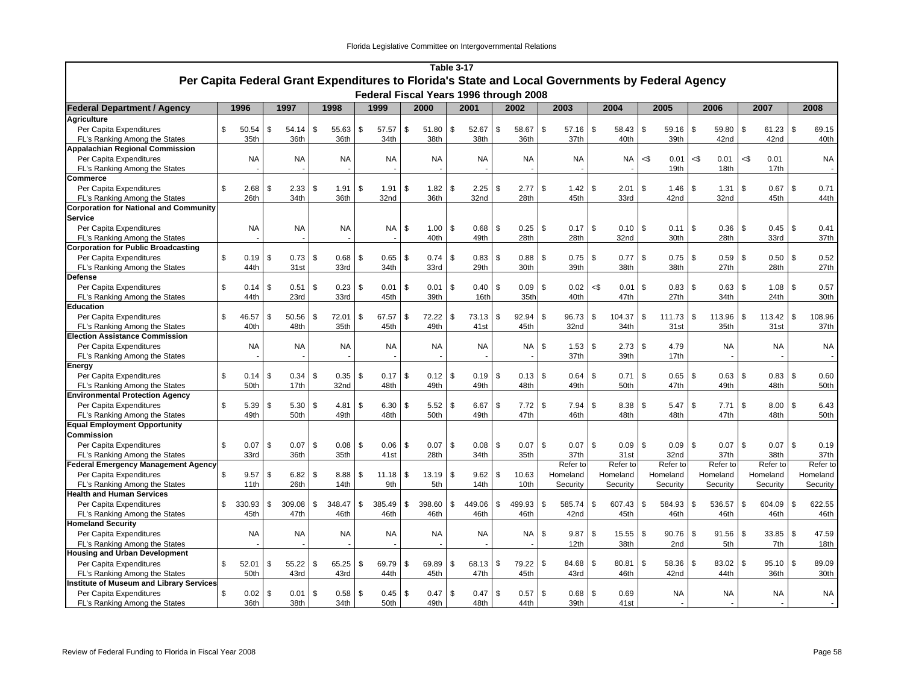# Table 3-17

## Per Capita Federal Grant Expenditures to Florida's State and Local Governments by Federal Agency

### Federal Fiscal Years 1996 through 2008

| Federal Department / Agency | 1996 | 1997 | 1998 | 1999 | 2000 | 2001 | 2002 | 2003 | 2004 | 2005 | 2006 | 2007 | 2008 |
|---|---|---|---|---|---|---|---|---|---|---|---|---|---|
| **Agriculture** | | | | | | | | | | | | | |
| Per Capita Expenditures | $ 50.54 | $ 54.14 | $ 55.63 | $ 57.57 | $ 51.80 | $ 52.67 | $ 58.67 | $ 57.16 | $ 58.43 | $ 59.16 | $ 59.80 | $ 61.23 | $ 69.15 |
| FL's Ranking Among the States | 35th | 36th | 36th | 34th | 38th | 38th | 36th | 37th | 40th | 39th | 42nd | 42nd | 40th |
| **Appalachian Regional Commission** | | | | | | | | | | | | | |
| Per Capita Expenditures | NA | NA | NA | NA | NA | NA | NA | NA | NA | <$ 0.01 | <$ 0.01 | <$ 0.01 | NA |
| FL's Ranking Among the States | - | - | - | - | - | - | - | - | - | 19th | 18th | 17th | - |
| **Commerce** | | | | | | | | | | | | | |
| Per Capita Expenditures | $ 2.68 | $ 2.33 | $ 1.91 | $ 1.91 | $ 1.82 | $ 2.25 | $ 2.77 | $ 1.42 | $ 2.01 | $ 1.46 | $ 1.31 | $ 0.67 | $ 0.71 |
| FL's Ranking Among the States | 26th | 34th | 36th | 32nd | 36th | 32nd | 28th | 45th | 33rd | 42nd | 32nd | 45th | 44th |
| **Corporation for National and Community Service** | | | | | | | | | | | | | |
| Per Capita Expenditures | NA | NA | NA | NA | $ 1.00 | $ 0.68 | $ 0.25 | $ 0.17 | $ 0.10 | $ 0.11 | $ 0.36 | $ 0.45 | $ 0.41 |
| FL's Ranking Among the States | - | - | - | - | 40th | 49th | 28th | 28th | 32nd | 30th | 28th | 33rd | 37th |
| **Corporation for Public Broadcasting** | | | | | | | | | | | | | |
| Per Capita Expenditures | $ 0.19 | $ 0.73 | $ 0.68 | $ 0.65 | $ 0.74 | $ 0.83 | $ 0.88 | $ 0.75 | $ 0.77 | $ 0.75 | $ 0.59 | $ 0.50 | $ 0.52 |
| FL's Ranking Among the States | 44th | 31st | 33rd | 34th | 33rd | 29th | 30th | 39th | 38th | 38th | 27th | 28th | 27th |
| **Defense** | | | | | | | | | | | | | |
| Per Capita Expenditures | $ 0.14 | $ 0.51 | $ 0.23 | $ 0.01 | $ 0.01 | $ 0.40 | $ 0.09 | $ 0.02 | <$ 0.01 | $ 0.83 | $ 0.63 | $ 1.08 | $ 0.57 |
| FL's Ranking Among the States | 44th | 23rd | 33rd | 45th | 39th | 16th | 35th | 40th | 47th | 27th | 34th | 24th | 30th |
| **Education** | | | | | | | | | | | | | |
| Per Capita Expenditures | $ 46.57 | $ 50.56 | $ 72.01 | $ 67.57 | $ 72.22 | $ 73.13 | $ 92.94 | $ 96.73 | $ 104.37 | $ 111.73 | $ 113.96 | $ 113.42 | $ 108.96 |
| FL's Ranking Among the States | 40th | 48th | 35th | 45th | 49th | 41st | 45th | 32nd | 34th | 31st | 35th | 31st | 37th |
| **Election Assistance Commission** | | | | | | | | | | | | | |
| Per Capita Expenditures | NA | NA | NA | NA | NA | NA | NA | $ 1.53 | $ 2.73 | $ 4.79 | NA | NA | NA |
| FL's Ranking Among the States | - | - | - | - | - | - | - | 37th | 39th | 17th | - | - | - |
| **Energy** | | | | | | | | | | | | | |
| Per Capita Expenditures | $ 0.14 | $ 0.34 | $ 0.35 | $ 0.17 | $ 0.12 | $ 0.19 | $ 0.13 | $ 0.64 | $ 0.71 | $ 0.65 | $ 0.63 | $ 0.83 | $ 0.60 |
| FL's Ranking Among the States | 50th | 17th | 32nd | 48th | 49th | 49th | 48th | 49th | 50th | 47th | 49th | 48th | 50th |
| **Environmental Protection Agency** | | | | | | | | | | | | | |
| Per Capita Expenditures | $ 5.39 | $ 5.30 | $ 4.81 | $ 6.30 | $ 5.52 | $ 6.67 | $ 7.72 | $ 7.94 | $ 8.38 | $ 5.47 | $ 7.71 | $ 8.00 | $ 6.43 |
| FL's Ranking Among the States | 49th | 50th | 49th | 48th | 50th | 49th | 47th | 46th | 48th | 48th | 47th | 48th | 50th |
| **Equal Employment Opportunity Commission** | | | | | | | | | | | | | |
| Per Capita Expenditures | $ 0.07 | $ 0.07 | $ 0.08 | $ 0.06 | $ 0.07 | $ 0.08 | $ 0.07 | $ 0.07 | $ 0.09 | $ 0.09 | $ 0.07 | $ 0.07 | $ 0.19 |
| FL's Ranking Among the States | 33rd | 36th | 35th | 41st | 28th | 34th | 35th | 37th | 31st | 32nd | 37th | 38th | 37th |
| **Federal Emergency Management Agency** | | | | | | | | Refer to | Refer to | Refer to | Refer to | Refer to | Refer to |
| Per Capita Expenditures | $ 9.57 | $ 6.82 | $ 8.88 | $ 11.18 | $ 13.19 | $ 9.62 | $ 10.63 | Homeland | Homeland | Homeland | Homeland | Homeland | Homeland |
| FL's Ranking Among the States | 11th | 26th | 14th | 9th | 5th | 14th | 10th | Security | Security | Security | Security | Security | Security |
| **Health and Human Services** | | | | | | | | | | | | | |
| Per Capita Expenditures | $ 330.93 | $ 309.08 | $ 348.47 | $ 385.49 | $ 398.60 | $ 449.06 | $ 499.93 | $ 585.74 | $ 607.43 | $ 584.93 | $ 536.57 | $ 604.09 | $ 622.55 |
| FL's Ranking Among the States | 45th | 47th | 46th | 46th | 46th | 46th | 46th | 42nd | 45th | 46th | 46th | 46th | 46th |
| **Homeland Security** | | | | | | | | | | | | | |
| Per Capita Expenditures | NA | NA | NA | NA | NA | NA | NA | $ 9.87 | $ 15.55 | $ 90.76 | $ 91.56 | $ 33.85 | $ 47.59 |
| FL's Ranking Among the States | - | - | - | - | - | - | - | 12th | 38th | 2nd | 5th | 7th | 18th |
| **Housing and Urban Development** | | | | | | | | | | | | | |
| Per Capita Expenditures | $ 52.01 | $ 55.22 | $ 65.25 | $ 69.79 | $ 69.89 | $ 68.13 | $ 79.22 | $ 84.68 | $ 80.81 | $ 58.36 | $ 83.02 | $ 95.10 | $ 89.09 |
| FL's Ranking Among the States | 50th | 43rd | 43rd | 44th | 45th | 47th | 45th | 43rd | 46th | 42nd | 44th | 36th | 30th |
| **Institute of Museum and Library Services** | | | | | | | | | | | | | |
| Per Capita Expenditures | $ 0.02 | $ 0.01 | $ 0.58 | $ 0.45 | $ 0.47 | $ 0.47 | $ 0.57 | $ 0.68 | $ 0.69 | NA | NA | NA | NA |
| FL's Ranking Among the States | 36th | 38th | 34th | 50th | 49th | 48th | 44th | 39th | 41st | - | - | - | - |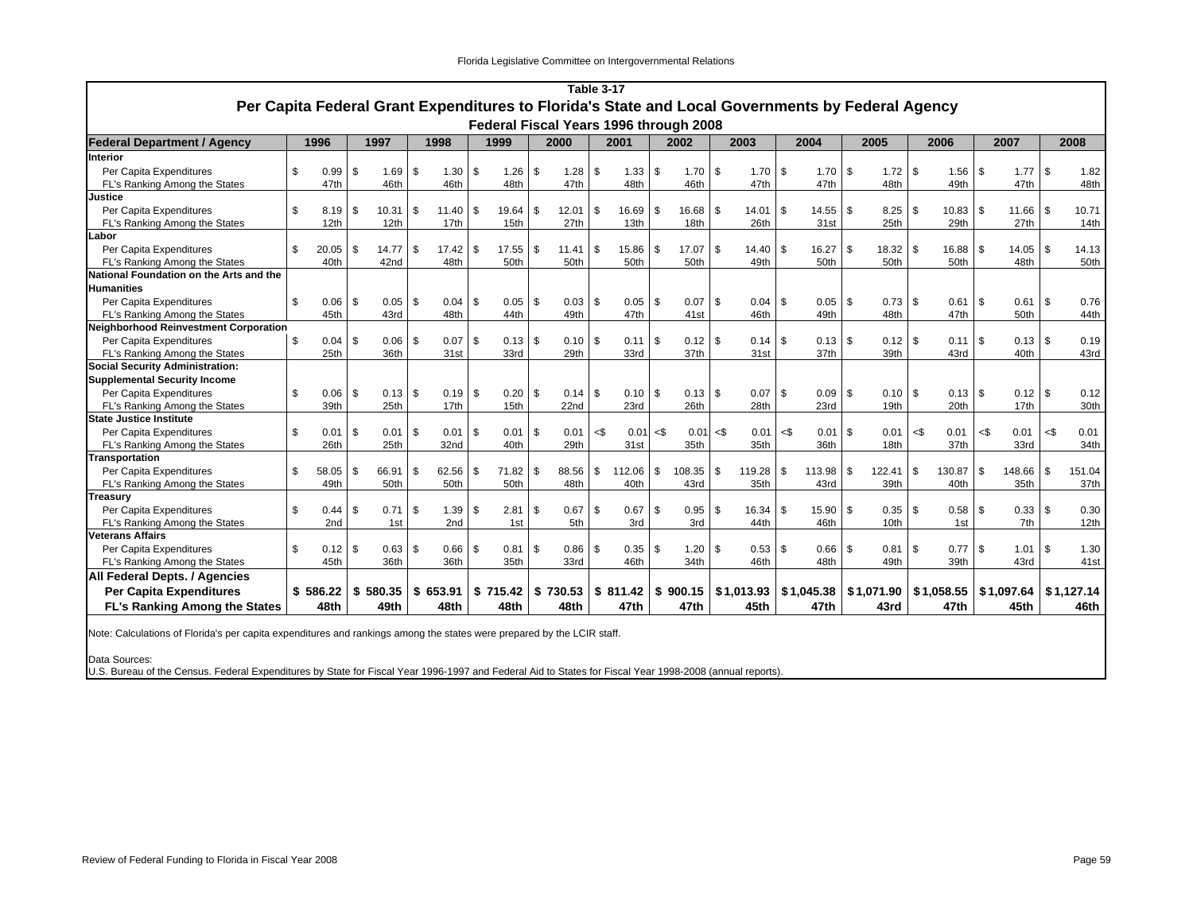# Table 3-17

## Per Capita Federal Grant Expenditures to Florida's State and Local Governments by Federal Agency

### Federal Fiscal Years 1996 through 2008

| Federal Department / Agency | 1996 | 1997 | 1998 | 1999 | 2000 | 2001 | 2002 | 2003 | 2004 | 2005 | 2006 | 2007 | 2008 |
|---|---|---|---|---|---|---|---|---|---|---|---|---|---|
| **Interior** | | | | | | | | | | | | | |
| Per Capita Expenditures | $ 0.99 | $ 1.69 | $ 1.30 | $ 1.26 | $ 1.28 | $ 1.33 | $ 1.70 | $ 1.70 | $ 1.70 | $ 1.72 | $ 1.56 | $ 1.77 | $ 1.82 |
| FL's Ranking Among the States | 47th | 46th | 46th | 48th | 47th | 48th | 46th | 47th | 47th | 48th | 49th | 47th | 48th |
| **Justice** | | | | | | | | | | | | | |
| Per Capita Expenditures | $ 8.19 | $ 10.31 | $ 11.40 | $ 19.64 | $ 12.01 | $ 16.69 | $ 16.68 | $ 14.01 | $ 14.55 | $ 8.25 | $ 10.83 | $ 11.66 | $ 10.71 |
| FL's Ranking Among the States | 12th | 12th | 17th | 15th | 27th | 13th | 18th | 26th | 31st | 25th | 29th | 27th | 14th |
| **Labor** | | | | | | | | | | | | | |
| Per Capita Expenditures | $ 20.05 | $ 14.77 | $ 17.42 | $ 17.55 | $ 11.41 | $ 15.86 | $ 17.07 | $ 14.40 | $ 16.27 | $ 18.32 | $ 16.88 | $ 14.05 | $ 14.13 |
| FL's Ranking Among the States | 40th | 42nd | 48th | 50th | 50th | 50th | 50th | 49th | 50th | 50th | 50th | 48th | 50th |
| **National Foundation on the Arts and the Humanities** | | | | | | | | | | | | | |
| Per Capita Expenditures | $ 0.06 | $ 0.05 | $ 0.04 | $ 0.05 | $ 0.03 | $ 0.05 | $ 0.07 | $ 0.04 | $ 0.05 | $ 0.73 | $ 0.61 | $ 0.61 | $ 0.76 |
| FL's Ranking Among the States | 45th | 43rd | 48th | 44th | 49th | 47th | 41st | 46th | 49th | 48th | 47th | 50th | 44th |
| **Neighborhood Reinvestment Corporation** | | | | | | | | | | | | | |
| Per Capita Expenditures | $ 0.04 | $ 0.06 | $ 0.07 | $ 0.13 | $ 0.10 | $ 0.11 | $ 0.12 | $ 0.14 | $ 0.13 | $ 0.12 | $ 0.11 | $ 0.13 | $ 0.19 |
| FL's Ranking Among the States | 25th | 36th | 31st | 33rd | 29th | 33rd | 37th | 31st | 37th | 39th | 43rd | 40th | 43rd |
| **Social Security Administration: Supplemental Security Income** | | | | | | | | | | | | | |
| Per Capita Expenditures | $ 0.06 | $ 0.13 | $ 0.19 | $ 0.20 | $ 0.14 | $ 0.10 | $ 0.13 | $ 0.07 | $ 0.09 | $ 0.10 | $ 0.13 | $ 0.12 | $ 0.12 |
| FL's Ranking Among the States | 39th | 25th | 17th | 15th | 22nd | 23rd | 26th | 28th | 23rd | 19th | 20th | 17th | 30th |
| **State Justice Institute** | | | | | | | | | | | | | |
| Per Capita Expenditures | $ 0.01 | $ 0.01 | $ 0.01 | $ 0.01 | $ 0.01 | <$ 0.01 | <$ 0.01 | <$ 0.01 | <$ 0.01 | $ 0.01 | <$ 0.01 | <$ 0.01 | <$ 0.01 |
| FL's Ranking Among the States | 26th | 25th | 32nd | 40th | 29th | 31st | 35th | 35th | 36th | 18th | 37th | 33rd | 34th |
| **Transportation** | | | | | | | | | | | | | |
| Per Capita Expenditures | $ 58.05 | $ 66.91 | $ 62.56 | $ 71.82 | $ 88.56 | $ 112.06 | $ 108.35 | $ 119.28 | $ 113.98 | $ 122.41 | $ 130.87 | $ 148.66 | $ 151.04 |
| FL's Ranking Among the States | 49th | 50th | 50th | 50th | 48th | 40th | 43rd | 35th | 43rd | 39th | 40th | 35th | 37th |
| **Treasury** | | | | | | | | | | | | | |
| Per Capita Expenditures | $ 0.44 | $ 0.71 | $ 1.39 | $ 2.81 | $ 0.67 | $ 0.67 | $ 0.95 | $ 16.34 | $ 15.90 | $ 0.35 | $ 0.58 | $ 0.33 | $ 0.30 |
| FL's Ranking Among the States | 2nd | 1st | 2nd | 1st | 5th | 3rd | 3rd | 44th | 46th | 10th | 1st | 7th | 12th |
| **Veterans Affairs** | | | | | | | | | | | | | |
| Per Capita Expenditures | $ 0.12 | $ 0.63 | $ 0.66 | $ 0.81 | $ 0.86 | $ 0.35 | $ 1.20 | $ 0.53 | $ 0.66 | $ 0.81 | $ 0.77 | $ 1.01 | $ 1.30 |
| FL's Ranking Among the States | 45th | 36th | 36th | 35th | 33rd | 46th | 34th | 46th | 48th | 49th | 39th | 43rd | 41st |
| **All Federal Depts. / Agencies** | | | | | | | | | | | | | |
| **Per Capita Expenditures** | **$ 586.22** | **$ 580.35** | **$ 653.91** | **$ 715.42** | **$ 730.53** | **$ 811.42** | **$ 900.15** | **$ 1,013.93** | **$ 1,045.38** | **$ 1,071.90** | **$ 1,058.55** | **$ 1,097.64** | **$ 1,127.14** |
| **FL's Ranking Among the States** | **48th** | **49th** | **48th** | **48th** | **48th** | **47th** | **47th** | **45th** | **47th** | **43rd** | **47th** | **45th** | **46th** |

Note: Calculations of Florida's per capita expenditures and rankings among the states were prepared by the LCIR staff.

Data Sources:
U.S. Bureau of the Census. Federal Expenditures by State for Fiscal Year 1996-1997 and Federal Aid to States for Fiscal Year 1998-2008 (annual reports).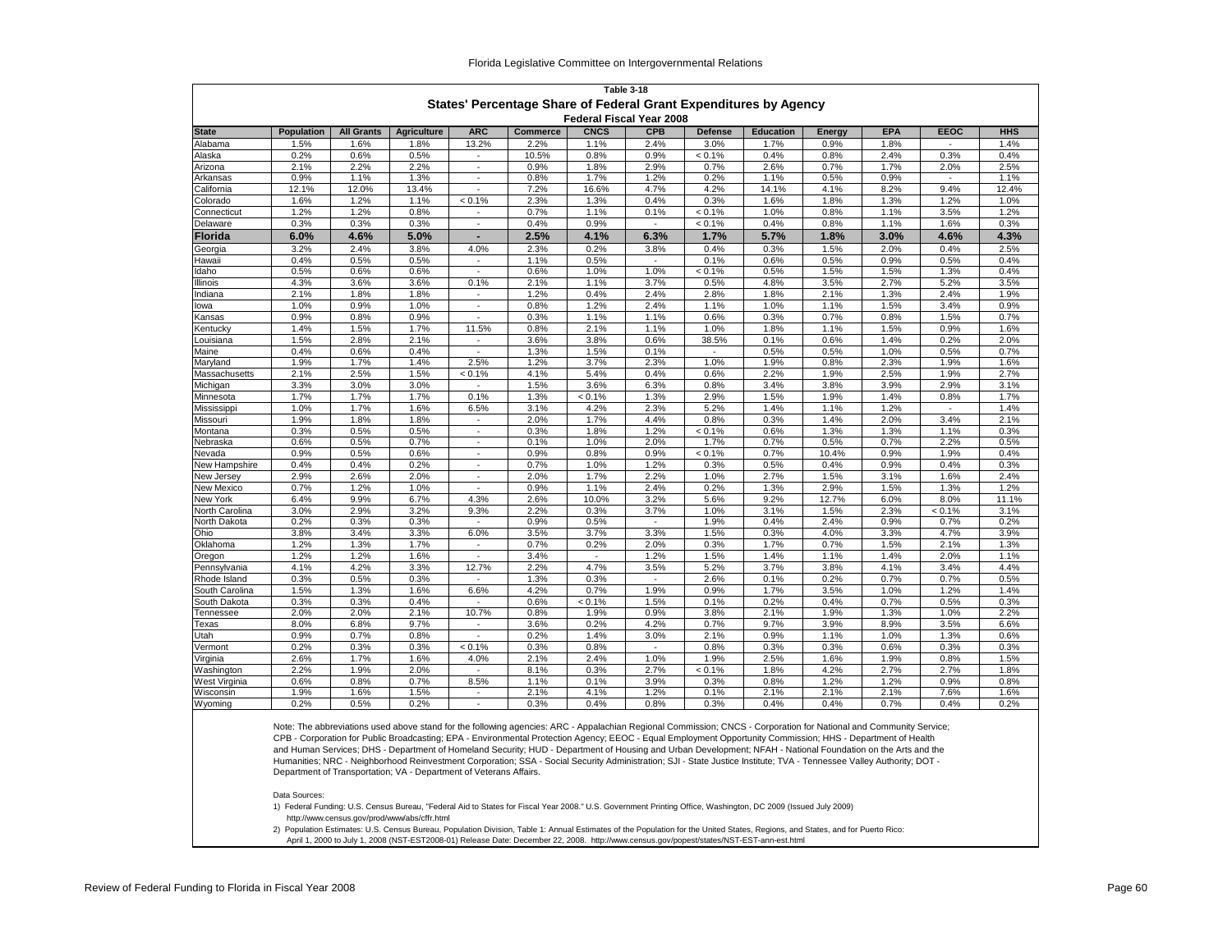**Table 3-18**

## States' Percentage Share of Federal Grant Expenditures by Agency

**Federal Fiscal Year 2008**

| State | Population | All Grants | Agriculture | ARC | Commerce | CNCS | CPB | Defense | Education | Energy | EPA | EEOC | HHS |
|---|---|---|---|---|---|---|---|---|---|---|---|---|---|
| Alabama | 1.5% | 1.6% | 1.8% | 13.2% | 2.2% | 1.1% | 2.4% | 3.0% | 1.7% | 0.9% | 1.8% | - | 1.4% |
| Alaska | 0.2% | 0.6% | 0.5% | - | 10.5% | 0.8% | 0.9% | < 0.1% | 0.4% | 0.8% | 2.4% | 0.3% | 0.4% |
| Arizona | 2.1% | 2.2% | 2.2% | - | 0.9% | 1.8% | 2.9% | 0.7% | 2.6% | 0.7% | 1.7% | 2.0% | 2.5% |
| Arkansas | 0.9% | 1.1% | 1.3% | - | 0.8% | 1.7% | 1.2% | 0.2% | 1.1% | 0.5% | 0.9% | - | 1.1% |
| California | 12.1% | 12.0% | 13.4% | - | 7.2% | 16.6% | 4.7% | 4.2% | 14.1% | 4.1% | 8.2% | 9.4% | 12.4% |
| Colorado | 1.6% | 1.2% | 1.1% | < 0.1% | 2.3% | 1.3% | 0.4% | 0.3% | 1.6% | 1.8% | 1.3% | 1.2% | 1.0% |
| Connecticut | 1.2% | 1.2% | 0.8% | - | 0.7% | 1.1% | 0.1% | < 0.1% | 1.0% | 0.8% | 1.1% | 3.5% | 1.2% |
| Delaware | 0.3% | 0.3% | 0.3% | - | 0.4% | 0.9% | - | < 0.1% | 0.4% | 0.8% | 1.1% | 1.6% | 0.3% |
| **Florida** | **6.0%** | **4.6%** | **5.0%** | **-** | **2.5%** | **4.1%** | **6.3%** | **1.7%** | **5.7%** | **1.8%** | **3.0%** | **4.6%** | **4.3%** |
| Georgia | 3.2% | 2.4% | 3.8% | 4.0% | 2.3% | 0.2% | 3.8% | 0.4% | 0.3% | 1.5% | 2.0% | 0.4% | 2.5% |
| Hawaii | 0.4% | 0.5% | 0.5% | - | 1.1% | 0.5% | - | 0.1% | 0.6% | 0.5% | 0.9% | 0.5% | 0.4% |
| Idaho | 0.5% | 0.6% | 0.6% | - | 0.6% | 1.0% | 1.0% | < 0.1% | 0.5% | 1.5% | 1.5% | 1.3% | 0.4% |
| Illinois | 4.3% | 3.6% | 3.6% | 0.1% | 2.1% | 1.1% | 3.7% | 0.5% | 4.8% | 3.5% | 2.7% | 5.2% | 3.5% |
| Indiana | 2.1% | 1.8% | 1.8% | - | 1.2% | 0.4% | 2.4% | 2.8% | 1.8% | 2.1% | 1.3% | 2.4% | 1.9% |
| Iowa | 1.0% | 0.9% | 1.0% | - | 0.8% | 1.2% | 2.4% | 1.1% | 1.0% | 1.1% | 1.5% | 3.4% | 0.9% |
| Kansas | 0.9% | 0.8% | 0.9% | - | 0.3% | 1.1% | 1.1% | 0.6% | 0.3% | 0.7% | 0.8% | 1.5% | 0.7% |
| Kentucky | 1.4% | 1.5% | 1.7% | 11.5% | 0.8% | 2.1% | 1.1% | 1.0% | 1.8% | 1.1% | 1.5% | 0.9% | 1.6% |
| Louisiana | 1.5% | 2.8% | 2.1% | - | 3.6% | 3.8% | 0.6% | 38.5% | 0.1% | 0.6% | 1.4% | 0.2% | 2.0% |
| Maine | 0.4% | 0.6% | 0.4% | - | 1.3% | 1.5% | 0.1% | - | 0.5% | 0.5% | 1.0% | 0.5% | 0.7% |
| Maryland | 1.9% | 1.7% | 1.4% | 2.5% | 1.2% | 3.7% | 2.3% | 1.0% | 1.9% | 0.8% | 2.3% | 1.9% | 1.6% |
| Massachusetts | 2.1% | 2.5% | 1.5% | < 0.1% | 4.1% | 5.4% | 0.4% | 0.6% | 2.2% | 1.9% | 2.5% | 1.9% | 2.7% |
| Michigan | 3.3% | 3.0% | 3.0% | - | 1.5% | 3.6% | 6.3% | 0.8% | 3.4% | 3.8% | 3.9% | 2.9% | 3.1% |
| Minnesota | 1.7% | 1.7% | 1.7% | 0.1% | 1.3% | < 0.1% | 1.3% | 2.9% | 1.5% | 1.9% | 1.4% | 0.8% | 1.7% |
| Mississippi | 1.0% | 1.7% | 1.6% | 6.5% | 3.1% | 4.2% | 2.3% | 5.2% | 1.4% | 1.1% | 1.2% | - | 1.4% |
| Missouri | 1.9% | 1.8% | 1.8% | - | 2.0% | 1.7% | 4.4% | 0.8% | 0.3% | 1.4% | 2.0% | 3.4% | 2.1% |
| Montana | 0.3% | 0.5% | 0.5% | - | 0.3% | 1.8% | 1.2% | < 0.1% | 0.6% | 1.3% | 1.3% | 1.1% | 0.3% |
| Nebraska | 0.6% | 0.5% | 0.7% | - | 0.1% | 1.0% | 2.0% | 1.7% | 0.7% | 0.5% | 0.7% | 2.2% | 0.5% |
| Nevada | 0.9% | 0.5% | 0.6% | - | 0.9% | 0.8% | 0.9% | < 0.1% | 0.7% | 10.4% | 0.9% | 1.9% | 0.4% |
| New Hampshire | 0.4% | 0.4% | 0.2% | - | 0.7% | 1.0% | 1.2% | 0.3% | 0.5% | 0.4% | 0.9% | 0.4% | 0.3% |
| New Jersey | 2.9% | 2.6% | 2.0% | - | 2.0% | 1.7% | 2.2% | 1.0% | 2.7% | 1.5% | 3.1% | 1.6% | 2.4% |
| New Mexico | 0.7% | 1.2% | 1.0% | - | 0.9% | 1.1% | 2.4% | 0.2% | 1.3% | 2.9% | 1.5% | 1.3% | 1.2% |
| New York | 6.4% | 9.9% | 6.7% | 4.3% | 2.6% | 10.0% | 3.2% | 5.6% | 9.2% | 12.7% | 6.0% | 8.0% | 11.1% |
| North Carolina | 3.0% | 2.9% | 3.2% | 9.3% | 2.2% | 0.3% | 3.7% | 1.0% | 3.1% | 1.5% | 2.3% | < 0.1% | 3.1% |
| North Dakota | 0.2% | 0.3% | 0.3% | - | 0.9% | 0.5% | - | 1.9% | 0.4% | 2.4% | 0.9% | 0.7% | 0.2% |
| Ohio | 3.8% | 3.4% | 3.3% | 6.0% | 3.5% | 3.7% | 3.3% | 1.5% | 0.3% | 4.0% | 3.3% | 4.7% | 3.9% |
| Oklahoma | 1.2% | 1.3% | 1.7% | - | 0.7% | 0.2% | 2.0% | 0.3% | 1.7% | 0.7% | 1.5% | 2.1% | 1.3% |
| Oregon | 1.2% | 1.2% | 1.6% | - | 3.4% | - | 1.2% | 1.5% | 1.4% | 1.1% | 1.4% | 2.0% | 1.1% |
| Pennsylvania | 4.1% | 4.2% | 3.3% | 12.7% | 2.2% | 4.7% | 3.5% | 5.2% | 3.7% | 3.8% | 4.1% | 3.4% | 4.4% |
| Rhode Island | 0.3% | 0.5% | 0.3% | - | 1.3% | 0.3% | - | 2.6% | 0.1% | 0.2% | 0.7% | 0.7% | 0.5% |
| South Carolina | 1.5% | 1.3% | 1.6% | 6.6% | 4.2% | 0.7% | 1.9% | 0.9% | 1.7% | 3.5% | 1.0% | 1.2% | 1.4% |
| South Dakota | 0.3% | 0.3% | 0.4% | - | 0.6% | < 0.1% | 1.5% | 0.1% | 0.2% | 0.4% | 0.7% | 0.5% | 0.3% |
| Tennessee | 2.0% | 2.0% | 2.1% | 10.7% | 0.8% | 1.9% | 0.9% | 3.8% | 2.1% | 1.9% | 1.3% | 1.0% | 2.2% |
| Texas | 8.0% | 6.8% | 9.7% | - | 3.6% | 0.2% | 4.2% | 0.7% | 9.7% | 3.9% | 8.9% | 3.5% | 6.6% |
| Utah | 0.9% | 0.7% | 0.8% | - | 0.2% | 1.4% | 3.0% | 2.1% | 0.9% | 1.1% | 1.0% | 1.3% | 0.6% |
| Vermont | 0.2% | 0.3% | 0.3% | < 0.1% | 0.3% | 0.8% | - | 0.8% | 0.3% | 0.3% | 0.6% | 0.3% | 0.3% |
| Virginia | 2.6% | 1.7% | 1.6% | 4.0% | 2.1% | 2.4% | 1.0% | 1.9% | 2.5% | 1.6% | 1.9% | 0.8% | 1.5% |
| Washington | 2.2% | 1.9% | 2.0% | - | 8.1% | 0.3% | 2.7% | < 0.1% | 1.8% | 4.2% | 2.7% | 2.7% | 1.8% |
| West Virginia | 0.6% | 0.8% | 0.7% | 8.5% | 1.1% | 0.1% | 3.9% | 0.3% | 0.8% | 1.2% | 1.2% | 0.9% | 0.8% |
| Wisconsin | 1.9% | 1.6% | 1.5% | - | 2.1% | 4.1% | 1.2% | 0.1% | 2.1% | 2.1% | 2.1% | 7.6% | 1.6% |
| Wyoming | 0.2% | 0.5% | 0.2% | - | 0.3% | 0.4% | 0.8% | 0.3% | 0.4% | 0.4% | 0.7% | 0.4% | 0.2% |

Note: The abbreviations used above stand for the following agencies: ARC - Appalachian Regional Commission; CNCS - Corporation for National and Community Service; CPB - Corporation for Public Broadcasting; EPA - Environmental Protection Agency; EEOC - Equal Employment Opportunity Commission; HHS - Department of Health and Human Services; DHS - Department of Homeland Security; HUD - Department of Housing and Urban Development; NFAH - National Foundation on the Arts and the Humanities; NRC - Neighborhood Reinvestment Corporation; SSA - Social Security Administration; SJI - State Justice Institute; TVA - Tennessee Valley Authority; DOT - Department of Transportation; VA - Department of Veterans Affairs.

Data Sources:

1) Federal Funding: U.S. Census Bureau, "Federal Aid to States for Fiscal Year 2008." U.S. Government Printing Office, Washington, DC 2009 (Issued July 2009) http://www.census.gov/prod/www/abs/cffr.html

2) Population Estimates: U.S. Census Bureau, Population Division, Table 1: Annual Estimates of the Population for the United States, Regions, and States, and for Puerto Rico: April 1, 2000 to July 1, 2008 (NST-EST2008-01) Release Date: December 22, 2008. http://www.census.gov/popest/states/NST-EST-ann-est.html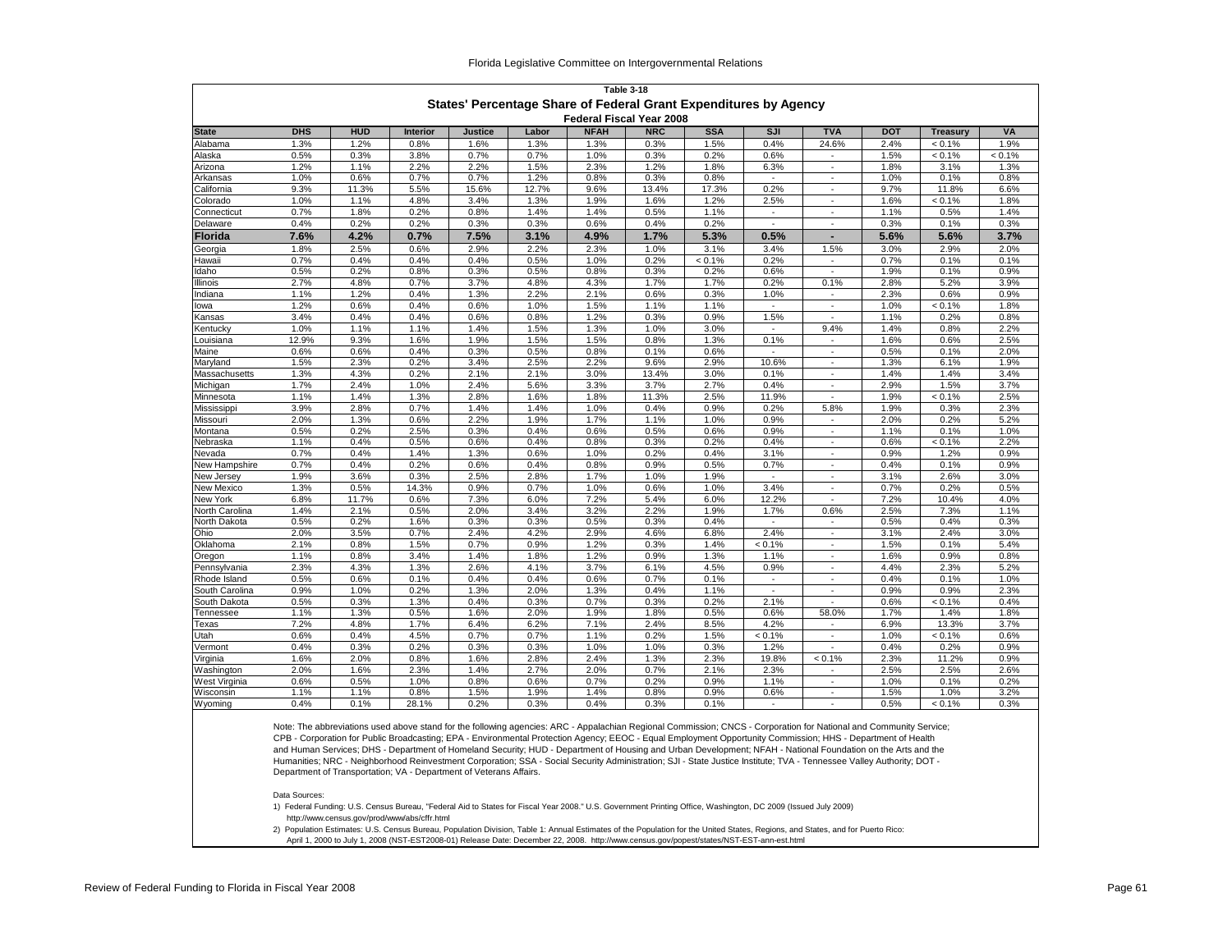## Table 3-18

### States' Percentage Share of Federal Grant Expenditures by Agency

#### Federal Fiscal Year 2008

| State | DHS | HUD | Interior | Justice | Labor | NFAH | NRC | SSA | SJI | TVA | DOT | Treasury | VA |
|---|---|---|---|---|---|---|---|---|---|---|---|---|---|
| Alabama | 1.3% | 1.2% | 0.8% | 1.6% | 1.3% | 1.3% | 0.3% | 1.5% | 0.4% | 24.6% | 2.4% | < 0.1% | 1.9% |
| Alaska | 0.5% | 0.3% | 3.8% | 0.7% | 0.7% | 1.0% | 0.3% | 0.2% | 0.6% | - | 1.5% | < 0.1% | < 0.1% |
| Arizona | 1.2% | 1.1% | 2.2% | 2.2% | 1.5% | 2.3% | 1.2% | 1.8% | 6.3% | - | 1.8% | 3.1% | 1.3% |
| Arkansas | 1.0% | 0.6% | 0.7% | 0.7% | 1.2% | 0.8% | 0.3% | 0.8% | - | - | 1.0% | 0.1% | 0.8% |
| California | 9.3% | 11.3% | 5.5% | 15.6% | 12.7% | 9.6% | 13.4% | 17.3% | 0.2% | - | 9.7% | 11.8% | 6.6% |
| Colorado | 1.0% | 1.1% | 4.8% | 3.4% | 1.3% | 1.9% | 1.6% | 1.2% | 2.5% | - | 1.6% | < 0.1% | 1.8% |
| Connecticut | 0.7% | 1.8% | 0.2% | 0.8% | 1.4% | 1.4% | 0.5% | 1.1% | - | - | 1.1% | 0.5% | 1.4% |
| Delaware | 0.4% | 0.2% | 0.2% | 0.3% | 0.3% | 0.6% | 0.4% | 0.2% | - | - | 0.3% | 0.1% | 0.3% |
| **Florida** | **7.6%** | **4.2%** | **0.7%** | **7.5%** | **3.1%** | **4.9%** | **1.7%** | **5.3%** | **0.5%** | **-** | **5.6%** | **5.6%** | **3.7%** |
| Georgia | 1.8% | 2.5% | 0.6% | 2.9% | 2.2% | 2.3% | 1.0% | 3.1% | 3.4% | 1.5% | 3.0% | 2.9% | 2.0% |
| Hawaii | 0.7% | 0.4% | 0.4% | 0.4% | 0.5% | 1.0% | 0.2% | < 0.1% | 0.2% | - | 0.7% | 0.1% | 0.1% |
| Idaho | 0.5% | 0.2% | 0.8% | 0.3% | 0.5% | 0.8% | 0.3% | 0.2% | 0.6% | - | 1.9% | 0.1% | 0.9% |
| Illinois | 2.7% | 4.8% | 0.7% | 3.7% | 4.8% | 4.3% | 1.7% | 1.7% | 0.2% | 0.1% | 2.8% | 5.2% | 3.9% |
| Indiana | 1.1% | 1.2% | 0.4% | 1.3% | 2.2% | 2.1% | 0.6% | 0.3% | 1.0% | - | 2.3% | 0.6% | 0.9% |
| Iowa | 1.2% | 0.6% | 0.4% | 0.6% | 1.0% | 1.5% | 1.1% | 1.1% | - | - | 1.0% | < 0.1% | 1.8% |
| Kansas | 3.4% | 0.4% | 0.4% | 0.6% | 0.8% | 1.2% | 0.3% | 0.9% | 1.5% | - | 1.1% | 0.2% | 0.8% |
| Kentucky | 1.0% | 1.1% | 1.1% | 1.4% | 1.5% | 1.3% | 1.0% | 3.0% | - | 9.4% | 1.4% | 0.8% | 2.2% |
| Louisiana | 12.9% | 9.3% | 1.6% | 1.9% | 1.5% | 1.5% | 0.8% | 1.3% | 0.1% | - | 1.6% | 0.6% | 2.5% |
| Maine | 0.6% | 0.6% | 0.4% | 0.3% | 0.5% | 0.8% | 0.1% | 0.6% | - | - | 0.5% | 0.1% | 2.0% |
| Maryland | 1.5% | 2.3% | 0.2% | 3.4% | 2.5% | 2.2% | 9.6% | 2.9% | 10.6% | - | 1.3% | 6.1% | 1.9% |
| Massachusetts | 1.3% | 4.3% | 0.2% | 2.1% | 2.1% | 3.0% | 13.4% | 3.0% | 0.1% | - | 1.4% | 1.4% | 3.4% |
| Michigan | 1.7% | 2.4% | 1.0% | 2.4% | 5.6% | 3.3% | 3.7% | 2.7% | 0.4% | - | 2.9% | 1.5% | 3.7% |
| Minnesota | 1.1% | 1.4% | 1.3% | 2.8% | 1.6% | 1.8% | 11.3% | 2.5% | 11.9% | - | 1.9% | < 0.1% | 2.5% |
| Mississippi | 3.9% | 2.8% | 0.7% | 1.4% | 1.4% | 1.0% | 0.4% | 0.9% | 0.2% | 5.8% | 1.9% | 0.3% | 2.3% |
| Missouri | 2.0% | 1.3% | 0.6% | 2.2% | 1.9% | 1.7% | 1.1% | 1.0% | 0.9% | - | 2.0% | 0.2% | 5.2% |
| Montana | 0.5% | 0.2% | 2.5% | 0.3% | 0.4% | 0.6% | 0.5% | 0.6% | 0.9% | - | 1.1% | 0.1% | 1.0% |
| Nebraska | 1.1% | 0.4% | 0.5% | 0.6% | 0.4% | 0.8% | 0.3% | 0.2% | 0.4% | - | 0.6% | < 0.1% | 2.2% |
| Nevada | 0.7% | 0.4% | 1.4% | 1.3% | 0.6% | 1.0% | 0.2% | 0.4% | 3.1% | - | 0.9% | 1.2% | 0.9% |
| New Hampshire | 0.7% | 0.4% | 0.2% | 0.6% | 0.4% | 0.8% | 0.9% | 0.5% | 0.7% | - | 0.4% | 0.1% | 0.9% |
| New Jersey | 1.9% | 3.6% | 0.3% | 2.5% | 2.8% | 1.7% | 1.0% | 1.9% | - | - | 3.1% | 2.6% | 3.0% |
| New Mexico | 1.3% | 0.5% | 14.3% | 0.9% | 0.7% | 1.0% | 0.6% | 1.0% | 3.4% | - | 0.7% | 0.2% | 0.5% |
| New York | 6.8% | 11.7% | 0.6% | 7.3% | 6.0% | 7.2% | 5.4% | 6.0% | 12.2% | - | 7.2% | 10.4% | 4.0% |
| North Carolina | 1.4% | 2.1% | 0.5% | 2.0% | 3.4% | 3.2% | 2.2% | 1.9% | 1.7% | 0.6% | 2.5% | 7.3% | 1.1% |
| North Dakota | 0.5% | 0.2% | 1.6% | 0.3% | 0.3% | 0.5% | 0.3% | 0.4% | - | - | 0.5% | 0.4% | 0.3% |
| Ohio | 2.0% | 3.5% | 0.7% | 2.4% | 4.2% | 2.9% | 4.6% | 6.8% | 2.4% | - | 3.1% | 2.4% | 3.0% |
| Oklahoma | 2.1% | 0.8% | 1.5% | 0.7% | 0.9% | 1.2% | 0.3% | 1.4% | < 0.1% | - | 1.5% | 0.1% | 5.4% |
| Oregon | 1.1% | 0.8% | 3.4% | 1.4% | 1.8% | 1.2% | 0.9% | 1.3% | 1.1% | - | 1.6% | 0.9% | 0.8% |
| Pennsylvania | 2.3% | 4.3% | 1.3% | 2.6% | 4.1% | 3.7% | 6.1% | 4.5% | 0.9% | - | 4.4% | 2.3% | 5.2% |
| Rhode Island | 0.5% | 0.6% | 0.1% | 0.4% | 0.4% | 0.6% | 0.7% | 0.1% | - | - | 0.4% | 0.1% | 1.0% |
| South Carolina | 0.9% | 1.0% | 0.2% | 1.3% | 2.0% | 1.3% | 0.4% | 1.1% | - | - | 0.9% | 0.9% | 2.3% |
| South Dakota | 0.5% | 0.3% | 1.3% | 0.4% | 0.3% | 0.7% | 0.3% | 0.2% | 2.1% | - | 0.6% | < 0.1% | 0.4% |
| Tennessee | 1.1% | 1.3% | 0.5% | 1.6% | 2.0% | 1.9% | 1.8% | 0.5% | 0.6% | 58.0% | 1.7% | 1.4% | 1.8% |
| Texas | 7.2% | 4.8% | 1.7% | 6.4% | 6.2% | 7.1% | 2.4% | 8.5% | 4.2% | - | 6.9% | 13.3% | 3.7% |
| Utah | 0.6% | 0.4% | 4.5% | 0.7% | 0.7% | 1.1% | 0.2% | 1.5% | < 0.1% | - | 1.0% | < 0.1% | 0.6% |
| Vermont | 0.4% | 0.3% | 0.2% | 0.3% | 0.3% | 1.0% | 1.0% | 0.3% | 1.2% | - | 0.4% | 0.2% | 0.9% |
| Virginia | 1.6% | 2.0% | 0.8% | 1.6% | 2.8% | 2.4% | 1.3% | 2.3% | 19.8% | < 0.1% | 2.3% | 11.2% | 0.9% |
| Washington | 2.0% | 1.6% | 2.3% | 1.4% | 2.7% | 2.0% | 0.7% | 2.1% | 2.3% | - | 2.5% | 2.5% | 2.6% |
| West Virginia | 0.6% | 0.5% | 1.0% | 0.8% | 0.6% | 0.7% | 0.2% | 0.9% | 1.1% | - | 1.0% | 0.1% | 0.2% |
| Wisconsin | 1.1% | 1.1% | 0.8% | 1.5% | 1.9% | 1.4% | 0.8% | 0.9% | 0.6% | - | 1.5% | 1.0% | 3.2% |
| Wyoming | 0.4% | 0.1% | 28.1% | 0.2% | 0.3% | 0.4% | 0.3% | 0.1% | - | - | 0.5% | < 0.1% | 0.3% |

Note: The abbreviations used above stand for the following agencies: ARC - Appalachian Regional Commission; CNCS - Corporation for National and Community Service; CPB - Corporation for Public Broadcasting; EPA - Environmental Protection Agency; EEOC - Equal Employment Opportunity Commission; HHS - Department of Health and Human Services; DHS - Department of Homeland Security; HUD - Department of Housing and Urban Development; NFAH - National Foundation on the Arts and the Humanities; NRC - Neighborhood Reinvestment Corporation; SSA - Social Security Administration; SJI - State Justice Institute; TVA - Tennessee Valley Authority; DOT - Department of Transportation; VA - Department of Veterans Affairs.

Data Sources:

1) Federal Funding: U.S. Census Bureau, "Federal Aid to States for Fiscal Year 2008." U.S. Government Printing Office, Washington, DC 2009 (Issued July 2009) http://www.census.gov/prod/www/abs/cffr.html

2) Population Estimates: U.S. Census Bureau, Population Division, Table 1: Annual Estimates of the Population for the United States, Regions, and States, and for Puerto Rico: April 1, 2000 to July 1, 2008 (NST-EST2008-01) Release Date: December 22, 2008. http://www.census.gov/popest/states/NST-EST-ann-est.html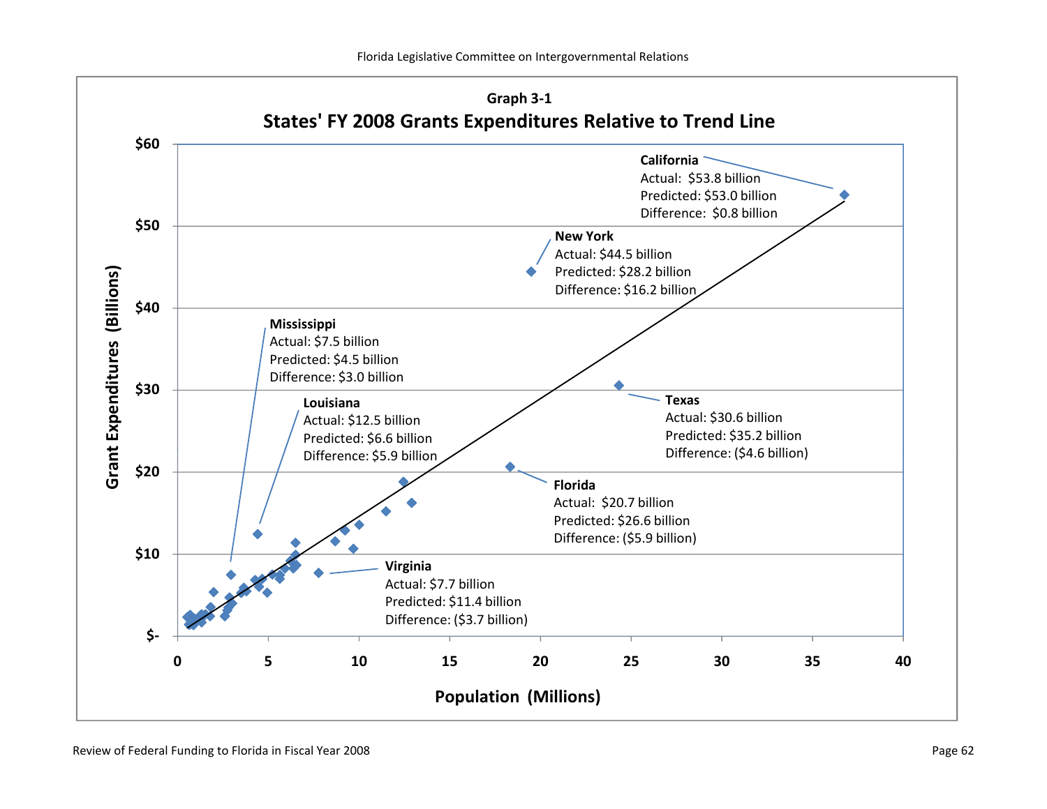**Graph 3-1**

**States' FY 2008 Grants Expenditures Relative to Trend Line**

**California**
Actual: $53.8 billion
Predicted: $53.0 billion
Difference: $0.8 billion

**New York**
Actual: $44.5 billion
Predicted: $28.2 billion
Difference: $16.2 billion

**Mississippi**
Actual: $7.5 billion
Predicted: $4.5 billion
Difference: $3.0 billion

**Louisiana**
Actual: $12.5 billion
Predicted: $6.6 billion
Difference: $5.9 billion

**Texas**
Actual: $30.6 billion
Predicted: $35.2 billion
Difference: ($4.6 billion)

**Florida**
Actual: $20.7 billion
Predicted: $26.6 billion
Difference: ($5.9 billion)

**Virginia**
Actual: $7.7 billion
Predicted: $11.4 billion
Difference: ($3.7 billion)

Grant Expenditures (Billions): $-, $10, $20, $30, $40, $50, $60

Population (Millions): 0, 5, 10, 15, 20, 25, 30, 35, 40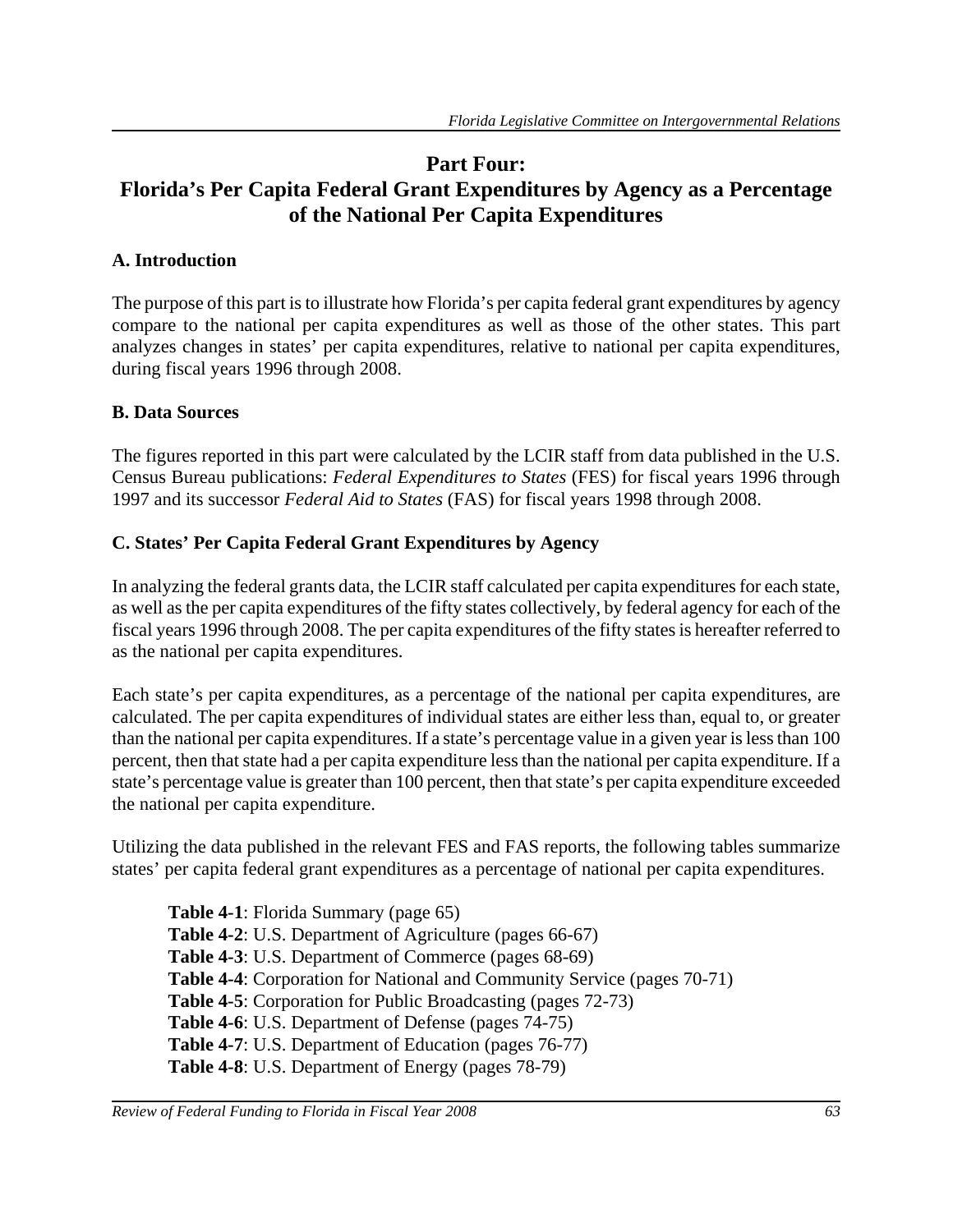# Part Four:
# Florida's Per Capita Federal Grant Expenditures by Agency as a Percentage of the National Per Capita Expenditures

## A. Introduction

The purpose of this part is to illustrate how Florida's per capita federal grant expenditures by agency compare to the national per capita expenditures as well as those of the other states. This part analyzes changes in states' per capita expenditures, relative to national per capita expenditures, during fiscal years 1996 through 2008.

## B. Data Sources

The figures reported in this part were calculated by the LCIR staff from data published in the U.S. Census Bureau publications: *Federal Expenditures to States* (FES) for fiscal years 1996 through 1997 and its successor *Federal Aid to States* (FAS) for fiscal years 1998 through 2008.

## C. States' Per Capita Federal Grant Expenditures by Agency

In analyzing the federal grants data, the LCIR staff calculated per capita expenditures for each state, as well as the per capita expenditures of the fifty states collectively, by federal agency for each of the fiscal years 1996 through 2008. The per capita expenditures of the fifty states is hereafter referred to as the national per capita expenditures.

Each state's per capita expenditures, as a percentage of the national per capita expenditures, are calculated. The per capita expenditures of individual states are either less than, equal to, or greater than the national per capita expenditures. If a state's percentage value in a given year is less than 100 percent, then that state had a per capita expenditure less than the national per capita expenditure. If a state's percentage value is greater than 100 percent, then that state's per capita expenditure exceeded the national per capita expenditure.

Utilizing the data published in the relevant FES and FAS reports, the following tables summarize states' per capita federal grant expenditures as a percentage of national per capita expenditures.

- **Table 4-1**: Florida Summary (page 65)
- **Table 4-2**: U.S. Department of Agriculture (pages 66-67)
- **Table 4-3**: U.S. Department of Commerce (pages 68-69)
- **Table 4-4**: Corporation for National and Community Service (pages 70-71)
- **Table 4-5**: Corporation for Public Broadcasting (pages 72-73)
- **Table 4-6**: U.S. Department of Defense (pages 74-75)
- **Table 4-7**: U.S. Department of Education (pages 76-77)
- **Table 4-8**: U.S. Department of Energy (pages 78-79)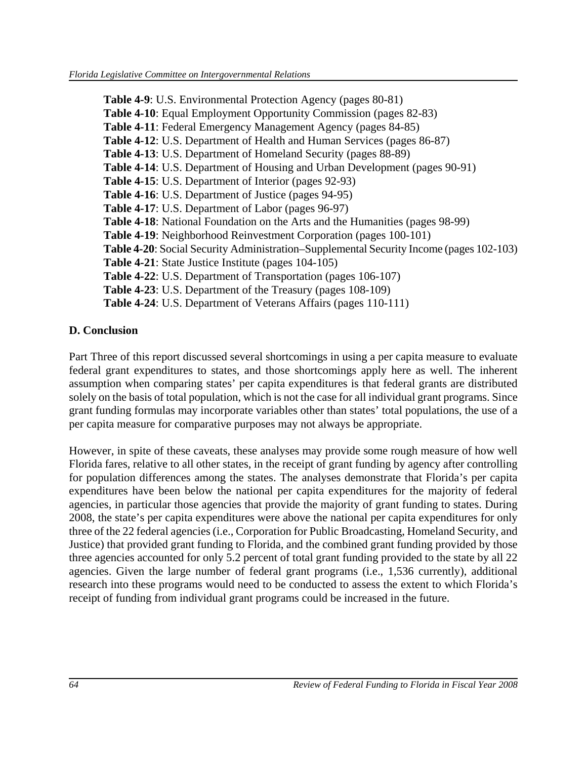**Table 4-9**: U.S. Environmental Protection Agency (pages 80-81)
**Table 4-10**: Equal Employment Opportunity Commission (pages 82-83)
**Table 4-11**: Federal Emergency Management Agency (pages 84-85)
**Table 4-12**: U.S. Department of Health and Human Services (pages 86-87)
**Table 4-13**: U.S. Department of Homeland Security (pages 88-89)
**Table 4-14**: U.S. Department of Housing and Urban Development (pages 90-91)
**Table 4-15**: U.S. Department of Interior (pages 92-93)
**Table 4-16**: U.S. Department of Justice (pages 94-95)
**Table 4-17**: U.S. Department of Labor (pages 96-97)
**Table 4-18**: National Foundation on the Arts and the Humanities (pages 98-99)
**Table 4-19**: Neighborhood Reinvestment Corporation (pages 100-101)
**Table 4-20**: Social Security Administration–Supplemental Security Income (pages 102-103)
**Table 4-21**: State Justice Institute (pages 104-105)
**Table 4-22**: U.S. Department of Transportation (pages 106-107)
**Table 4-23**: U.S. Department of the Treasury (pages 108-109)
**Table 4-24**: U.S. Department of Veterans Affairs (pages 110-111)

**D. Conclusion**

Part Three of this report discussed several shortcomings in using a per capita measure to evaluate federal grant expenditures to states, and those shortcomings apply here as well. The inherent assumption when comparing states' per capita expenditures is that federal grants are distributed solely on the basis of total population, which is not the case for all individual grant programs. Since grant funding formulas may incorporate variables other than states' total populations, the use of a per capita measure for comparative purposes may not always be appropriate.

However, in spite of these caveats, these analyses may provide some rough measure of how well Florida fares, relative to all other states, in the receipt of grant funding by agency after controlling for population differences among the states. The analyses demonstrate that Florida's per capita expenditures have been below the national per capita expenditures for the majority of federal agencies, in particular those agencies that provide the majority of grant funding to states. During 2008, the state's per capita expenditures were above the national per capita expenditures for only three of the 22 federal agencies (i.e., Corporation for Public Broadcasting, Homeland Security, and Justice) that provided grant funding to Florida, and the combined grant funding provided by those three agencies accounted for only 5.2 percent of total grant funding provided to the state by all 22 agencies. Given the large number of federal grant programs (i.e., 1,536 currently), additional research into these programs would need to be conducted to assess the extent to which Florida's receipt of funding from individual grant programs could be increased in the future.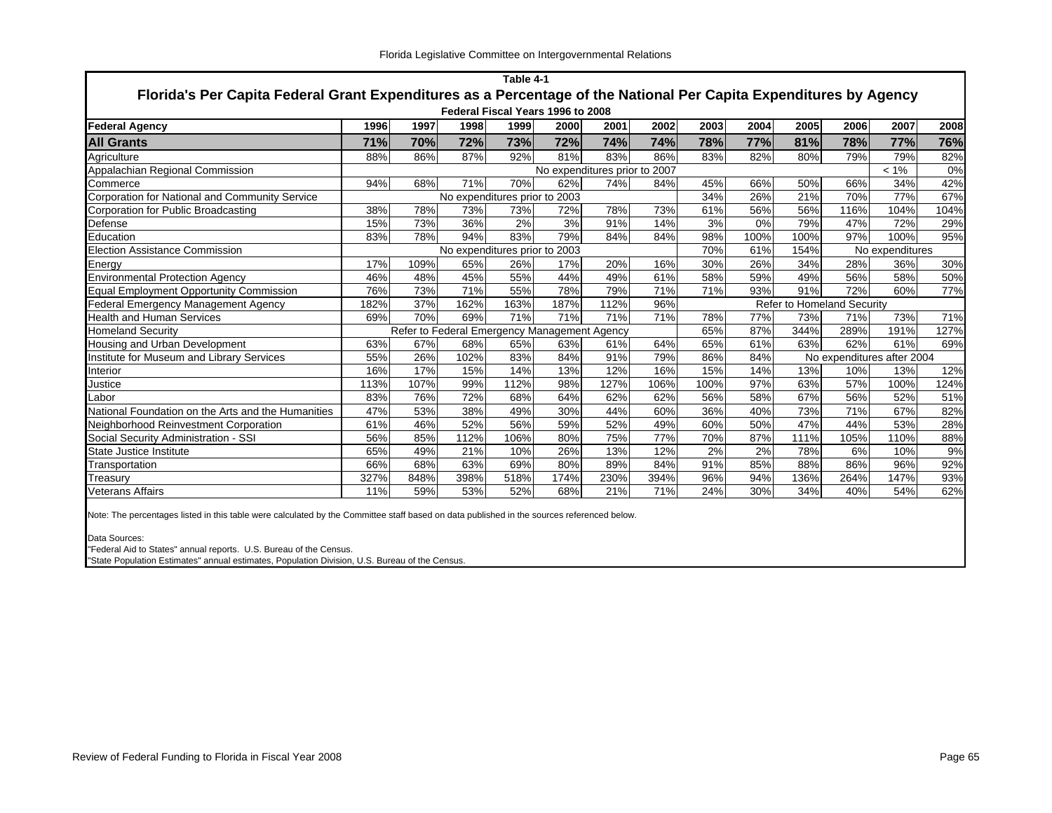## Table 4-1

### Florida's Per Capita Federal Grant Expenditures as a Percentage of the National Per Capita Expenditures by Agency

Federal Fiscal Years 1996 to 2008

| Federal Agency | 1996 | 1997 | 1998 | 1999 | 2000 | 2001 | 2002 | 2003 | 2004 | 2005 | 2006 | 2007 | 2008 |
|---|---|---|---|---|---|---|---|---|---|---|---|---|---|
| **All Grants** | **71%** | **70%** | **72%** | **73%** | **72%** | **74%** | **74%** | **78%** | **77%** | **81%** | **78%** | **77%** | **76%** |
| Agriculture | 88% | 86% | 87% | 92% | 81% | 83% | 86% | 83% | 82% | 80% | 79% | 79% | 82% |
| Appalachian Regional Commission | No expenditures prior to 2007 | | | | | | | | | | | < 1% | 0% |
| Commerce | 94% | 68% | 71% | 70% | 62% | 74% | 84% | 45% | 66% | 50% | 66% | 34% | 42% |
| Corporation for National and Community Service | No expenditures prior to 2003 | | | | | | | 34% | 26% | 21% | 70% | 77% | 67% |
| Corporation for Public Broadcasting | 38% | 78% | 73% | 73% | 72% | 78% | 73% | 61% | 56% | 56% | 116% | 104% | 104% |
| Defense | 15% | 73% | 36% | 2% | 3% | 91% | 14% | 3% | 0% | 79% | 47% | 72% | 29% |
| Education | 83% | 78% | 94% | 83% | 79% | 84% | 84% | 98% | 100% | 100% | 97% | 100% | 95% |
| Election Assistance Commission | No expenditures prior to 2003 | | | | | | | 70% | 61% | 154% | No expenditures | | |
| Energy | 17% | 109% | 65% | 26% | 17% | 20% | 16% | 30% | 26% | 34% | 28% | 36% | 30% |
| Environmental Protection Agency | 46% | 48% | 45% | 55% | 44% | 49% | 61% | 58% | 59% | 49% | 56% | 58% | 50% |
| Equal Employment Opportunity Commission | 76% | 73% | 71% | 55% | 78% | 79% | 71% | 71% | 93% | 91% | 72% | 60% | 77% |
| Federal Emergency Management Agency | 182% | 37% | 162% | 163% | 187% | 112% | 96% | Refer to Homeland Security | | | | | |
| Health and Human Services | 69% | 70% | 69% | 71% | 71% | 71% | 71% | 78% | 77% | 73% | 71% | 73% | 71% |
| Homeland Security | Refer to Federal Emergency Management Agency | | | | | | | 65% | 87% | 344% | 289% | 191% | 127% |
| Housing and Urban Development | 63% | 67% | 68% | 65% | 63% | 61% | 64% | 65% | 61% | 63% | 62% | 61% | 69% |
| Institute for Museum and Library Services | 55% | 26% | 102% | 83% | 84% | 91% | 79% | 86% | 84% | No expenditures after 2004 | | | |
| Interior | 16% | 17% | 15% | 14% | 13% | 12% | 16% | 15% | 14% | 13% | 10% | 13% | 12% |
| Justice | 113% | 107% | 99% | 112% | 98% | 127% | 106% | 100% | 97% | 63% | 57% | 100% | 124% |
| Labor | 83% | 76% | 72% | 68% | 64% | 62% | 62% | 56% | 58% | 67% | 56% | 52% | 51% |
| National Foundation on the Arts and the Humanities | 47% | 53% | 38% | 49% | 30% | 44% | 60% | 36% | 40% | 73% | 71% | 67% | 82% |
| Neighborhood Reinvestment Corporation | 61% | 46% | 52% | 56% | 59% | 52% | 49% | 60% | 50% | 47% | 44% | 53% | 28% |
| Social Security Administration - SSI | 56% | 85% | 112% | 106% | 80% | 75% | 77% | 70% | 87% | 111% | 105% | 110% | 88% |
| State Justice Institute | 65% | 49% | 21% | 10% | 26% | 13% | 12% | 2% | 2% | 78% | 6% | 10% | 9% |
| Transportation | 66% | 68% | 63% | 69% | 80% | 89% | 84% | 91% | 85% | 88% | 86% | 96% | 92% |
| Treasury | 327% | 848% | 398% | 518% | 174% | 230% | 394% | 96% | 94% | 136% | 264% | 147% | 93% |
| Veterans Affairs | 11% | 59% | 53% | 52% | 68% | 21% | 71% | 24% | 30% | 34% | 40% | 54% | 62% |

Note: The percentages listed in this table were calculated by the Committee staff based on data published in the sources referenced below.

Data Sources:
"Federal Aid to States" annual reports. U.S. Bureau of the Census.
"State Population Estimates" annual estimates, Population Division, U.S. Bureau of the Census.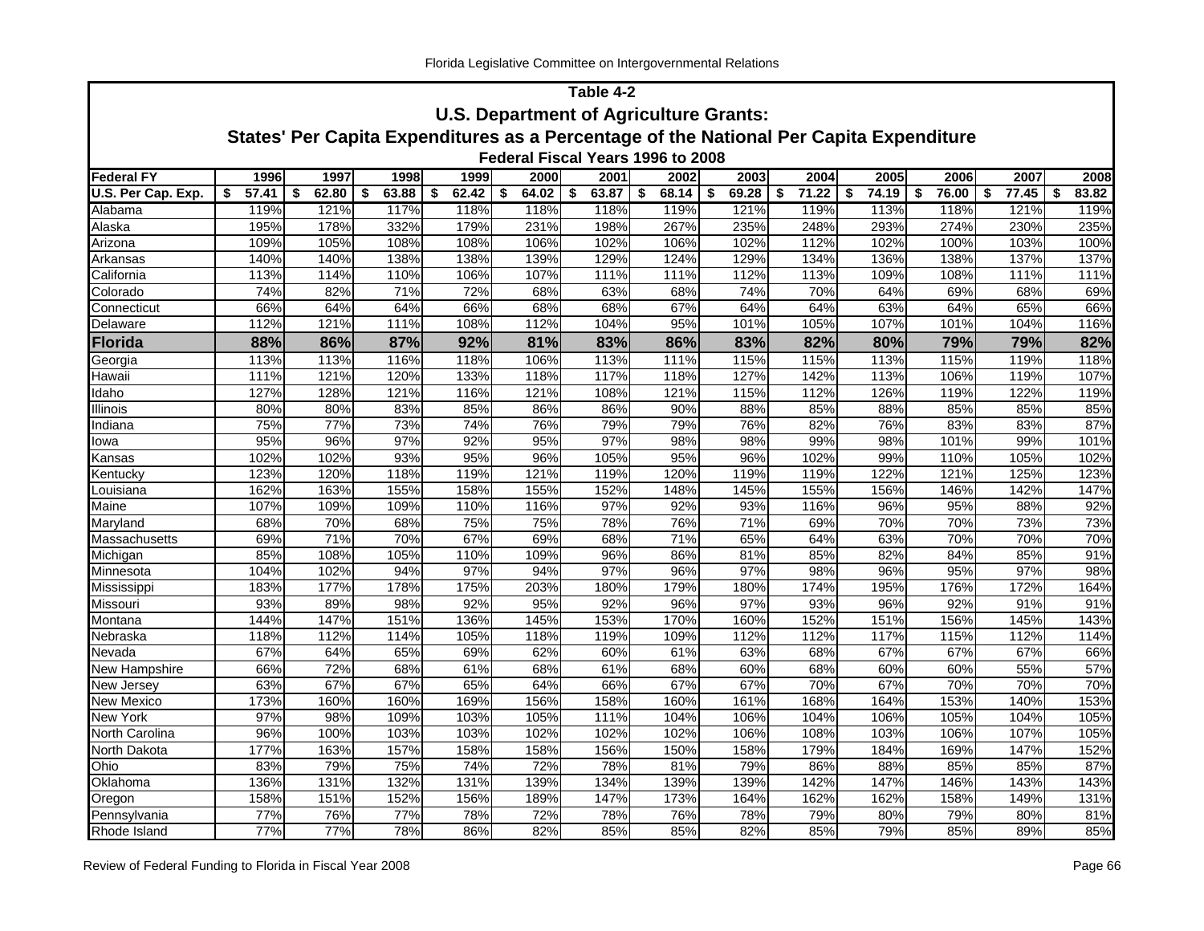Table 4-2

**U.S. Department of Agriculture Grants:**

**States' Per Capita Expenditures as a Percentage of the National Per Capita Expenditure**

**Federal Fiscal Years 1996 to 2008**

| Federal FY | 1996 | 1997 | 1998 | 1999 | 2000 | 2001 | 2002 | 2003 | 2004 | 2005 | 2006 | 2007 | 2008 |
|---|---|---|---|---|---|---|---|---|---|---|---|---|---|
| U.S. Per Cap. Exp. | $ 57.41 | $ 62.80 | $ 63.88 | $ 62.42 | $ 64.02 | $ 63.87 | $ 68.14 | $ 69.28 | $ 71.22 | $ 74.19 | $ 76.00 | $ 77.45 | $ 83.82 |
| Alabama | 119% | 121% | 117% | 118% | 118% | 118% | 119% | 121% | 119% | 113% | 118% | 121% | 119% |
| Alaska | 195% | 178% | 332% | 179% | 231% | 198% | 267% | 235% | 248% | 293% | 274% | 230% | 235% |
| Arizona | 109% | 105% | 108% | 108% | 106% | 102% | 106% | 102% | 112% | 102% | 100% | 103% | 100% |
| Arkansas | 140% | 140% | 138% | 138% | 139% | 129% | 124% | 129% | 134% | 136% | 138% | 137% | 137% |
| California | 113% | 114% | 110% | 106% | 107% | 111% | 111% | 112% | 113% | 109% | 108% | 111% | 111% |
| Colorado | 74% | 82% | 71% | 72% | 68% | 63% | 68% | 74% | 70% | 64% | 69% | 68% | 69% |
| Connecticut | 66% | 64% | 64% | 66% | 68% | 68% | 67% | 64% | 64% | 63% | 64% | 65% | 66% |
| Delaware | 112% | 121% | 111% | 108% | 112% | 104% | 95% | 101% | 105% | 107% | 101% | 104% | 116% |
| **Florida** | **88%** | **86%** | **87%** | **92%** | **81%** | **83%** | **86%** | **83%** | **82%** | **80%** | **79%** | **79%** | **82%** |
| Georgia | 113% | 113% | 116% | 118% | 106% | 113% | 111% | 115% | 115% | 113% | 115% | 119% | 118% |
| Hawaii | 111% | 121% | 120% | 133% | 118% | 117% | 118% | 127% | 142% | 113% | 106% | 119% | 107% |
| Idaho | 127% | 128% | 121% | 116% | 121% | 108% | 121% | 115% | 112% | 126% | 119% | 122% | 119% |
| Illinois | 80% | 80% | 83% | 85% | 86% | 86% | 90% | 88% | 85% | 88% | 85% | 85% | 85% |
| Indiana | 75% | 77% | 73% | 74% | 76% | 79% | 79% | 76% | 82% | 76% | 83% | 83% | 87% |
| Iowa | 95% | 96% | 97% | 92% | 95% | 97% | 98% | 98% | 99% | 98% | 101% | 99% | 101% |
| Kansas | 102% | 102% | 93% | 95% | 96% | 105% | 95% | 96% | 102% | 99% | 110% | 105% | 102% |
| Kentucky | 123% | 120% | 118% | 119% | 121% | 119% | 120% | 119% | 119% | 122% | 121% | 125% | 123% |
| Louisiana | 162% | 163% | 155% | 158% | 155% | 152% | 148% | 145% | 155% | 156% | 146% | 142% | 147% |
| Maine | 107% | 109% | 109% | 110% | 116% | 97% | 92% | 93% | 116% | 96% | 95% | 88% | 92% |
| Maryland | 68% | 70% | 68% | 75% | 75% | 78% | 76% | 71% | 69% | 70% | 70% | 73% | 73% |
| Massachusetts | 69% | 71% | 70% | 67% | 69% | 68% | 71% | 65% | 64% | 63% | 70% | 70% | 70% |
| Michigan | 85% | 108% | 105% | 110% | 109% | 96% | 86% | 81% | 85% | 82% | 84% | 85% | 91% |
| Minnesota | 104% | 102% | 94% | 97% | 94% | 97% | 96% | 97% | 98% | 96% | 95% | 97% | 98% |
| Mississippi | 183% | 177% | 178% | 175% | 203% | 180% | 179% | 180% | 174% | 195% | 176% | 172% | 164% |
| Missouri | 93% | 89% | 98% | 92% | 95% | 92% | 96% | 97% | 93% | 96% | 92% | 91% | 91% |
| Montana | 144% | 147% | 151% | 136% | 145% | 153% | 170% | 160% | 152% | 151% | 156% | 145% | 143% |
| Nebraska | 118% | 112% | 114% | 105% | 118% | 119% | 109% | 112% | 112% | 117% | 115% | 112% | 114% |
| Nevada | 67% | 64% | 65% | 69% | 62% | 60% | 61% | 63% | 68% | 67% | 67% | 67% | 66% |
| New Hampshire | 66% | 72% | 68% | 61% | 68% | 61% | 68% | 60% | 68% | 60% | 60% | 55% | 57% |
| New Jersey | 63% | 67% | 67% | 65% | 64% | 66% | 67% | 67% | 70% | 67% | 70% | 70% | 70% |
| New Mexico | 173% | 160% | 160% | 169% | 156% | 158% | 160% | 161% | 168% | 164% | 153% | 140% | 153% |
| New York | 97% | 98% | 109% | 103% | 105% | 111% | 104% | 106% | 104% | 106% | 105% | 104% | 105% |
| North Carolina | 96% | 100% | 103% | 103% | 102% | 102% | 102% | 106% | 108% | 103% | 106% | 107% | 105% |
| North Dakota | 177% | 163% | 157% | 158% | 158% | 156% | 150% | 158% | 179% | 184% | 169% | 147% | 152% |
| Ohio | 83% | 79% | 75% | 74% | 72% | 78% | 81% | 79% | 86% | 88% | 85% | 85% | 87% |
| Oklahoma | 136% | 131% | 132% | 131% | 139% | 134% | 139% | 139% | 142% | 147% | 146% | 143% | 143% |
| Oregon | 158% | 151% | 152% | 156% | 189% | 147% | 173% | 164% | 162% | 162% | 158% | 149% | 131% |
| Pennsylvania | 77% | 76% | 77% | 78% | 72% | 78% | 76% | 78% | 79% | 80% | 79% | 80% | 81% |
| Rhode Island | 77% | 77% | 78% | 86% | 82% | 85% | 85% | 82% | 85% | 79% | 85% | 89% | 85% |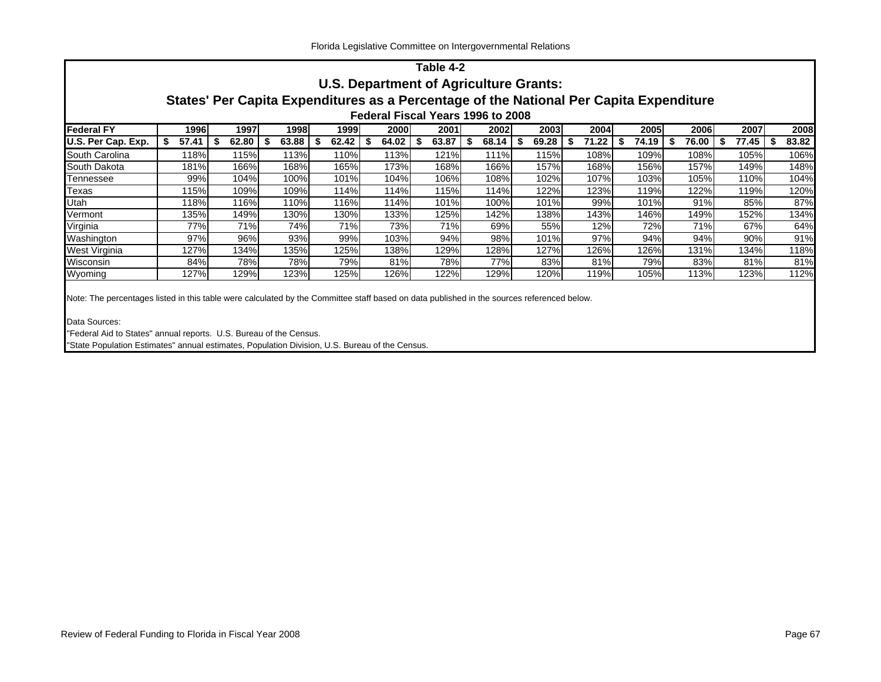## Table 4-2

## U.S. Department of Agriculture Grants:

## States' Per Capita Expenditures as a Percentage of the National Per Capita Expenditure

### Federal Fiscal Years 1996 to 2008

| Federal FY | 1996 | 1997 | 1998 | 1999 | 2000 | 2001 | 2002 | 2003 | 2004 | 2005 | 2006 | 2007 | 2008 |
|---|---|---|---|---|---|---|---|---|---|---|---|---|---|
| **U.S. Per Cap. Exp.** | **$ 57.41** | **$ 62.80** | **$ 63.88** | **$ 62.42** | **$ 64.02** | **$ 63.87** | **$ 68.14** | **$ 69.28** | **$ 71.22** | **$ 74.19** | **$ 76.00** | **$ 77.45** | **$ 83.82** |
| South Carolina | 118% | 115% | 113% | 110% | 113% | 121% | 111% | 115% | 108% | 109% | 108% | 105% | 106% |
| South Dakota | 181% | 166% | 168% | 165% | 173% | 168% | 166% | 157% | 168% | 156% | 157% | 149% | 148% |
| Tennessee | 99% | 104% | 100% | 101% | 104% | 106% | 108% | 102% | 107% | 103% | 105% | 110% | 104% |
| Texas | 115% | 109% | 109% | 114% | 114% | 115% | 114% | 122% | 123% | 119% | 122% | 119% | 120% |
| Utah | 118% | 116% | 110% | 116% | 114% | 101% | 100% | 101% | 99% | 101% | 91% | 85% | 87% |
| Vermont | 135% | 149% | 130% | 130% | 133% | 125% | 142% | 138% | 143% | 146% | 149% | 152% | 134% |
| Virginia | 77% | 71% | 74% | 71% | 73% | 71% | 69% | 55% | 12% | 72% | 71% | 67% | 64% |
| Washington | 97% | 96% | 93% | 99% | 103% | 94% | 98% | 101% | 97% | 94% | 94% | 90% | 91% |
| West Virginia | 127% | 134% | 135% | 125% | 138% | 129% | 128% | 127% | 126% | 126% | 131% | 134% | 118% |
| Wisconsin | 84% | 78% | 78% | 79% | 81% | 78% | 77% | 83% | 81% | 79% | 83% | 81% | 81% |
| Wyoming | 127% | 129% | 123% | 125% | 126% | 122% | 129% | 120% | 119% | 105% | 113% | 123% | 112% |

Note: The percentages listed in this table were calculated by the Committee staff based on data published in the sources referenced below.

Data Sources:

"Federal Aid to States" annual reports. U.S. Bureau of the Census.

"State Population Estimates" annual estimates, Population Division, U.S. Bureau of the Census.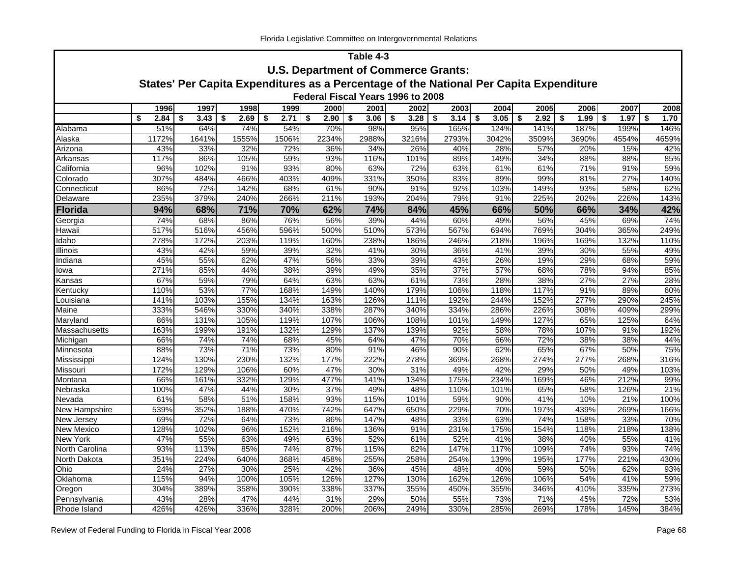**Table 4-3**

**U.S. Department of Commerce Grants:**

**States' Per Capita Expenditures as a Percentage of the National Per Capita Expenditure**

**Federal Fiscal Years 1996 to 2008**

| | 1996 | 1997 | 1998 | 1999 | 2000 | 2001 | 2002 | 2003 | 2004 | 2005 | 2006 | 2007 | 2008 |
|---|---|---|---|---|---|---|---|---|---|---|---|---|---|
| | $ 2.84 | $ 3.43 | $ 2.69 | $ 2.71 | $ 2.90 | $ 3.06 | $ 3.28 | $ 3.14 | $ 3.05 | $ 2.92 | $ 1.99 | $ 1.97 | $ 1.70 |
| Alabama | 51% | 64% | 74% | 54% | 70% | 98% | 95% | 165% | 124% | 141% | 187% | 199% | 146% |
| Alaska | 1172% | 1641% | 1555% | 1506% | 2234% | 2988% | 3216% | 2793% | 3042% | 3509% | 3690% | 4554% | 4659% |
| Arizona | 43% | 33% | 32% | 72% | 36% | 34% | 26% | 40% | 28% | 57% | 20% | 15% | 42% |
| Arkansas | 117% | 86% | 105% | 59% | 93% | 116% | 101% | 89% | 149% | 34% | 88% | 88% | 85% |
| California | 96% | 102% | 91% | 93% | 80% | 63% | 72% | 63% | 61% | 61% | 71% | 91% | 59% |
| Colorado | 307% | 484% | 466% | 403% | 409% | 331% | 350% | 83% | 89% | 99% | 81% | 27% | 140% |
| Connecticut | 86% | 72% | 142% | 68% | 61% | 90% | 91% | 92% | 103% | 149% | 93% | 58% | 62% |
| Delaware | 235% | 379% | 240% | 266% | 211% | 193% | 204% | 79% | 91% | 225% | 202% | 226% | 143% |
| **Florida** | **94%** | **68%** | **71%** | **70%** | **62%** | **74%** | **84%** | **45%** | **66%** | **50%** | **66%** | **34%** | **42%** |
| Georgia | 74% | 68% | 86% | 76% | 56% | 39% | 44% | 60% | 49% | 56% | 45% | 69% | 74% |
| Hawaii | 517% | 516% | 456% | 596% | 500% | 510% | 573% | 567% | 694% | 769% | 304% | 365% | 249% |
| Idaho | 278% | 172% | 203% | 119% | 160% | 238% | 186% | 246% | 218% | 196% | 169% | 132% | 110% |
| Illinois | 43% | 42% | 59% | 39% | 32% | 41% | 30% | 36% | 41% | 39% | 30% | 55% | 49% |
| Indiana | 45% | 55% | 62% | 47% | 56% | 33% | 39% | 43% | 26% | 19% | 29% | 68% | 59% |
| Iowa | 271% | 85% | 44% | 38% | 39% | 49% | 35% | 37% | 57% | 68% | 78% | 94% | 85% |
| Kansas | 67% | 59% | 79% | 64% | 63% | 63% | 61% | 73% | 28% | 38% | 27% | 27% | 28% |
| Kentucky | 110% | 53% | 77% | 168% | 149% | 140% | 179% | 106% | 118% | 117% | 91% | 89% | 60% |
| Louisiana | 141% | 103% | 155% | 134% | 163% | 126% | 111% | 192% | 244% | 152% | 277% | 290% | 245% |
| Maine | 333% | 546% | 330% | 340% | 338% | 287% | 340% | 334% | 286% | 226% | 308% | 409% | 299% |
| Maryland | 86% | 131% | 105% | 119% | 107% | 106% | 108% | 101% | 149% | 127% | 65% | 125% | 64% |
| Massachusetts | 163% | 199% | 191% | 132% | 129% | 137% | 139% | 92% | 58% | 78% | 107% | 91% | 192% |
| Michigan | 66% | 74% | 74% | 68% | 45% | 64% | 47% | 70% | 66% | 72% | 38% | 38% | 44% |
| Minnesota | 88% | 73% | 71% | 73% | 80% | 91% | 46% | 90% | 62% | 65% | 67% | 50% | 75% |
| Mississippi | 124% | 130% | 230% | 132% | 177% | 222% | 278% | 369% | 268% | 274% | 277% | 268% | 316% |
| Missouri | 172% | 129% | 106% | 60% | 47% | 30% | 31% | 49% | 42% | 29% | 50% | 49% | 103% |
| Montana | 66% | 161% | 332% | 129% | 477% | 141% | 134% | 175% | 234% | 169% | 46% | 212% | 99% |
| Nebraska | 100% | 47% | 44% | 30% | 37% | 49% | 48% | 110% | 101% | 65% | 58% | 126% | 21% |
| Nevada | 61% | 58% | 51% | 158% | 93% | 115% | 101% | 59% | 90% | 41% | 10% | 21% | 100% |
| New Hampshire | 539% | 352% | 188% | 470% | 742% | 647% | 650% | 229% | 70% | 197% | 439% | 269% | 166% |
| New Jersey | 69% | 72% | 64% | 73% | 86% | 147% | 48% | 33% | 63% | 74% | 158% | 33% | 70% |
| New Mexico | 128% | 102% | 96% | 152% | 216% | 136% | 91% | 231% | 175% | 154% | 118% | 218% | 138% |
| New York | 47% | 55% | 63% | 49% | 63% | 52% | 61% | 52% | 41% | 38% | 40% | 55% | 41% |
| North Carolina | 93% | 113% | 85% | 74% | 87% | 115% | 82% | 147% | 117% | 109% | 74% | 93% | 74% |
| North Dakota | 351% | 224% | 640% | 368% | 458% | 255% | 258% | 254% | 139% | 195% | 177% | 221% | 430% |
| Ohio | 24% | 27% | 30% | 25% | 42% | 36% | 45% | 48% | 40% | 59% | 50% | 62% | 93% |
| Oklahoma | 115% | 94% | 100% | 105% | 126% | 127% | 130% | 162% | 126% | 106% | 54% | 41% | 59% |
| Oregon | 304% | 389% | 358% | 390% | 338% | 337% | 355% | 450% | 355% | 346% | 410% | 335% | 273% |
| Pennsylvania | 43% | 28% | 47% | 44% | 31% | 29% | 50% | 55% | 73% | 71% | 45% | 72% | 53% |
| Rhode Island | 426% | 426% | 336% | 328% | 200% | 206% | 249% | 330% | 285% | 269% | 178% | 145% | 384% |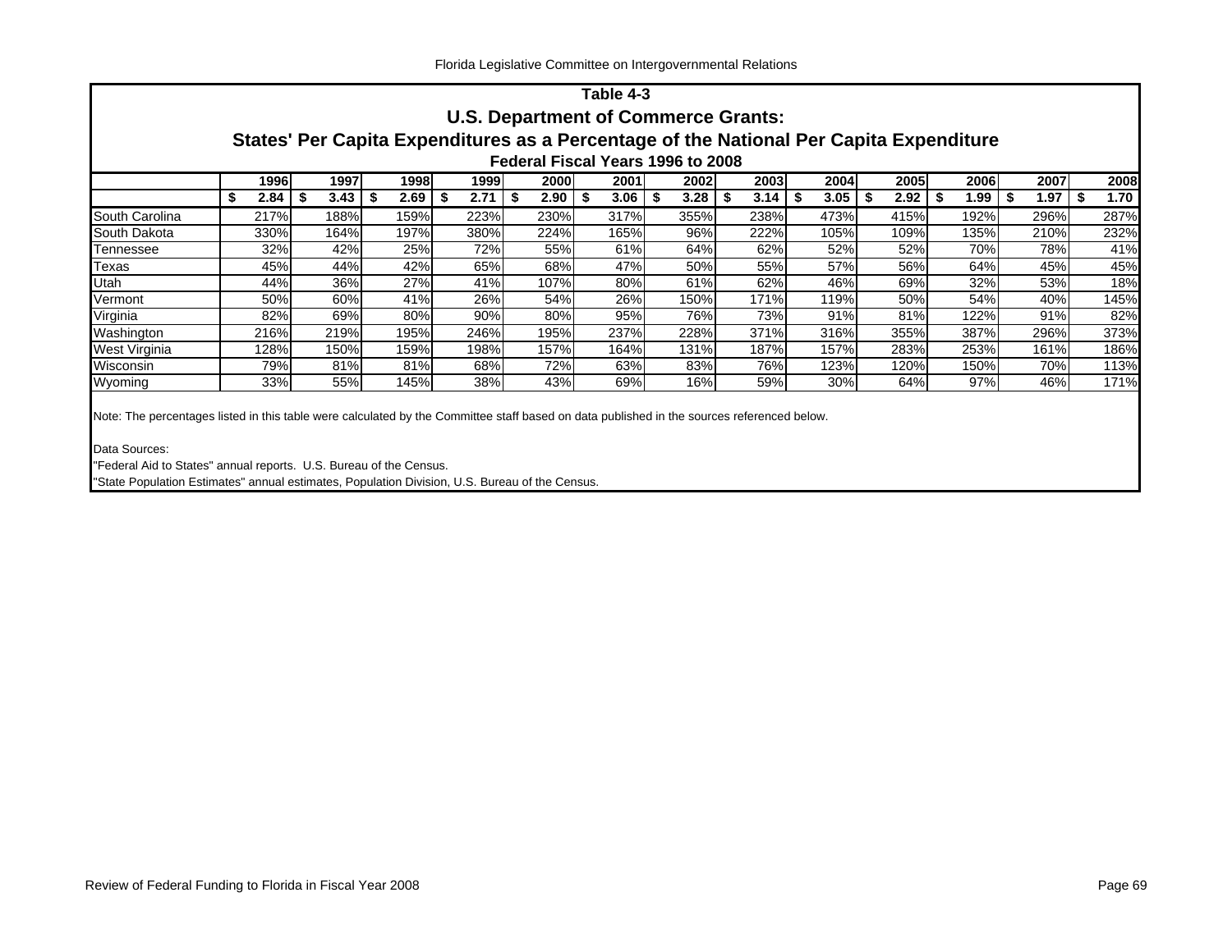## Table 4-3

### U.S. Department of Commerce Grants:

### States' Per Capita Expenditures as a Percentage of the National Per Capita Expenditure

#### Federal Fiscal Years 1996 to 2008

| | 1996 | 1997 | 1998 | 1999 | 2000 | 2001 | 2002 | 2003 | 2004 | 2005 | 2006 | 2007 | 2008 |
|---|---|---|---|---|---|---|---|---|---|---|---|---|---|
| | $ 2.84 | $ 3.43 | $ 2.69 | $ 2.71 | $ 2.90 | $ 3.06 | $ 3.28 | $ 3.14 | $ 3.05 | $ 2.92 | $ 1.99 | $ 1.97 | $ 1.70 |
| South Carolina | 217% | 188% | 159% | 223% | 230% | 317% | 355% | 238% | 473% | 415% | 192% | 296% | 287% |
| South Dakota | 330% | 164% | 197% | 380% | 224% | 165% | 96% | 222% | 105% | 109% | 135% | 210% | 232% |
| Tennessee | 32% | 42% | 25% | 72% | 55% | 61% | 64% | 62% | 52% | 52% | 70% | 78% | 41% |
| Texas | 45% | 44% | 42% | 65% | 68% | 47% | 50% | 55% | 57% | 56% | 64% | 45% | 45% |
| Utah | 44% | 36% | 27% | 41% | 107% | 80% | 61% | 62% | 46% | 69% | 32% | 53% | 18% |
| Vermont | 50% | 60% | 41% | 26% | 54% | 26% | 150% | 171% | 119% | 50% | 54% | 40% | 145% |
| Virginia | 82% | 69% | 80% | 90% | 80% | 95% | 76% | 73% | 91% | 81% | 122% | 91% | 82% |
| Washington | 216% | 219% | 195% | 246% | 195% | 237% | 228% | 371% | 316% | 355% | 387% | 296% | 373% |
| West Virginia | 128% | 150% | 159% | 198% | 157% | 164% | 131% | 187% | 157% | 283% | 253% | 161% | 186% |
| Wisconsin | 79% | 81% | 81% | 68% | 72% | 63% | 83% | 76% | 123% | 120% | 150% | 70% | 113% |
| Wyoming | 33% | 55% | 145% | 38% | 43% | 69% | 16% | 59% | 30% | 64% | 97% | 46% | 171% |

Note: The percentages listed in this table were calculated by the Committee staff based on data published in the sources referenced below.

Data Sources:

"Federal Aid to States" annual reports. U.S. Bureau of the Census.

"State Population Estimates" annual estimates, Population Division, U.S. Bureau of the Census.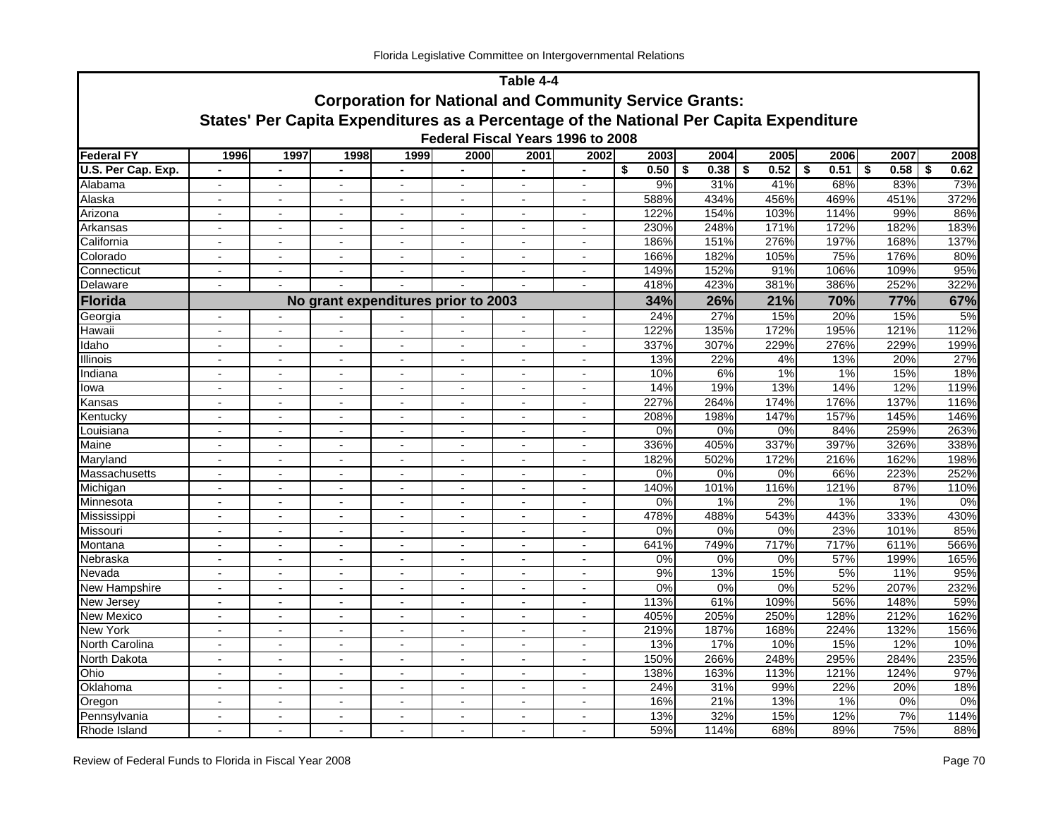## Table 4-4

## Corporation for National and Community Service Grants:

## States' Per Capita Expenditures as a Percentage of the National Per Capita Expenditure

### Federal Fiscal Years 1996 to 2008

| Federal FY | 1996 | 1997 | 1998 | 1999 | 2000 | 2001 | 2002 | 2003 | 2004 | 2005 | 2006 | 2007 | 2008 |
|---|---|---|---|---|---|---|---|---|---|---|---|---|---|
| **U.S. Per Cap. Exp.** | - | - | - | - | - | - | - | $ 0.50 | $ 0.38 | $ 0.52 | $ 0.51 | $ 0.58 | $ 0.62 |
| Alabama | - | - | - | - | - | - | - | 9% | 31% | 41% | 68% | 83% | 73% |
| Alaska | - | - | - | - | - | - | - | 588% | 434% | 456% | 469% | 451% | 372% |
| Arizona | - | - | - | - | - | - | - | 122% | 154% | 103% | 114% | 99% | 86% |
| Arkansas | - | - | - | - | - | - | - | 230% | 248% | 171% | 172% | 182% | 183% |
| California | - | - | - | - | - | - | - | 186% | 151% | 276% | 197% | 168% | 137% |
| Colorado | - | - | - | - | - | - | - | 166% | 182% | 105% | 75% | 176% | 80% |
| Connecticut | - | - | - | - | - | - | - | 149% | 152% | 91% | 106% | 109% | 95% |
| Delaware | - | - | - | - | - | - | - | 418% | 423% | 381% | 386% | 252% | 322% |
| **Florida** | **No grant expenditures prior to 2003** | | | | | | | **34%** | **26%** | **21%** | **70%** | **77%** | **67%** |
| Georgia | - | - | - | - | - | - | - | 24% | 27% | 15% | 20% | 15% | 5% |
| Hawaii | - | - | - | - | - | - | - | 122% | 135% | 172% | 195% | 121% | 112% |
| Idaho | - | - | - | - | - | - | - | 337% | 307% | 229% | 276% | 229% | 199% |
| Illinois | - | - | - | - | - | - | - | 13% | 22% | 4% | 13% | 20% | 27% |
| Indiana | - | - | - | - | - | - | - | 10% | 6% | 1% | 1% | 15% | 18% |
| Iowa | - | - | - | - | - | - | - | 14% | 19% | 13% | 14% | 12% | 119% |
| Kansas | - | - | - | - | - | - | - | 227% | 264% | 174% | 176% | 137% | 116% |
| Kentucky | - | - | - | - | - | - | - | 208% | 198% | 147% | 157% | 145% | 146% |
| Louisiana | - | - | - | - | - | - | - | 0% | 0% | 0% | 84% | 259% | 263% |
| Maine | - | - | - | - | - | - | - | 336% | 405% | 337% | 397% | 326% | 338% |
| Maryland | - | - | - | - | - | - | - | 182% | 502% | 172% | 216% | 162% | 198% |
| Massachusetts | - | - | - | - | - | - | - | 0% | 0% | 0% | 66% | 223% | 252% |
| Michigan | - | - | - | - | - | - | - | 140% | 101% | 116% | 121% | 87% | 110% |
| Minnesota | - | - | - | - | - | - | - | 0% | 1% | 2% | 1% | 1% | 0% |
| Mississippi | - | - | - | - | - | - | - | 478% | 488% | 543% | 443% | 333% | 430% |
| Missouri | - | - | - | - | - | - | - | 0% | 0% | 0% | 23% | 101% | 85% |
| Montana | - | - | - | - | - | - | - | 641% | 749% | 717% | 717% | 611% | 566% |
| Nebraska | - | - | - | - | - | - | - | 0% | 0% | 0% | 57% | 199% | 165% |
| Nevada | - | - | - | - | - | - | - | 9% | 13% | 15% | 5% | 11% | 95% |
| New Hampshire | - | - | - | - | - | - | - | 0% | 0% | 0% | 52% | 207% | 232% |
| New Jersey | - | - | - | - | - | - | - | 113% | 61% | 109% | 56% | 148% | 59% |
| New Mexico | - | - | - | - | - | - | - | 405% | 205% | 250% | 128% | 212% | 162% |
| New York | - | - | - | - | - | - | - | 219% | 187% | 168% | 224% | 132% | 156% |
| North Carolina | - | - | - | - | - | - | - | 13% | 17% | 10% | 15% | 12% | 10% |
| North Dakota | - | - | - | - | - | - | - | 150% | 266% | 248% | 295% | 284% | 235% |
| Ohio | - | - | - | - | - | - | - | 138% | 163% | 113% | 121% | 124% | 97% |
| Oklahoma | - | - | - | - | - | - | - | 24% | 31% | 99% | 22% | 20% | 18% |
| Oregon | - | - | - | - | - | - | - | 16% | 21% | 13% | 1% | 0% | 0% |
| Pennsylvania | - | - | - | - | - | - | - | 13% | 32% | 15% | 12% | 7% | 114% |
| Rhode Island | - | - | - | - | - | - | - | 59% | 114% | 68% | 89% | 75% | 88% |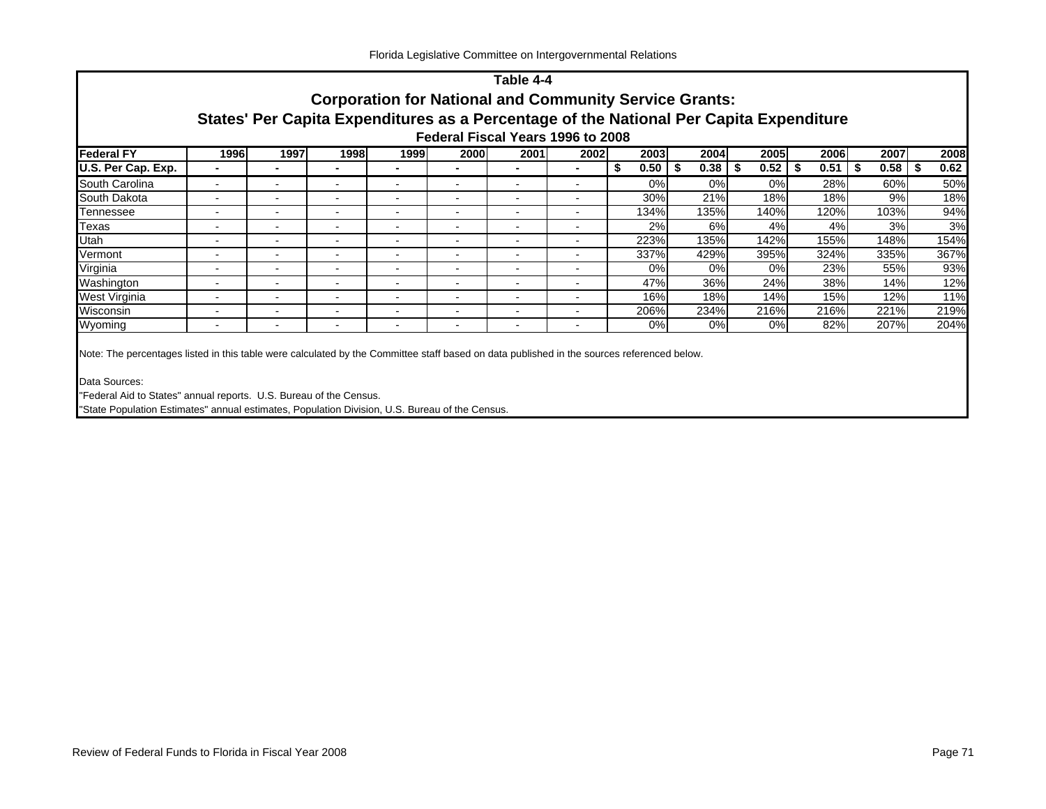## Table 4-4

### Corporation for National and Community Service Grants:

### States' Per Capita Expenditures as a Percentage of the National Per Capita Expenditure

#### Federal Fiscal Years 1996 to 2008

| Federal FY | 1996 | 1997 | 1998 | 1999 | 2000 | 2001 | 2002 | 2003 | 2004 | 2005 | 2006 | 2007 | 2008 |
|---|---|---|---|---|---|---|---|---|---|---|---|---|---|
| **U.S. Per Cap. Exp.** | - | - | - | - | - | - | - | $ 0.50 | $ 0.38 | $ 0.52 | $ 0.51 | $ 0.58 | $ 0.62 |
| South Carolina | - | - | - | - | - | - | - | 0% | 0% | 0% | 28% | 60% | 50% |
| South Dakota | - | - | - | - | - | - | - | 30% | 21% | 18% | 18% | 9% | 18% |
| Tennessee | - | - | - | - | - | - | - | 134% | 135% | 140% | 120% | 103% | 94% |
| Texas | - | - | - | - | - | - | - | 2% | 6% | 4% | 4% | 3% | 3% |
| Utah | - | - | - | - | - | - | - | 223% | 135% | 142% | 155% | 148% | 154% |
| Vermont | - | - | - | - | - | - | - | 337% | 429% | 395% | 324% | 335% | 367% |
| Virginia | - | - | - | - | - | - | - | 0% | 0% | 0% | 23% | 55% | 93% |
| Washington | - | - | - | - | - | - | - | 47% | 36% | 24% | 38% | 14% | 12% |
| West Virginia | - | - | - | - | - | - | - | 16% | 18% | 14% | 15% | 12% | 11% |
| Wisconsin | - | - | - | - | - | - | - | 206% | 234% | 216% | 216% | 221% | 219% |
| Wyoming | - | - | - | - | - | - | - | 0% | 0% | 0% | 82% | 207% | 204% |

Note: The percentages listed in this table were calculated by the Committee staff based on data published in the sources referenced below.

Data Sources:

"Federal Aid to States" annual reports. U.S. Bureau of the Census.

"State Population Estimates" annual estimates, Population Division, U.S. Bureau of the Census.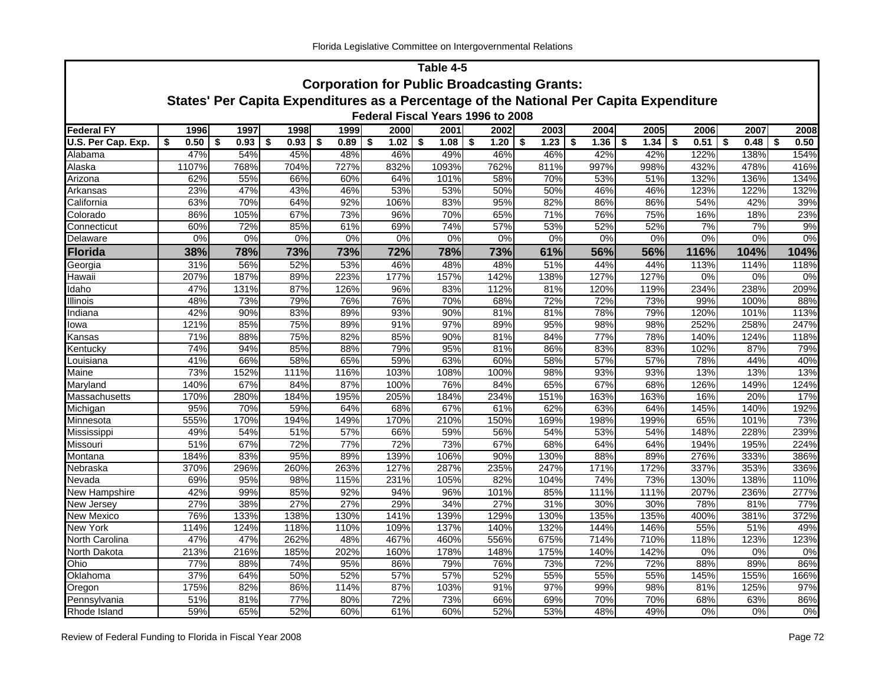## Table 4-5

### Corporation for Public Broadcasting Grants:

### States' Per Capita Expenditures as a Percentage of the National Per Capita Expenditure

#### Federal Fiscal Years 1996 to 2008

| Federal FY | 1996 | 1997 | 1998 | 1999 | 2000 | 2001 | 2002 | 2003 | 2004 | 2005 | 2006 | 2007 | 2008 |
|---|---|---|---|---|---|---|---|---|---|---|---|---|---|
| U.S. Per Cap. Exp. | $ 0.50 | $ 0.93 | $ 0.93 | $ 0.89 | $ 1.02 | $ 1.08 | $ 1.20 | $ 1.23 | $ 1.36 | $ 1.34 | $ 0.51 | $ 0.48 | $ 0.50 |
| Alabama | 47% | 54% | 45% | 48% | 46% | 49% | 46% | 46% | 42% | 42% | 122% | 138% | 154% |
| Alaska | 1107% | 768% | 704% | 727% | 832% | 1093% | 762% | 811% | 997% | 998% | 432% | 478% | 416% |
| Arizona | 62% | 55% | 66% | 60% | 64% | 101% | 58% | 70% | 53% | 51% | 132% | 136% | 134% |
| Arkansas | 23% | 47% | 43% | 46% | 53% | 53% | 50% | 50% | 46% | 46% | 123% | 122% | 132% |
| California | 63% | 70% | 64% | 92% | 106% | 83% | 95% | 82% | 86% | 86% | 54% | 42% | 39% |
| Colorado | 86% | 105% | 67% | 73% | 96% | 70% | 65% | 71% | 76% | 75% | 16% | 18% | 23% |
| Connecticut | 60% | 72% | 85% | 61% | 69% | 74% | 57% | 53% | 52% | 52% | 7% | 7% | 9% |
| Delaware | 0% | 0% | 0% | 0% | 0% | 0% | 0% | 0% | 0% | 0% | 0% | 0% | 0% |
| **Florida** | **38%** | **78%** | **73%** | **73%** | **72%** | **78%** | **73%** | **61%** | **56%** | **56%** | **116%** | **104%** | **104%** |
| Georgia | 31% | 56% | 52% | 53% | 46% | 48% | 48% | 51% | 44% | 44% | 113% | 114% | 118% |
| Hawaii | 207% | 187% | 89% | 223% | 177% | 157% | 142% | 138% | 127% | 127% | 0% | 0% | 0% |
| Idaho | 47% | 131% | 87% | 126% | 96% | 83% | 112% | 81% | 120% | 119% | 234% | 238% | 209% |
| Illinois | 48% | 73% | 79% | 76% | 76% | 70% | 68% | 72% | 72% | 73% | 99% | 100% | 88% |
| Indiana | 42% | 90% | 83% | 89% | 93% | 90% | 81% | 81% | 78% | 79% | 120% | 101% | 113% |
| Iowa | 121% | 85% | 75% | 89% | 91% | 97% | 89% | 95% | 98% | 98% | 252% | 258% | 247% |
| Kansas | 71% | 88% | 75% | 82% | 85% | 90% | 81% | 84% | 77% | 78% | 140% | 124% | 118% |
| Kentucky | 74% | 94% | 85% | 88% | 79% | 95% | 81% | 86% | 83% | 83% | 102% | 87% | 79% |
| Louisiana | 41% | 66% | 58% | 65% | 59% | 63% | 60% | 58% | 57% | 57% | 78% | 44% | 40% |
| Maine | 73% | 152% | 111% | 116% | 103% | 108% | 100% | 98% | 93% | 93% | 13% | 13% | 13% |
| Maryland | 140% | 67% | 84% | 87% | 100% | 76% | 84% | 65% | 67% | 68% | 126% | 149% | 124% |
| Massachusetts | 170% | 280% | 184% | 195% | 205% | 184% | 234% | 151% | 163% | 163% | 16% | 20% | 17% |
| Michigan | 95% | 70% | 59% | 64% | 68% | 67% | 61% | 62% | 63% | 64% | 145% | 140% | 192% |
| Minnesota | 555% | 170% | 194% | 149% | 170% | 210% | 150% | 169% | 198% | 199% | 65% | 101% | 73% |
| Mississippi | 49% | 54% | 51% | 57% | 66% | 59% | 56% | 54% | 53% | 54% | 148% | 228% | 239% |
| Missouri | 51% | 67% | 72% | 77% | 72% | 73% | 67% | 68% | 64% | 64% | 194% | 195% | 224% |
| Montana | 184% | 83% | 95% | 89% | 139% | 106% | 90% | 130% | 88% | 89% | 276% | 333% | 386% |
| Nebraska | 370% | 296% | 260% | 263% | 127% | 287% | 235% | 247% | 171% | 172% | 337% | 353% | 336% |
| Nevada | 69% | 95% | 98% | 115% | 231% | 105% | 82% | 104% | 74% | 73% | 130% | 138% | 110% |
| New Hampshire | 42% | 99% | 85% | 92% | 94% | 96% | 101% | 85% | 111% | 111% | 207% | 236% | 277% |
| New Jersey | 27% | 38% | 27% | 27% | 29% | 34% | 27% | 31% | 30% | 30% | 78% | 81% | 77% |
| New Mexico | 76% | 133% | 138% | 130% | 141% | 139% | 129% | 130% | 135% | 135% | 400% | 381% | 372% |
| New York | 114% | 124% | 118% | 110% | 109% | 137% | 140% | 132% | 144% | 146% | 55% | 51% | 49% |
| North Carolina | 47% | 47% | 262% | 48% | 467% | 460% | 556% | 675% | 714% | 710% | 118% | 123% | 123% |
| North Dakota | 213% | 216% | 185% | 202% | 160% | 178% | 148% | 175% | 140% | 142% | 0% | 0% | 0% |
| Ohio | 77% | 88% | 74% | 95% | 86% | 79% | 76% | 73% | 72% | 72% | 88% | 89% | 86% |
| Oklahoma | 37% | 64% | 50% | 52% | 57% | 57% | 52% | 55% | 55% | 55% | 145% | 155% | 166% |
| Oregon | 175% | 82% | 86% | 114% | 87% | 103% | 91% | 97% | 99% | 98% | 81% | 125% | 97% |
| Pennsylvania | 51% | 81% | 77% | 80% | 72% | 73% | 66% | 69% | 70% | 70% | 68% | 63% | 86% |
| Rhode Island | 59% | 65% | 52% | 60% | 61% | 60% | 52% | 53% | 48% | 49% | 0% | 0% | 0% |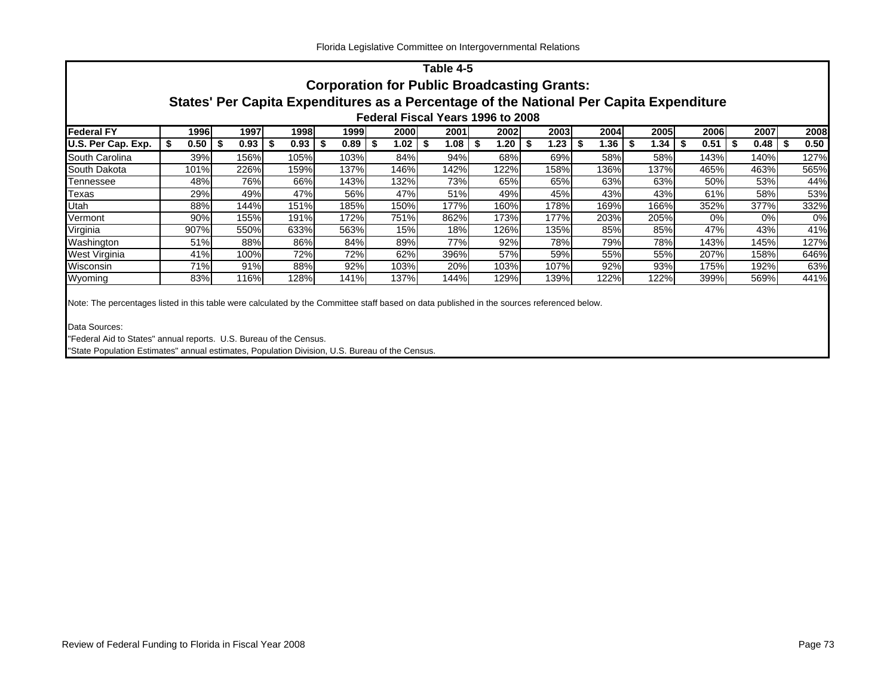## Table 4-5

### Corporation for Public Broadcasting Grants:

### States' Per Capita Expenditures as a Percentage of the National Per Capita Expenditure

#### Federal Fiscal Years 1996 to 2008

| Federal FY | 1996 | 1997 | 1998 | 1999 | 2000 | 2001 | 2002 | 2003 | 2004 | 2005 | 2006 | 2007 | 2008 |
|---|---|---|---|---|---|---|---|---|---|---|---|---|---|
| U.S. Per Cap. Exp. | $ 0.50 | $ 0.93 | $ 0.93 | $ 0.89 | $ 1.02 | $ 1.08 | $ 1.20 | $ 1.23 | $ 1.36 | $ 1.34 | $ 0.51 | $ 0.48 | $ 0.50 |
| South Carolina | 39% | 156% | 105% | 103% | 84% | 94% | 68% | 69% | 58% | 58% | 143% | 140% | 127% |
| South Dakota | 101% | 226% | 159% | 137% | 146% | 142% | 122% | 158% | 136% | 137% | 465% | 463% | 565% |
| Tennessee | 48% | 76% | 66% | 143% | 132% | 73% | 65% | 65% | 63% | 63% | 50% | 53% | 44% |
| Texas | 29% | 49% | 47% | 56% | 47% | 51% | 49% | 45% | 43% | 43% | 61% | 58% | 53% |
| Utah | 88% | 144% | 151% | 185% | 150% | 177% | 160% | 178% | 169% | 166% | 352% | 377% | 332% |
| Vermont | 90% | 155% | 191% | 172% | 751% | 862% | 173% | 177% | 203% | 205% | 0% | 0% | 0% |
| Virginia | 907% | 550% | 633% | 563% | 15% | 18% | 126% | 135% | 85% | 85% | 47% | 43% | 41% |
| Washington | 51% | 88% | 86% | 84% | 89% | 77% | 92% | 78% | 79% | 78% | 143% | 145% | 127% |
| West Virginia | 41% | 100% | 72% | 72% | 62% | 396% | 57% | 59% | 55% | 55% | 207% | 158% | 646% |
| Wisconsin | 71% | 91% | 88% | 92% | 103% | 20% | 103% | 107% | 92% | 93% | 175% | 192% | 63% |
| Wyoming | 83% | 116% | 128% | 141% | 137% | 144% | 129% | 139% | 122% | 122% | 399% | 569% | 441% |

Note: The percentages listed in this table were calculated by the Committee staff based on data published in the sources referenced below.

Data Sources:
"Federal Aid to States" annual reports. U.S. Bureau of the Census.
"State Population Estimates" annual estimates, Population Division, U.S. Bureau of the Census.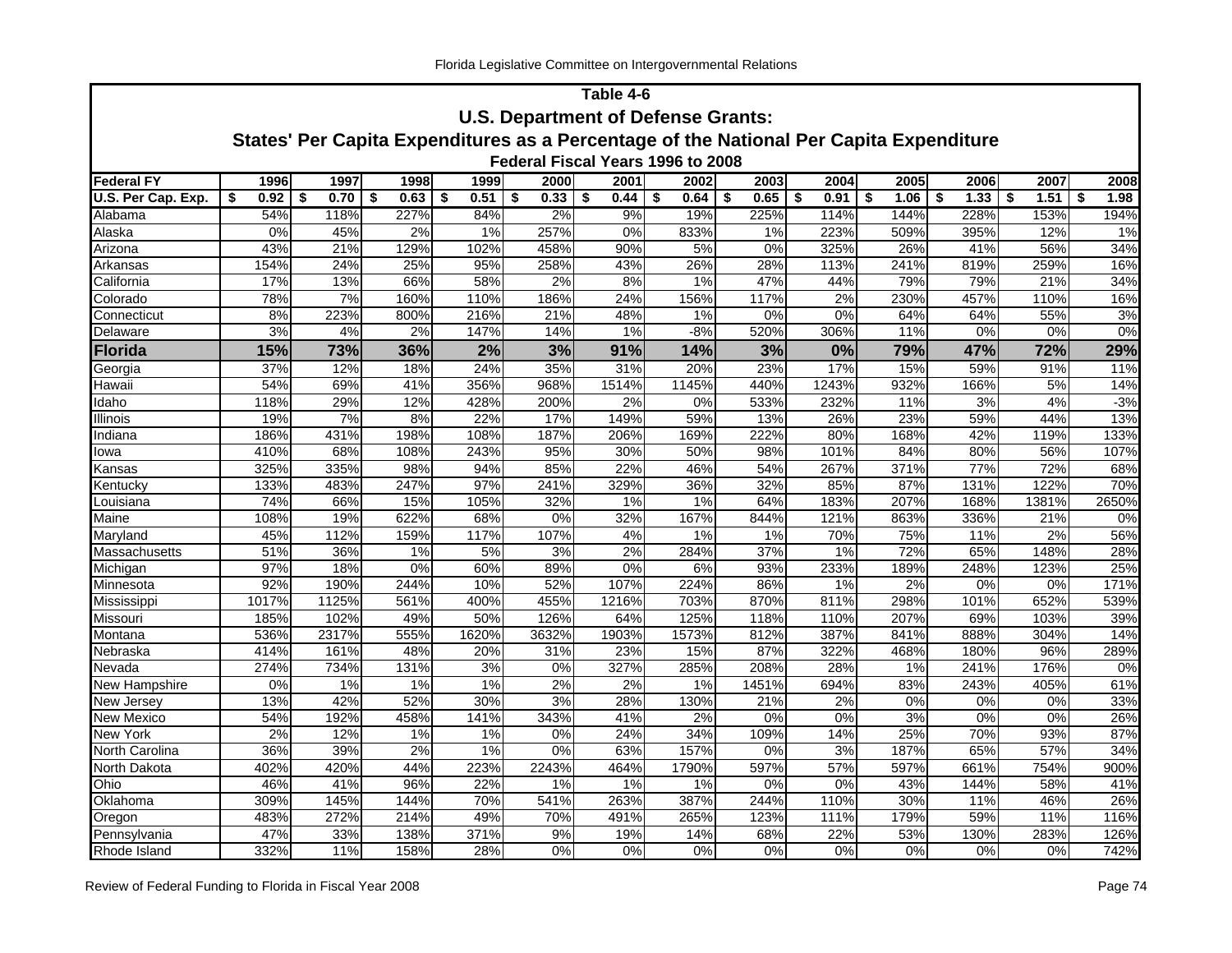## Table 4-6

### U.S. Department of Defense Grants:

### States' Per Capita Expenditures as a Percentage of the National Per Capita Expenditure

#### Federal Fiscal Years 1996 to 2008

| Federal FY | 1996 | 1997 | 1998 | 1999 | 2000 | 2001 | 2002 | 2003 | 2004 | 2005 | 2006 | 2007 | 2008 |
|---|---|---|---|---|---|---|---|---|---|---|---|---|---|
| U.S. Per Cap. Exp. | $ 0.92 | $ 0.70 | $ 0.63 | $ 0.51 | $ 0.33 | $ 0.44 | $ 0.64 | $ 0.65 | $ 0.91 | $ 1.06 | $ 1.33 | $ 1.51 | $ 1.98 |
| Alabama | 54% | 118% | 227% | 84% | 2% | 9% | 19% | 225% | 114% | 144% | 228% | 153% | 194% |
| Alaska | 0% | 45% | 2% | 1% | 257% | 0% | 833% | 1% | 223% | 509% | 395% | 12% | 1% |
| Arizona | 43% | 21% | 129% | 102% | 458% | 90% | 5% | 0% | 325% | 26% | 41% | 56% | 34% |
| Arkansas | 154% | 24% | 25% | 95% | 258% | 43% | 26% | 28% | 113% | 241% | 819% | 259% | 16% |
| California | 17% | 13% | 66% | 58% | 2% | 8% | 1% | 47% | 44% | 79% | 79% | 21% | 34% |
| Colorado | 78% | 7% | 160% | 110% | 186% | 24% | 156% | 117% | 2% | 230% | 457% | 110% | 16% |
| Connecticut | 8% | 223% | 800% | 216% | 21% | 48% | 1% | 0% | 0% | 64% | 64% | 55% | 3% |
| Delaware | 3% | 4% | 2% | 147% | 14% | 1% | -8% | 520% | 306% | 11% | 0% | 0% | 0% |
| **Florida** | **15%** | **73%** | **36%** | **2%** | **3%** | **91%** | **14%** | **3%** | **0%** | **79%** | **47%** | **72%** | **29%** |
| Georgia | 37% | 12% | 18% | 24% | 35% | 31% | 20% | 23% | 17% | 15% | 59% | 91% | 11% |
| Hawaii | 54% | 69% | 41% | 356% | 968% | 1514% | 1145% | 440% | 1243% | 932% | 166% | 5% | 14% |
| Idaho | 118% | 29% | 12% | 428% | 200% | 2% | 0% | 533% | 232% | 11% | 3% | 4% | -3% |
| Illinois | 19% | 7% | 8% | 22% | 17% | 149% | 59% | 13% | 26% | 23% | 59% | 44% | 13% |
| Indiana | 186% | 431% | 198% | 108% | 187% | 206% | 169% | 222% | 80% | 168% | 42% | 119% | 133% |
| Iowa | 410% | 68% | 108% | 243% | 95% | 30% | 50% | 98% | 101% | 84% | 80% | 56% | 107% |
| Kansas | 325% | 335% | 98% | 94% | 85% | 22% | 46% | 54% | 267% | 371% | 77% | 72% | 68% |
| Kentucky | 133% | 483% | 247% | 97% | 241% | 329% | 36% | 32% | 85% | 87% | 131% | 122% | 70% |
| Louisiana | 74% | 66% | 15% | 105% | 32% | 1% | 1% | 64% | 183% | 207% | 168% | 1381% | 2650% |
| Maine | 108% | 19% | 622% | 68% | 0% | 32% | 167% | 844% | 121% | 863% | 336% | 21% | 0% |
| Maryland | 45% | 112% | 159% | 117% | 107% | 4% | 1% | 1% | 70% | 75% | 11% | 2% | 56% |
| Massachusetts | 51% | 36% | 1% | 5% | 3% | 2% | 284% | 37% | 1% | 72% | 65% | 148% | 28% |
| Michigan | 97% | 18% | 0% | 60% | 89% | 0% | 6% | 93% | 233% | 189% | 248% | 123% | 25% |
| Minnesota | 92% | 190% | 244% | 10% | 52% | 107% | 224% | 86% | 1% | 2% | 0% | 0% | 171% |
| Mississippi | 1017% | 1125% | 561% | 400% | 455% | 1216% | 703% | 870% | 811% | 298% | 101% | 652% | 539% |
| Missouri | 185% | 102% | 49% | 50% | 126% | 64% | 125% | 118% | 110% | 207% | 69% | 103% | 39% |
| Montana | 536% | 2317% | 555% | 1620% | 3632% | 1903% | 1573% | 812% | 387% | 841% | 888% | 304% | 14% |
| Nebraska | 414% | 161% | 48% | 20% | 31% | 23% | 15% | 87% | 322% | 468% | 180% | 96% | 289% |
| Nevada | 274% | 734% | 131% | 3% | 0% | 327% | 285% | 208% | 28% | 1% | 241% | 176% | 0% |
| New Hampshire | 0% | 1% | 1% | 1% | 2% | 2% | 1% | 1451% | 694% | 83% | 243% | 405% | 61% |
| New Jersey | 13% | 42% | 52% | 30% | 3% | 28% | 130% | 21% | 2% | 0% | 0% | 0% | 33% |
| New Mexico | 54% | 192% | 458% | 141% | 343% | 41% | 2% | 0% | 0% | 3% | 0% | 0% | 26% |
| New York | 2% | 12% | 1% | 1% | 0% | 24% | 34% | 109% | 14% | 25% | 70% | 93% | 87% |
| North Carolina | 36% | 39% | 2% | 1% | 0% | 63% | 157% | 0% | 3% | 187% | 65% | 57% | 34% |
| North Dakota | 402% | 420% | 44% | 223% | 2243% | 464% | 1790% | 597% | 57% | 597% | 661% | 754% | 900% |
| Ohio | 46% | 41% | 96% | 22% | 1% | 1% | 1% | 0% | 0% | 43% | 144% | 58% | 41% |
| Oklahoma | 309% | 145% | 144% | 70% | 541% | 263% | 387% | 244% | 110% | 30% | 11% | 46% | 26% |
| Oregon | 483% | 272% | 214% | 49% | 70% | 491% | 265% | 123% | 111% | 179% | 59% | 11% | 116% |
| Pennsylvania | 47% | 33% | 138% | 371% | 9% | 19% | 14% | 68% | 22% | 53% | 130% | 283% | 126% |
| Rhode Island | 332% | 11% | 158% | 28% | 0% | 0% | 0% | 0% | 0% | 0% | 0% | 0% | 742% |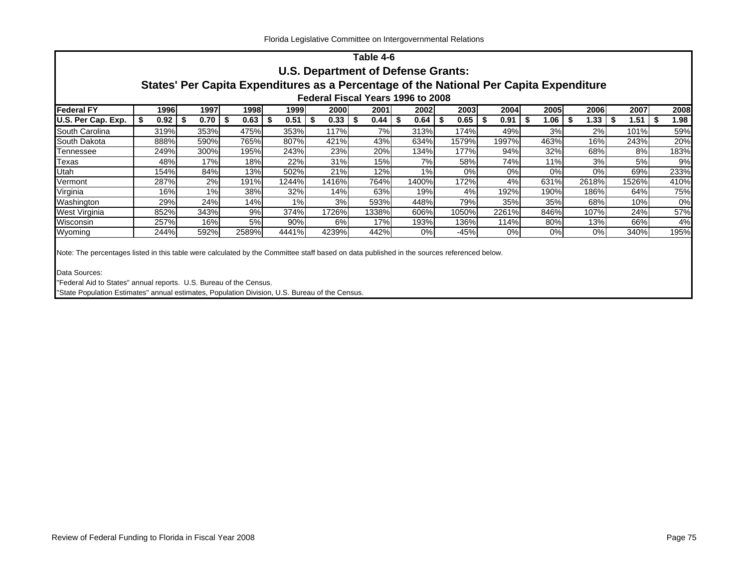## Table 4-6

### U.S. Department of Defense Grants:

### States' Per Capita Expenditures as a Percentage of the National Per Capita Expenditure

#### Federal Fiscal Years 1996 to 2008

| Federal FY | 1996 | 1997 | 1998 | 1999 | 2000 | 2001 | 2002 | 2003 | 2004 | 2005 | 2006 | 2007 | 2008 |
|---|---|---|---|---|---|---|---|---|---|---|---|---|---|
| **U.S. Per Cap. Exp.** | **$ 0.92** | **$ 0.70** | **$ 0.63** | **$ 0.51** | **$ 0.33** | **$ 0.44** | **$ 0.64** | **$ 0.65** | **$ 0.91** | **$ 1.06** | **$ 1.33** | **$ 1.51** | **$ 1.98** |
| South Carolina | 319% | 353% | 475% | 353% | 117% | 7% | 313% | 174% | 49% | 3% | 2% | 101% | 59% |
| South Dakota | 888% | 590% | 765% | 807% | 421% | 43% | 634% | 1579% | 1997% | 463% | 16% | 243% | 20% |
| Tennessee | 249% | 300% | 195% | 243% | 23% | 20% | 134% | 177% | 94% | 32% | 68% | 8% | 183% |
| Texas | 48% | 17% | 18% | 22% | 31% | 15% | 7% | 58% | 74% | 11% | 3% | 5% | 9% |
| Utah | 154% | 84% | 13% | 502% | 21% | 12% | 1% | 0% | 0% | 0% | 0% | 69% | 233% |
| Vermont | 287% | 2% | 191% | 1244% | 1416% | 764% | 1400% | 172% | 4% | 631% | 2618% | 1526% | 410% |
| Virginia | 16% | 1% | 38% | 32% | 14% | 63% | 19% | 4% | 192% | 190% | 186% | 64% | 75% |
| Washington | 29% | 24% | 14% | 1% | 3% | 593% | 448% | 79% | 35% | 35% | 68% | 10% | 0% |
| West Virginia | 852% | 343% | 9% | 374% | 1726% | 1338% | 606% | 1050% | 2261% | 846% | 107% | 24% | 57% |
| Wisconsin | 257% | 16% | 5% | 90% | 6% | 17% | 193% | 136% | 114% | 80% | 13% | 66% | 4% |
| Wyoming | 244% | 592% | 2589% | 4441% | 4239% | 442% | 0% | -45% | 0% | 0% | 0% | 340% | 195% |

Note: The percentages listed in this table were calculated by the Committee staff based on data published in the sources referenced below.

Data Sources:

"Federal Aid to States" annual reports. U.S. Bureau of the Census.

"State Population Estimates" annual estimates, Population Division, U.S. Bureau of the Census.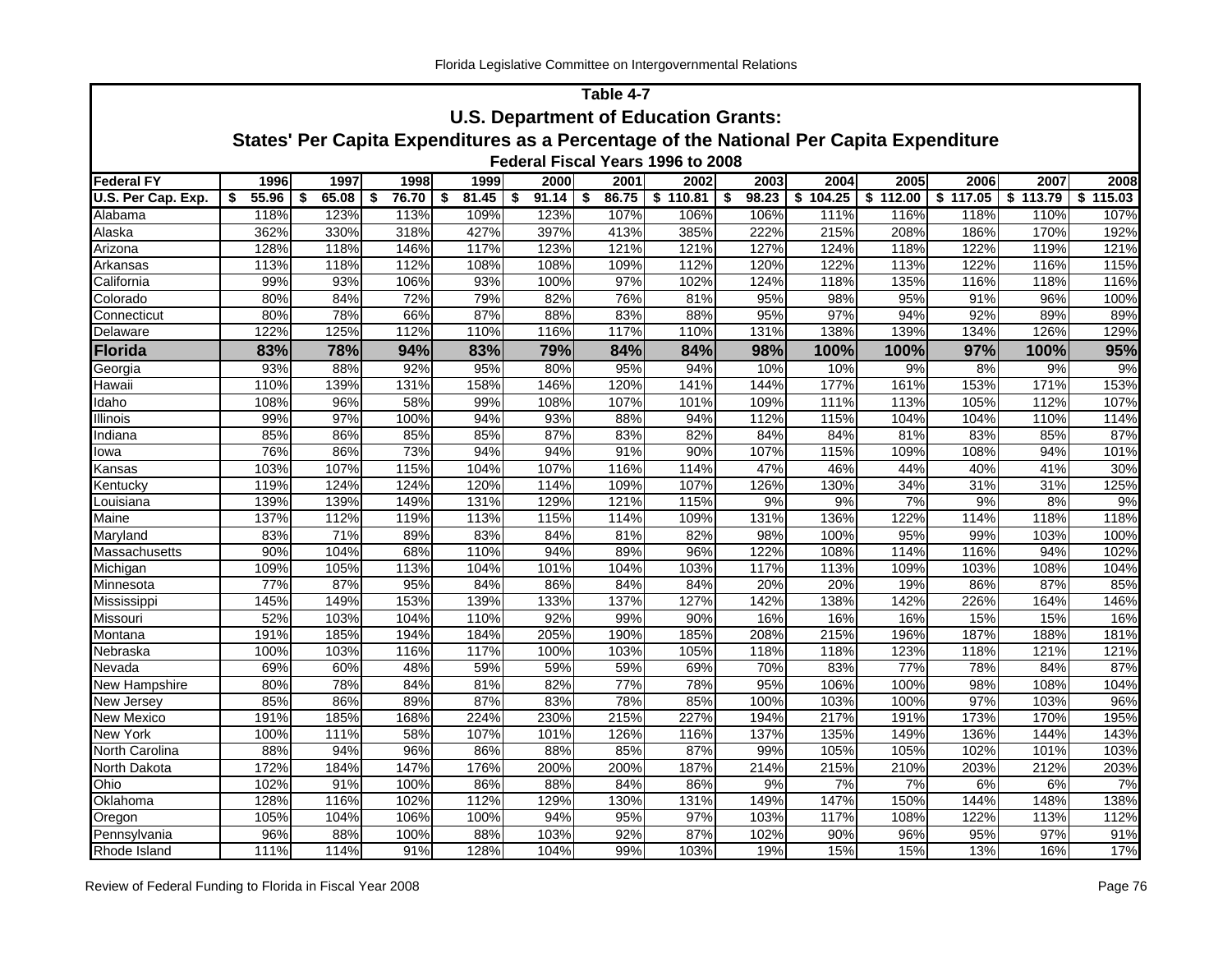## Table 4-7

## U.S. Department of Education Grants:

## States' Per Capita Expenditures as a Percentage of the National Per Capita Expenditure

### Federal Fiscal Years 1996 to 2008

| Federal FY | 1996 | 1997 | 1998 | 1999 | 2000 | 2001 | 2002 | 2003 | 2004 | 2005 | 2006 | 2007 | 2008 |
|---|---|---|---|---|---|---|---|---|---|---|---|---|---|
| U.S. Per Cap. Exp. | $ 55.96 | $ 65.08 | $ 76.70 | $ 81.45 | $ 91.14 | $ 86.75 | $ 110.81 | $ 98.23 | $ 104.25 | $ 112.00 | $ 117.05 | $ 113.79 | $ 115.03 |
| Alabama | 118% | 123% | 113% | 109% | 123% | 107% | 106% | 106% | 111% | 116% | 118% | 110% | 107% |
| Alaska | 362% | 330% | 318% | 427% | 397% | 413% | 385% | 222% | 215% | 208% | 186% | 170% | 192% |
| Arizona | 128% | 118% | 146% | 117% | 123% | 121% | 121% | 127% | 124% | 118% | 122% | 119% | 121% |
| Arkansas | 113% | 118% | 112% | 108% | 108% | 109% | 112% | 120% | 122% | 113% | 122% | 116% | 115% |
| California | 99% | 93% | 106% | 93% | 100% | 97% | 102% | 124% | 118% | 135% | 116% | 118% | 116% |
| Colorado | 80% | 84% | 72% | 79% | 82% | 76% | 81% | 95% | 98% | 95% | 91% | 96% | 100% |
| Connecticut | 80% | 78% | 66% | 87% | 88% | 83% | 88% | 95% | 97% | 94% | 92% | 89% | 89% |
| Delaware | 122% | 125% | 112% | 110% | 116% | 117% | 110% | 131% | 138% | 139% | 134% | 126% | 129% |
| **Florida** | **83%** | **78%** | **94%** | **83%** | **79%** | **84%** | **84%** | **98%** | **100%** | **100%** | **97%** | **100%** | **95%** |
| Georgia | 93% | 88% | 92% | 95% | 80% | 95% | 94% | 10% | 10% | 9% | 8% | 9% | 9% |
| Hawaii | 110% | 139% | 131% | 158% | 146% | 120% | 141% | 144% | 177% | 161% | 153% | 171% | 153% |
| Idaho | 108% | 96% | 58% | 99% | 108% | 107% | 101% | 109% | 111% | 113% | 105% | 112% | 107% |
| Illinois | 99% | 97% | 100% | 94% | 93% | 88% | 94% | 112% | 115% | 104% | 104% | 110% | 114% |
| Indiana | 85% | 86% | 85% | 85% | 87% | 83% | 82% | 84% | 84% | 81% | 83% | 85% | 87% |
| Iowa | 76% | 86% | 73% | 94% | 94% | 91% | 90% | 107% | 115% | 109% | 108% | 94% | 101% |
| Kansas | 103% | 107% | 115% | 104% | 107% | 116% | 114% | 47% | 46% | 44% | 40% | 41% | 30% |
| Kentucky | 119% | 124% | 124% | 120% | 114% | 109% | 107% | 126% | 130% | 34% | 31% | 31% | 125% |
| Louisiana | 139% | 139% | 149% | 131% | 129% | 121% | 115% | 9% | 9% | 7% | 9% | 8% | 9% |
| Maine | 137% | 112% | 119% | 113% | 115% | 114% | 109% | 131% | 136% | 122% | 114% | 118% | 118% |
| Maryland | 83% | 71% | 89% | 83% | 84% | 81% | 82% | 98% | 100% | 95% | 99% | 103% | 100% |
| Massachusetts | 90% | 104% | 68% | 110% | 94% | 89% | 96% | 122% | 108% | 114% | 116% | 94% | 102% |
| Michigan | 109% | 105% | 113% | 104% | 101% | 104% | 103% | 117% | 113% | 109% | 103% | 108% | 104% |
| Minnesota | 77% | 87% | 95% | 84% | 86% | 84% | 84% | 20% | 20% | 19% | 86% | 87% | 85% |
| Mississippi | 145% | 149% | 153% | 139% | 133% | 137% | 127% | 142% | 138% | 142% | 226% | 164% | 146% |
| Missouri | 52% | 103% | 104% | 110% | 92% | 99% | 90% | 16% | 16% | 16% | 15% | 15% | 16% |
| Montana | 191% | 185% | 194% | 184% | 205% | 190% | 185% | 208% | 215% | 196% | 187% | 188% | 181% |
| Nebraska | 100% | 103% | 116% | 117% | 100% | 103% | 105% | 118% | 118% | 123% | 118% | 121% | 121% |
| Nevada | 69% | 60% | 48% | 59% | 59% | 59% | 69% | 70% | 83% | 77% | 78% | 84% | 87% |
| New Hampshire | 80% | 78% | 84% | 81% | 82% | 77% | 78% | 95% | 106% | 100% | 98% | 108% | 104% |
| New Jersey | 85% | 86% | 89% | 87% | 83% | 78% | 85% | 100% | 103% | 100% | 97% | 103% | 96% |
| New Mexico | 191% | 185% | 168% | 224% | 230% | 215% | 227% | 194% | 217% | 191% | 173% | 170% | 195% |
| New York | 100% | 111% | 58% | 107% | 101% | 126% | 116% | 137% | 135% | 149% | 136% | 144% | 143% |
| North Carolina | 88% | 94% | 96% | 86% | 88% | 85% | 87% | 99% | 105% | 105% | 102% | 101% | 103% |
| North Dakota | 172% | 184% | 147% | 176% | 200% | 200% | 187% | 214% | 215% | 210% | 203% | 212% | 203% |
| Ohio | 102% | 91% | 100% | 86% | 88% | 84% | 86% | 9% | 7% | 7% | 6% | 6% | 7% |
| Oklahoma | 128% | 116% | 102% | 112% | 129% | 130% | 131% | 149% | 147% | 150% | 144% | 148% | 138% |
| Oregon | 105% | 104% | 106% | 100% | 94% | 95% | 97% | 103% | 117% | 108% | 122% | 113% | 112% |
| Pennsylvania | 96% | 88% | 100% | 88% | 103% | 92% | 87% | 102% | 90% | 96% | 95% | 97% | 91% |
| Rhode Island | 111% | 114% | 91% | 128% | 104% | 99% | 103% | 19% | 15% | 15% | 13% | 16% | 17% |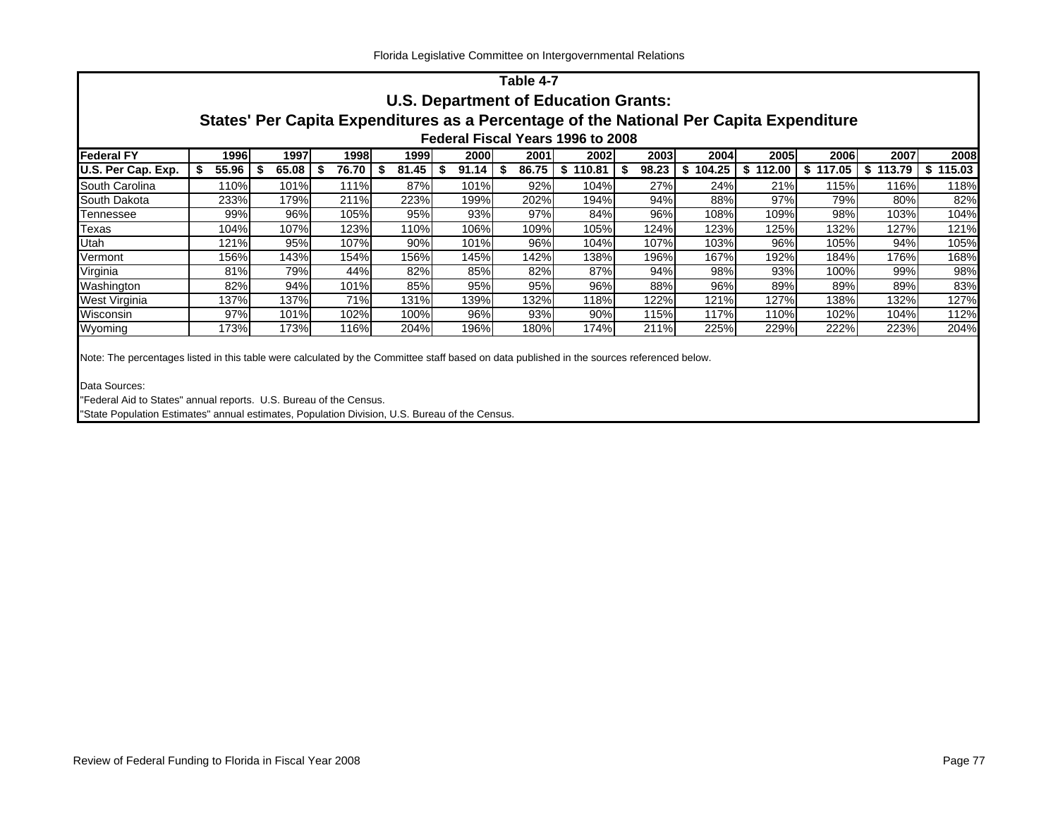## Table 4-7

### U.S. Department of Education Grants:

### States' Per Capita Expenditures as a Percentage of the National Per Capita Expenditure

#### Federal Fiscal Years 1996 to 2008

| Federal FY | 1996 | 1997 | 1998 | 1999 | 2000 | 2001 | 2002 | 2003 | 2004 | 2005 | 2006 | 2007 | 2008 |
|---|---|---|---|---|---|---|---|---|---|---|---|---|---|
| U.S. Per Cap. Exp. | $ 55.96 | $ 65.08 | $ 76.70 | $ 81.45 | $ 91.14 | $ 86.75 | $ 110.81 | $ 98.23 | $ 104.25 | $ 112.00 | $ 117.05 | $ 113.79 | $ 115.03 |
| South Carolina | 110% | 101% | 111% | 87% | 101% | 92% | 104% | 27% | 24% | 21% | 115% | 116% | 118% |
| South Dakota | 233% | 179% | 211% | 223% | 199% | 202% | 194% | 94% | 88% | 97% | 79% | 80% | 82% |
| Tennessee | 99% | 96% | 105% | 95% | 93% | 97% | 84% | 96% | 108% | 109% | 98% | 103% | 104% |
| Texas | 104% | 107% | 123% | 110% | 106% | 109% | 105% | 124% | 123% | 125% | 132% | 127% | 121% |
| Utah | 121% | 95% | 107% | 90% | 101% | 96% | 104% | 107% | 103% | 96% | 105% | 94% | 105% |
| Vermont | 156% | 143% | 154% | 156% | 145% | 142% | 138% | 196% | 167% | 192% | 184% | 176% | 168% |
| Virginia | 81% | 79% | 44% | 82% | 85% | 82% | 87% | 94% | 98% | 93% | 100% | 99% | 98% |
| Washington | 82% | 94% | 101% | 85% | 95% | 95% | 96% | 88% | 96% | 89% | 89% | 89% | 83% |
| West Virginia | 137% | 137% | 71% | 131% | 139% | 132% | 118% | 122% | 121% | 127% | 138% | 132% | 127% |
| Wisconsin | 97% | 101% | 102% | 100% | 96% | 93% | 90% | 115% | 117% | 110% | 102% | 104% | 112% |
| Wyoming | 173% | 173% | 116% | 204% | 196% | 180% | 174% | 211% | 225% | 229% | 222% | 223% | 204% |

Note: The percentages listed in this table were calculated by the Committee staff based on data published in the sources referenced below.

Data Sources:
"Federal Aid to States" annual reports. U.S. Bureau of the Census.
"State Population Estimates" annual estimates, Population Division, U.S. Bureau of the Census.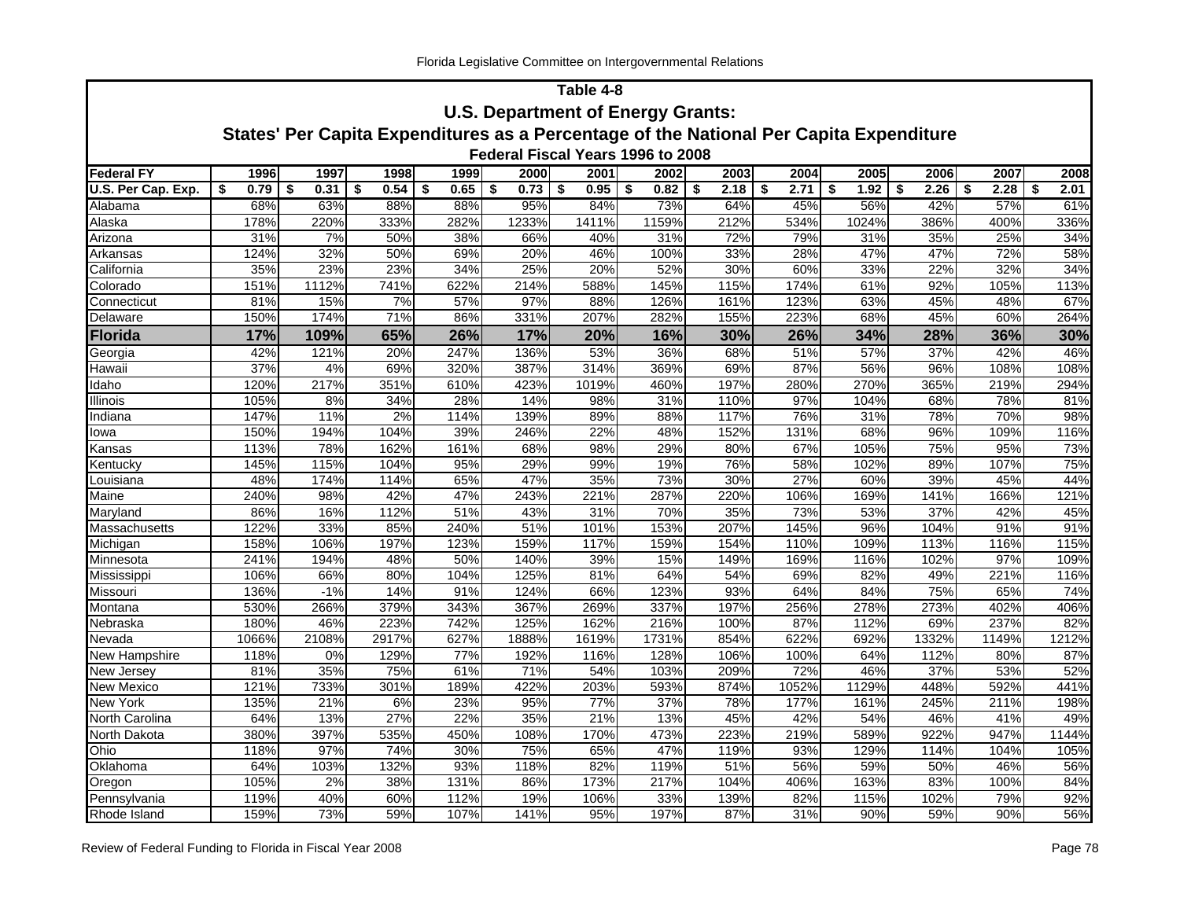## Table 4-8

### U.S. Department of Energy Grants:

### States' Per Capita Expenditures as a Percentage of the National Per Capita Expenditure

#### Federal Fiscal Years 1996 to 2008

| Federal FY | 1996 | 1997 | 1998 | 1999 | 2000 | 2001 | 2002 | 2003 | 2004 | 2005 | 2006 | 2007 | 2008 |
|---|---|---|---|---|---|---|---|---|---|---|---|---|---|
| **U.S. Per Cap. Exp.** | **$ 0.79** | **$ 0.31** | **$ 0.54** | **$ 0.65** | **$ 0.73** | **$ 0.95** | **$ 0.82** | **$ 2.18** | **$ 2.71** | **$ 1.92** | **$ 2.26** | **$ 2.28** | **$ 2.01** |
| Alabama | 68% | 63% | 88% | 88% | 95% | 84% | 73% | 64% | 45% | 56% | 42% | 57% | 61% |
| Alaska | 178% | 220% | 333% | 282% | 1233% | 1411% | 1159% | 212% | 534% | 1024% | 386% | 400% | 336% |
| Arizona | 31% | 7% | 50% | 38% | 66% | 40% | 31% | 72% | 79% | 31% | 35% | 25% | 34% |
| Arkansas | 124% | 32% | 50% | 69% | 20% | 46% | 100% | 33% | 28% | 47% | 47% | 72% | 58% |
| California | 35% | 23% | 23% | 34% | 25% | 20% | 52% | 30% | 60% | 33% | 22% | 32% | 34% |
| Colorado | 151% | 1112% | 741% | 622% | 214% | 588% | 145% | 115% | 174% | 61% | 92% | 105% | 113% |
| Connecticut | 81% | 15% | 7% | 57% | 97% | 88% | 126% | 161% | 123% | 63% | 45% | 48% | 67% |
| Delaware | 150% | 174% | 71% | 86% | 331% | 207% | 282% | 155% | 223% | 68% | 45% | 60% | 264% |
| **Florida** | **17%** | **109%** | **65%** | **26%** | **17%** | **20%** | **16%** | **30%** | **26%** | **34%** | **28%** | **36%** | **30%** |
| Georgia | 42% | 121% | 20% | 247% | 136% | 53% | 36% | 68% | 51% | 57% | 37% | 42% | 46% |
| Hawaii | 37% | 4% | 69% | 320% | 387% | 314% | 369% | 69% | 87% | 56% | 96% | 108% | 108% |
| Idaho | 120% | 217% | 351% | 610% | 423% | 1019% | 460% | 197% | 280% | 270% | 365% | 219% | 294% |
| Illinois | 105% | 8% | 34% | 28% | 14% | 98% | 31% | 110% | 97% | 104% | 68% | 78% | 81% |
| Indiana | 147% | 11% | 2% | 114% | 139% | 89% | 88% | 117% | 76% | 31% | 78% | 70% | 98% |
| Iowa | 150% | 194% | 104% | 39% | 246% | 22% | 48% | 152% | 131% | 68% | 96% | 109% | 116% |
| Kansas | 113% | 78% | 162% | 161% | 68% | 98% | 29% | 80% | 67% | 105% | 75% | 95% | 73% |
| Kentucky | 145% | 115% | 104% | 95% | 29% | 99% | 19% | 76% | 58% | 102% | 89% | 107% | 75% |
| Louisiana | 48% | 174% | 114% | 65% | 47% | 35% | 73% | 30% | 27% | 60% | 39% | 45% | 44% |
| Maine | 240% | 98% | 42% | 47% | 243% | 221% | 287% | 220% | 106% | 169% | 141% | 166% | 121% |
| Maryland | 86% | 16% | 112% | 51% | 43% | 31% | 70% | 35% | 73% | 53% | 37% | 42% | 45% |
| Massachusetts | 122% | 33% | 85% | 240% | 51% | 101% | 153% | 207% | 145% | 96% | 104% | 91% | 91% |
| Michigan | 158% | 106% | 197% | 123% | 159% | 117% | 159% | 154% | 110% | 109% | 113% | 116% | 115% |
| Minnesota | 241% | 194% | 48% | 50% | 140% | 39% | 15% | 149% | 169% | 116% | 102% | 97% | 109% |
| Mississippi | 106% | 66% | 80% | 104% | 125% | 81% | 64% | 54% | 69% | 82% | 49% | 221% | 116% |
| Missouri | 136% | -1% | 14% | 91% | 124% | 66% | 123% | 93% | 64% | 84% | 75% | 65% | 74% |
| Montana | 530% | 266% | 379% | 343% | 367% | 269% | 337% | 197% | 256% | 278% | 273% | 402% | 406% |
| Nebraska | 180% | 46% | 223% | 742% | 125% | 162% | 216% | 100% | 87% | 112% | 69% | 237% | 82% |
| Nevada | 1066% | 2108% | 2917% | 627% | 1888% | 1619% | 1731% | 854% | 622% | 692% | 1332% | 1149% | 1212% |
| New Hampshire | 118% | 0% | 129% | 77% | 192% | 116% | 128% | 106% | 100% | 64% | 112% | 80% | 87% |
| New Jersey | 81% | 35% | 75% | 61% | 71% | 54% | 103% | 209% | 72% | 46% | 37% | 53% | 52% |
| New Mexico | 121% | 733% | 301% | 189% | 422% | 203% | 593% | 874% | 1052% | 1129% | 448% | 592% | 441% |
| New York | 135% | 21% | 6% | 23% | 95% | 77% | 37% | 78% | 177% | 161% | 245% | 211% | 198% |
| North Carolina | 64% | 13% | 27% | 22% | 35% | 21% | 13% | 45% | 42% | 54% | 46% | 41% | 49% |
| North Dakota | 380% | 397% | 535% | 450% | 108% | 170% | 473% | 223% | 219% | 589% | 922% | 947% | 1144% |
| Ohio | 118% | 97% | 74% | 30% | 75% | 65% | 47% | 119% | 93% | 129% | 114% | 104% | 105% |
| Oklahoma | 64% | 103% | 132% | 93% | 118% | 82% | 119% | 51% | 56% | 59% | 50% | 46% | 56% |
| Oregon | 105% | 2% | 38% | 131% | 86% | 173% | 217% | 104% | 406% | 163% | 83% | 100% | 84% |
| Pennsylvania | 119% | 40% | 60% | 112% | 19% | 106% | 33% | 139% | 82% | 115% | 102% | 79% | 92% |
| Rhode Island | 159% | 73% | 59% | 107% | 141% | 95% | 197% | 87% | 31% | 90% | 59% | 90% | 56% |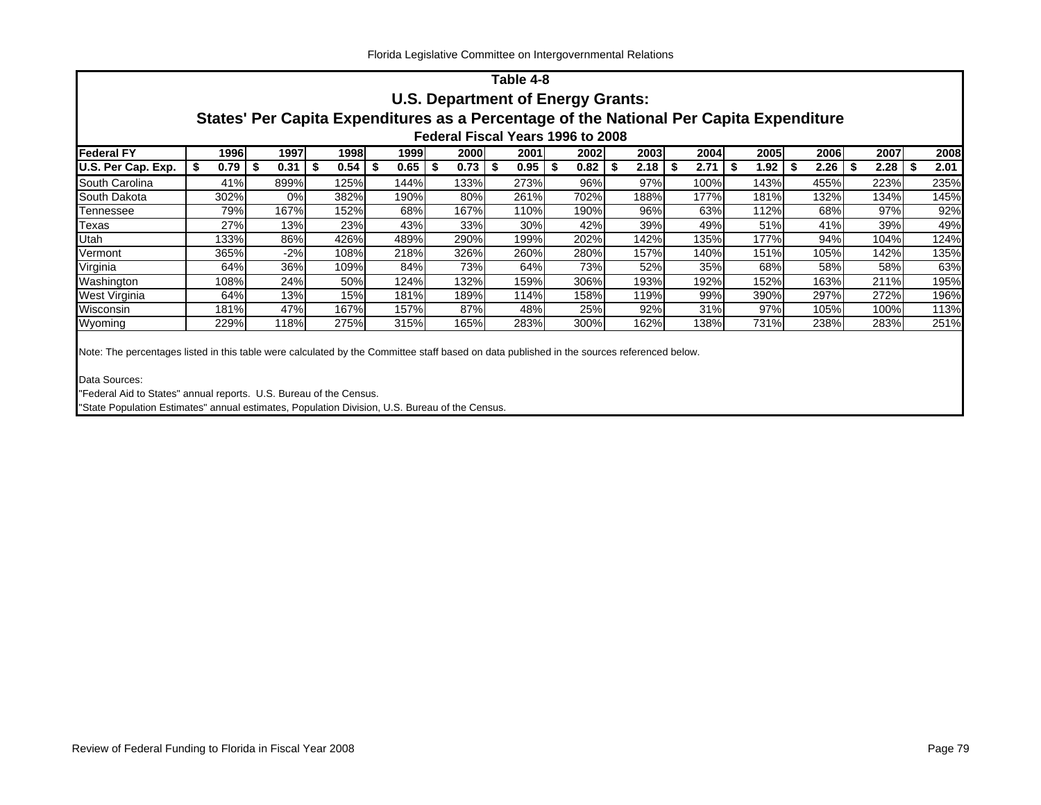# Table 4-8

## U.S. Department of Energy Grants:

## States' Per Capita Expenditures as a Percentage of the National Per Capita Expenditure

### Federal Fiscal Years 1996 to 2008

| Federal FY | 1996 | 1997 | 1998 | 1999 | 2000 | 2001 | 2002 | 2003 | 2004 | 2005 | 2006 | 2007 | 2008 |
|---|---|---|---|---|---|---|---|---|---|---|---|---|---|
| **U.S. Per Cap. Exp.** | **$ 0.79** | **$ 0.31** | **$ 0.54** | **$ 0.65** | **$ 0.73** | **$ 0.95** | **$ 0.82** | **$ 2.18** | **$ 2.71** | **$ 1.92** | **$ 2.26** | **$ 2.28** | **$ 2.01** |
| South Carolina | 41% | 899% | 125% | 144% | 133% | 273% | 96% | 97% | 100% | 143% | 455% | 223% | 235% |
| South Dakota | 302% | 0% | 382% | 190% | 80% | 261% | 702% | 188% | 177% | 181% | 132% | 134% | 145% |
| Tennessee | 79% | 167% | 152% | 68% | 167% | 110% | 190% | 96% | 63% | 112% | 68% | 97% | 92% |
| Texas | 27% | 13% | 23% | 43% | 33% | 30% | 42% | 39% | 49% | 51% | 41% | 39% | 49% |
| Utah | 133% | 86% | 426% | 489% | 290% | 199% | 202% | 142% | 135% | 177% | 94% | 104% | 124% |
| Vermont | 365% | -2% | 108% | 218% | 326% | 260% | 280% | 157% | 140% | 151% | 105% | 142% | 135% |
| Virginia | 64% | 36% | 109% | 84% | 73% | 64% | 73% | 52% | 35% | 68% | 58% | 58% | 63% |
| Washington | 108% | 24% | 50% | 124% | 132% | 159% | 306% | 193% | 192% | 152% | 163% | 211% | 195% |
| West Virginia | 64% | 13% | 15% | 181% | 189% | 114% | 158% | 119% | 99% | 390% | 297% | 272% | 196% |
| Wisconsin | 181% | 47% | 167% | 157% | 87% | 48% | 25% | 92% | 31% | 97% | 105% | 100% | 113% |
| Wyoming | 229% | 118% | 275% | 315% | 165% | 283% | 300% | 162% | 138% | 731% | 238% | 283% | 251% |

Note: The percentages listed in this table were calculated by the Committee staff based on data published in the sources referenced below.

Data Sources:
"Federal Aid to States" annual reports. U.S. Bureau of the Census.
"State Population Estimates" annual estimates, Population Division, U.S. Bureau of the Census.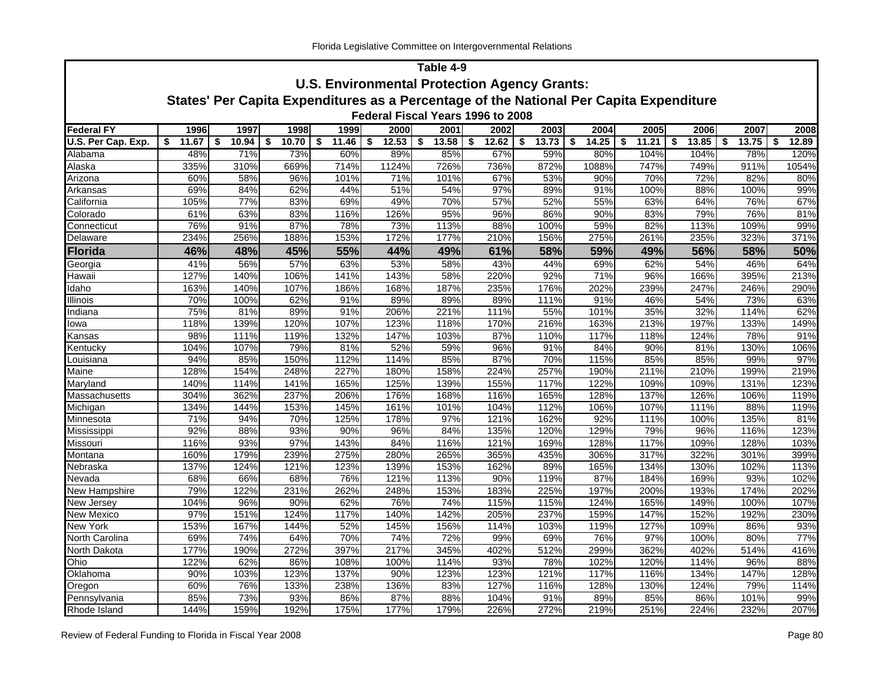## Table 4-9

### U.S. Environmental Protection Agency Grants:

### States' Per Capita Expenditures as a Percentage of the National Per Capita Expenditure

#### Federal Fiscal Years 1996 to 2008

| Federal FY | 1996 | 1997 | 1998 | 1999 | 2000 | 2001 | 2002 | 2003 | 2004 | 2005 | 2006 | 2007 | 2008 |
|---|---|---|---|---|---|---|---|---|---|---|---|---|---|
| **U.S. Per Cap. Exp.** | **$ 11.67** | **$ 10.94** | **$ 10.70** | **$ 11.46** | **$ 12.53** | **$ 13.58** | **$ 12.62** | **$ 13.73** | **$ 14.25** | **$ 11.21** | **$ 13.85** | **$ 13.75** | **$ 12.89** |
| Alabama | 48% | 71% | 73% | 60% | 89% | 85% | 67% | 59% | 80% | 104% | 104% | 78% | 120% |
| Alaska | 335% | 310% | 669% | 714% | 1124% | 726% | 736% | 872% | 1088% | 747% | 749% | 911% | 1054% |
| Arizona | 60% | 58% | 96% | 101% | 71% | 101% | 67% | 53% | 90% | 70% | 72% | 82% | 80% |
| Arkansas | 69% | 84% | 62% | 44% | 51% | 54% | 97% | 89% | 91% | 100% | 88% | 100% | 99% |
| California | 105% | 77% | 83% | 69% | 49% | 70% | 57% | 52% | 55% | 63% | 64% | 76% | 67% |
| Colorado | 61% | 63% | 83% | 116% | 126% | 95% | 96% | 86% | 90% | 83% | 79% | 76% | 81% |
| Connecticut | 76% | 91% | 87% | 78% | 73% | 113% | 88% | 100% | 59% | 82% | 113% | 109% | 99% |
| Delaware | 234% | 256% | 188% | 153% | 172% | 177% | 210% | 156% | 275% | 261% | 235% | 323% | 371% |
| **Florida** | **46%** | **48%** | **45%** | **55%** | **44%** | **49%** | **61%** | **58%** | **59%** | **49%** | **56%** | **58%** | **50%** |
| Georgia | 41% | 56% | 57% | 63% | 53% | 58% | 43% | 44% | 69% | 62% | 54% | 46% | 64% |
| Hawaii | 127% | 140% | 106% | 141% | 143% | 58% | 220% | 92% | 71% | 96% | 166% | 395% | 213% |
| Idaho | 163% | 140% | 107% | 186% | 168% | 187% | 235% | 176% | 202% | 239% | 247% | 246% | 290% |
| Illinois | 70% | 100% | 62% | 91% | 89% | 89% | 89% | 111% | 91% | 46% | 54% | 73% | 63% |
| Indiana | 75% | 81% | 89% | 91% | 206% | 221% | 111% | 55% | 101% | 35% | 32% | 114% | 62% |
| Iowa | 118% | 139% | 120% | 107% | 123% | 118% | 170% | 216% | 163% | 213% | 197% | 133% | 149% |
| Kansas | 98% | 111% | 119% | 132% | 147% | 103% | 87% | 110% | 117% | 118% | 124% | 78% | 91% |
| Kentucky | 104% | 107% | 79% | 81% | 52% | 59% | 96% | 91% | 84% | 90% | 81% | 130% | 106% |
| Louisiana | 94% | 85% | 150% | 112% | 114% | 85% | 87% | 70% | 115% | 85% | 85% | 99% | 97% |
| Maine | 128% | 154% | 248% | 227% | 180% | 158% | 224% | 257% | 190% | 211% | 210% | 199% | 219% |
| Maryland | 140% | 114% | 141% | 165% | 125% | 139% | 155% | 117% | 122% | 109% | 109% | 131% | 123% |
| Massachusetts | 304% | 362% | 237% | 206% | 176% | 168% | 116% | 165% | 128% | 137% | 126% | 106% | 119% |
| Michigan | 134% | 144% | 153% | 145% | 161% | 101% | 104% | 112% | 106% | 107% | 111% | 88% | 119% |
| Minnesota | 71% | 94% | 70% | 125% | 178% | 97% | 121% | 162% | 92% | 111% | 100% | 135% | 81% |
| Mississippi | 92% | 88% | 93% | 90% | 96% | 84% | 135% | 120% | 129% | 79% | 96% | 116% | 123% |
| Missouri | 116% | 93% | 97% | 143% | 84% | 116% | 121% | 169% | 128% | 117% | 109% | 128% | 103% |
| Montana | 160% | 179% | 239% | 275% | 280% | 265% | 365% | 435% | 306% | 317% | 322% | 301% | 399% |
| Nebraska | 137% | 124% | 121% | 123% | 139% | 153% | 162% | 89% | 165% | 134% | 130% | 102% | 113% |
| Nevada | 68% | 66% | 68% | 76% | 121% | 113% | 90% | 119% | 87% | 184% | 169% | 93% | 102% |
| New Hampshire | 79% | 122% | 231% | 262% | 248% | 153% | 183% | 225% | 197% | 200% | 193% | 174% | 202% |
| New Jersey | 104% | 96% | 90% | 62% | 76% | 74% | 115% | 115% | 124% | 165% | 149% | 100% | 107% |
| New Mexico | 97% | 151% | 124% | 117% | 140% | 142% | 205% | 237% | 159% | 147% | 152% | 192% | 230% |
| New York | 153% | 167% | 144% | 52% | 145% | 156% | 114% | 103% | 119% | 127% | 109% | 86% | 93% |
| North Carolina | 69% | 74% | 64% | 70% | 74% | 72% | 99% | 69% | 76% | 97% | 100% | 80% | 77% |
| North Dakota | 177% | 190% | 272% | 397% | 217% | 345% | 402% | 512% | 299% | 362% | 402% | 514% | 416% |
| Ohio | 122% | 62% | 86% | 108% | 100% | 114% | 93% | 78% | 102% | 120% | 114% | 96% | 88% |
| Oklahoma | 90% | 103% | 123% | 137% | 90% | 123% | 123% | 121% | 117% | 116% | 134% | 147% | 128% |
| Oregon | 60% | 76% | 133% | 238% | 136% | 83% | 127% | 116% | 128% | 130% | 124% | 79% | 114% |
| Pennsylvania | 85% | 73% | 93% | 86% | 87% | 88% | 104% | 91% | 89% | 85% | 86% | 101% | 99% |
| Rhode Island | 144% | 159% | 192% | 175% | 177% | 179% | 226% | 272% | 219% | 251% | 224% | 232% | 207% |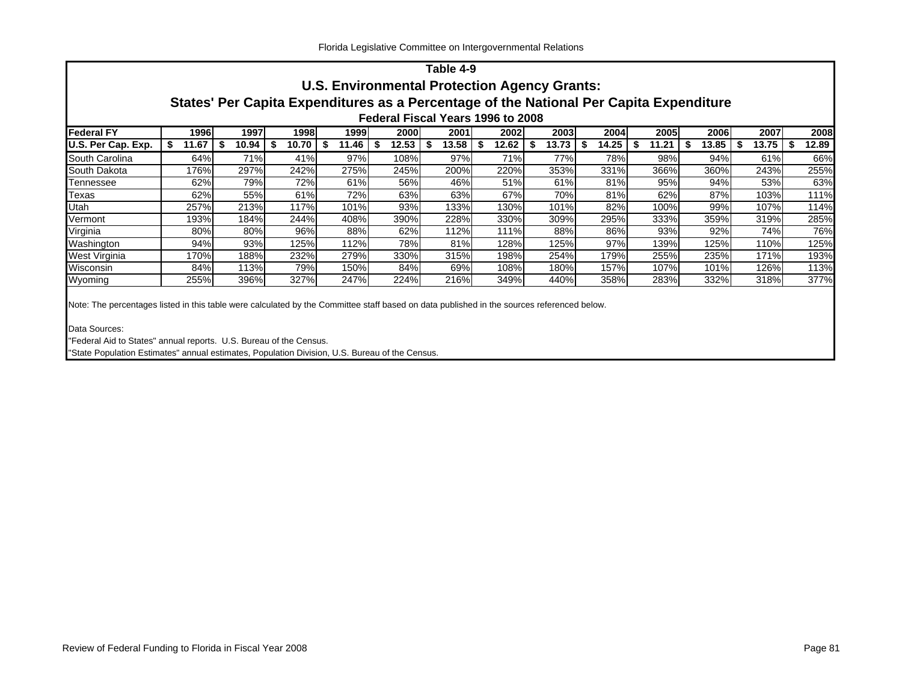## Table 4-9

## U.S. Environmental Protection Agency Grants:

## States' Per Capita Expenditures as a Percentage of the National Per Capita Expenditure

### Federal Fiscal Years 1996 to 2008

| Federal FY | 1996 | 1997 | 1998 | 1999 | 2000 | 2001 | 2002 | 2003 | 2004 | 2005 | 2006 | 2007 | 2008 |
|---|---|---|---|---|---|---|---|---|---|---|---|---|---|
| **U.S. Per Cap. Exp.** | **$ 11.67** | **$ 10.94** | **$ 10.70** | **$ 11.46** | **$ 12.53** | **$ 13.58** | **$ 12.62** | **$ 13.73** | **$ 14.25** | **$ 11.21** | **$ 13.85** | **$ 13.75** | **$ 12.89** |
| South Carolina | 64% | 71% | 41% | 97% | 108% | 97% | 71% | 77% | 78% | 98% | 94% | 61% | 66% |
| South Dakota | 176% | 297% | 242% | 275% | 245% | 200% | 220% | 353% | 331% | 366% | 360% | 243% | 255% |
| Tennessee | 62% | 79% | 72% | 61% | 56% | 46% | 51% | 61% | 81% | 95% | 94% | 53% | 63% |
| Texas | 62% | 55% | 61% | 72% | 63% | 63% | 67% | 70% | 81% | 62% | 87% | 103% | 111% |
| Utah | 257% | 213% | 117% | 101% | 93% | 133% | 130% | 101% | 82% | 100% | 99% | 107% | 114% |
| Vermont | 193% | 184% | 244% | 408% | 390% | 228% | 330% | 309% | 295% | 333% | 359% | 319% | 285% |
| Virginia | 80% | 80% | 96% | 88% | 62% | 112% | 111% | 88% | 86% | 93% | 92% | 74% | 76% |
| Washington | 94% | 93% | 125% | 112% | 78% | 81% | 128% | 125% | 97% | 139% | 125% | 110% | 125% |
| West Virginia | 170% | 188% | 232% | 279% | 330% | 315% | 198% | 254% | 179% | 255% | 235% | 171% | 193% |
| Wisconsin | 84% | 113% | 79% | 150% | 84% | 69% | 108% | 180% | 157% | 107% | 101% | 126% | 113% |
| Wyoming | 255% | 396% | 327% | 247% | 224% | 216% | 349% | 440% | 358% | 283% | 332% | 318% | 377% |

Note: The percentages listed in this table were calculated by the Committee staff based on data published in the sources referenced below.

Data Sources:

"Federal Aid to States" annual reports. U.S. Bureau of the Census.

"State Population Estimates" annual estimates, Population Division, U.S. Bureau of the Census.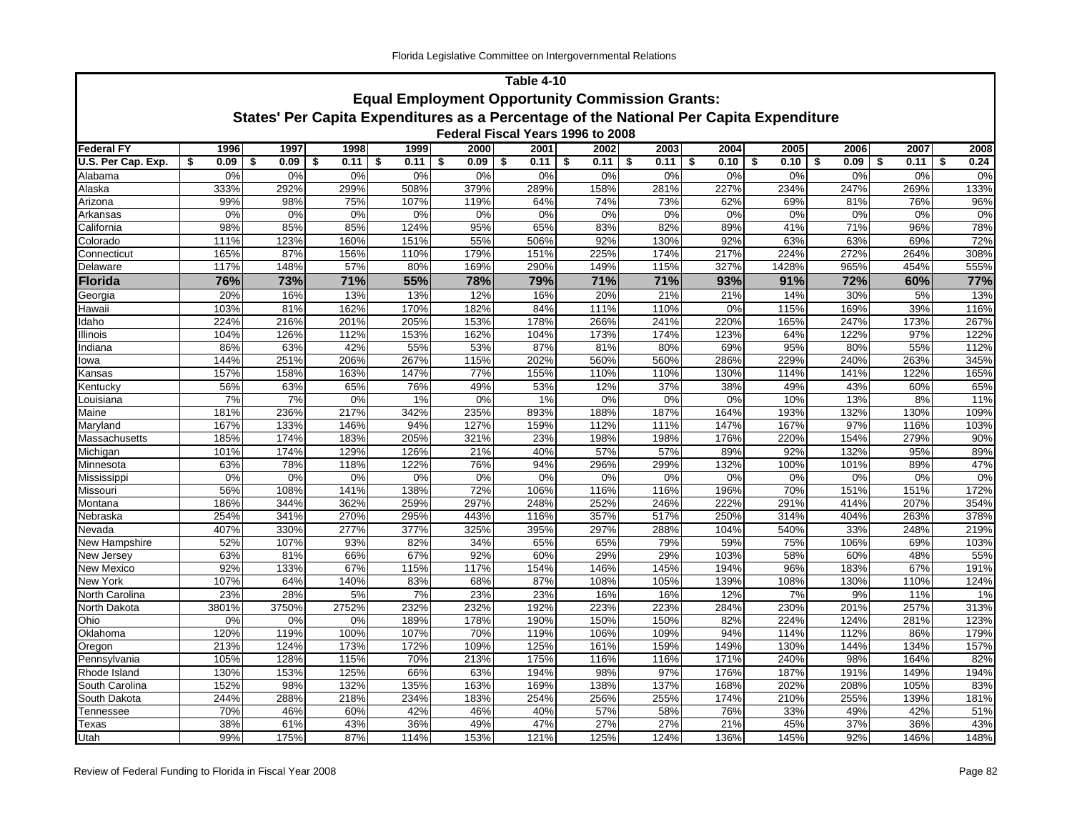# Table 4-10

## Equal Employment Opportunity Commission Grants:

## States' Per Capita Expenditures as a Percentage of the National Per Capita Expenditure

### Federal Fiscal Years 1996 to 2008

| Federal FY | 1996 | 1997 | 1998 | 1999 | 2000 | 2001 | 2002 | 2003 | 2004 | 2005 | 2006 | 2007 | 2008 |
|---|---|---|---|---|---|---|---|---|---|---|---|---|---|
| **U.S. Per Cap. Exp.** | **$ 0.09** | **$ 0.09** | **$ 0.11** | **$ 0.11** | **$ 0.09** | **$ 0.11** | **$ 0.11** | **$ 0.11** | **$ 0.10** | **$ 0.10** | **$ 0.09** | **$ 0.11** | **$ 0.24** |
| Alabama | 0% | 0% | 0% | 0% | 0% | 0% | 0% | 0% | 0% | 0% | 0% | 0% | 0% |
| Alaska | 333% | 292% | 299% | 508% | 379% | 289% | 158% | 281% | 227% | 234% | 247% | 269% | 133% |
| Arizona | 99% | 98% | 75% | 107% | 119% | 64% | 74% | 73% | 62% | 69% | 81% | 76% | 96% |
| Arkansas | 0% | 0% | 0% | 0% | 0% | 0% | 0% | 0% | 0% | 0% | 0% | 0% | 0% |
| California | 98% | 85% | 85% | 124% | 95% | 65% | 83% | 82% | 89% | 41% | 71% | 96% | 78% |
| Colorado | 111% | 123% | 160% | 151% | 55% | 506% | 92% | 130% | 92% | 63% | 63% | 69% | 72% |
| Connecticut | 165% | 87% | 156% | 110% | 179% | 151% | 225% | 174% | 217% | 224% | 272% | 264% | 308% |
| Delaware | 117% | 148% | 57% | 80% | 169% | 290% | 149% | 115% | 327% | 1428% | 965% | 454% | 555% |
| **Florida** | **76%** | **73%** | **71%** | **55%** | **78%** | **79%** | **71%** | **71%** | **93%** | **91%** | **72%** | **60%** | **77%** |
| Georgia | 20% | 16% | 13% | 13% | 12% | 16% | 20% | 21% | 21% | 14% | 30% | 5% | 13% |
| Hawaii | 103% | 81% | 162% | 170% | 182% | 84% | 111% | 110% | 0% | 115% | 169% | 39% | 116% |
| Idaho | 224% | 216% | 201% | 205% | 153% | 178% | 266% | 241% | 220% | 165% | 247% | 173% | 267% |
| Illinois | 104% | 126% | 112% | 153% | 162% | 104% | 173% | 174% | 123% | 64% | 122% | 97% | 122% |
| Indiana | 86% | 63% | 42% | 55% | 53% | 87% | 81% | 80% | 69% | 95% | 80% | 55% | 112% |
| Iowa | 144% | 251% | 206% | 267% | 115% | 202% | 560% | 560% | 286% | 229% | 240% | 263% | 345% |
| Kansas | 157% | 158% | 163% | 147% | 77% | 155% | 110% | 110% | 130% | 114% | 141% | 122% | 165% |
| Kentucky | 56% | 63% | 65% | 76% | 49% | 53% | 12% | 37% | 38% | 49% | 43% | 60% | 65% |
| Louisiana | 7% | 7% | 0% | 1% | 0% | 1% | 0% | 0% | 0% | 10% | 13% | 8% | 11% |
| Maine | 181% | 236% | 217% | 342% | 235% | 893% | 188% | 187% | 164% | 193% | 132% | 130% | 109% |
| Maryland | 167% | 133% | 146% | 94% | 127% | 159% | 112% | 111% | 147% | 167% | 97% | 116% | 103% |
| Massachusetts | 185% | 174% | 183% | 205% | 321% | 23% | 198% | 198% | 176% | 220% | 154% | 279% | 90% |
| Michigan | 101% | 174% | 129% | 126% | 21% | 40% | 57% | 57% | 89% | 92% | 132% | 95% | 89% |
| Minnesota | 63% | 78% | 118% | 122% | 76% | 94% | 296% | 299% | 132% | 100% | 101% | 89% | 47% |
| Mississippi | 0% | 0% | 0% | 0% | 0% | 0% | 0% | 0% | 0% | 0% | 0% | 0% | 0% |
| Missouri | 56% | 108% | 141% | 138% | 72% | 106% | 116% | 116% | 196% | 70% | 151% | 151% | 172% |
| Montana | 186% | 344% | 362% | 259% | 297% | 248% | 252% | 246% | 222% | 291% | 414% | 207% | 354% |
| Nebraska | 254% | 341% | 270% | 295% | 443% | 116% | 357% | 517% | 250% | 314% | 404% | 263% | 378% |
| Nevada | 407% | 330% | 277% | 377% | 325% | 395% | 297% | 288% | 104% | 540% | 33% | 248% | 219% |
| New Hampshire | 52% | 107% | 93% | 82% | 34% | 65% | 65% | 79% | 59% | 75% | 106% | 69% | 103% |
| New Jersey | 63% | 81% | 66% | 67% | 92% | 60% | 29% | 29% | 103% | 58% | 60% | 48% | 55% |
| New Mexico | 92% | 133% | 67% | 115% | 117% | 154% | 146% | 145% | 194% | 96% | 183% | 67% | 191% |
| New York | 107% | 64% | 140% | 83% | 68% | 87% | 108% | 105% | 139% | 108% | 130% | 110% | 124% |
| North Carolina | 23% | 28% | 5% | 7% | 23% | 23% | 16% | 16% | 12% | 7% | 9% | 11% | 1% |
| North Dakota | 3801% | 3750% | 2752% | 232% | 232% | 192% | 223% | 223% | 284% | 230% | 201% | 257% | 313% |
| Ohio | 0% | 0% | 0% | 189% | 178% | 190% | 150% | 150% | 82% | 224% | 124% | 281% | 123% |
| Oklahoma | 120% | 119% | 100% | 107% | 70% | 119% | 106% | 109% | 94% | 114% | 112% | 86% | 179% |
| Oregon | 213% | 124% | 173% | 172% | 109% | 125% | 161% | 159% | 149% | 130% | 144% | 134% | 157% |
| Pennsylvania | 105% | 128% | 115% | 70% | 213% | 175% | 116% | 116% | 171% | 240% | 98% | 164% | 82% |
| Rhode Island | 130% | 153% | 125% | 66% | 63% | 194% | 98% | 97% | 176% | 187% | 191% | 149% | 194% |
| South Carolina | 152% | 98% | 132% | 135% | 163% | 169% | 138% | 137% | 168% | 202% | 208% | 105% | 83% |
| South Dakota | 244% | 288% | 218% | 234% | 183% | 254% | 256% | 255% | 174% | 210% | 255% | 139% | 181% |
| Tennessee | 70% | 46% | 60% | 42% | 46% | 40% | 57% | 58% | 76% | 33% | 49% | 42% | 51% |
| Texas | 38% | 61% | 43% | 36% | 49% | 47% | 27% | 27% | 21% | 45% | 37% | 36% | 43% |
| Utah | 99% | 175% | 87% | 114% | 153% | 121% | 125% | 124% | 136% | 145% | 92% | 146% | 148% |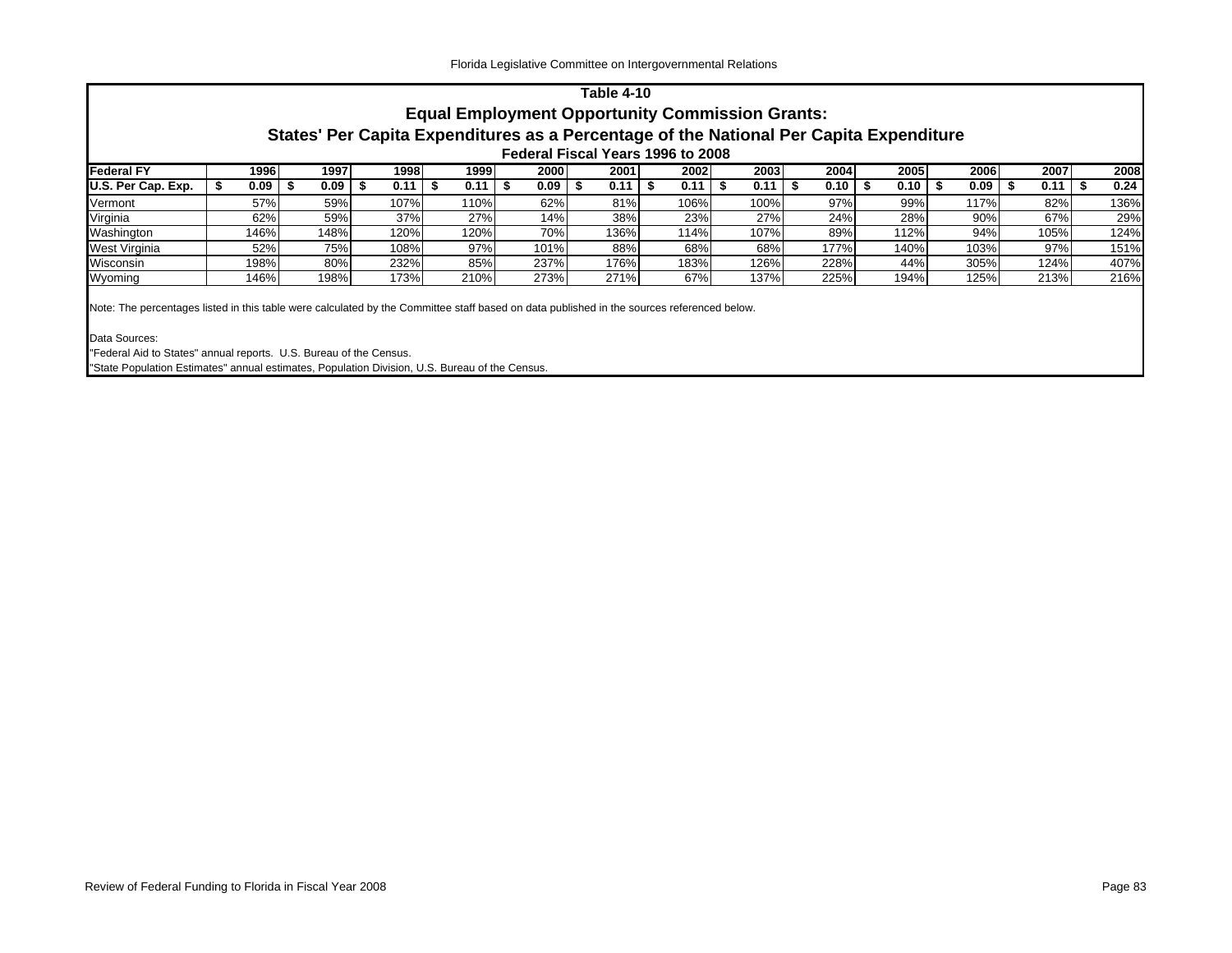## Table 4-10

### Equal Employment Opportunity Commission Grants:

### States' Per Capita Expenditures as a Percentage of the National Per Capita Expenditure

#### Federal Fiscal Years 1996 to 2008

| Federal FY | 1996 | 1997 | 1998 | 1999 | 2000 | 2001 | 2002 | 2003 | 2004 | 2005 | 2006 | 2007 | 2008 |
|---|---|---|---|---|---|---|---|---|---|---|---|---|---|
| **U.S. Per Cap. Exp.** | $ 0.09 | $ 0.09 | $ 0.11 | $ 0.11 | $ 0.09 | $ 0.11 | $ 0.11 | $ 0.11 | $ 0.10 | $ 0.10 | $ 0.09 | $ 0.11 | $ 0.24 |
| Vermont | 57% | 59% | 107% | 110% | 62% | 81% | 106% | 100% | 97% | 99% | 117% | 82% | 136% |
| Virginia | 62% | 59% | 37% | 27% | 14% | 38% | 23% | 27% | 24% | 28% | 90% | 67% | 29% |
| Washington | 146% | 148% | 120% | 120% | 70% | 136% | 114% | 107% | 89% | 112% | 94% | 105% | 124% |
| West Virginia | 52% | 75% | 108% | 97% | 101% | 88% | 68% | 68% | 177% | 140% | 103% | 97% | 151% |
| Wisconsin | 198% | 80% | 232% | 85% | 237% | 176% | 183% | 126% | 228% | 44% | 305% | 124% | 407% |
| Wyoming | 146% | 198% | 173% | 210% | 273% | 271% | 67% | 137% | 225% | 194% | 125% | 213% | 216% |

Note: The percentages listed in this table were calculated by the Committee staff based on data published in the sources referenced below.

Data Sources:
"Federal Aid to States" annual reports. U.S. Bureau of the Census.
"State Population Estimates" annual estimates, Population Division, U.S. Bureau of the Census.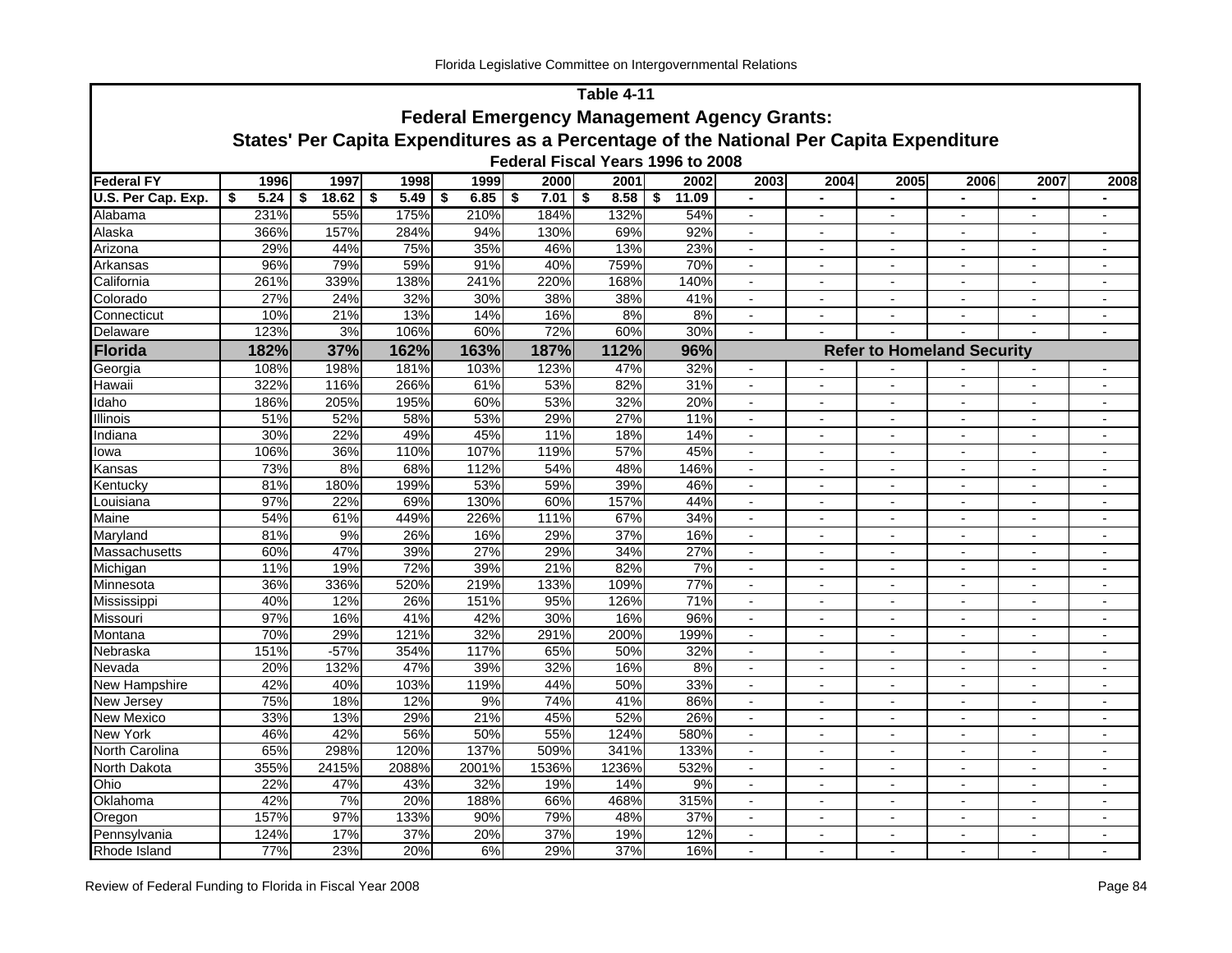**Table 4-11**

**Federal Emergency Management Agency Grants:**

**States' Per Capita Expenditures as a Percentage of the National Per Capita Expenditure**

**Federal Fiscal Years 1996 to 2008**

| Federal FY | 1996 | 1997 | 1998 | 1999 | 2000 | 2001 | 2002 | 2003 | 2004 | 2005 | 2006 | 2007 | 2008 |
|---|---|---|---|---|---|---|---|---|---|---|---|---|---|
| U.S. Per Cap. Exp. | $ 5.24 | $ 18.62 | $ 5.49 | $ 6.85 | $ 7.01 | $ 8.58 | $ 11.09 | - | - | - | - | - | - |
| Alabama | 231% | 55% | 175% | 210% | 184% | 132% | 54% | - | - | - | - | - | - |
| Alaska | 366% | 157% | 284% | 94% | 130% | 69% | 92% | - | - | - | - | - | - |
| Arizona | 29% | 44% | 75% | 35% | 46% | 13% | 23% | - | - | - | - | - | - |
| Arkansas | 96% | 79% | 59% | 91% | 40% | 759% | 70% | - | - | - | - | - | - |
| California | 261% | 339% | 138% | 241% | 220% | 168% | 140% | - | - | - | - | - | - |
| Colorado | 27% | 24% | 32% | 30% | 38% | 38% | 41% | - | - | - | - | - | - |
| Connecticut | 10% | 21% | 13% | 14% | 16% | 8% | 8% | - | - | - | - | - | - |
| Delaware | 123% | 3% | 106% | 60% | 72% | 60% | 30% | - | - | - | - | - | - |
| **Florida** | **182%** | **37%** | **162%** | **163%** | **187%** | **112%** | **96%** | **Refer to Homeland Security** | | | | | |
| Georgia | 108% | 198% | 181% | 103% | 123% | 47% | 32% | - | - | - | - | - | - |
| Hawaii | 322% | 116% | 266% | 61% | 53% | 82% | 31% | - | - | - | - | - | - |
| Idaho | 186% | 205% | 195% | 60% | 53% | 32% | 20% | - | - | - | - | - | - |
| Illinois | 51% | 52% | 58% | 53% | 29% | 27% | 11% | - | - | - | - | - | - |
| Indiana | 30% | 22% | 49% | 45% | 11% | 18% | 14% | - | - | - | - | - | - |
| Iowa | 106% | 36% | 110% | 107% | 119% | 57% | 45% | - | - | - | - | - | - |
| Kansas | 73% | 8% | 68% | 112% | 54% | 48% | 146% | - | - | - | - | - | - |
| Kentucky | 81% | 180% | 199% | 53% | 59% | 39% | 46% | - | - | - | - | - | - |
| Louisiana | 97% | 22% | 69% | 130% | 60% | 157% | 44% | - | - | - | - | - | - |
| Maine | 54% | 61% | 449% | 226% | 111% | 67% | 34% | - | - | - | - | - | - |
| Maryland | 81% | 9% | 26% | 16% | 29% | 37% | 16% | - | - | - | - | - | - |
| Massachusetts | 60% | 47% | 39% | 27% | 29% | 34% | 27% | - | - | - | - | - | - |
| Michigan | 11% | 19% | 72% | 39% | 21% | 82% | 7% | - | - | - | - | - | - |
| Minnesota | 36% | 336% | 520% | 219% | 133% | 109% | 77% | - | - | - | - | - | - |
| Mississippi | 40% | 12% | 26% | 151% | 95% | 126% | 71% | - | - | - | - | - | - |
| Missouri | 97% | 16% | 41% | 42% | 30% | 16% | 96% | - | - | - | - | - | - |
| Montana | 70% | 29% | 121% | 32% | 291% | 200% | 199% | - | - | - | - | - | - |
| Nebraska | 151% | -57% | 354% | 117% | 65% | 50% | 32% | - | - | - | - | - | - |
| Nevada | 20% | 132% | 47% | 39% | 32% | 16% | 8% | - | - | - | - | - | - |
| New Hampshire | 42% | 40% | 103% | 119% | 44% | 50% | 33% | - | - | - | - | - | - |
| New Jersey | 75% | 18% | 12% | 9% | 74% | 41% | 86% | - | - | - | - | - | - |
| New Mexico | 33% | 13% | 29% | 21% | 45% | 52% | 26% | - | - | - | - | - | - |
| New York | 46% | 42% | 56% | 50% | 55% | 124% | 580% | - | - | - | - | - | - |
| North Carolina | 65% | 298% | 120% | 137% | 509% | 341% | 133% | - | - | - | - | - | - |
| North Dakota | 355% | 2415% | 2088% | 2001% | 1536% | 1236% | 532% | - | - | - | - | - | - |
| Ohio | 22% | 47% | 43% | 32% | 19% | 14% | 9% | - | - | - | - | - | - |
| Oklahoma | 42% | 7% | 20% | 188% | 66% | 468% | 315% | - | - | - | - | - | - |
| Oregon | 157% | 97% | 133% | 90% | 79% | 48% | 37% | - | - | - | - | - | - |
| Pennsylvania | 124% | 17% | 37% | 20% | 37% | 19% | 12% | - | - | - | - | - | - |
| Rhode Island | 77% | 23% | 20% | 6% | 29% | 37% | 16% | - | - | - | - | - | - |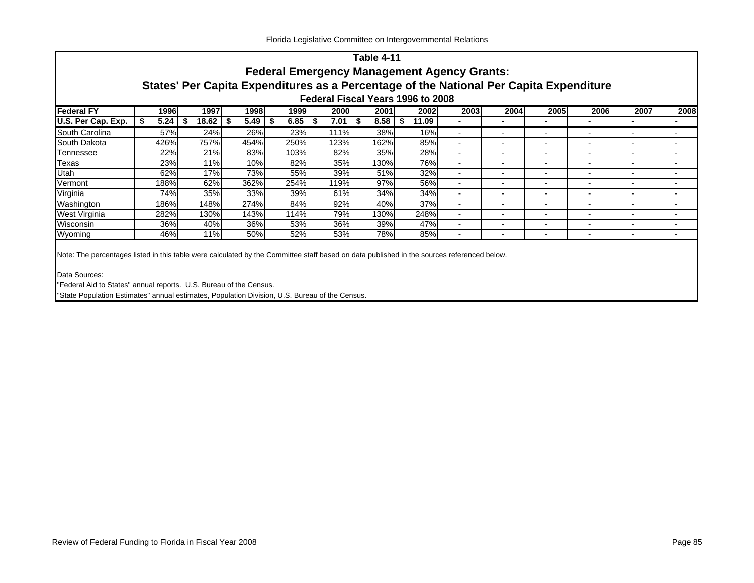## Table 4-11

### Federal Emergency Management Agency Grants:

### States' Per Capita Expenditures as a Percentage of the National Per Capita Expenditure

#### Federal Fiscal Years 1996 to 2008

| Federal FY | 1996 | 1997 | 1998 | 1999 | 2000 | 2001 | 2002 | 2003 | 2004 | 2005 | 2006 | 2007 | 2008 |
|---|---|---|---|---|---|---|---|---|---|---|---|---|---|
| **U.S. Per Cap. Exp.** | **$ 5.24** | **$ 18.62** | **$ 5.49** | **$ 6.85** | **$ 7.01** | **$ 8.58** | **$ 11.09** | **-** | **-** | **-** | **-** | **-** | **-** |
| South Carolina | 57% | 24% | 26% | 23% | 111% | 38% | 16% | - | - | - | - | - | - |
| South Dakota | 426% | 757% | 454% | 250% | 123% | 162% | 85% | - | - | - | - | - | - |
| Tennessee | 22% | 21% | 83% | 103% | 82% | 35% | 28% | - | - | - | - | - | - |
| Texas | 23% | 11% | 10% | 82% | 35% | 130% | 76% | - | - | - | - | - | - |
| Utah | 62% | 17% | 73% | 55% | 39% | 51% | 32% | - | - | - | - | - | - |
| Vermont | 188% | 62% | 362% | 254% | 119% | 97% | 56% | - | - | - | - | - | - |
| Virginia | 74% | 35% | 33% | 39% | 61% | 34% | 34% | - | - | - | - | - | - |
| Washington | 186% | 148% | 274% | 84% | 92% | 40% | 37% | - | - | - | - | - | - |
| West Virginia | 282% | 130% | 143% | 114% | 79% | 130% | 248% | - | - | - | - | - | - |
| Wisconsin | 36% | 40% | 36% | 53% | 36% | 39% | 47% | - | - | - | - | - | - |
| Wyoming | 46% | 11% | 50% | 52% | 53% | 78% | 85% | - | - | - | - | - | - |

Note: The percentages listed in this table were calculated by the Committee staff based on data published in the sources referenced below.

Data Sources:

"Federal Aid to States" annual reports. U.S. Bureau of the Census.

"State Population Estimates" annual estimates, Population Division, U.S. Bureau of the Census.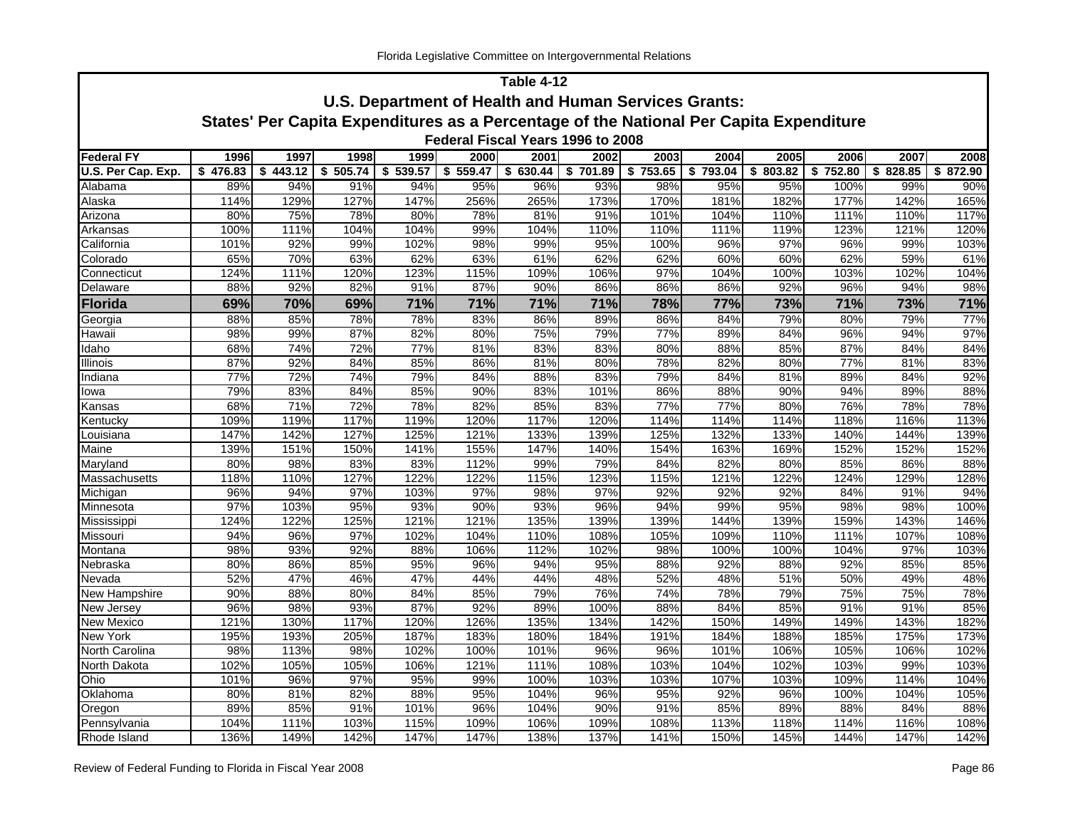| Table 4-12 | | | | | | | | | | | | | |
|---|---|---|---|---|---|---|---|---|---|---|---|---|---|
| **U.S. Department of Health and Human Services Grants:** | | | | | | | | | | | | | |
| **States' Per Capita Expenditures as a Percentage of the National Per Capita Expenditure** | | | | | | | | | | | | | |
| **Federal Fiscal Years 1996 to 2008** | | | | | | | | | | | | | |
| **Federal FY** | **1996** | **1997** | **1998** | **1999** | **2000** | **2001** | **2002** | **2003** | **2004** | **2005** | **2006** | **2007** | **2008** |
| **U.S. Per Cap. Exp.** | **$ 476.83** | **$ 443.12** | **$ 505.74** | **$ 539.57** | **$ 559.47** | **$ 630.44** | **$ 701.89** | **$ 753.65** | **$ 793.04** | **$ 803.82** | **$ 752.80** | **$ 828.85** | **$ 872.90** |
| Alabama | 89% | 94% | 91% | 94% | 95% | 96% | 93% | 98% | 95% | 95% | 100% | 99% | 90% |
| Alaska | 114% | 129% | 127% | 147% | 256% | 265% | 173% | 170% | 181% | 182% | 177% | 142% | 165% |
| Arizona | 80% | 75% | 78% | 80% | 78% | 81% | 91% | 101% | 104% | 110% | 111% | 110% | 117% |
| Arkansas | 100% | 111% | 104% | 104% | 99% | 104% | 110% | 110% | 111% | 119% | 123% | 121% | 120% |
| California | 101% | 92% | 99% | 102% | 98% | 99% | 95% | 100% | 96% | 97% | 96% | 99% | 103% |
| Colorado | 65% | 70% | 63% | 62% | 63% | 61% | 62% | 62% | 60% | 60% | 62% | 59% | 61% |
| Connecticut | 124% | 111% | 120% | 123% | 115% | 109% | 106% | 97% | 104% | 100% | 103% | 102% | 104% |
| Delaware | 88% | 92% | 82% | 91% | 87% | 90% | 86% | 86% | 86% | 92% | 96% | 94% | 98% |
| **Florida** | **69%** | **70%** | **69%** | **71%** | **71%** | **71%** | **71%** | **78%** | **77%** | **73%** | **71%** | **73%** | **71%** |
| Georgia | 88% | 85% | 78% | 78% | 83% | 86% | 89% | 86% | 84% | 79% | 80% | 79% | 77% |
| Hawaii | 98% | 99% | 87% | 82% | 80% | 75% | 79% | 77% | 89% | 84% | 96% | 94% | 97% |
| Idaho | 68% | 74% | 72% | 77% | 81% | 83% | 83% | 80% | 88% | 85% | 87% | 84% | 84% |
| Illinois | 87% | 92% | 84% | 85% | 86% | 81% | 80% | 78% | 82% | 80% | 77% | 81% | 83% |
| Indiana | 77% | 72% | 74% | 79% | 84% | 88% | 83% | 79% | 84% | 81% | 89% | 84% | 92% |
| Iowa | 79% | 83% | 84% | 85% | 90% | 83% | 101% | 86% | 88% | 90% | 94% | 89% | 88% |
| Kansas | 68% | 71% | 72% | 78% | 82% | 85% | 83% | 77% | 77% | 80% | 76% | 78% | 78% |
| Kentucky | 109% | 119% | 117% | 119% | 120% | 117% | 120% | 114% | 114% | 114% | 118% | 116% | 113% |
| Louisiana | 147% | 142% | 127% | 125% | 121% | 133% | 139% | 125% | 132% | 133% | 140% | 144% | 139% |
| Maine | 139% | 151% | 150% | 141% | 155% | 147% | 140% | 154% | 163% | 169% | 152% | 152% | 152% |
| Maryland | 80% | 98% | 83% | 83% | 112% | 99% | 79% | 84% | 82% | 80% | 85% | 86% | 88% |
| Massachusetts | 118% | 110% | 127% | 122% | 122% | 115% | 123% | 115% | 121% | 122% | 124% | 129% | 128% |
| Michigan | 96% | 94% | 97% | 103% | 97% | 98% | 97% | 92% | 92% | 92% | 84% | 91% | 94% |
| Minnesota | 97% | 103% | 95% | 93% | 90% | 93% | 96% | 94% | 99% | 95% | 98% | 98% | 100% |
| Mississippi | 124% | 122% | 125% | 121% | 121% | 135% | 139% | 139% | 144% | 139% | 159% | 143% | 146% |
| Missouri | 94% | 96% | 97% | 102% | 104% | 110% | 108% | 105% | 109% | 110% | 111% | 107% | 108% |
| Montana | 98% | 93% | 92% | 88% | 106% | 112% | 102% | 98% | 100% | 100% | 104% | 97% | 103% |
| Nebraska | 80% | 86% | 85% | 95% | 96% | 94% | 95% | 88% | 92% | 88% | 92% | 85% | 85% |
| Nevada | 52% | 47% | 46% | 47% | 44% | 44% | 48% | 52% | 48% | 51% | 50% | 49% | 48% |
| New Hampshire | 90% | 88% | 80% | 84% | 85% | 79% | 76% | 74% | 78% | 79% | 75% | 75% | 78% |
| New Jersey | 96% | 98% | 93% | 87% | 92% | 89% | 100% | 88% | 84% | 85% | 91% | 91% | 85% |
| New Mexico | 121% | 130% | 117% | 120% | 126% | 135% | 134% | 142% | 150% | 149% | 149% | 143% | 182% |
| New York | 195% | 193% | 205% | 187% | 183% | 180% | 184% | 191% | 184% | 188% | 185% | 175% | 173% |
| North Carolina | 98% | 113% | 98% | 102% | 100% | 101% | 96% | 96% | 101% | 106% | 105% | 106% | 102% |
| North Dakota | 102% | 105% | 105% | 106% | 121% | 111% | 108% | 103% | 104% | 102% | 103% | 99% | 103% |
| Ohio | 101% | 96% | 97% | 95% | 99% | 100% | 103% | 103% | 107% | 103% | 109% | 114% | 104% |
| Oklahoma | 80% | 81% | 82% | 88% | 95% | 104% | 96% | 95% | 92% | 96% | 100% | 104% | 105% |
| Oregon | 89% | 85% | 91% | 101% | 96% | 104% | 90% | 91% | 85% | 89% | 88% | 84% | 88% |
| Pennsylvania | 104% | 111% | 103% | 115% | 109% | 106% | 109% | 108% | 113% | 118% | 114% | 116% | 108% |
| Rhode Island | 136% | 149% | 142% | 147% | 147% | 138% | 137% | 141% | 150% | 145% | 144% | 147% | 142% |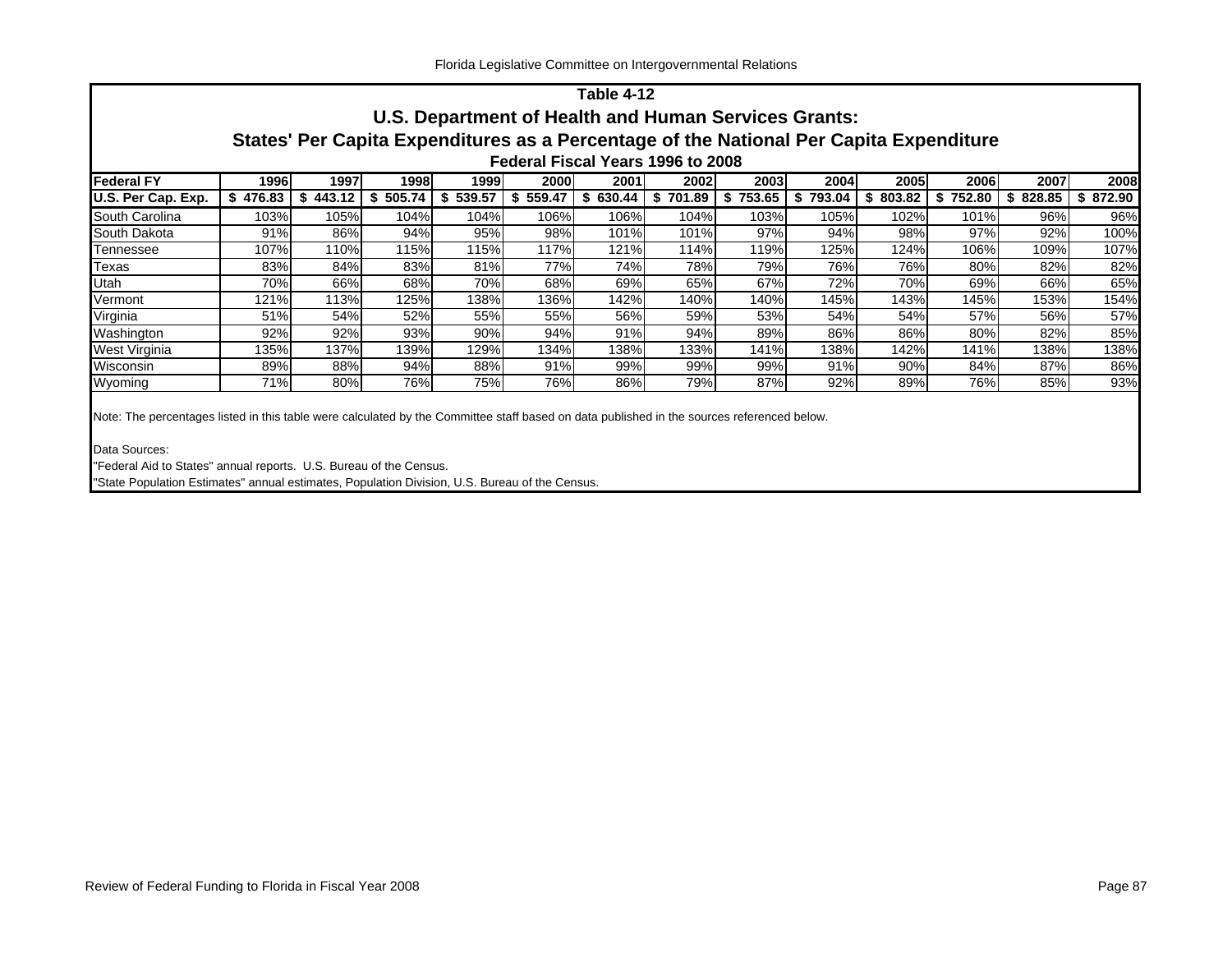## Table 4-12

### U.S. Department of Health and Human Services Grants:
### States' Per Capita Expenditures as a Percentage of the National Per Capita Expenditure
#### Federal Fiscal Years 1996 to 2008

| Federal FY | 1996 | 1997 | 1998 | 1999 | 2000 | 2001 | 2002 | 2003 | 2004 | 2005 | 2006 | 2007 | 2008 |
|---|---|---|---|---|---|---|---|---|---|---|---|---|---|
| U.S. Per Cap. Exp. | $ 476.83 | $ 443.12 | $ 505.74 | $ 539.57 | $ 559.47 | $ 630.44 | $ 701.89 | $ 753.65 | $ 793.04 | $ 803.82 | $ 752.80 | $ 828.85 | $ 872.90 |
| South Carolina | 103% | 105% | 104% | 104% | 106% | 106% | 104% | 103% | 105% | 102% | 101% | 96% | 96% |
| South Dakota | 91% | 86% | 94% | 95% | 98% | 101% | 101% | 97% | 94% | 98% | 97% | 92% | 100% |
| Tennessee | 107% | 110% | 115% | 115% | 117% | 121% | 114% | 119% | 125% | 124% | 106% | 109% | 107% |
| Texas | 83% | 84% | 83% | 81% | 77% | 74% | 78% | 79% | 76% | 76% | 80% | 82% | 82% |
| Utah | 70% | 66% | 68% | 70% | 68% | 69% | 65% | 67% | 72% | 70% | 69% | 66% | 65% |
| Vermont | 121% | 113% | 125% | 138% | 136% | 142% | 140% | 140% | 145% | 143% | 145% | 153% | 154% |
| Virginia | 51% | 54% | 52% | 55% | 55% | 56% | 59% | 53% | 54% | 54% | 57% | 56% | 57% |
| Washington | 92% | 92% | 93% | 90% | 94% | 91% | 94% | 89% | 86% | 86% | 80% | 82% | 85% |
| West Virginia | 135% | 137% | 139% | 129% | 134% | 138% | 133% | 141% | 138% | 142% | 141% | 138% | 138% |
| Wisconsin | 89% | 88% | 94% | 88% | 91% | 99% | 99% | 99% | 91% | 90% | 84% | 87% | 86% |
| Wyoming | 71% | 80% | 76% | 75% | 76% | 86% | 79% | 87% | 92% | 89% | 76% | 85% | 93% |

Note: The percentages listed in this table were calculated by the Committee staff based on data published in the sources referenced below.

Data Sources:
"Federal Aid to States" annual reports. U.S. Bureau of the Census.
"State Population Estimates" annual estimates, Population Division, U.S. Bureau of the Census.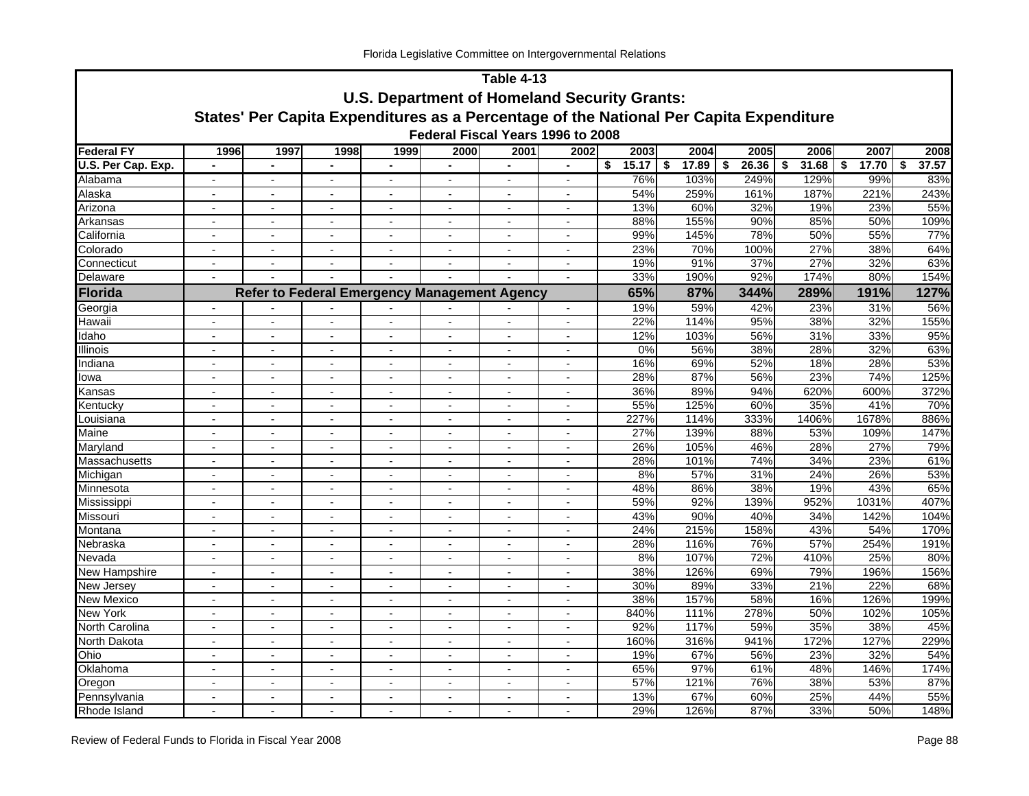**Table 4-13**

**U.S. Department of Homeland Security Grants:**

**States' Per Capita Expenditures as a Percentage of the National Per Capita Expenditure**

**Federal Fiscal Years 1996 to 2008**

| Federal FY | 1996 | 1997 | 1998 | 1999 | 2000 | 2001 | 2002 | 2003 | 2004 | 2005 | 2006 | 2007 | 2008 |
|---|---|---|---|---|---|---|---|---|---|---|---|---|---|
| U.S. Per Cap. Exp. | - | - | - | - | - | - | - | $ 15.17 | $ 17.89 | $ 26.36 | $ 31.68 | $ 17.70 | $ 37.57 |
| Alabama | - | - | - | - | - | - | - | 76% | 103% | 249% | 129% | 99% | 83% |
| Alaska | - | - | - | - | - | - | - | 54% | 259% | 161% | 187% | 221% | 243% |
| Arizona | - | - | - | - | - | - | - | 13% | 60% | 32% | 19% | 23% | 55% |
| Arkansas | - | - | - | - | - | - | - | 88% | 155% | 90% | 85% | 50% | 109% |
| California | - | - | - | - | - | - | - | 99% | 145% | 78% | 50% | 55% | 77% |
| Colorado | - | - | - | - | - | - | - | 23% | 70% | 100% | 27% | 38% | 64% |
| Connecticut | - | - | - | - | - | - | - | 19% | 91% | 37% | 27% | 32% | 63% |
| Delaware | - | - | - | - | - | - | - | 33% | 190% | 92% | 174% | 80% | 154% |
| **Florida** | **Refer to Federal Emergency Management Agency** | | | | | | | **65%** | **87%** | **344%** | **289%** | **191%** | **127%** |
| Georgia | - | - | - | - | - | - | - | 19% | 59% | 42% | 23% | 31% | 56% |
| Hawaii | - | - | - | - | - | - | - | 22% | 114% | 95% | 38% | 32% | 155% |
| Idaho | - | - | - | - | - | - | - | 12% | 103% | 56% | 31% | 33% | 95% |
| Illinois | - | - | - | - | - | - | - | 0% | 56% | 38% | 28% | 32% | 63% |
| Indiana | - | - | - | - | - | - | - | 16% | 69% | 52% | 18% | 28% | 53% |
| Iowa | - | - | - | - | - | - | - | 28% | 87% | 56% | 23% | 74% | 125% |
| Kansas | - | - | - | - | - | - | - | 36% | 89% | 94% | 620% | 600% | 372% |
| Kentucky | - | - | - | - | - | - | - | 55% | 125% | 60% | 35% | 41% | 70% |
| Louisiana | - | - | - | - | - | - | - | 227% | 114% | 333% | 1406% | 1678% | 886% |
| Maine | - | - | - | - | - | - | - | 27% | 139% | 88% | 53% | 109% | 147% |
| Maryland | - | - | - | - | - | - | - | 26% | 105% | 46% | 28% | 27% | 79% |
| Massachusetts | - | - | - | - | - | - | - | 28% | 101% | 74% | 34% | 23% | 61% |
| Michigan | - | - | - | - | - | - | - | 8% | 57% | 31% | 24% | 26% | 53% |
| Minnesota | - | - | - | - | - | - | - | 48% | 86% | 38% | 19% | 43% | 65% |
| Mississippi | - | - | - | - | - | - | - | 59% | 92% | 139% | 952% | 1031% | 407% |
| Missouri | - | - | - | - | - | - | - | 43% | 90% | 40% | 34% | 142% | 104% |
| Montana | - | - | - | - | - | - | - | 24% | 215% | 158% | 43% | 54% | 170% |
| Nebraska | - | - | - | - | - | - | - | 28% | 116% | 76% | 57% | 254% | 191% |
| Nevada | - | - | - | - | - | - | - | 8% | 107% | 72% | 410% | 25% | 80% |
| New Hampshire | - | - | - | - | - | - | - | 38% | 126% | 69% | 79% | 196% | 156% |
| New Jersey | - | - | - | - | - | - | - | 30% | 89% | 33% | 21% | 22% | 68% |
| New Mexico | - | - | - | - | - | - | - | 38% | 157% | 58% | 16% | 126% | 199% |
| New York | - | - | - | - | - | - | - | 840% | 111% | 278% | 50% | 102% | 105% |
| North Carolina | - | - | - | - | - | - | - | 92% | 117% | 59% | 35% | 38% | 45% |
| North Dakota | - | - | - | - | - | - | - | 160% | 316% | 941% | 172% | 127% | 229% |
| Ohio | - | - | - | - | - | - | - | 19% | 67% | 56% | 23% | 32% | 54% |
| Oklahoma | - | - | - | - | - | - | - | 65% | 97% | 61% | 48% | 146% | 174% |
| Oregon | - | - | - | - | - | - | - | 57% | 121% | 76% | 38% | 53% | 87% |
| Pennsylvania | - | - | - | - | - | - | - | 13% | 67% | 60% | 25% | 44% | 55% |
| Rhode Island | - | - | - | - | - | - | - | 29% | 126% | 87% | 33% | 50% | 148% |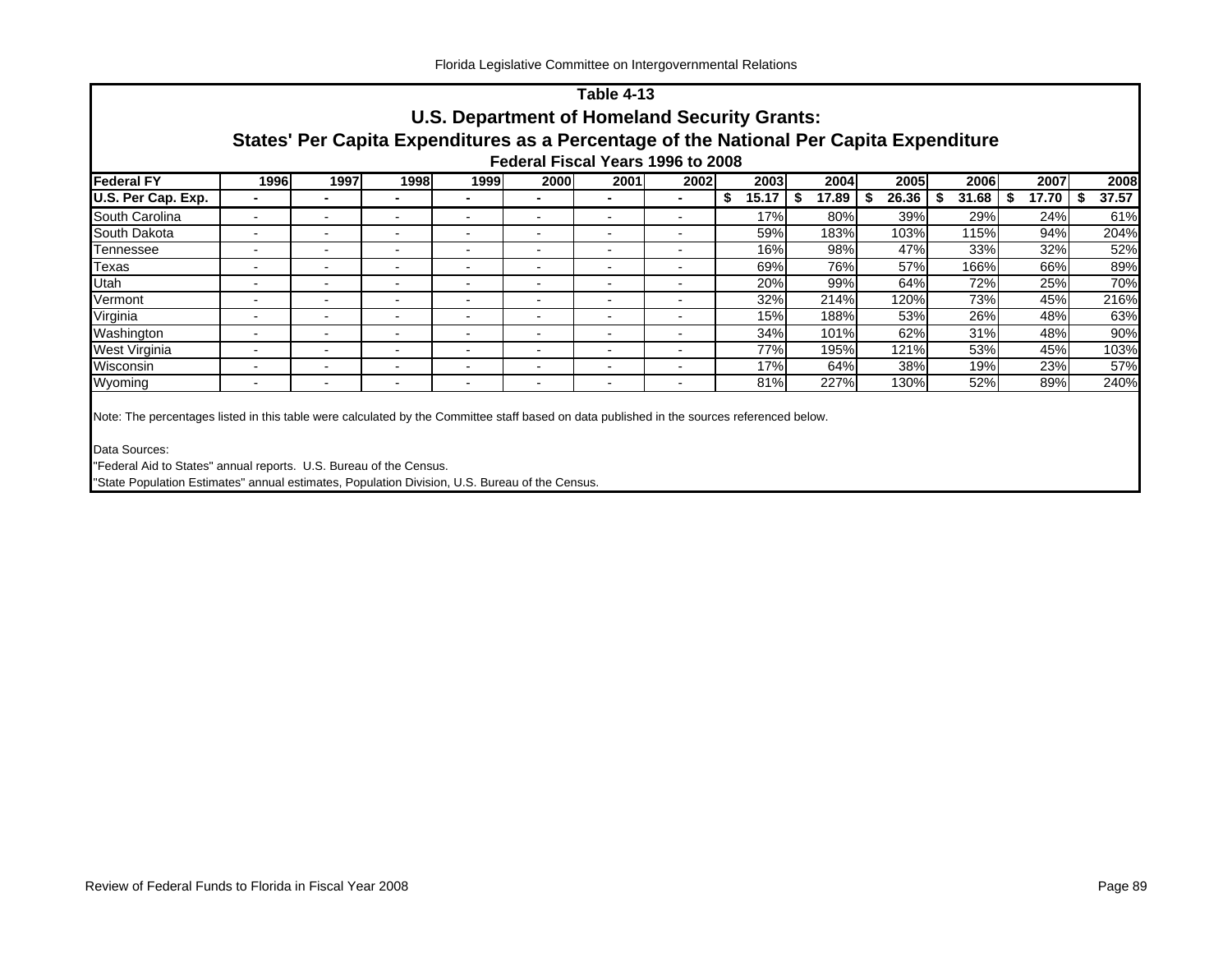## Table 4-13

### U.S. Department of Homeland Security Grants:

### States' Per Capita Expenditures as a Percentage of the National Per Capita Expenditure

#### Federal Fiscal Years 1996 to 2008

| Federal FY | 1996 | 1997 | 1998 | 1999 | 2000 | 2001 | 2002 | 2003 | 2004 | 2005 | 2006 | 2007 | 2008 |
|---|---|---|---|---|---|---|---|---|---|---|---|---|---|
| **U.S. Per Cap. Exp.** | **-** | **-** | **-** | **-** | **-** | **-** | **-** | **$ 15.17** | **$ 17.89** | **$ 26.36** | **$ 31.68** | **$ 17.70** | **$ 37.57** |
| South Carolina | - | - | - | - | - | - | - | 17% | 80% | 39% | 29% | 24% | 61% |
| South Dakota | - | - | - | - | - | - | - | 59% | 183% | 103% | 115% | 94% | 204% |
| Tennessee | - | - | - | - | - | - | - | 16% | 98% | 47% | 33% | 32% | 52% |
| Texas | - | - | - | - | - | - | - | 69% | 76% | 57% | 166% | 66% | 89% |
| Utah | - | - | - | - | - | - | - | 20% | 99% | 64% | 72% | 25% | 70% |
| Vermont | - | - | - | - | - | - | - | 32% | 214% | 120% | 73% | 45% | 216% |
| Virginia | - | - | - | - | - | - | - | 15% | 188% | 53% | 26% | 48% | 63% |
| Washington | - | - | - | - | - | - | - | 34% | 101% | 62% | 31% | 48% | 90% |
| West Virginia | - | - | - | - | - | - | - | 77% | 195% | 121% | 53% | 45% | 103% |
| Wisconsin | - | - | - | - | - | - | - | 17% | 64% | 38% | 19% | 23% | 57% |
| Wyoming | - | - | - | - | - | - | - | 81% | 227% | 130% | 52% | 89% | 240% |

Note: The percentages listed in this table were calculated by the Committee staff based on data published in the sources referenced below.

Data Sources:

"Federal Aid to States" annual reports. U.S. Bureau of the Census.

"State Population Estimates" annual estimates, Population Division, U.S. Bureau of the Census.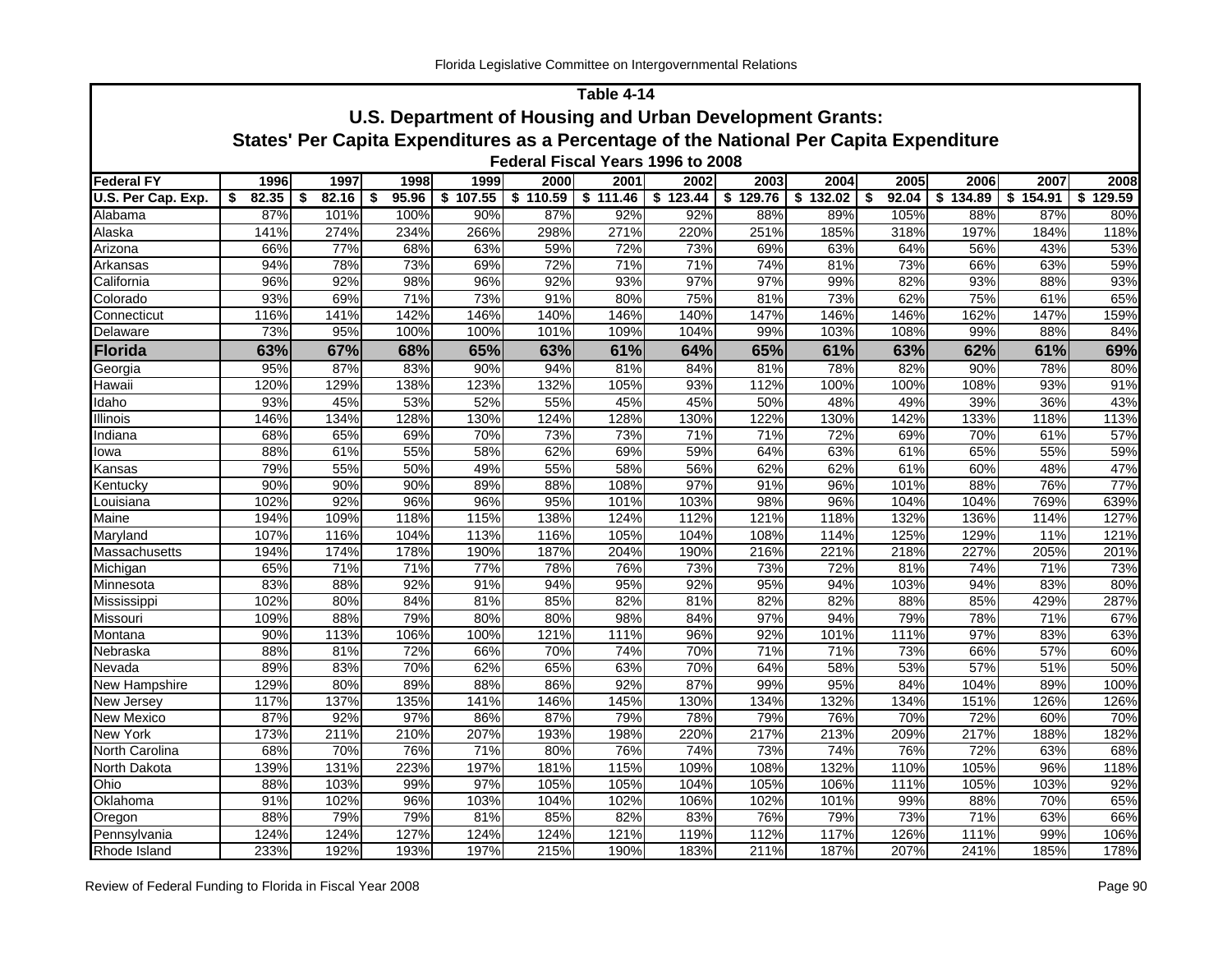**Table 4-14**

**U.S. Department of Housing and Urban Development Grants:**

**States' Per Capita Expenditures as a Percentage of the National Per Capita Expenditure**

**Federal Fiscal Years 1996 to 2008**

| Federal FY | 1996 | 1997 | 1998 | 1999 | 2000 | 2001 | 2002 | 2003 | 2004 | 2005 | 2006 | 2007 | 2008 |
|---|---|---|---|---|---|---|---|---|---|---|---|---|---|
| U.S. Per Cap. Exp. | $ 82.35 | $ 82.16 | $ 95.96 | $ 107.55 | $ 110.59 | $ 111.46 | $ 123.44 | $ 129.76 | $ 132.02 | $ 92.04 | $ 134.89 | $ 154.91 | $ 129.59 |
| Alabama | 87% | 101% | 100% | 90% | 87% | 92% | 92% | 88% | 89% | 105% | 88% | 87% | 80% |
| Alaska | 141% | 274% | 234% | 266% | 298% | 271% | 220% | 251% | 185% | 318% | 197% | 184% | 118% |
| Arizona | 66% | 77% | 68% | 63% | 59% | 72% | 73% | 69% | 63% | 64% | 56% | 43% | 53% |
| Arkansas | 94% | 78% | 73% | 69% | 72% | 71% | 71% | 74% | 81% | 73% | 66% | 63% | 59% |
| California | 96% | 92% | 98% | 96% | 92% | 93% | 97% | 97% | 99% | 82% | 93% | 88% | 93% |
| Colorado | 93% | 69% | 71% | 73% | 91% | 80% | 75% | 81% | 73% | 62% | 75% | 61% | 65% |
| Connecticut | 116% | 141% | 142% | 146% | 140% | 146% | 140% | 147% | 146% | 146% | 162% | 147% | 159% |
| Delaware | 73% | 95% | 100% | 100% | 101% | 109% | 104% | 99% | 103% | 108% | 99% | 88% | 84% |
| **Florida** | **63%** | **67%** | **68%** | **65%** | **63%** | **61%** | **64%** | **65%** | **61%** | **63%** | **62%** | **61%** | **69%** |
| Georgia | 95% | 87% | 83% | 90% | 94% | 81% | 84% | 81% | 78% | 82% | 90% | 78% | 80% |
| Hawaii | 120% | 129% | 138% | 123% | 132% | 105% | 93% | 112% | 100% | 100% | 108% | 93% | 91% |
| Idaho | 93% | 45% | 53% | 52% | 55% | 45% | 45% | 50% | 48% | 49% | 39% | 36% | 43% |
| Illinois | 146% | 134% | 128% | 130% | 124% | 128% | 130% | 122% | 130% | 142% | 133% | 118% | 113% |
| Indiana | 68% | 65% | 69% | 70% | 73% | 73% | 71% | 71% | 72% | 69% | 70% | 61% | 57% |
| Iowa | 88% | 61% | 55% | 58% | 62% | 69% | 59% | 64% | 63% | 61% | 65% | 55% | 59% |
| Kansas | 79% | 55% | 50% | 49% | 55% | 58% | 56% | 62% | 62% | 61% | 60% | 48% | 47% |
| Kentucky | 90% | 90% | 90% | 89% | 88% | 108% | 97% | 91% | 96% | 101% | 88% | 76% | 77% |
| Louisiana | 102% | 92% | 96% | 96% | 95% | 101% | 103% | 98% | 96% | 104% | 104% | 769% | 639% |
| Maine | 194% | 109% | 118% | 115% | 138% | 124% | 112% | 121% | 118% | 132% | 136% | 114% | 127% |
| Maryland | 107% | 116% | 104% | 113% | 116% | 105% | 104% | 108% | 114% | 125% | 129% | 11% | 121% |
| Massachusetts | 194% | 174% | 178% | 190% | 187% | 204% | 190% | 216% | 221% | 218% | 227% | 205% | 201% |
| Michigan | 65% | 71% | 71% | 77% | 78% | 76% | 73% | 73% | 72% | 81% | 74% | 71% | 73% |
| Minnesota | 83% | 88% | 92% | 91% | 94% | 95% | 92% | 95% | 94% | 103% | 94% | 83% | 80% |
| Mississippi | 102% | 80% | 84% | 81% | 85% | 82% | 81% | 82% | 82% | 88% | 85% | 429% | 287% |
| Missouri | 109% | 88% | 79% | 80% | 80% | 98% | 84% | 97% | 94% | 79% | 78% | 71% | 67% |
| Montana | 90% | 113% | 106% | 100% | 121% | 111% | 96% | 92% | 101% | 111% | 97% | 83% | 63% |
| Nebraska | 88% | 81% | 72% | 66% | 70% | 74% | 70% | 71% | 71% | 73% | 66% | 57% | 60% |
| Nevada | 89% | 83% | 70% | 62% | 65% | 63% | 70% | 64% | 58% | 53% | 57% | 51% | 50% |
| New Hampshire | 129% | 80% | 89% | 88% | 86% | 92% | 87% | 99% | 95% | 84% | 104% | 89% | 100% |
| New Jersey | 117% | 137% | 135% | 141% | 146% | 145% | 130% | 134% | 132% | 134% | 151% | 126% | 126% |
| New Mexico | 87% | 92% | 97% | 86% | 87% | 79% | 78% | 79% | 76% | 70% | 72% | 60% | 70% |
| New York | 173% | 211% | 210% | 207% | 193% | 198% | 220% | 217% | 213% | 209% | 217% | 188% | 182% |
| North Carolina | 68% | 70% | 76% | 71% | 80% | 76% | 74% | 73% | 74% | 76% | 72% | 63% | 68% |
| North Dakota | 139% | 131% | 223% | 197% | 181% | 115% | 109% | 108% | 132% | 110% | 105% | 96% | 118% |
| Ohio | 88% | 103% | 99% | 97% | 105% | 105% | 104% | 105% | 106% | 111% | 105% | 103% | 92% |
| Oklahoma | 91% | 102% | 96% | 103% | 104% | 102% | 106% | 102% | 101% | 99% | 88% | 70% | 65% |
| Oregon | 88% | 79% | 79% | 81% | 85% | 82% | 83% | 76% | 79% | 73% | 71% | 63% | 66% |
| Pennsylvania | 124% | 124% | 127% | 124% | 124% | 121% | 119% | 112% | 117% | 126% | 111% | 99% | 106% |
| Rhode Island | 233% | 192% | 193% | 197% | 215% | 190% | 183% | 211% | 187% | 207% | 241% | 185% | 178% |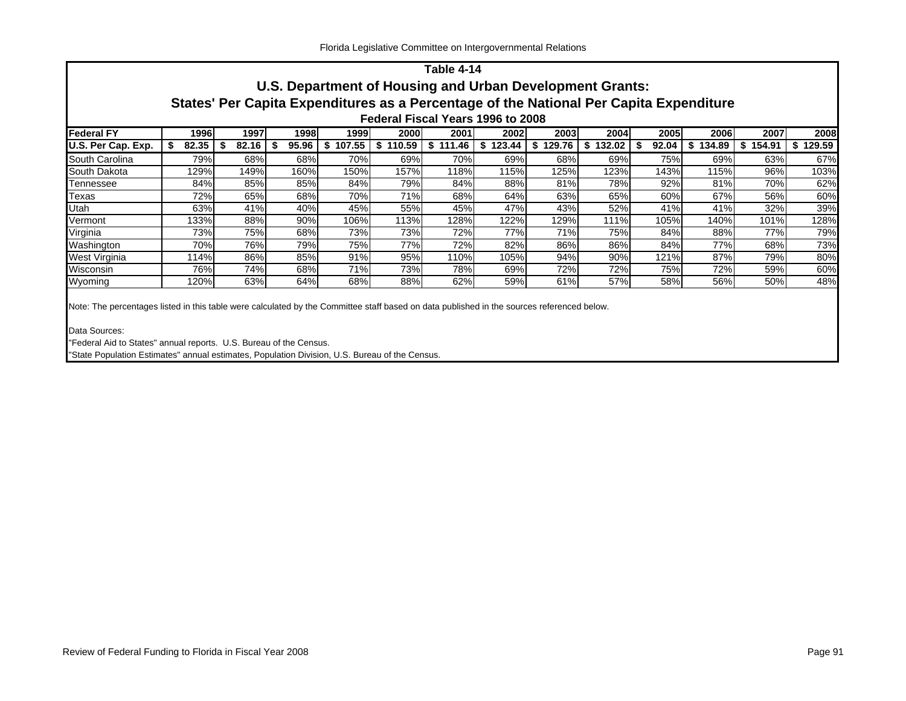## Table 4-14

### U.S. Department of Housing and Urban Development Grants:

### States' Per Capita Expenditures as a Percentage of the National Per Capita Expenditure

#### Federal Fiscal Years 1996 to 2008

| Federal FY | 1996 | 1997 | 1998 | 1999 | 2000 | 2001 | 2002 | 2003 | 2004 | 2005 | 2006 | 2007 | 2008 |
|---|---|---|---|---|---|---|---|---|---|---|---|---|---|
| U.S. Per Cap. Exp. | $ 82.35 | $ 82.16 | $ 95.96 | $ 107.55 | $ 110.59 | $ 111.46 | $ 123.44 | $ 129.76 | $ 132.02 | $ 92.04 | $ 134.89 | $ 154.91 | $ 129.59 |
| South Carolina | 79% | 68% | 68% | 70% | 69% | 70% | 69% | 68% | 69% | 75% | 69% | 63% | 67% |
| South Dakota | 129% | 149% | 160% | 150% | 157% | 118% | 115% | 125% | 123% | 143% | 115% | 96% | 103% |
| Tennessee | 84% | 85% | 85% | 84% | 79% | 84% | 88% | 81% | 78% | 92% | 81% | 70% | 62% |
| Texas | 72% | 65% | 68% | 70% | 71% | 68% | 64% | 63% | 65% | 60% | 67% | 56% | 60% |
| Utah | 63% | 41% | 40% | 45% | 55% | 45% | 47% | 43% | 52% | 41% | 41% | 32% | 39% |
| Vermont | 133% | 88% | 90% | 106% | 113% | 128% | 122% | 129% | 111% | 105% | 140% | 101% | 128% |
| Virginia | 73% | 75% | 68% | 73% | 73% | 72% | 77% | 71% | 75% | 84% | 88% | 77% | 79% |
| Washington | 70% | 76% | 79% | 75% | 77% | 72% | 82% | 86% | 86% | 84% | 77% | 68% | 73% |
| West Virginia | 114% | 86% | 85% | 91% | 95% | 110% | 105% | 94% | 90% | 121% | 87% | 79% | 80% |
| Wisconsin | 76% | 74% | 68% | 71% | 73% | 78% | 69% | 72% | 72% | 75% | 72% | 59% | 60% |
| Wyoming | 120% | 63% | 64% | 68% | 88% | 62% | 59% | 61% | 57% | 58% | 56% | 50% | 48% |

Note: The percentages listed in this table were calculated by the Committee staff based on data published in the sources referenced below.

Data Sources:

"Federal Aid to States" annual reports. U.S. Bureau of the Census.

"State Population Estimates" annual estimates, Population Division, U.S. Bureau of the Census.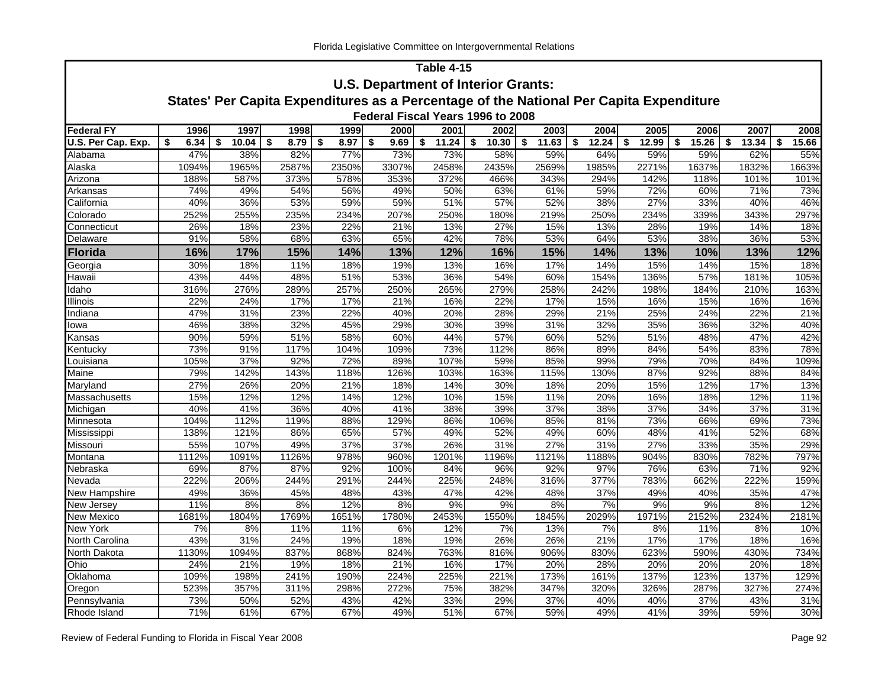## Table 4-15

### U.S. Department of Interior Grants:

### States' Per Capita Expenditures as a Percentage of the National Per Capita Expenditure

#### Federal Fiscal Years 1996 to 2008

| Federal FY | 1996 | 1997 | 1998 | 1999 | 2000 | 2001 | 2002 | 2003 | 2004 | 2005 | 2006 | 2007 | 2008 |
|---|---|---|---|---|---|---|---|---|---|---|---|---|---|
| U.S. Per Cap. Exp. | $ 6.34 | $ 10.04 | $ 8.79 | $ 8.97 | $ 9.69 | $ 11.24 | $ 10.30 | $ 11.63 | $ 12.24 | $ 12.99 | $ 15.26 | $ 13.34 | $ 15.66 |
| Alabama | 47% | 38% | 82% | 77% | 73% | 73% | 58% | 59% | 64% | 59% | 59% | 62% | 55% |
| Alaska | 1094% | 1965% | 2587% | 2350% | 3307% | 2458% | 2435% | 2569% | 1985% | 2271% | 1637% | 1832% | 1663% |
| Arizona | 188% | 587% | 373% | 578% | 353% | 372% | 466% | 343% | 294% | 142% | 118% | 101% | 101% |
| Arkansas | 74% | 49% | 54% | 56% | 49% | 50% | 63% | 61% | 59% | 72% | 60% | 71% | 73% |
| California | 40% | 36% | 53% | 59% | 59% | 51% | 57% | 52% | 38% | 27% | 33% | 40% | 46% |
| Colorado | 252% | 255% | 235% | 234% | 207% | 250% | 180% | 219% | 250% | 234% | 339% | 343% | 297% |
| Connecticut | 26% | 18% | 23% | 22% | 21% | 13% | 27% | 15% | 13% | 28% | 19% | 14% | 18% |
| Delaware | 91% | 58% | 68% | 63% | 65% | 42% | 78% | 53% | 64% | 53% | 38% | 36% | 53% |
| **Florida** | **16%** | **17%** | **15%** | **14%** | **13%** | **12%** | **16%** | **15%** | **14%** | **13%** | **10%** | **13%** | **12%** |
| Georgia | 30% | 18% | 11% | 18% | 19% | 13% | 16% | 17% | 14% | 15% | 14% | 15% | 18% |
| Hawaii | 43% | 44% | 48% | 51% | 53% | 36% | 54% | 60% | 154% | 136% | 57% | 181% | 105% |
| Idaho | 316% | 276% | 289% | 257% | 250% | 265% | 279% | 258% | 242% | 198% | 184% | 210% | 163% |
| Illinois | 22% | 24% | 17% | 17% | 21% | 16% | 22% | 17% | 15% | 16% | 15% | 16% | 16% |
| Indiana | 47% | 31% | 23% | 22% | 40% | 20% | 28% | 29% | 21% | 25% | 24% | 22% | 21% |
| Iowa | 46% | 38% | 32% | 45% | 29% | 30% | 39% | 31% | 32% | 35% | 36% | 32% | 40% |
| Kansas | 90% | 59% | 51% | 58% | 60% | 44% | 57% | 60% | 52% | 51% | 48% | 47% | 42% |
| Kentucky | 73% | 91% | 117% | 104% | 109% | 73% | 112% | 86% | 89% | 84% | 54% | 83% | 78% |
| Louisiana | 105% | 37% | 92% | 72% | 89% | 107% | 59% | 85% | 99% | 79% | 70% | 84% | 109% |
| Maine | 79% | 142% | 143% | 118% | 126% | 103% | 163% | 115% | 130% | 87% | 92% | 88% | 84% |
| Maryland | 27% | 26% | 20% | 21% | 18% | 14% | 30% | 18% | 20% | 15% | 12% | 17% | 13% |
| Massachusetts | 15% | 12% | 12% | 14% | 12% | 10% | 15% | 11% | 20% | 16% | 18% | 12% | 11% |
| Michigan | 40% | 41% | 36% | 40% | 41% | 38% | 39% | 37% | 38% | 37% | 34% | 37% | 31% |
| Minnesota | 104% | 112% | 119% | 88% | 129% | 86% | 106% | 85% | 81% | 73% | 66% | 69% | 73% |
| Mississippi | 138% | 121% | 86% | 65% | 57% | 49% | 52% | 49% | 60% | 48% | 41% | 52% | 68% |
| Missouri | 55% | 107% | 49% | 37% | 37% | 26% | 31% | 27% | 31% | 27% | 33% | 35% | 29% |
| Montana | 1112% | 1091% | 1126% | 978% | 960% | 1201% | 1196% | 1121% | 1188% | 904% | 830% | 782% | 797% |
| Nebraska | 69% | 87% | 87% | 92% | 100% | 84% | 96% | 92% | 97% | 76% | 63% | 71% | 92% |
| Nevada | 222% | 206% | 244% | 291% | 244% | 225% | 248% | 316% | 377% | 783% | 662% | 222% | 159% |
| New Hampshire | 49% | 36% | 45% | 48% | 43% | 47% | 42% | 48% | 37% | 49% | 40% | 35% | 47% |
| New Jersey | 11% | 8% | 8% | 12% | 8% | 9% | 9% | 8% | 7% | 9% | 9% | 8% | 12% |
| New Mexico | 1681% | 1804% | 1769% | 1651% | 1780% | 2453% | 1550% | 1845% | 2029% | 1971% | 2152% | 2324% | 2181% |
| New York | 7% | 8% | 11% | 11% | 6% | 12% | 7% | 13% | 7% | 8% | 11% | 8% | 10% |
| North Carolina | 43% | 31% | 24% | 19% | 18% | 19% | 26% | 26% | 21% | 17% | 17% | 18% | 16% |
| North Dakota | 1130% | 1094% | 837% | 868% | 824% | 763% | 816% | 906% | 830% | 623% | 590% | 430% | 734% |
| Ohio | 24% | 21% | 19% | 18% | 21% | 16% | 17% | 20% | 28% | 20% | 20% | 20% | 18% |
| Oklahoma | 109% | 198% | 241% | 190% | 224% | 225% | 221% | 173% | 161% | 137% | 123% | 137% | 129% |
| Oregon | 523% | 357% | 311% | 298% | 272% | 75% | 382% | 347% | 320% | 326% | 287% | 327% | 274% |
| Pennsylvania | 73% | 50% | 52% | 43% | 42% | 33% | 29% | 37% | 40% | 40% | 37% | 43% | 31% |
| Rhode Island | 71% | 61% | 67% | 67% | 49% | 51% | 67% | 59% | 49% | 41% | 39% | 59% | 30% |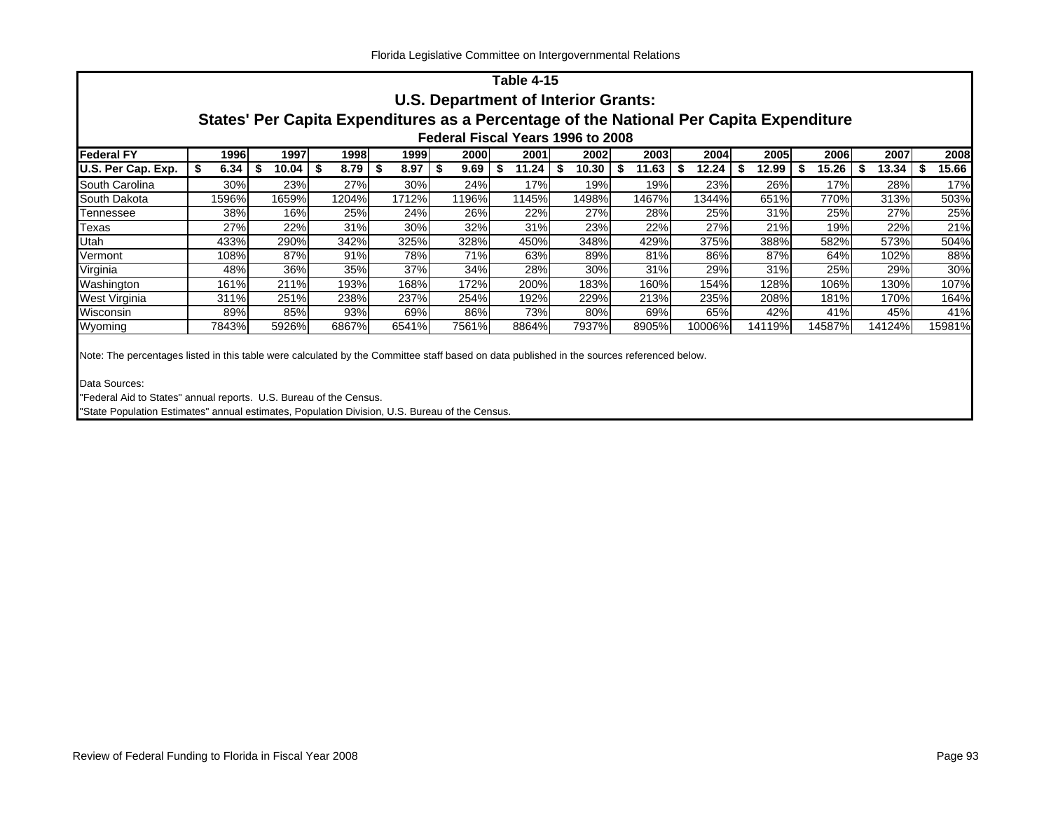## Table 4-15

## U.S. Department of Interior Grants:

## States' Per Capita Expenditures as a Percentage of the National Per Capita Expenditure

### Federal Fiscal Years 1996 to 2008

| Federal FY | 1996 | 1997 | 1998 | 1999 | 2000 | 2001 | 2002 | 2003 | 2004 | 2005 | 2006 | 2007 | 2008 |
|---|---|---|---|---|---|---|---|---|---|---|---|---|---|
| **U.S. Per Cap. Exp.** | **$ 6.34** | **$ 10.04** | **$ 8.79** | **$ 8.97** | **$ 9.69** | **$ 11.24** | **$ 10.30** | **$ 11.63** | **$ 12.24** | **$ 12.99** | **$ 15.26** | **$ 13.34** | **$ 15.66** |
| South Carolina | 30% | 23% | 27% | 30% | 24% | 17% | 19% | 19% | 23% | 26% | 17% | 28% | 17% |
| South Dakota | 1596% | 1659% | 1204% | 1712% | 1196% | 1145% | 1498% | 1467% | 1344% | 651% | 770% | 313% | 503% |
| Tennessee | 38% | 16% | 25% | 24% | 26% | 22% | 27% | 28% | 25% | 31% | 25% | 27% | 25% |
| Texas | 27% | 22% | 31% | 30% | 32% | 31% | 23% | 22% | 27% | 21% | 19% | 22% | 21% |
| Utah | 433% | 290% | 342% | 325% | 328% | 450% | 348% | 429% | 375% | 388% | 582% | 573% | 504% |
| Vermont | 108% | 87% | 91% | 78% | 71% | 63% | 89% | 81% | 86% | 87% | 64% | 102% | 88% |
| Virginia | 48% | 36% | 35% | 37% | 34% | 28% | 30% | 31% | 29% | 31% | 25% | 29% | 30% |
| Washington | 161% | 211% | 193% | 168% | 172% | 200% | 183% | 160% | 154% | 128% | 106% | 130% | 107% |
| West Virginia | 311% | 251% | 238% | 237% | 254% | 192% | 229% | 213% | 235% | 208% | 181% | 170% | 164% |
| Wisconsin | 89% | 85% | 93% | 69% | 86% | 73% | 80% | 69% | 65% | 42% | 41% | 45% | 41% |
| Wyoming | 7843% | 5926% | 6867% | 6541% | 7561% | 8864% | 7937% | 8905% | 10006% | 14119% | 14587% | 14124% | 15981% |

Note: The percentages listed in this table were calculated by the Committee staff based on data published in the sources referenced below.

Data Sources:

"Federal Aid to States" annual reports. U.S. Bureau of the Census.

"State Population Estimates" annual estimates, Population Division, U.S. Bureau of the Census.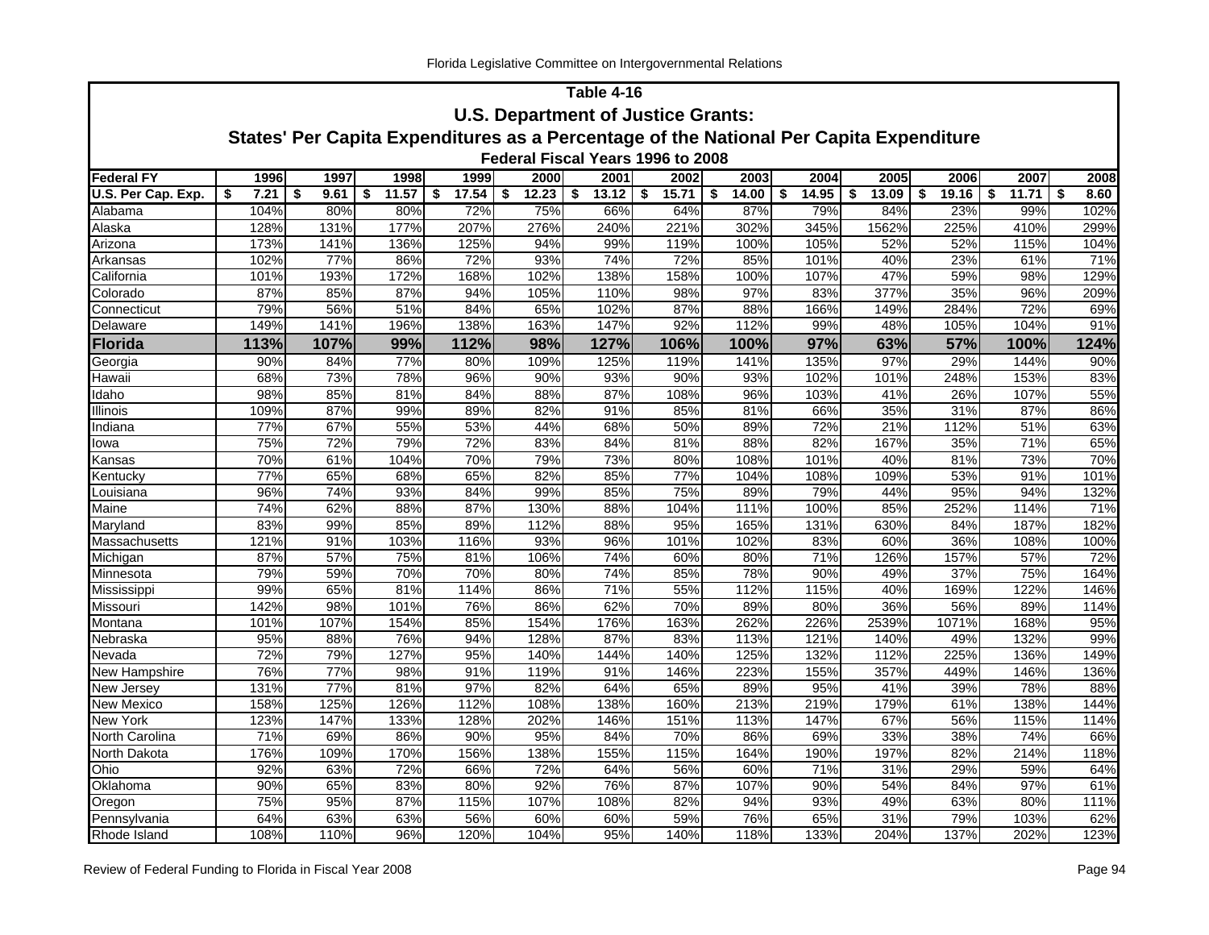## Table 4-16

### U.S. Department of Justice Grants:

### States' Per Capita Expenditures as a Percentage of the National Per Capita Expenditure

### Federal Fiscal Years 1996 to 2008

| Federal FY | 1996 | 1997 | 1998 | 1999 | 2000 | 2001 | 2002 | 2003 | 2004 | 2005 | 2006 | 2007 | 2008 |
|---|---|---|---|---|---|---|---|---|---|---|---|---|---|
| U.S. Per Cap. Exp. | $ 7.21 | $ 9.61 | $ 11.57 | $ 17.54 | $ 12.23 | $ 13.12 | $ 15.71 | $ 14.00 | $ 14.95 | $ 13.09 | $ 19.16 | $ 11.71 | $ 8.60 |
| Alabama | 104% | 80% | 80% | 72% | 75% | 66% | 64% | 87% | 79% | 84% | 23% | 99% | 102% |
| Alaska | 128% | 131% | 177% | 207% | 276% | 240% | 221% | 302% | 345% | 1562% | 225% | 410% | 299% |
| Arizona | 173% | 141% | 136% | 125% | 94% | 99% | 119% | 100% | 105% | 52% | 52% | 115% | 104% |
| Arkansas | 102% | 77% | 86% | 72% | 93% | 74% | 72% | 85% | 101% | 40% | 23% | 61% | 71% |
| California | 101% | 193% | 172% | 168% | 102% | 138% | 158% | 100% | 107% | 47% | 59% | 98% | 129% |
| Colorado | 87% | 85% | 87% | 94% | 105% | 110% | 98% | 97% | 83% | 377% | 35% | 96% | 209% |
| Connecticut | 79% | 56% | 51% | 84% | 65% | 102% | 87% | 88% | 166% | 149% | 284% | 72% | 69% |
| Delaware | 149% | 141% | 196% | 138% | 163% | 147% | 92% | 112% | 99% | 48% | 105% | 104% | 91% |
| **Florida** | **113%** | **107%** | **99%** | **112%** | **98%** | **127%** | **106%** | **100%** | **97%** | **63%** | **57%** | **100%** | **124%** |
| Georgia | 90% | 84% | 77% | 80% | 109% | 125% | 119% | 141% | 135% | 97% | 29% | 144% | 90% |
| Hawaii | 68% | 73% | 78% | 96% | 90% | 93% | 90% | 93% | 102% | 101% | 248% | 153% | 83% |
| Idaho | 98% | 85% | 81% | 84% | 88% | 87% | 108% | 96% | 103% | 41% | 26% | 107% | 55% |
| Illinois | 109% | 87% | 99% | 89% | 82% | 91% | 85% | 81% | 66% | 35% | 31% | 87% | 86% |
| Indiana | 77% | 67% | 55% | 53% | 44% | 68% | 50% | 89% | 72% | 21% | 112% | 51% | 63% |
| Iowa | 75% | 72% | 79% | 72% | 83% | 84% | 81% | 88% | 82% | 167% | 35% | 71% | 65% |
| Kansas | 70% | 61% | 104% | 70% | 79% | 73% | 80% | 108% | 101% | 40% | 81% | 73% | 70% |
| Kentucky | 77% | 65% | 68% | 65% | 82% | 85% | 77% | 104% | 108% | 109% | 53% | 91% | 101% |
| Louisiana | 96% | 74% | 93% | 84% | 99% | 85% | 75% | 89% | 79% | 44% | 95% | 94% | 132% |
| Maine | 74% | 62% | 88% | 87% | 130% | 88% | 104% | 111% | 100% | 85% | 252% | 114% | 71% |
| Maryland | 83% | 99% | 85% | 89% | 112% | 88% | 95% | 165% | 131% | 630% | 84% | 187% | 182% |
| Massachusetts | 121% | 91% | 103% | 116% | 93% | 96% | 101% | 102% | 83% | 60% | 36% | 108% | 100% |
| Michigan | 87% | 57% | 75% | 81% | 106% | 74% | 60% | 80% | 71% | 126% | 157% | 57% | 72% |
| Minnesota | 79% | 59% | 70% | 70% | 80% | 74% | 85% | 78% | 90% | 49% | 37% | 75% | 164% |
| Mississippi | 99% | 65% | 81% | 114% | 86% | 71% | 55% | 112% | 115% | 40% | 169% | 122% | 146% |
| Missouri | 142% | 98% | 101% | 76% | 86% | 62% | 70% | 89% | 80% | 36% | 56% | 89% | 114% |
| Montana | 101% | 107% | 154% | 85% | 154% | 176% | 163% | 262% | 226% | 2539% | 1071% | 168% | 95% |
| Nebraska | 95% | 88% | 76% | 94% | 128% | 87% | 83% | 113% | 121% | 140% | 49% | 132% | 99% |
| Nevada | 72% | 79% | 127% | 95% | 140% | 144% | 140% | 125% | 132% | 112% | 225% | 136% | 149% |
| New Hampshire | 76% | 77% | 98% | 91% | 119% | 91% | 146% | 223% | 155% | 357% | 449% | 146% | 136% |
| New Jersey | 131% | 77% | 81% | 97% | 82% | 64% | 65% | 89% | 95% | 41% | 39% | 78% | 88% |
| New Mexico | 158% | 125% | 126% | 112% | 108% | 138% | 160% | 213% | 219% | 179% | 61% | 138% | 144% |
| New York | 123% | 147% | 133% | 128% | 202% | 146% | 151% | 113% | 147% | 67% | 56% | 115% | 114% |
| North Carolina | 71% | 69% | 86% | 90% | 95% | 84% | 70% | 86% | 69% | 33% | 38% | 74% | 66% |
| North Dakota | 176% | 109% | 170% | 156% | 138% | 155% | 115% | 164% | 190% | 197% | 82% | 214% | 118% |
| Ohio | 92% | 63% | 72% | 66% | 72% | 64% | 56% | 60% | 71% | 31% | 29% | 59% | 64% |
| Oklahoma | 90% | 65% | 83% | 80% | 92% | 76% | 87% | 107% | 90% | 54% | 84% | 97% | 61% |
| Oregon | 75% | 95% | 87% | 115% | 107% | 108% | 82% | 94% | 93% | 49% | 63% | 80% | 111% |
| Pennsylvania | 64% | 63% | 63% | 56% | 60% | 60% | 59% | 76% | 65% | 31% | 79% | 103% | 62% |
| Rhode Island | 108% | 110% | 96% | 120% | 104% | 95% | 140% | 118% | 133% | 204% | 137% | 202% | 123% |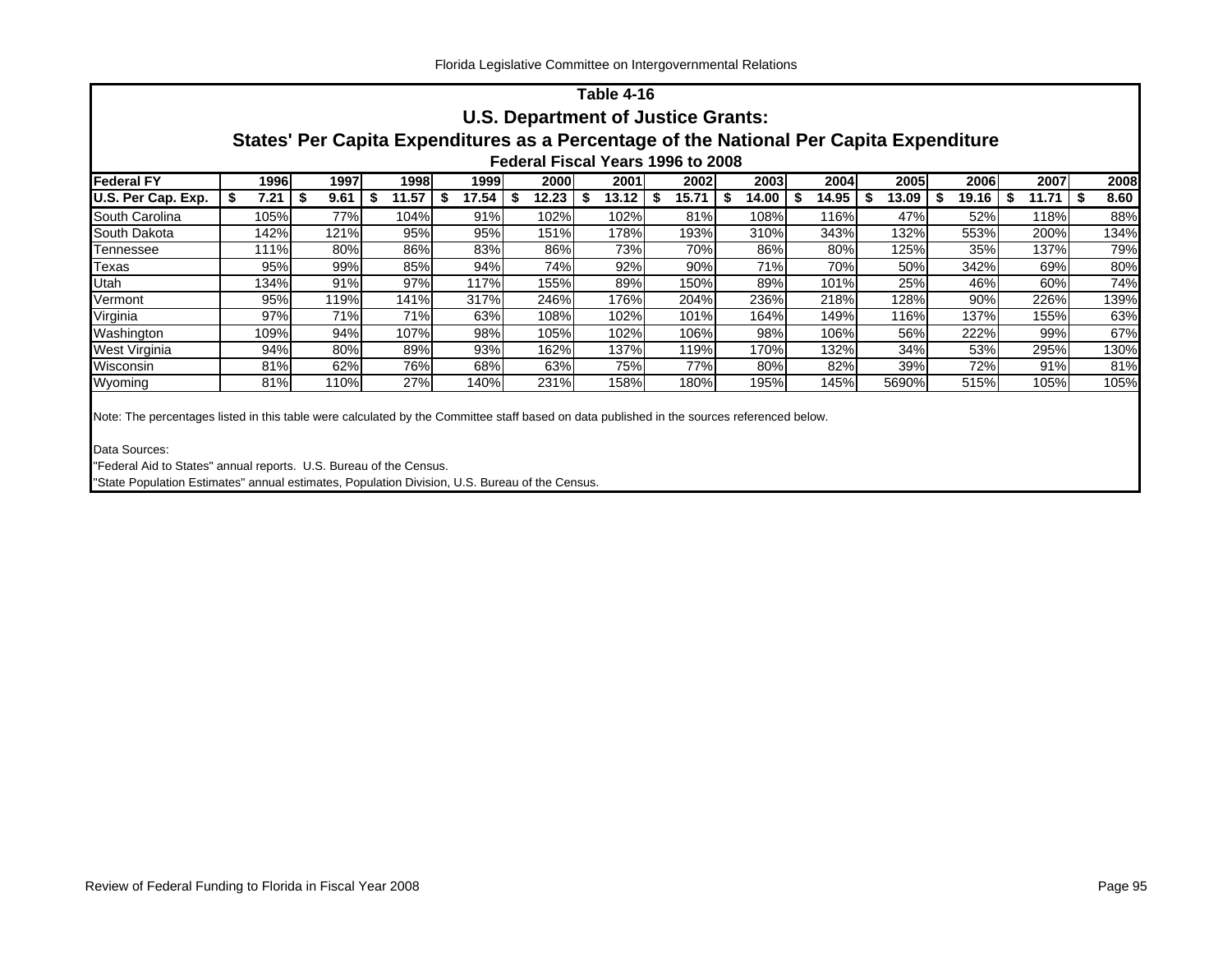## Table 4-16

### U.S. Department of Justice Grants:

### States' Per Capita Expenditures as a Percentage of the National Per Capita Expenditure

#### Federal Fiscal Years 1996 to 2008

| Federal FY | 1996 | 1997 | 1998 | 1999 | 2000 | 2001 | 2002 | 2003 | 2004 | 2005 | 2006 | 2007 | 2008 |
|---|---|---|---|---|---|---|---|---|---|---|---|---|---|
| U.S. Per Cap. Exp. | $ 7.21 | $ 9.61 | $ 11.57 | $ 17.54 | $ 12.23 | $ 13.12 | $ 15.71 | $ 14.00 | $ 14.95 | $ 13.09 | $ 19.16 | $ 11.71 | $ 8.60 |
| South Carolina | 105% | 77% | 104% | 91% | 102% | 102% | 81% | 108% | 116% | 47% | 52% | 118% | 88% |
| South Dakota | 142% | 121% | 95% | 95% | 151% | 178% | 193% | 310% | 343% | 132% | 553% | 200% | 134% |
| Tennessee | 111% | 80% | 86% | 83% | 86% | 73% | 70% | 86% | 80% | 125% | 35% | 137% | 79% |
| Texas | 95% | 99% | 85% | 94% | 74% | 92% | 90% | 71% | 70% | 50% | 342% | 69% | 80% |
| Utah | 134% | 91% | 97% | 117% | 155% | 89% | 150% | 89% | 101% | 25% | 46% | 60% | 74% |
| Vermont | 95% | 119% | 141% | 317% | 246% | 176% | 204% | 236% | 218% | 128% | 90% | 226% | 139% |
| Virginia | 97% | 71% | 71% | 63% | 108% | 102% | 101% | 164% | 149% | 116% | 137% | 155% | 63% |
| Washington | 109% | 94% | 107% | 98% | 105% | 102% | 106% | 98% | 106% | 56% | 222% | 99% | 67% |
| West Virginia | 94% | 80% | 89% | 93% | 162% | 137% | 119% | 170% | 132% | 34% | 53% | 295% | 130% |
| Wisconsin | 81% | 62% | 76% | 68% | 63% | 75% | 77% | 80% | 82% | 39% | 72% | 91% | 81% |
| Wyoming | 81% | 110% | 27% | 140% | 231% | 158% | 180% | 195% | 145% | 5690% | 515% | 105% | 105% |

Note: The percentages listed in this table were calculated by the Committee staff based on data published in the sources referenced below.

Data Sources:
"Federal Aid to States" annual reports. U.S. Bureau of the Census.
"State Population Estimates" annual estimates, Population Division, U.S. Bureau of the Census.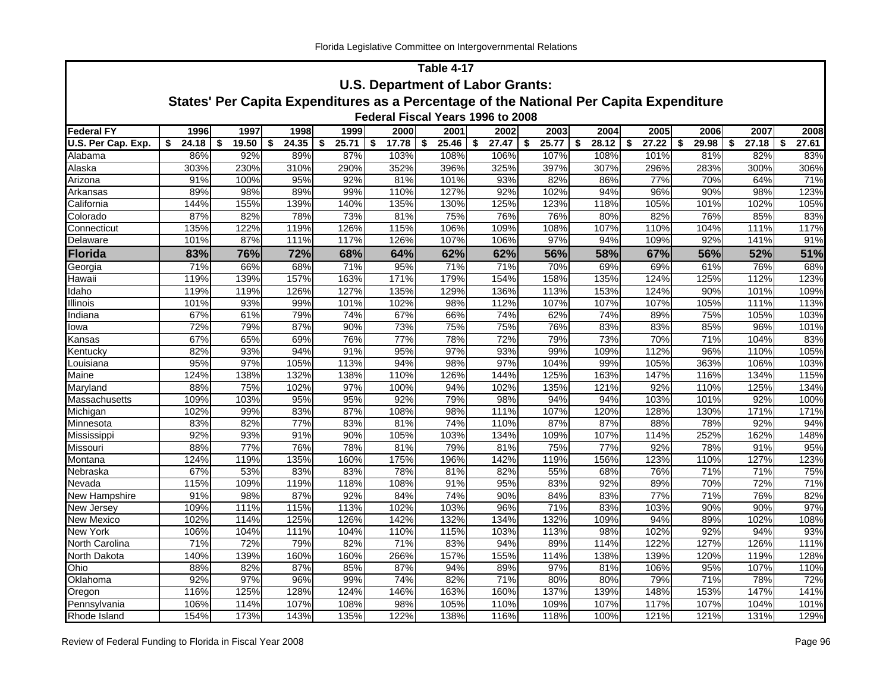## Table 4-17

### U.S. Department of Labor Grants:

### States' Per Capita Expenditures as a Percentage of the National Per Capita Expenditure

#### Federal Fiscal Years 1996 to 2008

| Federal FY | 1996 | 1997 | 1998 | 1999 | 2000 | 2001 | 2002 | 2003 | 2004 | 2005 | 2006 | 2007 | 2008 |
|---|---|---|---|---|---|---|---|---|---|---|---|---|---|
| **U.S. Per Cap. Exp.** | **$ 24.18** | **$ 19.50** | **$ 24.35** | **$ 25.71** | **$ 17.78** | **$ 25.46** | **$ 27.47** | **$ 25.77** | **$ 28.12** | **$ 27.22** | **$ 29.98** | **$ 27.18** | **$ 27.61** |
| Alabama | 86% | 92% | 89% | 87% | 103% | 108% | 106% | 107% | 108% | 101% | 81% | 82% | 83% |
| Alaska | 303% | 230% | 310% | 290% | 352% | 396% | 325% | 397% | 307% | 296% | 283% | 300% | 306% |
| Arizona | 91% | 100% | 95% | 92% | 81% | 101% | 93% | 82% | 86% | 77% | 70% | 64% | 71% |
| Arkansas | 89% | 98% | 89% | 99% | 110% | 127% | 92% | 102% | 94% | 96% | 90% | 98% | 123% |
| California | 144% | 155% | 139% | 140% | 135% | 130% | 125% | 123% | 118% | 105% | 101% | 102% | 105% |
| Colorado | 87% | 82% | 78% | 73% | 81% | 75% | 76% | 76% | 80% | 82% | 76% | 85% | 83% |
| Connecticut | 135% | 122% | 119% | 126% | 115% | 106% | 109% | 108% | 107% | 110% | 104% | 111% | 117% |
| Delaware | 101% | 87% | 111% | 117% | 126% | 107% | 106% | 97% | 94% | 109% | 92% | 141% | 91% |
| **Florida** | **83%** | **76%** | **72%** | **68%** | **64%** | **62%** | **62%** | **56%** | **58%** | **67%** | **56%** | **52%** | **51%** |
| Georgia | 71% | 66% | 68% | 71% | 95% | 71% | 71% | 70% | 69% | 69% | 61% | 76% | 68% |
| Hawaii | 119% | 139% | 157% | 163% | 171% | 179% | 154% | 158% | 135% | 124% | 125% | 112% | 123% |
| Idaho | 119% | 119% | 126% | 127% | 135% | 129% | 136% | 113% | 153% | 124% | 90% | 101% | 109% |
| Illinois | 101% | 93% | 99% | 101% | 102% | 98% | 112% | 107% | 107% | 107% | 105% | 111% | 113% |
| Indiana | 67% | 61% | 79% | 74% | 67% | 66% | 74% | 62% | 74% | 89% | 75% | 105% | 103% |
| Iowa | 72% | 79% | 87% | 90% | 73% | 75% | 75% | 76% | 83% | 83% | 85% | 96% | 101% |
| Kansas | 67% | 65% | 69% | 76% | 77% | 78% | 72% | 79% | 73% | 70% | 71% | 104% | 83% |
| Kentucky | 82% | 93% | 94% | 91% | 95% | 97% | 93% | 99% | 109% | 112% | 96% | 110% | 105% |
| Louisiana | 95% | 97% | 105% | 113% | 94% | 98% | 97% | 104% | 99% | 105% | 363% | 106% | 103% |
| Maine | 124% | 138% | 132% | 138% | 110% | 126% | 144% | 125% | 163% | 147% | 116% | 134% | 115% |
| Maryland | 88% | 75% | 102% | 97% | 100% | 94% | 102% | 135% | 121% | 92% | 110% | 125% | 134% |
| Massachusetts | 109% | 103% | 95% | 95% | 92% | 79% | 98% | 94% | 94% | 103% | 101% | 92% | 100% |
| Michigan | 102% | 99% | 83% | 87% | 108% | 98% | 111% | 107% | 120% | 128% | 130% | 171% | 171% |
| Minnesota | 83% | 82% | 77% | 83% | 81% | 74% | 110% | 87% | 87% | 88% | 78% | 92% | 94% |
| Mississippi | 92% | 93% | 91% | 90% | 105% | 103% | 134% | 109% | 107% | 114% | 252% | 162% | 148% |
| Missouri | 88% | 77% | 76% | 78% | 81% | 79% | 81% | 75% | 77% | 92% | 78% | 91% | 95% |
| Montana | 124% | 119% | 135% | 160% | 175% | 196% | 142% | 119% | 156% | 123% | 110% | 127% | 123% |
| Nebraska | 67% | 53% | 83% | 83% | 78% | 81% | 82% | 55% | 68% | 76% | 71% | 71% | 75% |
| Nevada | 115% | 109% | 119% | 118% | 108% | 91% | 95% | 83% | 92% | 89% | 70% | 72% | 71% |
| New Hampshire | 91% | 98% | 87% | 92% | 84% | 74% | 90% | 84% | 83% | 77% | 71% | 76% | 82% |
| New Jersey | 109% | 111% | 115% | 113% | 102% | 103% | 96% | 71% | 83% | 103% | 90% | 90% | 97% |
| New Mexico | 102% | 114% | 125% | 126% | 142% | 132% | 134% | 132% | 109% | 94% | 89% | 102% | 108% |
| New York | 106% | 104% | 111% | 104% | 110% | 115% | 103% | 113% | 98% | 102% | 92% | 94% | 93% |
| North Carolina | 71% | 72% | 79% | 82% | 71% | 83% | 94% | 89% | 114% | 122% | 127% | 126% | 111% |
| North Dakota | 140% | 139% | 160% | 160% | 266% | 157% | 155% | 114% | 138% | 139% | 120% | 119% | 128% |
| Ohio | 88% | 82% | 87% | 85% | 87% | 94% | 89% | 97% | 81% | 106% | 95% | 107% | 110% |
| Oklahoma | 92% | 97% | 96% | 99% | 74% | 82% | 71% | 80% | 80% | 79% | 71% | 78% | 72% |
| Oregon | 116% | 125% | 128% | 124% | 146% | 163% | 160% | 137% | 139% | 148% | 153% | 147% | 141% |
| Pennsylvania | 106% | 114% | 107% | 108% | 98% | 105% | 110% | 109% | 107% | 117% | 107% | 104% | 101% |
| Rhode Island | 154% | 173% | 143% | 135% | 122% | 138% | 116% | 118% | 100% | 121% | 121% | 131% | 129% |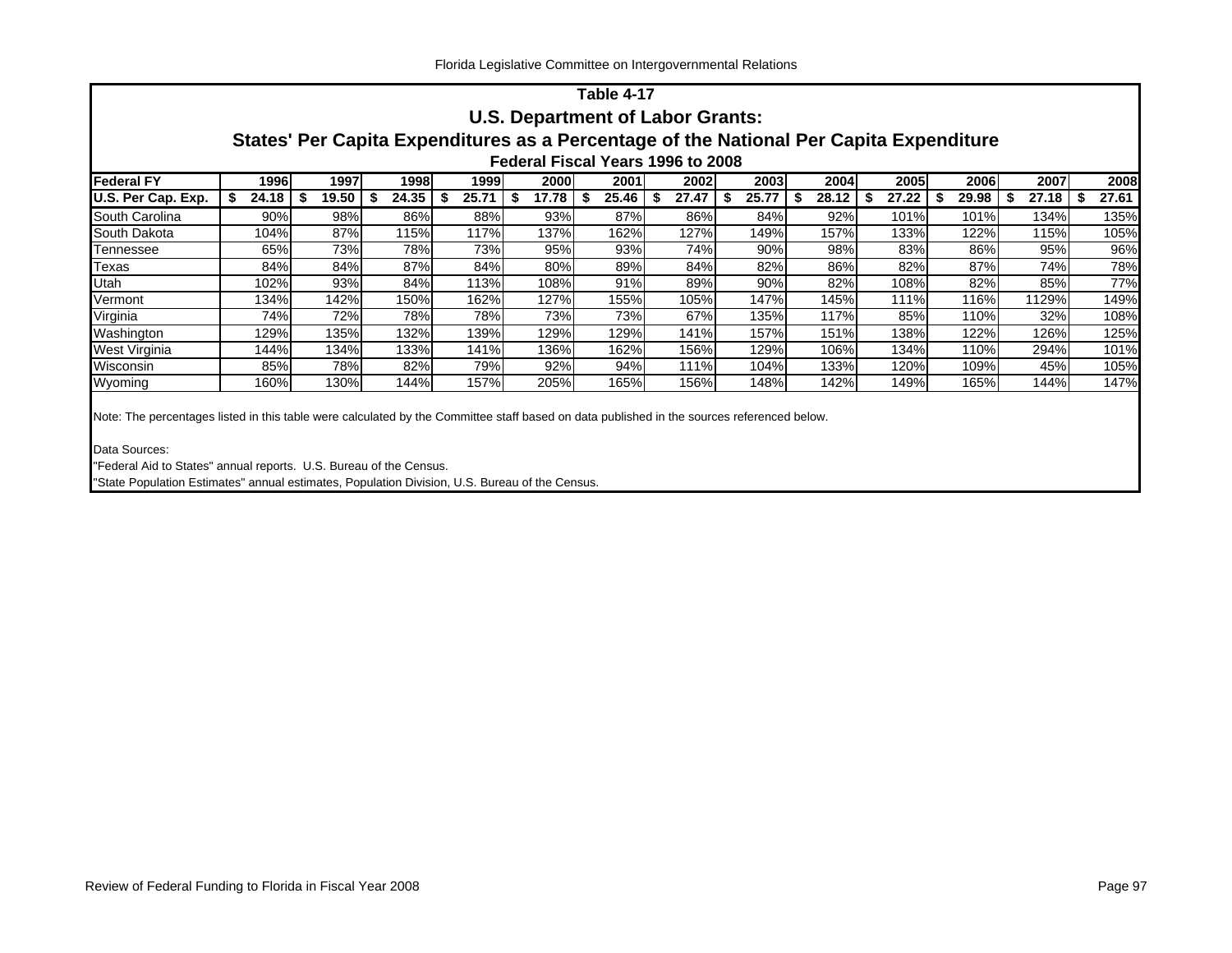## Table 4-17
## U.S. Department of Labor Grants:
## States' Per Capita Expenditures as a Percentage of the National Per Capita Expenditure
### Federal Fiscal Years 1996 to 2008

| Federal FY | 1996 | 1997 | 1998 | 1999 | 2000 | 2001 | 2002 | 2003 | 2004 | 2005 | 2006 | 2007 | 2008 |
|---|---|---|---|---|---|---|---|---|---|---|---|---|---|
| U.S. Per Cap. Exp. | $ 24.18 | $ 19.50 | $ 24.35 | $ 25.71 | $ 17.78 | $ 25.46 | $ 27.47 | $ 25.77 | $ 28.12 | $ 27.22 | $ 29.98 | $ 27.18 | $ 27.61 |
| South Carolina | 90% | 98% | 86% | 88% | 93% | 87% | 86% | 84% | 92% | 101% | 101% | 134% | 135% |
| South Dakota | 104% | 87% | 115% | 117% | 137% | 162% | 127% | 149% | 157% | 133% | 122% | 115% | 105% |
| Tennessee | 65% | 73% | 78% | 73% | 95% | 93% | 74% | 90% | 98% | 83% | 86% | 95% | 96% |
| Texas | 84% | 84% | 87% | 84% | 80% | 89% | 84% | 82% | 86% | 82% | 87% | 74% | 78% |
| Utah | 102% | 93% | 84% | 113% | 108% | 91% | 89% | 90% | 82% | 108% | 82% | 85% | 77% |
| Vermont | 134% | 142% | 150% | 162% | 127% | 155% | 105% | 147% | 145% | 111% | 116% | 1129% | 149% |
| Virginia | 74% | 72% | 78% | 78% | 73% | 73% | 67% | 135% | 117% | 85% | 110% | 32% | 108% |
| Washington | 129% | 135% | 132% | 139% | 129% | 129% | 141% | 157% | 151% | 138% | 122% | 126% | 125% |
| West Virginia | 144% | 134% | 133% | 141% | 136% | 162% | 156% | 129% | 106% | 134% | 110% | 294% | 101% |
| Wisconsin | 85% | 78% | 82% | 79% | 92% | 94% | 111% | 104% | 133% | 120% | 109% | 45% | 105% |
| Wyoming | 160% | 130% | 144% | 157% | 205% | 165% | 156% | 148% | 142% | 149% | 165% | 144% | 147% |

Note: The percentages listed in this table were calculated by the Committee staff based on data published in the sources referenced below.

Data Sources:
"Federal Aid to States" annual reports. U.S. Bureau of the Census.
"State Population Estimates" annual estimates, Population Division, U.S. Bureau of the Census.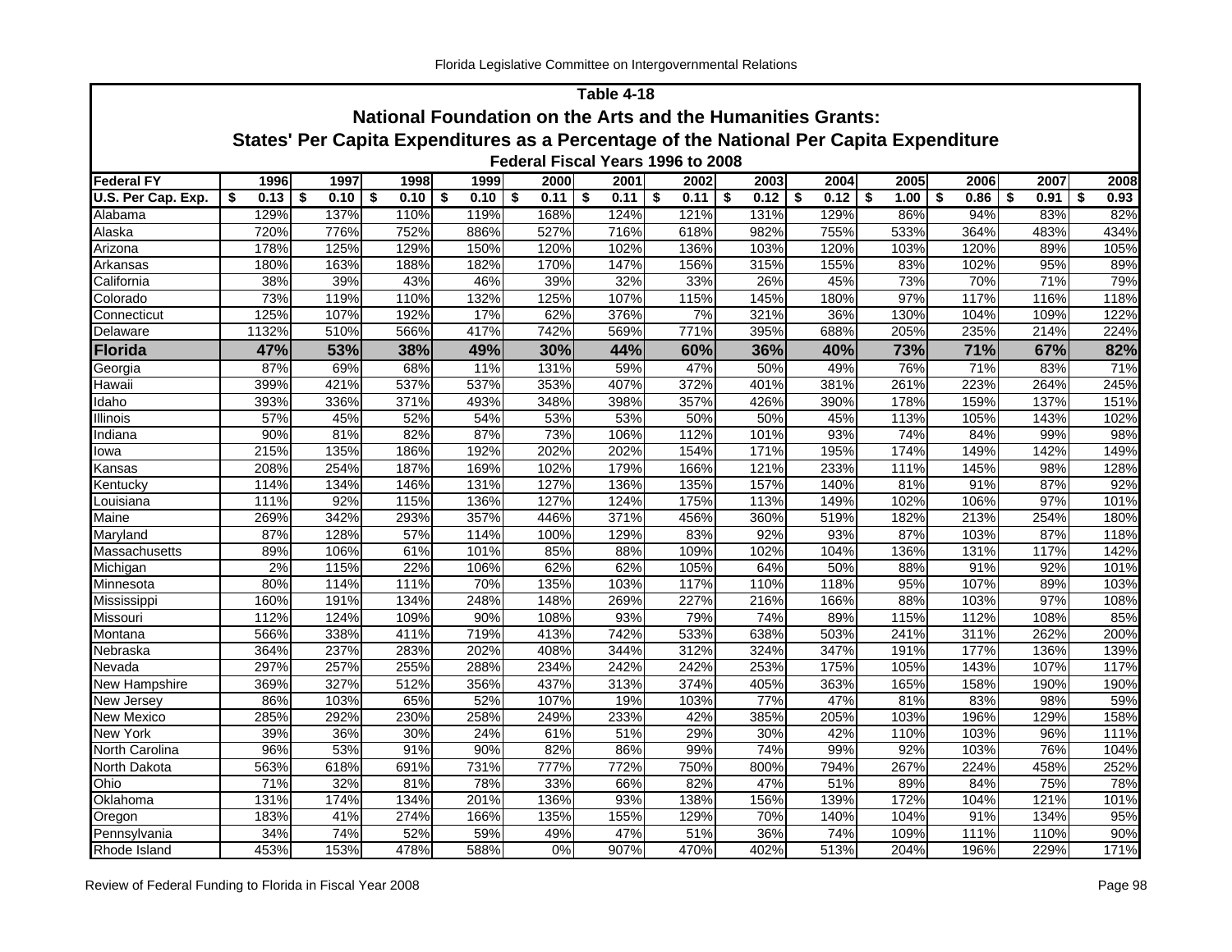## Table 4-18

### National Foundation on the Arts and the Humanities Grants:

### States' Per Capita Expenditures as a Percentage of the National Per Capita Expenditure

#### Federal Fiscal Years 1996 to 2008

| Federal FY | 1996 | 1997 | 1998 | 1999 | 2000 | 2001 | 2002 | 2003 | 2004 | 2005 | 2006 | 2007 | 2008 |
|---|---|---|---|---|---|---|---|---|---|---|---|---|---|
| **U.S. Per Cap. Exp.** | **$ 0.13** | **$ 0.10** | **$ 0.10** | **$ 0.10** | **$ 0.11** | **$ 0.11** | **$ 0.11** | **$ 0.12** | **$ 0.12** | **$ 1.00** | **$ 0.86** | **$ 0.91** | **$ 0.93** |
| Alabama | 129% | 137% | 110% | 119% | 168% | 124% | 121% | 131% | 129% | 86% | 94% | 83% | 82% |
| Alaska | 720% | 776% | 752% | 886% | 527% | 716% | 618% | 982% | 755% | 533% | 364% | 483% | 434% |
| Arizona | 178% | 125% | 129% | 150% | 120% | 102% | 136% | 103% | 120% | 103% | 120% | 89% | 105% |
| Arkansas | 180% | 163% | 188% | 182% | 170% | 147% | 156% | 315% | 155% | 83% | 102% | 95% | 89% |
| California | 38% | 39% | 43% | 46% | 39% | 32% | 33% | 26% | 45% | 73% | 70% | 71% | 79% |
| Colorado | 73% | 119% | 110% | 132% | 125% | 107% | 115% | 145% | 180% | 97% | 117% | 116% | 118% |
| Connecticut | 125% | 107% | 192% | 17% | 62% | 376% | 7% | 321% | 36% | 130% | 104% | 109% | 122% |
| Delaware | 1132% | 510% | 566% | 417% | 742% | 569% | 771% | 395% | 688% | 205% | 235% | 214% | 224% |
| **Florida** | **47%** | **53%** | **38%** | **49%** | **30%** | **44%** | **60%** | **36%** | **40%** | **73%** | **71%** | **67%** | **82%** |
| Georgia | 87% | 69% | 68% | 11% | 131% | 59% | 47% | 50% | 49% | 76% | 71% | 83% | 71% |
| Hawaii | 399% | 421% | 537% | 537% | 353% | 407% | 372% | 401% | 381% | 261% | 223% | 264% | 245% |
| Idaho | 393% | 336% | 371% | 493% | 348% | 398% | 357% | 426% | 390% | 178% | 159% | 137% | 151% |
| Illinois | 57% | 45% | 52% | 54% | 53% | 53% | 50% | 50% | 45% | 113% | 105% | 143% | 102% |
| Indiana | 90% | 81% | 82% | 87% | 73% | 106% | 112% | 101% | 93% | 74% | 84% | 99% | 98% |
| Iowa | 215% | 135% | 186% | 192% | 202% | 202% | 154% | 171% | 195% | 174% | 149% | 142% | 149% |
| Kansas | 208% | 254% | 187% | 169% | 102% | 179% | 166% | 121% | 233% | 111% | 145% | 98% | 128% |
| Kentucky | 114% | 134% | 146% | 131% | 127% | 136% | 135% | 157% | 140% | 81% | 91% | 87% | 92% |
| Louisiana | 111% | 92% | 115% | 136% | 127% | 124% | 175% | 113% | 149% | 102% | 106% | 97% | 101% |
| Maine | 269% | 342% | 293% | 357% | 446% | 371% | 456% | 360% | 519% | 182% | 213% | 254% | 180% |
| Maryland | 87% | 128% | 57% | 114% | 100% | 129% | 83% | 92% | 93% | 87% | 103% | 87% | 118% |
| Massachusetts | 89% | 106% | 61% | 101% | 85% | 88% | 109% | 102% | 104% | 136% | 131% | 117% | 142% |
| Michigan | 2% | 115% | 22% | 106% | 62% | 62% | 105% | 64% | 50% | 88% | 91% | 92% | 101% |
| Minnesota | 80% | 114% | 111% | 70% | 135% | 103% | 117% | 110% | 118% | 95% | 107% | 89% | 103% |
| Mississippi | 160% | 191% | 134% | 248% | 148% | 269% | 227% | 216% | 166% | 88% | 103% | 97% | 108% |
| Missouri | 112% | 124% | 109% | 90% | 108% | 93% | 79% | 74% | 89% | 115% | 112% | 108% | 85% |
| Montana | 566% | 338% | 411% | 719% | 413% | 742% | 533% | 638% | 503% | 241% | 311% | 262% | 200% |
| Nebraska | 364% | 237% | 283% | 202% | 408% | 344% | 312% | 324% | 347% | 191% | 177% | 136% | 139% |
| Nevada | 297% | 257% | 255% | 288% | 234% | 242% | 242% | 253% | 175% | 105% | 143% | 107% | 117% |
| New Hampshire | 369% | 327% | 512% | 356% | 437% | 313% | 374% | 405% | 363% | 165% | 158% | 190% | 190% |
| New Jersey | 86% | 103% | 65% | 52% | 107% | 19% | 103% | 77% | 47% | 81% | 83% | 98% | 59% |
| New Mexico | 285% | 292% | 230% | 258% | 249% | 233% | 42% | 385% | 205% | 103% | 196% | 129% | 158% |
| New York | 39% | 36% | 30% | 24% | 61% | 51% | 29% | 30% | 42% | 110% | 103% | 96% | 111% |
| North Carolina | 96% | 53% | 91% | 90% | 82% | 86% | 99% | 74% | 99% | 92% | 103% | 76% | 104% |
| North Dakota | 563% | 618% | 691% | 731% | 777% | 772% | 750% | 800% | 794% | 267% | 224% | 458% | 252% |
| Ohio | 71% | 32% | 81% | 78% | 33% | 66% | 82% | 47% | 51% | 89% | 84% | 75% | 78% |
| Oklahoma | 131% | 174% | 134% | 201% | 136% | 93% | 138% | 156% | 139% | 172% | 104% | 121% | 101% |
| Oregon | 183% | 41% | 274% | 166% | 135% | 155% | 129% | 70% | 140% | 104% | 91% | 134% | 95% |
| Pennsylvania | 34% | 74% | 52% | 59% | 49% | 47% | 51% | 36% | 74% | 109% | 111% | 110% | 90% |
| Rhode Island | 453% | 153% | 478% | 588% | 0% | 907% | 470% | 402% | 513% | 204% | 196% | 229% | 171% |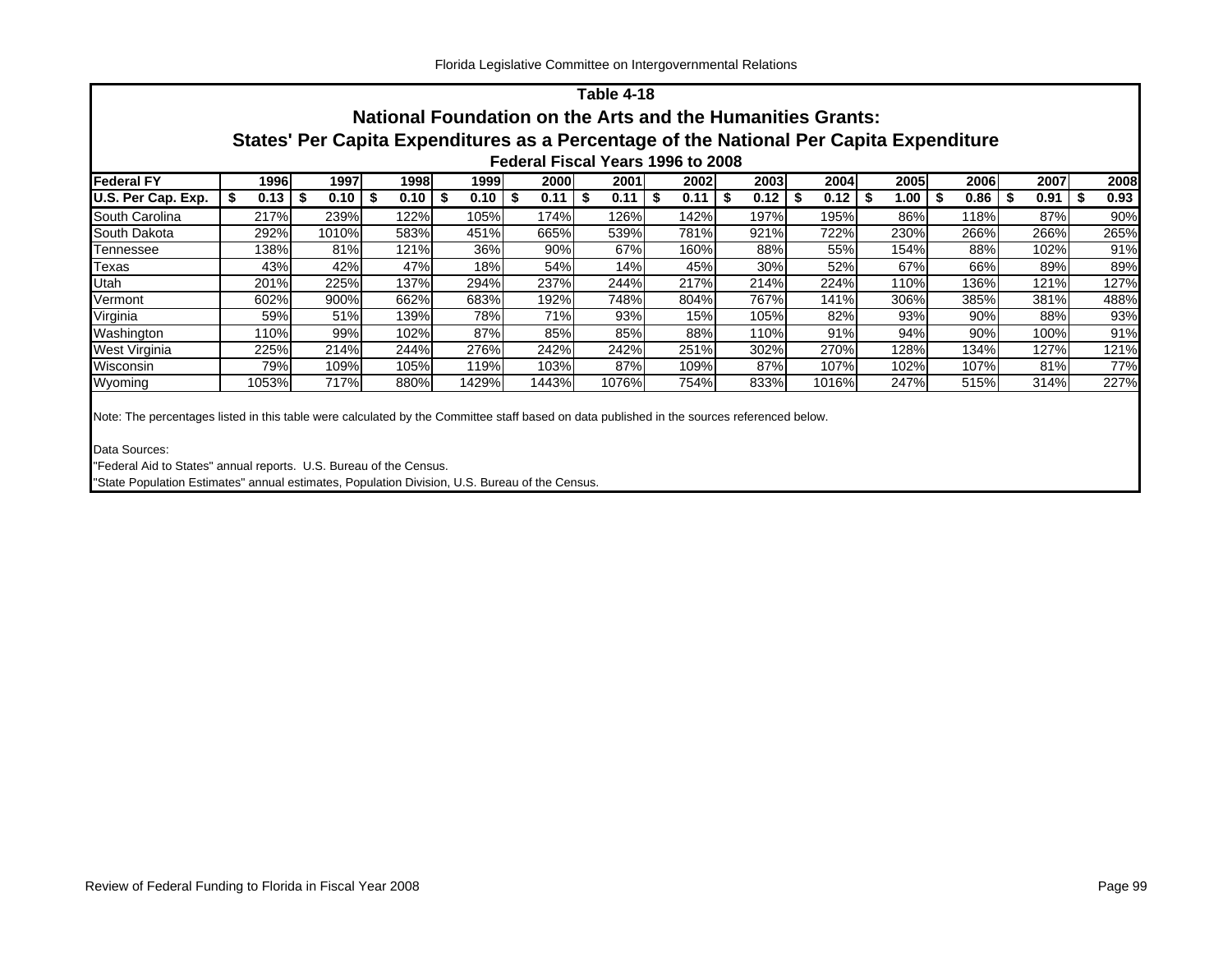## Table 4-18

### National Foundation on the Arts and the Humanities Grants:

### States' Per Capita Expenditures as a Percentage of the National Per Capita Expenditure

### Federal Fiscal Years 1996 to 2008

| Federal FY | 1996 | 1997 | 1998 | 1999 | 2000 | 2001 | 2002 | 2003 | 2004 | 2005 | 2006 | 2007 | 2008 |
|---|---|---|---|---|---|---|---|---|---|---|---|---|---|
| **U.S. Per Cap. Exp.** | $ 0.13 | $ 0.10 | $ 0.10 | $ 0.10 | $ 0.11 | $ 0.11 | $ 0.11 | $ 0.12 | $ 0.12 | $ 1.00 | $ 0.86 | $ 0.91 | $ 0.93 |
| South Carolina | 217% | 239% | 122% | 105% | 174% | 126% | 142% | 197% | 195% | 86% | 118% | 87% | 90% |
| South Dakota | 292% | 1010% | 583% | 451% | 665% | 539% | 781% | 921% | 722% | 230% | 266% | 266% | 265% |
| Tennessee | 138% | 81% | 121% | 36% | 90% | 67% | 160% | 88% | 55% | 154% | 88% | 102% | 91% |
| Texas | 43% | 42% | 47% | 18% | 54% | 14% | 45% | 30% | 52% | 67% | 66% | 89% | 89% |
| Utah | 201% | 225% | 137% | 294% | 237% | 244% | 217% | 214% | 224% | 110% | 136% | 121% | 127% |
| Vermont | 602% | 900% | 662% | 683% | 192% | 748% | 804% | 767% | 141% | 306% | 385% | 381% | 488% |
| Virginia | 59% | 51% | 139% | 78% | 71% | 93% | 15% | 105% | 82% | 93% | 90% | 88% | 93% |
| Washington | 110% | 99% | 102% | 87% | 85% | 85% | 88% | 110% | 91% | 94% | 90% | 100% | 91% |
| West Virginia | 225% | 214% | 244% | 276% | 242% | 242% | 251% | 302% | 270% | 128% | 134% | 127% | 121% |
| Wisconsin | 79% | 109% | 105% | 119% | 103% | 87% | 109% | 87% | 107% | 102% | 107% | 81% | 77% |
| Wyoming | 1053% | 717% | 880% | 1429% | 1443% | 1076% | 754% | 833% | 1016% | 247% | 515% | 314% | 227% |

Note: The percentages listed in this table were calculated by the Committee staff based on data published in the sources referenced below.

Data Sources:
"Federal Aid to States" annual reports. U.S. Bureau of the Census.
"State Population Estimates" annual estimates, Population Division, U.S. Bureau of the Census.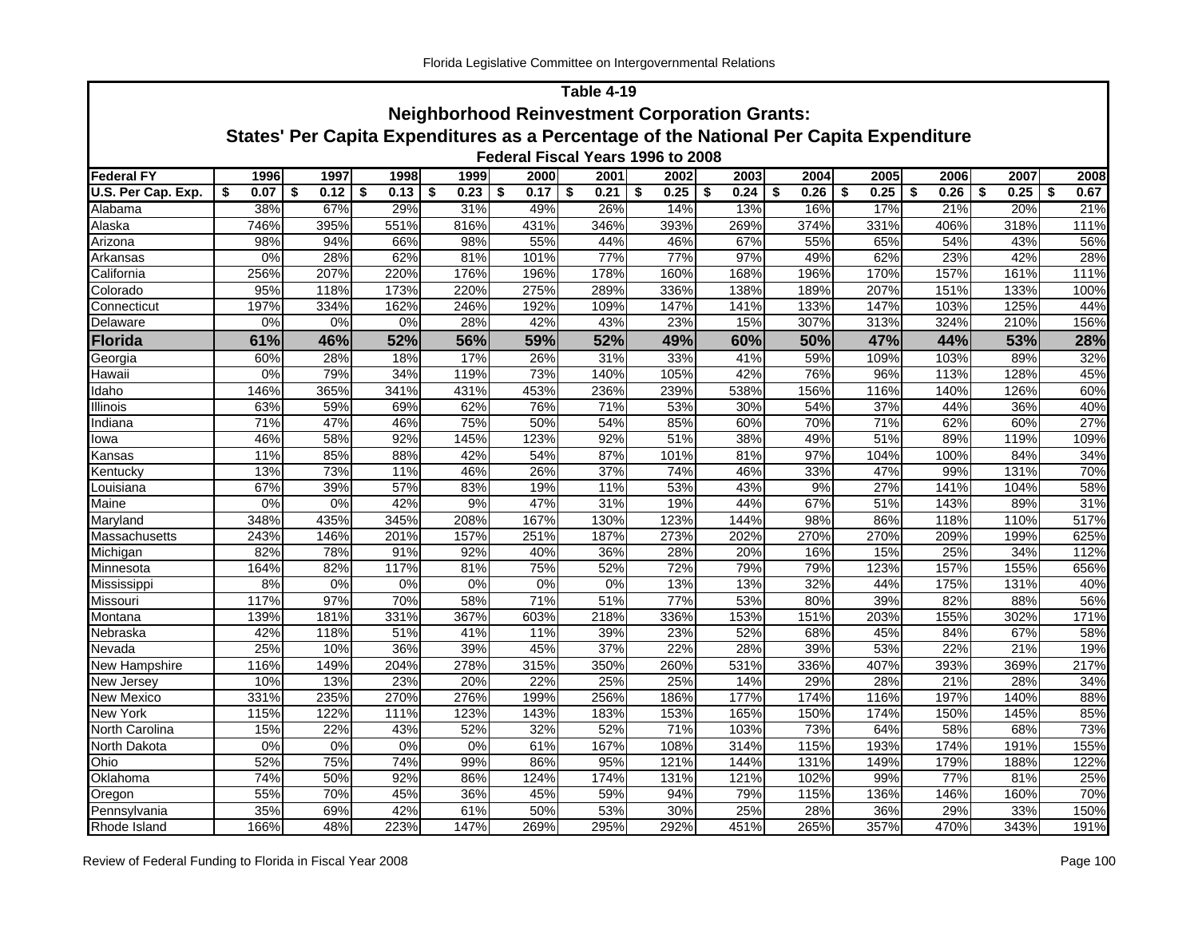## Table 4-19

### Neighborhood Reinvestment Corporation Grants:

### States' Per Capita Expenditures as a Percentage of the National Per Capita Expenditure

#### Federal Fiscal Years 1996 to 2008

| Federal FY | 1996 | 1997 | 1998 | 1999 | 2000 | 2001 | 2002 | 2003 | 2004 | 2005 | 2006 | 2007 | 2008 |
|---|---|---|---|---|---|---|---|---|---|---|---|---|---|
| U.S. Per Cap. Exp. | $ 0.07 | $ 0.12 | $ 0.13 | $ 0.23 | $ 0.17 | $ 0.21 | $ 0.25 | $ 0.24 | $ 0.26 | $ 0.25 | $ 0.26 | $ 0.25 | $ 0.67 |
| Alabama | 38% | 67% | 29% | 31% | 49% | 26% | 14% | 13% | 16% | 17% | 21% | 20% | 21% |
| Alaska | 746% | 395% | 551% | 816% | 431% | 346% | 393% | 269% | 374% | 331% | 406% | 318% | 111% |
| Arizona | 98% | 94% | 66% | 98% | 55% | 44% | 46% | 67% | 55% | 65% | 54% | 43% | 56% |
| Arkansas | 0% | 28% | 62% | 81% | 101% | 77% | 77% | 97% | 49% | 62% | 23% | 42% | 28% |
| California | 256% | 207% | 220% | 176% | 196% | 178% | 160% | 168% | 196% | 170% | 157% | 161% | 111% |
| Colorado | 95% | 118% | 173% | 220% | 275% | 289% | 336% | 138% | 189% | 207% | 151% | 133% | 100% |
| Connecticut | 197% | 334% | 162% | 246% | 192% | 109% | 147% | 141% | 133% | 147% | 103% | 125% | 44% |
| Delaware | 0% | 0% | 0% | 28% | 42% | 43% | 23% | 15% | 307% | 313% | 324% | 210% | 156% |
| **Florida** | **61%** | **46%** | **52%** | **56%** | **59%** | **52%** | **49%** | **60%** | **50%** | **47%** | **44%** | **53%** | **28%** |
| Georgia | 60% | 28% | 18% | 17% | 26% | 31% | 33% | 41% | 59% | 109% | 103% | 89% | 32% |
| Hawaii | 0% | 79% | 34% | 119% | 73% | 140% | 105% | 42% | 76% | 96% | 113% | 128% | 45% |
| Idaho | 146% | 365% | 341% | 431% | 453% | 236% | 239% | 538% | 156% | 116% | 140% | 126% | 60% |
| Illinois | 63% | 59% | 69% | 62% | 76% | 71% | 53% | 30% | 54% | 37% | 44% | 36% | 40% |
| Indiana | 71% | 47% | 46% | 75% | 50% | 54% | 85% | 60% | 70% | 71% | 62% | 60% | 27% |
| Iowa | 46% | 58% | 92% | 145% | 123% | 92% | 51% | 38% | 49% | 51% | 89% | 119% | 109% |
| Kansas | 11% | 85% | 88% | 42% | 54% | 87% | 101% | 81% | 97% | 104% | 100% | 84% | 34% |
| Kentucky | 13% | 73% | 11% | 46% | 26% | 37% | 74% | 46% | 33% | 47% | 99% | 131% | 70% |
| Louisiana | 67% | 39% | 57% | 83% | 19% | 11% | 53% | 43% | 9% | 27% | 141% | 104% | 58% |
| Maine | 0% | 0% | 42% | 9% | 47% | 31% | 19% | 44% | 67% | 51% | 143% | 89% | 31% |
| Maryland | 348% | 435% | 345% | 208% | 167% | 130% | 123% | 144% | 98% | 86% | 118% | 110% | 517% |
| Massachusetts | 243% | 146% | 201% | 157% | 251% | 187% | 273% | 202% | 270% | 270% | 209% | 199% | 625% |
| Michigan | 82% | 78% | 91% | 92% | 40% | 36% | 28% | 20% | 16% | 15% | 25% | 34% | 112% |
| Minnesota | 164% | 82% | 117% | 81% | 75% | 52% | 72% | 79% | 79% | 123% | 157% | 155% | 656% |
| Mississippi | 8% | 0% | 0% | 0% | 0% | 0% | 13% | 13% | 32% | 44% | 175% | 131% | 40% |
| Missouri | 117% | 97% | 70% | 58% | 71% | 51% | 77% | 53% | 80% | 39% | 82% | 88% | 56% |
| Montana | 139% | 181% | 331% | 367% | 603% | 218% | 336% | 153% | 151% | 203% | 155% | 302% | 171% |
| Nebraska | 42% | 118% | 51% | 41% | 11% | 39% | 23% | 52% | 68% | 45% | 84% | 67% | 58% |
| Nevada | 25% | 10% | 36% | 39% | 45% | 37% | 22% | 28% | 39% | 53% | 22% | 21% | 19% |
| New Hampshire | 116% | 149% | 204% | 278% | 315% | 350% | 260% | 531% | 336% | 407% | 393% | 369% | 217% |
| New Jersey | 10% | 13% | 23% | 20% | 22% | 25% | 25% | 14% | 29% | 28% | 21% | 28% | 34% |
| New Mexico | 331% | 235% | 270% | 276% | 199% | 256% | 186% | 177% | 174% | 116% | 197% | 140% | 88% |
| New York | 115% | 122% | 111% | 123% | 143% | 183% | 153% | 165% | 150% | 174% | 150% | 145% | 85% |
| North Carolina | 15% | 22% | 43% | 52% | 32% | 52% | 71% | 103% | 73% | 64% | 58% | 68% | 73% |
| North Dakota | 0% | 0% | 0% | 0% | 61% | 167% | 108% | 314% | 115% | 193% | 174% | 191% | 155% |
| Ohio | 52% | 75% | 74% | 99% | 86% | 95% | 121% | 144% | 131% | 149% | 179% | 188% | 122% |
| Oklahoma | 74% | 50% | 92% | 86% | 124% | 174% | 131% | 121% | 102% | 99% | 77% | 81% | 25% |
| Oregon | 55% | 70% | 45% | 36% | 45% | 59% | 94% | 79% | 115% | 136% | 146% | 160% | 70% |
| Pennsylvania | 35% | 69% | 42% | 61% | 50% | 53% | 30% | 25% | 28% | 36% | 29% | 33% | 150% |
| Rhode Island | 166% | 48% | 223% | 147% | 269% | 295% | 292% | 451% | 265% | 357% | 470% | 343% | 191% |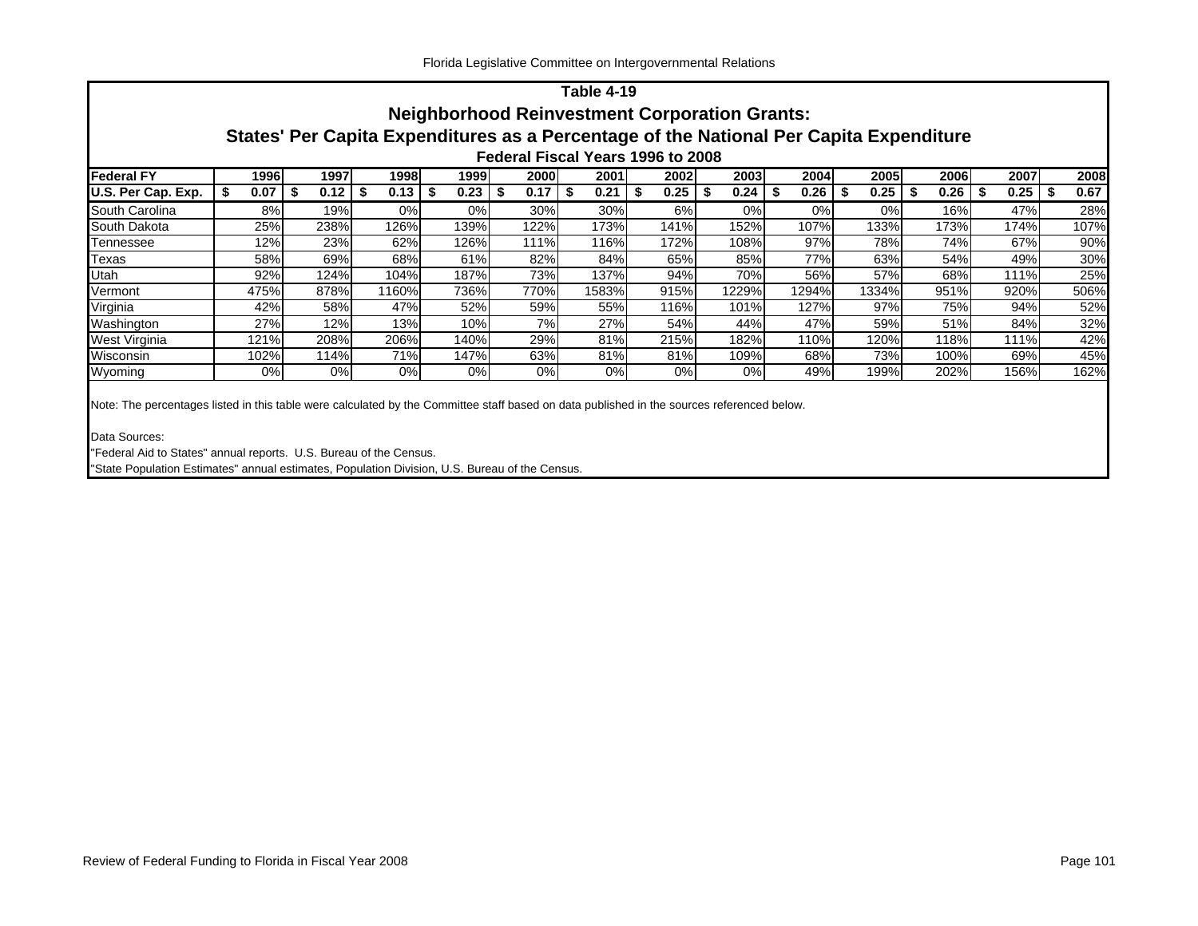## Table 4-19

### Neighborhood Reinvestment Corporation Grants:

### States' Per Capita Expenditures as a Percentage of the National Per Capita Expenditure

### Federal Fiscal Years 1996 to 2008

| Federal FY | 1996 | 1997 | 1998 | 1999 | 2000 | 2001 | 2002 | 2003 | 2004 | 2005 | 2006 | 2007 | 2008 |
|---|---|---|---|---|---|---|---|---|---|---|---|---|---|
| U.S. Per Cap. Exp. | $ 0.07 | $ 0.12 | $ 0.13 | $ 0.23 | $ 0.17 | $ 0.21 | $ 0.25 | $ 0.24 | $ 0.26 | $ 0.25 | $ 0.26 | $ 0.25 | $ 0.67 |
| South Carolina | 8% | 19% | 0% | 0% | 30% | 30% | 6% | 0% | 0% | 0% | 16% | 47% | 28% |
| South Dakota | 25% | 238% | 126% | 139% | 122% | 173% | 141% | 152% | 107% | 133% | 173% | 174% | 107% |
| Tennessee | 12% | 23% | 62% | 126% | 111% | 116% | 172% | 108% | 97% | 78% | 74% | 67% | 90% |
| Texas | 58% | 69% | 68% | 61% | 82% | 84% | 65% | 85% | 77% | 63% | 54% | 49% | 30% |
| Utah | 92% | 124% | 104% | 187% | 73% | 137% | 94% | 70% | 56% | 57% | 68% | 111% | 25% |
| Vermont | 475% | 878% | 1160% | 736% | 770% | 1583% | 915% | 1229% | 1294% | 1334% | 951% | 920% | 506% |
| Virginia | 42% | 58% | 47% | 52% | 59% | 55% | 116% | 101% | 127% | 97% | 75% | 94% | 52% |
| Washington | 27% | 12% | 13% | 10% | 7% | 27% | 54% | 44% | 47% | 59% | 51% | 84% | 32% |
| West Virginia | 121% | 208% | 206% | 140% | 29% | 81% | 215% | 182% | 110% | 120% | 118% | 111% | 42% |
| Wisconsin | 102% | 114% | 71% | 147% | 63% | 81% | 81% | 109% | 68% | 73% | 100% | 69% | 45% |
| Wyoming | 0% | 0% | 0% | 0% | 0% | 0% | 0% | 0% | 49% | 199% | 202% | 156% | 162% |

Note: The percentages listed in this table were calculated by the Committee staff based on data published in the sources referenced below.

Data Sources:

"Federal Aid to States" annual reports. U.S. Bureau of the Census.

"State Population Estimates" annual estimates, Population Division, U.S. Bureau of the Census.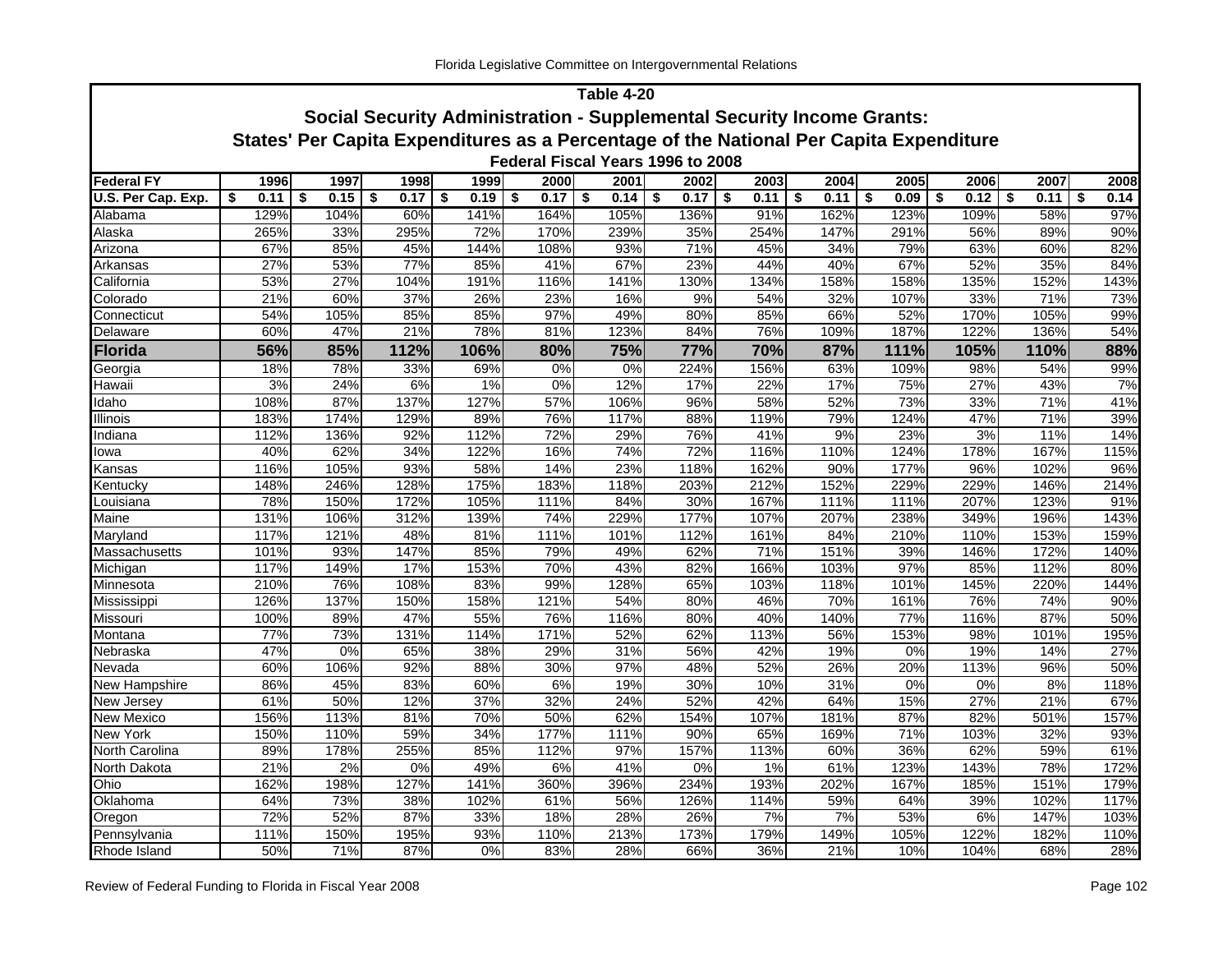## Table 4-20

### Social Security Administration - Supplemental Security Income Grants:

### States' Per Capita Expenditures as a Percentage of the National Per Capita Expenditure

#### Federal Fiscal Years 1996 to 2008

| Federal FY | 1996 | 1997 | 1998 | 1999 | 2000 | 2001 | 2002 | 2003 | 2004 | 2005 | 2006 | 2007 | 2008 |
|---|---|---|---|---|---|---|---|---|---|---|---|---|---|
| U.S. Per Cap. Exp. | $ 0.11 | $ 0.15 | $ 0.17 | $ 0.19 | $ 0.17 | $ 0.14 | $ 0.17 | $ 0.11 | $ 0.11 | $ 0.09 | $ 0.12 | $ 0.11 | $ 0.14 |
| Alabama | 129% | 104% | 60% | 141% | 164% | 105% | 136% | 91% | 162% | 123% | 109% | 58% | 97% |
| Alaska | 265% | 33% | 295% | 72% | 170% | 239% | 35% | 254% | 147% | 291% | 56% | 89% | 90% |
| Arizona | 67% | 85% | 45% | 144% | 108% | 93% | 71% | 45% | 34% | 79% | 63% | 60% | 82% |
| Arkansas | 27% | 53% | 77% | 85% | 41% | 67% | 23% | 44% | 40% | 67% | 52% | 35% | 84% |
| California | 53% | 27% | 104% | 191% | 116% | 141% | 130% | 134% | 158% | 158% | 135% | 152% | 143% |
| Colorado | 21% | 60% | 37% | 26% | 23% | 16% | 9% | 54% | 32% | 107% | 33% | 71% | 73% |
| Connecticut | 54% | 105% | 85% | 85% | 97% | 49% | 80% | 85% | 66% | 52% | 170% | 105% | 99% |
| Delaware | 60% | 47% | 21% | 78% | 81% | 123% | 84% | 76% | 109% | 187% | 122% | 136% | 54% |
| **Florida** | **56%** | **85%** | **112%** | **106%** | **80%** | **75%** | **77%** | **70%** | **87%** | **111%** | **105%** | **110%** | **88%** |
| Georgia | 18% | 78% | 33% | 69% | 0% | 0% | 224% | 156% | 63% | 109% | 98% | 54% | 99% |
| Hawaii | 3% | 24% | 6% | 1% | 0% | 12% | 17% | 22% | 17% | 75% | 27% | 43% | 7% |
| Idaho | 108% | 87% | 137% | 127% | 57% | 106% | 96% | 58% | 52% | 73% | 33% | 71% | 41% |
| Illinois | 183% | 174% | 129% | 89% | 76% | 117% | 88% | 119% | 79% | 124% | 47% | 71% | 39% |
| Indiana | 112% | 136% | 92% | 112% | 72% | 29% | 76% | 41% | 9% | 23% | 3% | 11% | 14% |
| Iowa | 40% | 62% | 34% | 122% | 16% | 74% | 72% | 116% | 110% | 124% | 178% | 167% | 115% |
| Kansas | 116% | 105% | 93% | 58% | 14% | 23% | 118% | 162% | 90% | 177% | 96% | 102% | 96% |
| Kentucky | 148% | 246% | 128% | 175% | 183% | 118% | 203% | 212% | 152% | 229% | 229% | 146% | 214% |
| Louisiana | 78% | 150% | 172% | 105% | 111% | 84% | 30% | 167% | 111% | 111% | 207% | 123% | 91% |
| Maine | 131% | 106% | 312% | 139% | 74% | 229% | 177% | 107% | 207% | 238% | 349% | 196% | 143% |
| Maryland | 117% | 121% | 48% | 81% | 111% | 101% | 112% | 161% | 84% | 210% | 110% | 153% | 159% |
| Massachusetts | 101% | 93% | 147% | 85% | 79% | 49% | 62% | 71% | 151% | 39% | 146% | 172% | 140% |
| Michigan | 117% | 149% | 17% | 153% | 70% | 43% | 82% | 166% | 103% | 97% | 85% | 112% | 80% |
| Minnesota | 210% | 76% | 108% | 83% | 99% | 128% | 65% | 103% | 118% | 101% | 145% | 220% | 144% |
| Mississippi | 126% | 137% | 150% | 158% | 121% | 54% | 80% | 46% | 70% | 161% | 76% | 74% | 90% |
| Missouri | 100% | 89% | 47% | 55% | 76% | 116% | 80% | 40% | 140% | 77% | 116% | 87% | 50% |
| Montana | 77% | 73% | 131% | 114% | 171% | 52% | 62% | 113% | 56% | 153% | 98% | 101% | 195% |
| Nebraska | 47% | 0% | 65% | 38% | 29% | 31% | 56% | 42% | 19% | 0% | 19% | 14% | 27% |
| Nevada | 60% | 106% | 92% | 88% | 30% | 97% | 48% | 52% | 26% | 20% | 113% | 96% | 50% |
| New Hampshire | 86% | 45% | 83% | 60% | 6% | 19% | 30% | 10% | 31% | 0% | 0% | 8% | 118% |
| New Jersey | 61% | 50% | 12% | 37% | 32% | 24% | 52% | 42% | 64% | 15% | 27% | 21% | 67% |
| New Mexico | 156% | 113% | 81% | 70% | 50% | 62% | 154% | 107% | 181% | 87% | 82% | 501% | 157% |
| New York | 150% | 110% | 59% | 34% | 177% | 111% | 90% | 65% | 169% | 71% | 103% | 32% | 93% |
| North Carolina | 89% | 178% | 255% | 85% | 112% | 97% | 157% | 113% | 60% | 36% | 62% | 59% | 61% |
| North Dakota | 21% | 2% | 0% | 49% | 6% | 41% | 0% | 1% | 61% | 123% | 143% | 78% | 172% |
| Ohio | 162% | 198% | 127% | 141% | 360% | 396% | 234% | 193% | 202% | 167% | 185% | 151% | 179% |
| Oklahoma | 64% | 73% | 38% | 102% | 61% | 56% | 126% | 114% | 59% | 64% | 39% | 102% | 117% |
| Oregon | 72% | 52% | 87% | 33% | 18% | 28% | 26% | 7% | 7% | 53% | 6% | 147% | 103% |
| Pennsylvania | 111% | 150% | 195% | 93% | 110% | 213% | 173% | 179% | 149% | 105% | 122% | 182% | 110% |
| Rhode Island | 50% | 71% | 87% | 0% | 83% | 28% | 66% | 36% | 21% | 10% | 104% | 68% | 28% |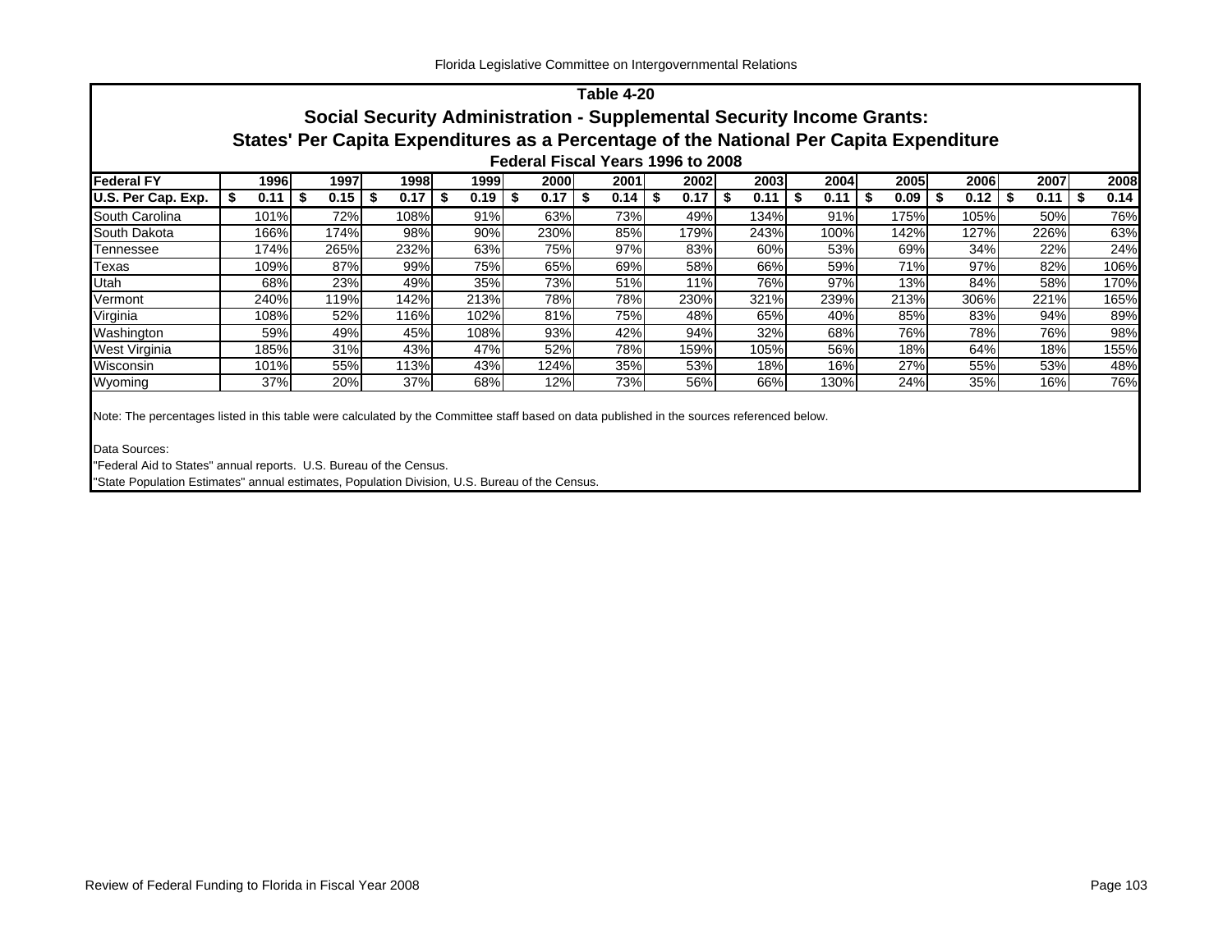## Table 4-20

### Social Security Administration - Supplemental Security Income Grants: States' Per Capita Expenditures as a Percentage of the National Per Capita Expenditure

#### Federal Fiscal Years 1996 to 2008

| Federal FY | 1996 | 1997 | 1998 | 1999 | 2000 | 2001 | 2002 | 2003 | 2004 | 2005 | 2006 | 2007 | 2008 |
|---|---|---|---|---|---|---|---|---|---|---|---|---|---|
| U.S. Per Cap. Exp. | $ 0.11 | $ 0.15 | $ 0.17 | $ 0.19 | $ 0.17 | $ 0.14 | $ 0.17 | $ 0.11 | $ 0.11 | $ 0.09 | $ 0.12 | $ 0.11 | $ 0.14 |
| South Carolina | 101% | 72% | 108% | 91% | 63% | 73% | 49% | 134% | 91% | 175% | 105% | 50% | 76% |
| South Dakota | 166% | 174% | 98% | 90% | 230% | 85% | 179% | 243% | 100% | 142% | 127% | 226% | 63% |
| Tennessee | 174% | 265% | 232% | 63% | 75% | 97% | 83% | 60% | 53% | 69% | 34% | 22% | 24% |
| Texas | 109% | 87% | 99% | 75% | 65% | 69% | 58% | 66% | 59% | 71% | 97% | 82% | 106% |
| Utah | 68% | 23% | 49% | 35% | 73% | 51% | 11% | 76% | 97% | 13% | 84% | 58% | 170% |
| Vermont | 240% | 119% | 142% | 213% | 78% | 78% | 230% | 321% | 239% | 213% | 306% | 221% | 165% |
| Virginia | 108% | 52% | 116% | 102% | 81% | 75% | 48% | 65% | 40% | 85% | 83% | 94% | 89% |
| Washington | 59% | 49% | 45% | 108% | 93% | 42% | 94% | 32% | 68% | 76% | 78% | 76% | 98% |
| West Virginia | 185% | 31% | 43% | 47% | 52% | 78% | 159% | 105% | 56% | 18% | 64% | 18% | 155% |
| Wisconsin | 101% | 55% | 113% | 43% | 124% | 35% | 53% | 18% | 16% | 27% | 55% | 53% | 48% |
| Wyoming | 37% | 20% | 37% | 68% | 12% | 73% | 56% | 66% | 130% | 24% | 35% | 16% | 76% |

Note: The percentages listed in this table were calculated by the Committee staff based on data published in the sources referenced below.

Data Sources:
"Federal Aid to States" annual reports. U.S. Bureau of the Census.
"State Population Estimates" annual estimates, Population Division, U.S. Bureau of the Census.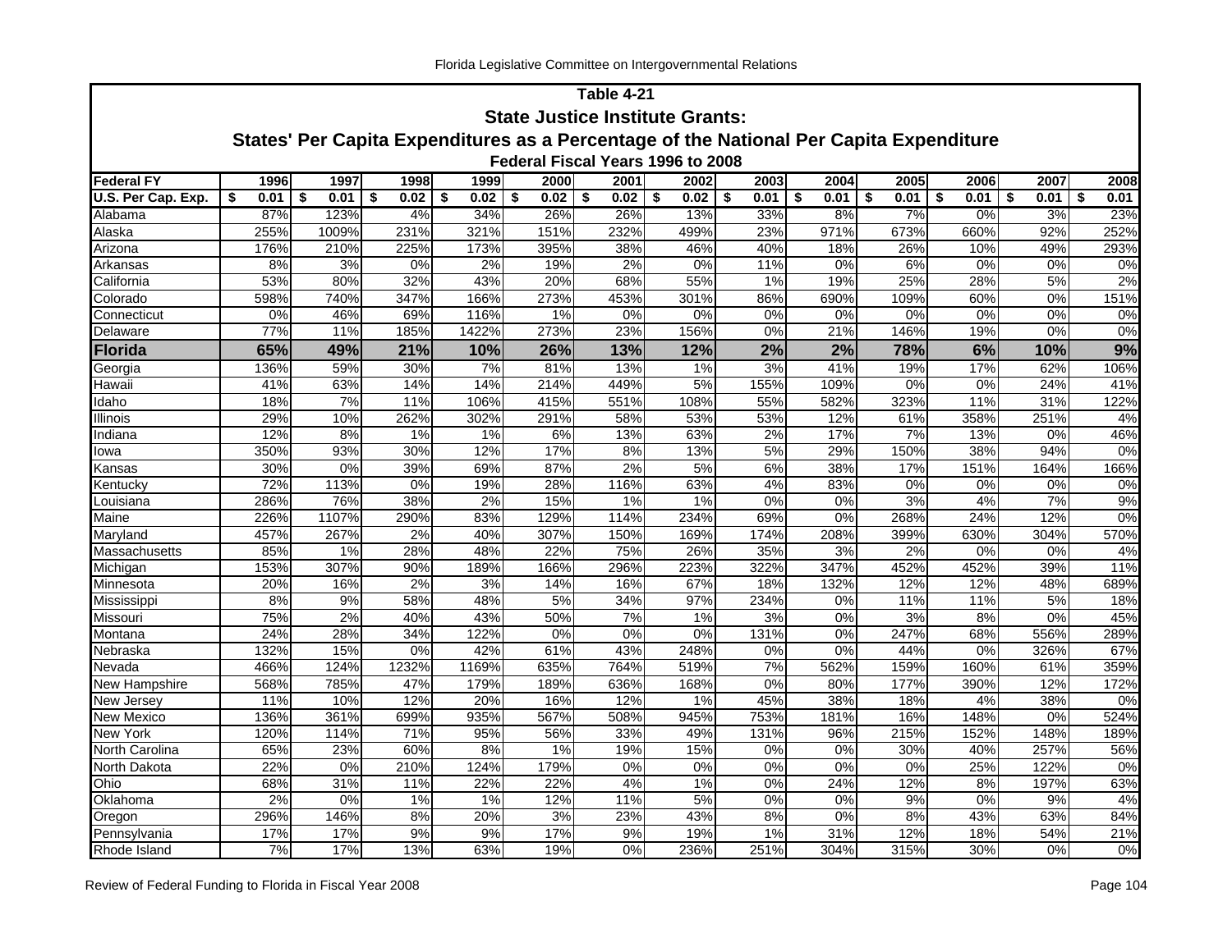**Table 4-21**

**State Justice Institute Grants:**

**States' Per Capita Expenditures as a Percentage of the National Per Capita Expenditure**

**Federal Fiscal Years 1996 to 2008**

| Federal FY | 1996 | 1997 | 1998 | 1999 | 2000 | 2001 | 2002 | 2003 | 2004 | 2005 | 2006 | 2007 | 2008 |
|---|---|---|---|---|---|---|---|---|---|---|---|---|---|
| U.S. Per Cap. Exp. | $ 0.01 | $ 0.01 | $ 0.02 | $ 0.02 | $ 0.02 | $ 0.02 | $ 0.02 | $ 0.01 | $ 0.01 | $ 0.01 | $ 0.01 | $ 0.01 | $ 0.01 |
| Alabama | 87% | 123% | 4% | 34% | 26% | 26% | 13% | 33% | 8% | 7% | 0% | 3% | 23% |
| Alaska | 255% | 1009% | 231% | 321% | 151% | 232% | 499% | 23% | 971% | 673% | 660% | 92% | 252% |
| Arizona | 176% | 210% | 225% | 173% | 395% | 38% | 46% | 40% | 18% | 26% | 10% | 49% | 293% |
| Arkansas | 8% | 3% | 0% | 2% | 19% | 2% | 0% | 11% | 0% | 6% | 0% | 0% | 0% |
| California | 53% | 80% | 32% | 43% | 20% | 68% | 55% | 1% | 19% | 25% | 28% | 5% | 2% |
| Colorado | 598% | 740% | 347% | 166% | 273% | 453% | 301% | 86% | 690% | 109% | 60% | 0% | 151% |
| Connecticut | 0% | 46% | 69% | 116% | 1% | 0% | 0% | 0% | 0% | 0% | 0% | 0% | 0% |
| Delaware | 77% | 11% | 185% | 1422% | 273% | 23% | 156% | 0% | 21% | 146% | 19% | 0% | 0% |
| **Florida** | **65%** | **49%** | **21%** | **10%** | **26%** | **13%** | **12%** | **2%** | **2%** | **78%** | **6%** | **10%** | **9%** |
| Georgia | 136% | 59% | 30% | 7% | 81% | 13% | 1% | 3% | 41% | 19% | 17% | 62% | 106% |
| Hawaii | 41% | 63% | 14% | 14% | 214% | 449% | 5% | 155% | 109% | 0% | 0% | 24% | 41% |
| Idaho | 18% | 7% | 11% | 106% | 415% | 551% | 108% | 55% | 582% | 323% | 11% | 31% | 122% |
| Illinois | 29% | 10% | 262% | 302% | 291% | 58% | 53% | 53% | 12% | 61% | 358% | 251% | 4% |
| Indiana | 12% | 8% | 1% | 1% | 6% | 13% | 63% | 2% | 17% | 7% | 13% | 0% | 46% |
| Iowa | 350% | 93% | 30% | 12% | 17% | 8% | 13% | 5% | 29% | 150% | 38% | 94% | 0% |
| Kansas | 30% | 0% | 39% | 69% | 87% | 2% | 5% | 6% | 38% | 17% | 151% | 164% | 166% |
| Kentucky | 72% | 113% | 0% | 19% | 28% | 116% | 63% | 4% | 83% | 0% | 0% | 0% | 0% |
| Louisiana | 286% | 76% | 38% | 2% | 15% | 1% | 1% | 0% | 0% | 3% | 4% | 7% | 9% |
| Maine | 226% | 1107% | 290% | 83% | 129% | 114% | 234% | 69% | 0% | 268% | 24% | 12% | 0% |
| Maryland | 457% | 267% | 2% | 40% | 307% | 150% | 169% | 174% | 208% | 399% | 630% | 304% | 570% |
| Massachusetts | 85% | 1% | 28% | 48% | 22% | 75% | 26% | 35% | 3% | 2% | 0% | 0% | 4% |
| Michigan | 153% | 307% | 90% | 189% | 166% | 296% | 223% | 322% | 347% | 452% | 452% | 39% | 11% |
| Minnesota | 20% | 16% | 2% | 3% | 14% | 16% | 67% | 18% | 132% | 12% | 12% | 48% | 689% |
| Mississippi | 8% | 9% | 58% | 48% | 5% | 34% | 97% | 234% | 0% | 11% | 11% | 5% | 18% |
| Missouri | 75% | 2% | 40% | 43% | 50% | 7% | 1% | 3% | 0% | 3% | 8% | 0% | 45% |
| Montana | 24% | 28% | 34% | 122% | 0% | 0% | 0% | 131% | 0% | 247% | 68% | 556% | 289% |
| Nebraska | 132% | 15% | 0% | 42% | 61% | 43% | 248% | 0% | 0% | 44% | 0% | 326% | 67% |
| Nevada | 466% | 124% | 1232% | 1169% | 635% | 764% | 519% | 7% | 562% | 159% | 160% | 61% | 359% |
| New Hampshire | 568% | 785% | 47% | 179% | 189% | 636% | 168% | 0% | 80% | 177% | 390% | 12% | 172% |
| New Jersey | 11% | 10% | 12% | 20% | 16% | 12% | 1% | 45% | 38% | 18% | 4% | 38% | 0% |
| New Mexico | 136% | 361% | 699% | 935% | 567% | 508% | 945% | 753% | 181% | 16% | 148% | 0% | 524% |
| New York | 120% | 114% | 71% | 95% | 56% | 33% | 49% | 131% | 96% | 215% | 152% | 148% | 189% |
| North Carolina | 65% | 23% | 60% | 8% | 1% | 19% | 15% | 0% | 0% | 30% | 40% | 257% | 56% |
| North Dakota | 22% | 0% | 210% | 124% | 179% | 0% | 0% | 0% | 0% | 0% | 25% | 122% | 0% |
| Ohio | 68% | 31% | 11% | 22% | 22% | 4% | 1% | 0% | 24% | 12% | 8% | 197% | 63% |
| Oklahoma | 2% | 0% | 1% | 1% | 12% | 11% | 5% | 0% | 0% | 9% | 0% | 9% | 4% |
| Oregon | 296% | 146% | 8% | 20% | 3% | 23% | 43% | 8% | 0% | 8% | 43% | 63% | 84% |
| Pennsylvania | 17% | 17% | 9% | 9% | 17% | 9% | 19% | 1% | 31% | 12% | 18% | 54% | 21% |
| Rhode Island | 7% | 17% | 13% | 63% | 19% | 0% | 236% | 251% | 304% | 315% | 30% | 0% | 0% |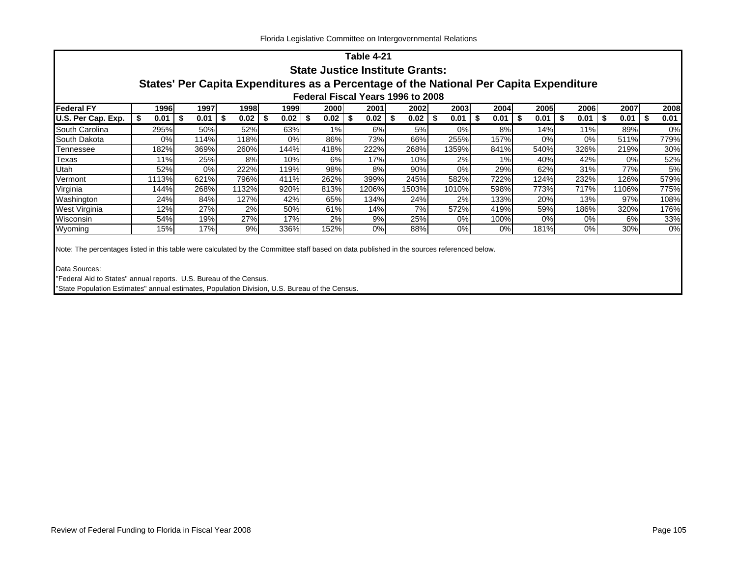# Table 4-21

## State Justice Institute Grants:

## States' Per Capita Expenditures as a Percentage of the National Per Capita Expenditure

### Federal Fiscal Years 1996 to 2008

| Federal FY | 1996 | 1997 | 1998 | 1999 | 2000 | 2001 | 2002 | 2003 | 2004 | 2005 | 2006 | 2007 | 2008 |
|---|---|---|---|---|---|---|---|---|---|---|---|---|---|
| U.S. Per Cap. Exp. | $ 0.01 | $ 0.01 | $ 0.02 | $ 0.02 | $ 0.02 | $ 0.02 | $ 0.02 | $ 0.01 | $ 0.01 | $ 0.01 | $ 0.01 | $ 0.01 | $ 0.01 |
| South Carolina | 295% | 50% | 52% | 63% | 1% | 6% | 5% | 0% | 8% | 14% | 11% | 89% | 0% |
| South Dakota | 0% | 114% | 118% | 0% | 86% | 73% | 66% | 255% | 157% | 0% | 0% | 511% | 779% |
| Tennessee | 182% | 369% | 260% | 144% | 418% | 222% | 268% | 1359% | 841% | 540% | 326% | 219% | 30% |
| Texas | 11% | 25% | 8% | 10% | 6% | 17% | 10% | 2% | 1% | 40% | 42% | 0% | 52% |
| Utah | 52% | 0% | 222% | 119% | 98% | 8% | 90% | 0% | 29% | 62% | 31% | 77% | 5% |
| Vermont | 1113% | 621% | 796% | 411% | 262% | 399% | 245% | 582% | 722% | 124% | 232% | 126% | 579% |
| Virginia | 144% | 268% | 1132% | 920% | 813% | 1206% | 1503% | 1010% | 598% | 773% | 717% | 1106% | 775% |
| Washington | 24% | 84% | 127% | 42% | 65% | 134% | 24% | 2% | 133% | 20% | 13% | 97% | 108% |
| West Virginia | 12% | 27% | 2% | 50% | 61% | 14% | 7% | 572% | 419% | 59% | 186% | 320% | 176% |
| Wisconsin | 54% | 19% | 27% | 17% | 2% | 9% | 25% | 0% | 100% | 0% | 0% | 6% | 33% |
| Wyoming | 15% | 17% | 9% | 336% | 152% | 0% | 88% | 0% | 0% | 181% | 0% | 30% | 0% |

Note: The percentages listed in this table were calculated by the Committee staff based on data published in the sources referenced below.

Data Sources:
"Federal Aid to States" annual reports. U.S. Bureau of the Census.
"State Population Estimates" annual estimates, Population Division, U.S. Bureau of the Census.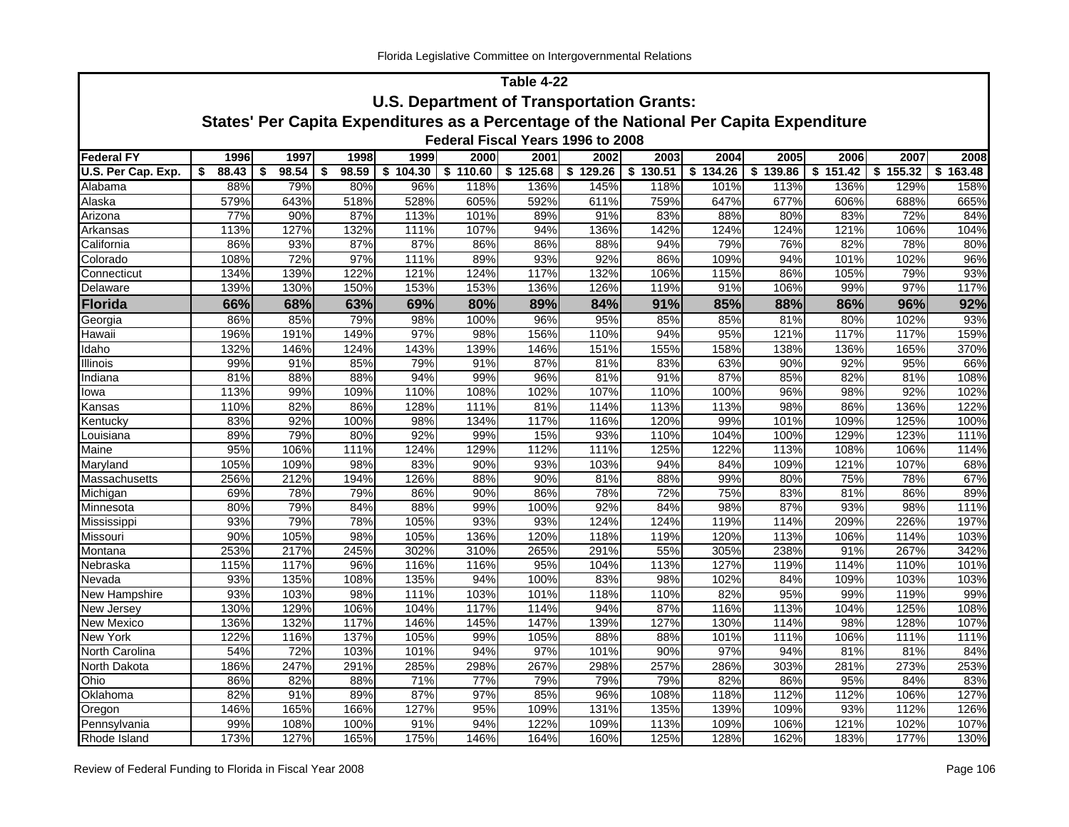## Table 4-22

### U.S. Department of Transportation Grants:

### States' Per Capita Expenditures as a Percentage of the National Per Capita Expenditure

#### Federal Fiscal Years 1996 to 2008

| Federal FY | 1996 | 1997 | 1998 | 1999 | 2000 | 2001 | 2002 | 2003 | 2004 | 2005 | 2006 | 2007 | 2008 |
|---|---|---|---|---|---|---|---|---|---|---|---|---|---|
| U.S. Per Cap. Exp. | $ 88.43 | $ 98.54 | $ 98.59 | $ 104.30 | $ 110.60 | $ 125.68 | $ 129.26 | $ 130.51 | $ 134.26 | $ 139.86 | $ 151.42 | $ 155.32 | $ 163.48 |
| Alabama | 88% | 79% | 80% | 96% | 118% | 136% | 145% | 118% | 101% | 113% | 136% | 129% | 158% |
| Alaska | 579% | 643% | 518% | 528% | 605% | 592% | 611% | 759% | 647% | 677% | 606% | 688% | 665% |
| Arizona | 77% | 90% | 87% | 113% | 101% | 89% | 91% | 83% | 88% | 80% | 83% | 72% | 84% |
| Arkansas | 113% | 127% | 132% | 111% | 107% | 94% | 136% | 142% | 124% | 124% | 121% | 106% | 104% |
| California | 86% | 93% | 87% | 87% | 86% | 86% | 88% | 94% | 79% | 76% | 82% | 78% | 80% |
| Colorado | 108% | 72% | 97% | 111% | 89% | 93% | 92% | 86% | 109% | 94% | 101% | 102% | 96% |
| Connecticut | 134% | 139% | 122% | 121% | 124% | 117% | 132% | 106% | 115% | 86% | 105% | 79% | 93% |
| Delaware | 139% | 130% | 150% | 153% | 153% | 136% | 126% | 119% | 91% | 106% | 99% | 97% | 117% |
| **Florida** | **66%** | **68%** | **63%** | **69%** | **80%** | **89%** | **84%** | **91%** | **85%** | **88%** | **86%** | **96%** | **92%** |
| Georgia | 86% | 85% | 79% | 98% | 100% | 96% | 95% | 85% | 85% | 81% | 80% | 102% | 93% |
| Hawaii | 196% | 191% | 149% | 97% | 98% | 156% | 110% | 94% | 95% | 121% | 117% | 117% | 159% |
| Idaho | 132% | 146% | 124% | 143% | 139% | 146% | 151% | 155% | 158% | 138% | 136% | 165% | 370% |
| Illinois | 99% | 91% | 85% | 79% | 91% | 87% | 81% | 83% | 63% | 90% | 92% | 95% | 66% |
| Indiana | 81% | 88% | 88% | 94% | 99% | 96% | 81% | 91% | 87% | 85% | 82% | 81% | 108% |
| Iowa | 113% | 99% | 109% | 110% | 108% | 102% | 107% | 110% | 100% | 96% | 98% | 92% | 102% |
| Kansas | 110% | 82% | 86% | 128% | 111% | 81% | 114% | 113% | 113% | 98% | 86% | 136% | 122% |
| Kentucky | 83% | 92% | 100% | 98% | 134% | 117% | 116% | 120% | 99% | 101% | 109% | 125% | 100% |
| Louisiana | 89% | 79% | 80% | 92% | 99% | 15% | 93% | 110% | 104% | 100% | 129% | 123% | 111% |
| Maine | 95% | 106% | 111% | 124% | 129% | 112% | 111% | 125% | 122% | 113% | 108% | 106% | 114% |
| Maryland | 105% | 109% | 98% | 83% | 90% | 93% | 103% | 94% | 84% | 109% | 121% | 107% | 68% |
| Massachusetts | 256% | 212% | 194% | 126% | 88% | 90% | 81% | 88% | 99% | 80% | 75% | 78% | 67% |
| Michigan | 69% | 78% | 79% | 86% | 90% | 86% | 78% | 72% | 75% | 83% | 81% | 86% | 89% |
| Minnesota | 80% | 79% | 84% | 88% | 99% | 100% | 92% | 84% | 98% | 87% | 93% | 98% | 111% |
| Mississippi | 93% | 79% | 78% | 105% | 93% | 93% | 124% | 124% | 119% | 114% | 209% | 226% | 197% |
| Missouri | 90% | 105% | 98% | 105% | 136% | 120% | 118% | 119% | 120% | 113% | 106% | 114% | 103% |
| Montana | 253% | 217% | 245% | 302% | 310% | 265% | 291% | 55% | 305% | 238% | 91% | 267% | 342% |
| Nebraska | 115% | 117% | 96% | 116% | 116% | 95% | 104% | 113% | 127% | 119% | 114% | 110% | 101% |
| Nevada | 93% | 135% | 108% | 135% | 94% | 100% | 83% | 98% | 102% | 84% | 109% | 103% | 103% |
| New Hampshire | 93% | 103% | 98% | 111% | 103% | 101% | 118% | 110% | 82% | 95% | 99% | 119% | 99% |
| New Jersey | 130% | 129% | 106% | 104% | 117% | 114% | 94% | 87% | 116% | 113% | 104% | 125% | 108% |
| New Mexico | 136% | 132% | 117% | 146% | 145% | 147% | 139% | 127% | 130% | 114% | 98% | 128% | 107% |
| New York | 122% | 116% | 137% | 105% | 99% | 105% | 88% | 88% | 101% | 111% | 106% | 111% | 111% |
| North Carolina | 54% | 72% | 103% | 101% | 94% | 97% | 101% | 90% | 97% | 94% | 81% | 81% | 84% |
| North Dakota | 186% | 247% | 291% | 285% | 298% | 267% | 298% | 257% | 286% | 303% | 281% | 273% | 253% |
| Ohio | 86% | 82% | 88% | 71% | 77% | 79% | 79% | 79% | 82% | 86% | 95% | 84% | 83% |
| Oklahoma | 82% | 91% | 89% | 87% | 97% | 85% | 96% | 108% | 118% | 112% | 112% | 106% | 127% |
| Oregon | 146% | 165% | 166% | 127% | 95% | 109% | 131% | 135% | 139% | 109% | 93% | 112% | 126% |
| Pennsylvania | 99% | 108% | 100% | 91% | 94% | 122% | 109% | 113% | 109% | 106% | 121% | 102% | 107% |
| Rhode Island | 173% | 127% | 165% | 175% | 146% | 164% | 160% | 125% | 128% | 162% | 183% | 177% | 130% |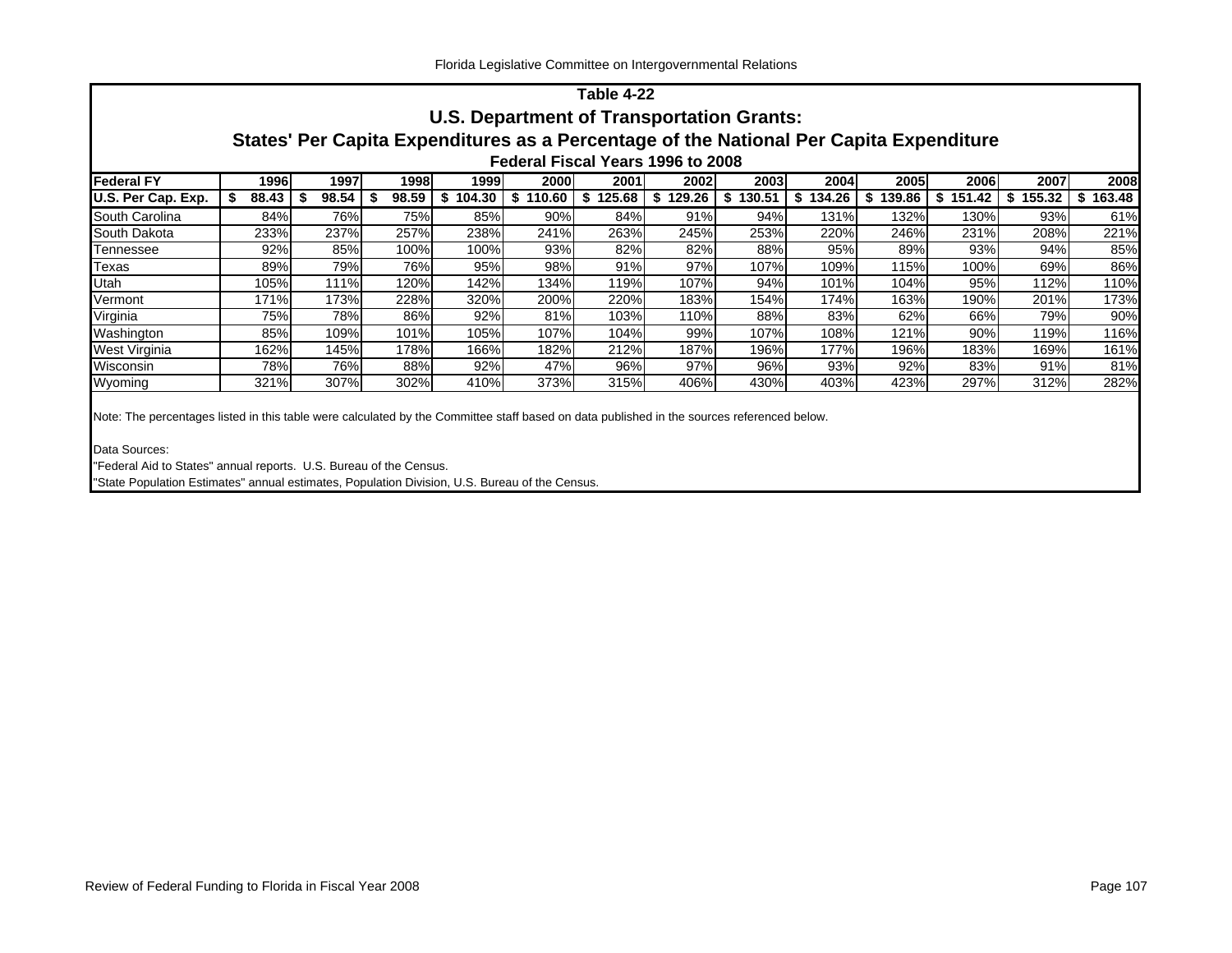## Table 4-22

## U.S. Department of Transportation Grants:

## States' Per Capita Expenditures as a Percentage of the National Per Capita Expenditure

### Federal Fiscal Years 1996 to 2008

| Federal FY | 1996 | 1997 | 1998 | 1999 | 2000 | 2001 | 2002 | 2003 | 2004 | 2005 | 2006 | 2007 | 2008 |
|---|---|---|---|---|---|---|---|---|---|---|---|---|---|
| U.S. Per Cap. Exp. | $ 88.43 | $ 98.54 | $ 98.59 | $ 104.30 | $ 110.60 | $ 125.68 | $ 129.26 | $ 130.51 | $ 134.26 | $ 139.86 | $ 151.42 | $ 155.32 | $ 163.48 |
| South Carolina | 84% | 76% | 75% | 85% | 90% | 84% | 91% | 94% | 131% | 132% | 130% | 93% | 61% |
| South Dakota | 233% | 237% | 257% | 238% | 241% | 263% | 245% | 253% | 220% | 246% | 231% | 208% | 221% |
| Tennessee | 92% | 85% | 100% | 100% | 93% | 82% | 82% | 88% | 95% | 89% | 93% | 94% | 85% |
| Texas | 89% | 79% | 76% | 95% | 98% | 91% | 97% | 107% | 109% | 115% | 100% | 69% | 86% |
| Utah | 105% | 111% | 120% | 142% | 134% | 119% | 107% | 94% | 101% | 104% | 95% | 112% | 110% |
| Vermont | 171% | 173% | 228% | 320% | 200% | 220% | 183% | 154% | 174% | 163% | 190% | 201% | 173% |
| Virginia | 75% | 78% | 86% | 92% | 81% | 103% | 110% | 88% | 83% | 62% | 66% | 79% | 90% |
| Washington | 85% | 109% | 101% | 105% | 107% | 104% | 99% | 107% | 108% | 121% | 90% | 119% | 116% |
| West Virginia | 162% | 145% | 178% | 166% | 182% | 212% | 187% | 196% | 177% | 196% | 183% | 169% | 161% |
| Wisconsin | 78% | 76% | 88% | 92% | 47% | 96% | 97% | 96% | 93% | 92% | 83% | 91% | 81% |
| Wyoming | 321% | 307% | 302% | 410% | 373% | 315% | 406% | 430% | 403% | 423% | 297% | 312% | 282% |

Note: The percentages listed in this table were calculated by the Committee staff based on data published in the sources referenced below.

Data Sources:

"Federal Aid to States" annual reports. U.S. Bureau of the Census.

"State Population Estimates" annual estimates, Population Division, U.S. Bureau of the Census.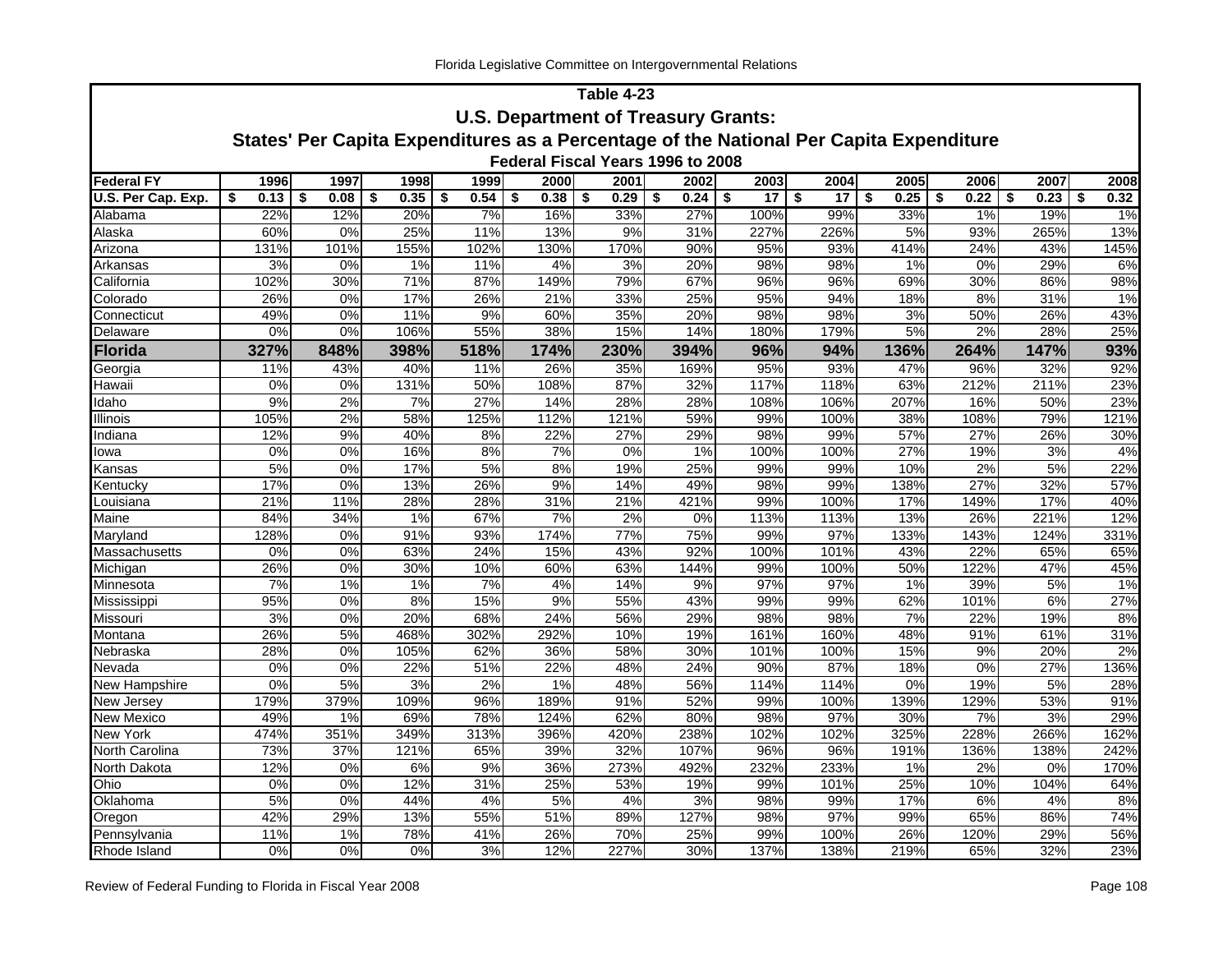**Table 4-23**

**U.S. Department of Treasury Grants:**

**States' Per Capita Expenditures as a Percentage of the National Per Capita Expenditure**

**Federal Fiscal Years 1996 to 2008**

| Federal FY | 1996 | 1997 | 1998 | 1999 | 2000 | 2001 | 2002 | 2003 | 2004 | 2005 | 2006 | 2007 | 2008 |
|---|---|---|---|---|---|---|---|---|---|---|---|---|---|
| U.S. Per Cap. Exp. | $ 0.13 | $ 0.08 | $ 0.35 | $ 0.54 | $ 0.38 | $ 0.29 | $ 0.24 | $ 17 | $ 17 | $ 0.25 | $ 0.22 | $ 0.23 | $ 0.32 |
| Alabama | 22% | 12% | 20% | 7% | 16% | 33% | 27% | 100% | 99% | 33% | 1% | 19% | 1% |
| Alaska | 60% | 0% | 25% | 11% | 13% | 9% | 31% | 227% | 226% | 5% | 93% | 265% | 13% |
| Arizona | 131% | 101% | 155% | 102% | 130% | 170% | 90% | 95% | 93% | 414% | 24% | 43% | 145% |
| Arkansas | 3% | 0% | 1% | 11% | 4% | 3% | 20% | 98% | 98% | 1% | 0% | 29% | 6% |
| California | 102% | 30% | 71% | 87% | 149% | 79% | 67% | 96% | 96% | 69% | 30% | 86% | 98% |
| Colorado | 26% | 0% | 17% | 26% | 21% | 33% | 25% | 95% | 94% | 18% | 8% | 31% | 1% |
| Connecticut | 49% | 0% | 11% | 9% | 60% | 35% | 20% | 98% | 98% | 3% | 50% | 26% | 43% |
| Delaware | 0% | 0% | 106% | 55% | 38% | 15% | 14% | 180% | 179% | 5% | 2% | 28% | 25% |
| **Florida** | **327%** | **848%** | **398%** | **518%** | **174%** | **230%** | **394%** | **96%** | **94%** | **136%** | **264%** | **147%** | **93%** |
| Georgia | 11% | 43% | 40% | 11% | 26% | 35% | 169% | 95% | 93% | 47% | 96% | 32% | 92% |
| Hawaii | 0% | 0% | 131% | 50% | 108% | 87% | 32% | 117% | 118% | 63% | 212% | 211% | 23% |
| Idaho | 9% | 2% | 7% | 27% | 14% | 28% | 28% | 108% | 106% | 207% | 16% | 50% | 23% |
| Illinois | 105% | 2% | 58% | 125% | 112% | 121% | 59% | 99% | 100% | 38% | 108% | 79% | 121% |
| Indiana | 12% | 9% | 40% | 8% | 22% | 27% | 29% | 98% | 99% | 57% | 27% | 26% | 30% |
| Iowa | 0% | 0% | 16% | 8% | 7% | 0% | 1% | 100% | 100% | 27% | 19% | 3% | 4% |
| Kansas | 5% | 0% | 17% | 5% | 8% | 19% | 25% | 99% | 99% | 10% | 2% | 5% | 22% |
| Kentucky | 17% | 0% | 13% | 26% | 9% | 14% | 49% | 98% | 99% | 138% | 27% | 32% | 57% |
| Louisiana | 21% | 11% | 28% | 28% | 31% | 21% | 421% | 99% | 100% | 17% | 149% | 17% | 40% |
| Maine | 84% | 34% | 1% | 67% | 7% | 2% | 0% | 113% | 113% | 13% | 26% | 221% | 12% |
| Maryland | 128% | 0% | 91% | 93% | 174% | 77% | 75% | 99% | 97% | 133% | 143% | 124% | 331% |
| Massachusetts | 0% | 0% | 63% | 24% | 15% | 43% | 92% | 100% | 101% | 43% | 22% | 65% | 65% |
| Michigan | 26% | 0% | 30% | 10% | 60% | 63% | 144% | 99% | 100% | 50% | 122% | 47% | 45% |
| Minnesota | 7% | 1% | 1% | 7% | 4% | 14% | 9% | 97% | 97% | 1% | 39% | 5% | 1% |
| Mississippi | 95% | 0% | 8% | 15% | 9% | 55% | 43% | 99% | 99% | 62% | 101% | 6% | 27% |
| Missouri | 3% | 0% | 20% | 68% | 24% | 56% | 29% | 98% | 98% | 7% | 22% | 19% | 8% |
| Montana | 26% | 5% | 468% | 302% | 292% | 10% | 19% | 161% | 160% | 48% | 91% | 61% | 31% |
| Nebraska | 28% | 0% | 105% | 62% | 36% | 58% | 30% | 101% | 100% | 15% | 9% | 20% | 2% |
| Nevada | 0% | 0% | 22% | 51% | 22% | 48% | 24% | 90% | 87% | 18% | 0% | 27% | 136% |
| New Hampshire | 0% | 5% | 3% | 2% | 1% | 48% | 56% | 114% | 114% | 0% | 19% | 5% | 28% |
| New Jersey | 179% | 379% | 109% | 96% | 189% | 91% | 52% | 99% | 100% | 139% | 129% | 53% | 91% |
| New Mexico | 49% | 1% | 69% | 78% | 124% | 62% | 80% | 98% | 97% | 30% | 7% | 3% | 29% |
| New York | 474% | 351% | 349% | 313% | 396% | 420% | 238% | 102% | 102% | 325% | 228% | 266% | 162% |
| North Carolina | 73% | 37% | 121% | 65% | 39% | 32% | 107% | 96% | 96% | 191% | 136% | 138% | 242% |
| North Dakota | 12% | 0% | 6% | 9% | 36% | 273% | 492% | 232% | 233% | 1% | 2% | 0% | 170% |
| Ohio | 0% | 0% | 12% | 31% | 25% | 53% | 19% | 99% | 101% | 25% | 10% | 104% | 64% |
| Oklahoma | 5% | 0% | 44% | 4% | 5% | 4% | 3% | 98% | 99% | 17% | 6% | 4% | 8% |
| Oregon | 42% | 29% | 13% | 55% | 51% | 89% | 127% | 98% | 97% | 99% | 65% | 86% | 74% |
| Pennsylvania | 11% | 1% | 78% | 41% | 26% | 70% | 25% | 99% | 100% | 26% | 120% | 29% | 56% |
| Rhode Island | 0% | 0% | 0% | 3% | 12% | 227% | 30% | 137% | 138% | 219% | 65% | 32% | 23% |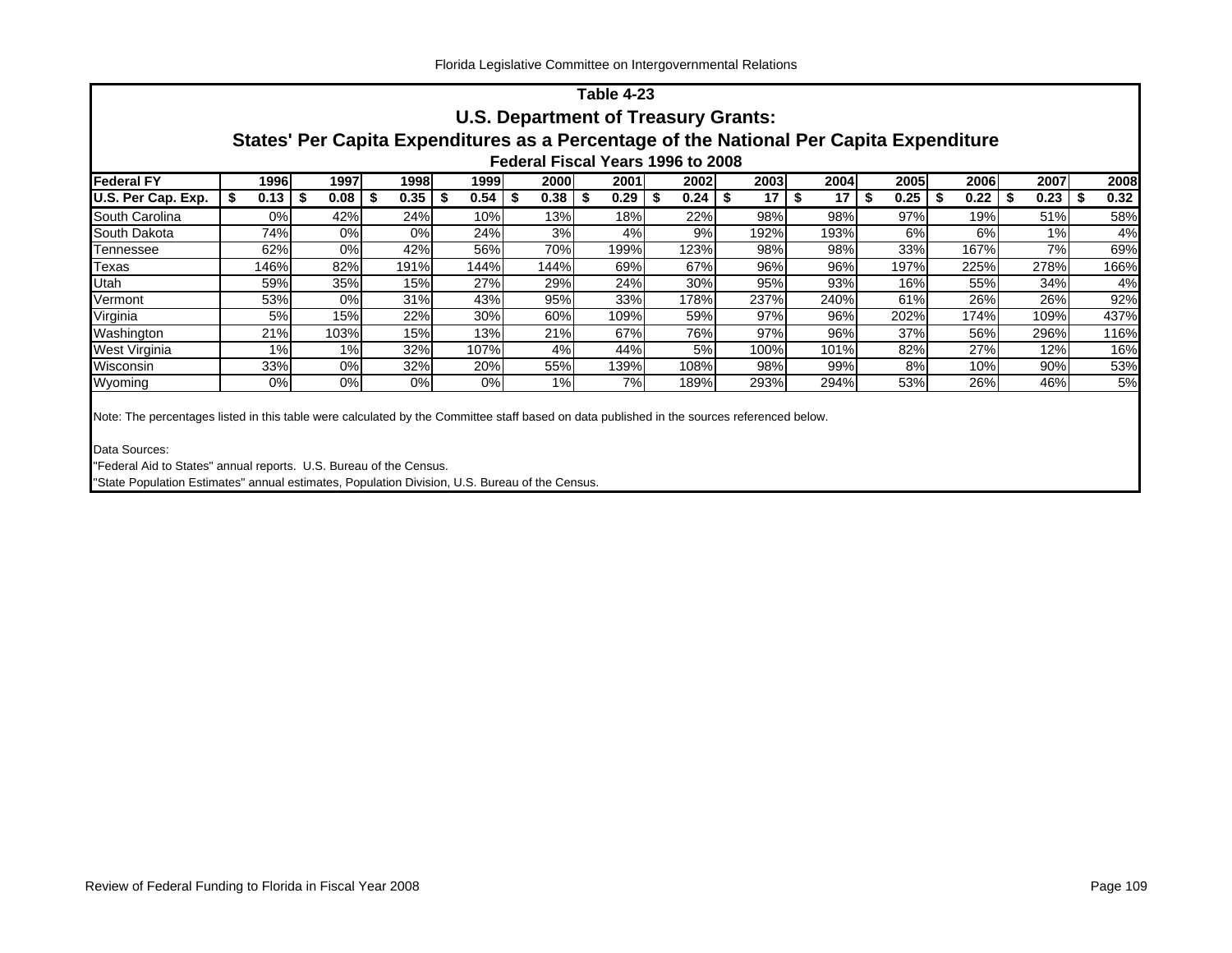## Table 4-23

## U.S. Department of Treasury Grants:

## States' Per Capita Expenditures as a Percentage of the National Per Capita Expenditure

### Federal Fiscal Years 1996 to 2008

| Federal FY | 1996 | 1997 | 1998 | 1999 | 2000 | 2001 | 2002 | 2003 | 2004 | 2005 | 2006 | 2007 | 2008 |
|---|---|---|---|---|---|---|---|---|---|---|---|---|---|
| U.S. Per Cap. Exp. | $ 0.13 | $ 0.08 | $ 0.35 | $ 0.54 | $ 0.38 | $ 0.29 | $ 0.24 | $ 17 | $ 17 | $ 0.25 | $ 0.22 | $ 0.23 | $ 0.32 |
| South Carolina | 0% | 42% | 24% | 10% | 13% | 18% | 22% | 98% | 98% | 97% | 19% | 51% | 58% |
| South Dakota | 74% | 0% | 0% | 24% | 3% | 4% | 9% | 192% | 193% | 6% | 6% | 1% | 4% |
| Tennessee | 62% | 0% | 42% | 56% | 70% | 199% | 123% | 98% | 98% | 33% | 167% | 7% | 69% |
| Texas | 146% | 82% | 191% | 144% | 144% | 69% | 67% | 96% | 96% | 197% | 225% | 278% | 166% |
| Utah | 59% | 35% | 15% | 27% | 29% | 24% | 30% | 95% | 93% | 16% | 55% | 34% | 4% |
| Vermont | 53% | 0% | 31% | 43% | 95% | 33% | 178% | 237% | 240% | 61% | 26% | 26% | 92% |
| Virginia | 5% | 15% | 22% | 30% | 60% | 109% | 59% | 97% | 96% | 202% | 174% | 109% | 437% |
| Washington | 21% | 103% | 15% | 13% | 21% | 67% | 76% | 97% | 96% | 37% | 56% | 296% | 116% |
| West Virginia | 1% | 1% | 32% | 107% | 4% | 44% | 5% | 100% | 101% | 82% | 27% | 12% | 16% |
| Wisconsin | 33% | 0% | 32% | 20% | 55% | 139% | 108% | 98% | 99% | 8% | 10% | 90% | 53% |
| Wyoming | 0% | 0% | 0% | 0% | 1% | 7% | 189% | 293% | 294% | 53% | 26% | 46% | 5% |

Note: The percentages listed in this table were calculated by the Committee staff based on data published in the sources referenced below.

Data Sources:

"Federal Aid to States" annual reports. U.S. Bureau of the Census.

"State Population Estimates" annual estimates, Population Division, U.S. Bureau of the Census.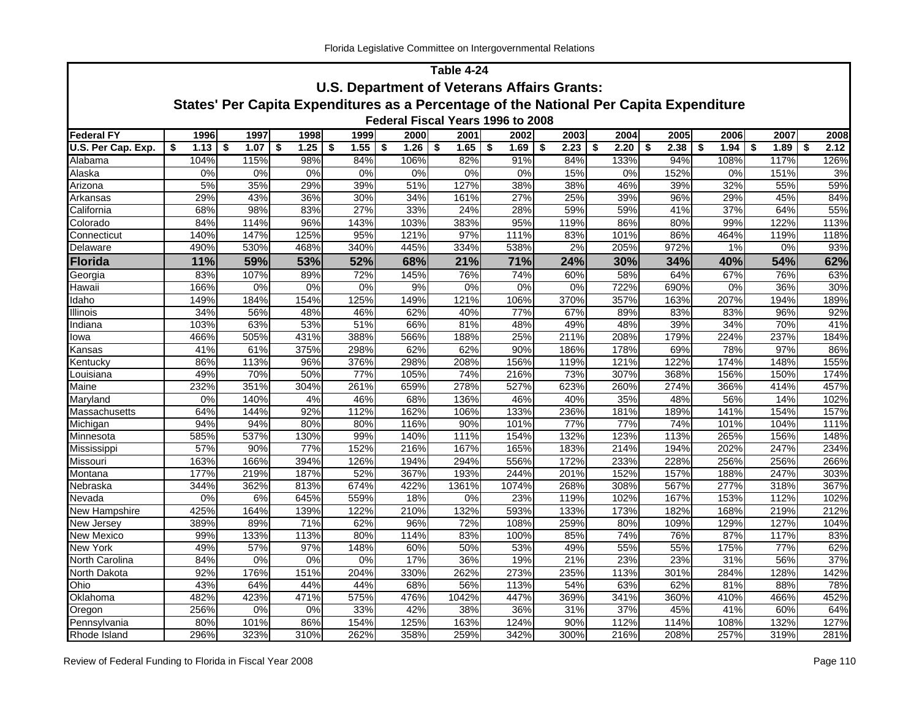## Table 4-24

### U.S. Department of Veterans Affairs Grants:

### States' Per Capita Expenditures as a Percentage of the National Per Capita Expenditure

### Federal Fiscal Years 1996 to 2008

| Federal FY | 1996 | 1997 | 1998 | 1999 | 2000 | 2001 | 2002 | 2003 | 2004 | 2005 | 2006 | 2007 | 2008 |
|---|---|---|---|---|---|---|---|---|---|---|---|---|---|
| U.S. Per Cap. Exp. | $ 1.13 | $ 1.07 | $ 1.25 | $ 1.55 | $ 1.26 | $ 1.65 | $ 1.69 | $ 2.23 | $ 2.20 | $ 2.38 | $ 1.94 | $ 1.89 | $ 2.12 |
| Alabama | 104% | 115% | 98% | 84% | 106% | 82% | 91% | 84% | 133% | 94% | 108% | 117% | 126% |
| Alaska | 0% | 0% | 0% | 0% | 0% | 0% | 0% | 15% | 0% | 152% | 0% | 151% | 3% |
| Arizona | 5% | 35% | 29% | 39% | 51% | 127% | 38% | 38% | 46% | 39% | 32% | 55% | 59% |
| Arkansas | 29% | 43% | 36% | 30% | 34% | 161% | 27% | 25% | 39% | 96% | 29% | 45% | 84% |
| California | 68% | 98% | 83% | 27% | 33% | 24% | 28% | 59% | 59% | 41% | 37% | 64% | 55% |
| Colorado | 84% | 114% | 96% | 143% | 103% | 383% | 95% | 119% | 86% | 80% | 99% | 122% | 113% |
| Connecticut | 140% | 147% | 125% | 95% | 121% | 97% | 111% | 83% | 101% | 86% | 464% | 119% | 118% |
| Delaware | 490% | 530% | 468% | 340% | 445% | 334% | 538% | 2% | 205% | 972% | 1% | 0% | 93% |
| **Florida** | **11%** | **59%** | **53%** | **52%** | **68%** | **21%** | **71%** | **24%** | **30%** | **34%** | **40%** | **54%** | **62%** |
| Georgia | 83% | 107% | 89% | 72% | 145% | 76% | 74% | 60% | 58% | 64% | 67% | 76% | 63% |
| Hawaii | 166% | 0% | 0% | 0% | 9% | 0% | 0% | 0% | 722% | 690% | 0% | 36% | 30% |
| Idaho | 149% | 184% | 154% | 125% | 149% | 121% | 106% | 370% | 357% | 163% | 207% | 194% | 189% |
| Illinois | 34% | 56% | 48% | 46% | 62% | 40% | 77% | 67% | 89% | 83% | 83% | 96% | 92% |
| Indiana | 103% | 63% | 53% | 51% | 66% | 81% | 48% | 49% | 48% | 39% | 34% | 70% | 41% |
| Iowa | 466% | 505% | 431% | 388% | 566% | 188% | 25% | 211% | 208% | 179% | 224% | 237% | 184% |
| Kansas | 41% | 61% | 375% | 298% | 62% | 62% | 90% | 186% | 178% | 69% | 78% | 97% | 86% |
| Kentucky | 86% | 113% | 96% | 376% | 298% | 208% | 156% | 119% | 121% | 122% | 174% | 148% | 155% |
| Louisiana | 49% | 70% | 50% | 77% | 105% | 74% | 216% | 73% | 307% | 368% | 156% | 150% | 174% |
| Maine | 232% | 351% | 304% | 261% | 659% | 278% | 527% | 623% | 260% | 274% | 366% | 414% | 457% |
| Maryland | 0% | 140% | 4% | 46% | 68% | 136% | 46% | 40% | 35% | 48% | 56% | 14% | 102% |
| Massachusetts | 64% | 144% | 92% | 112% | 162% | 106% | 133% | 236% | 181% | 189% | 141% | 154% | 157% |
| Michigan | 94% | 94% | 80% | 80% | 116% | 90% | 101% | 77% | 77% | 74% | 101% | 104% | 111% |
| Minnesota | 585% | 537% | 130% | 99% | 140% | 111% | 154% | 132% | 123% | 113% | 265% | 156% | 148% |
| Mississippi | 57% | 90% | 77% | 152% | 216% | 167% | 165% | 183% | 214% | 194% | 202% | 247% | 234% |
| Missouri | 163% | 166% | 394% | 126% | 194% | 294% | 556% | 172% | 233% | 228% | 256% | 256% | 266% |
| Montana | 177% | 219% | 187% | 52% | 367% | 193% | 244% | 201% | 152% | 157% | 188% | 247% | 303% |
| Nebraska | 344% | 362% | 813% | 674% | 422% | 1361% | 1074% | 268% | 308% | 567% | 277% | 318% | 367% |
| Nevada | 0% | 6% | 645% | 559% | 18% | 0% | 23% | 119% | 102% | 167% | 153% | 112% | 102% |
| New Hampshire | 425% | 164% | 139% | 122% | 210% | 132% | 593% | 133% | 173% | 182% | 168% | 219% | 212% |
| New Jersey | 389% | 89% | 71% | 62% | 96% | 72% | 108% | 259% | 80% | 109% | 129% | 127% | 104% |
| New Mexico | 99% | 133% | 113% | 80% | 114% | 83% | 100% | 85% | 74% | 76% | 87% | 117% | 83% |
| New York | 49% | 57% | 97% | 148% | 60% | 50% | 53% | 49% | 55% | 55% | 175% | 77% | 62% |
| North Carolina | 84% | 0% | 0% | 0% | 17% | 36% | 19% | 21% | 23% | 23% | 31% | 56% | 37% |
| North Dakota | 92% | 176% | 151% | 204% | 330% | 262% | 273% | 235% | 113% | 301% | 284% | 128% | 142% |
| Ohio | 43% | 64% | 44% | 44% | 68% | 56% | 113% | 54% | 63% | 62% | 81% | 88% | 78% |
| Oklahoma | 482% | 423% | 471% | 575% | 476% | 1042% | 447% | 369% | 341% | 360% | 410% | 466% | 452% |
| Oregon | 256% | 0% | 0% | 33% | 42% | 38% | 36% | 31% | 37% | 45% | 41% | 60% | 64% |
| Pennsylvania | 80% | 101% | 86% | 154% | 125% | 163% | 124% | 90% | 112% | 114% | 108% | 132% | 127% |
| Rhode Island | 296% | 323% | 310% | 262% | 358% | 259% | 342% | 300% | 216% | 208% | 257% | 319% | 281% |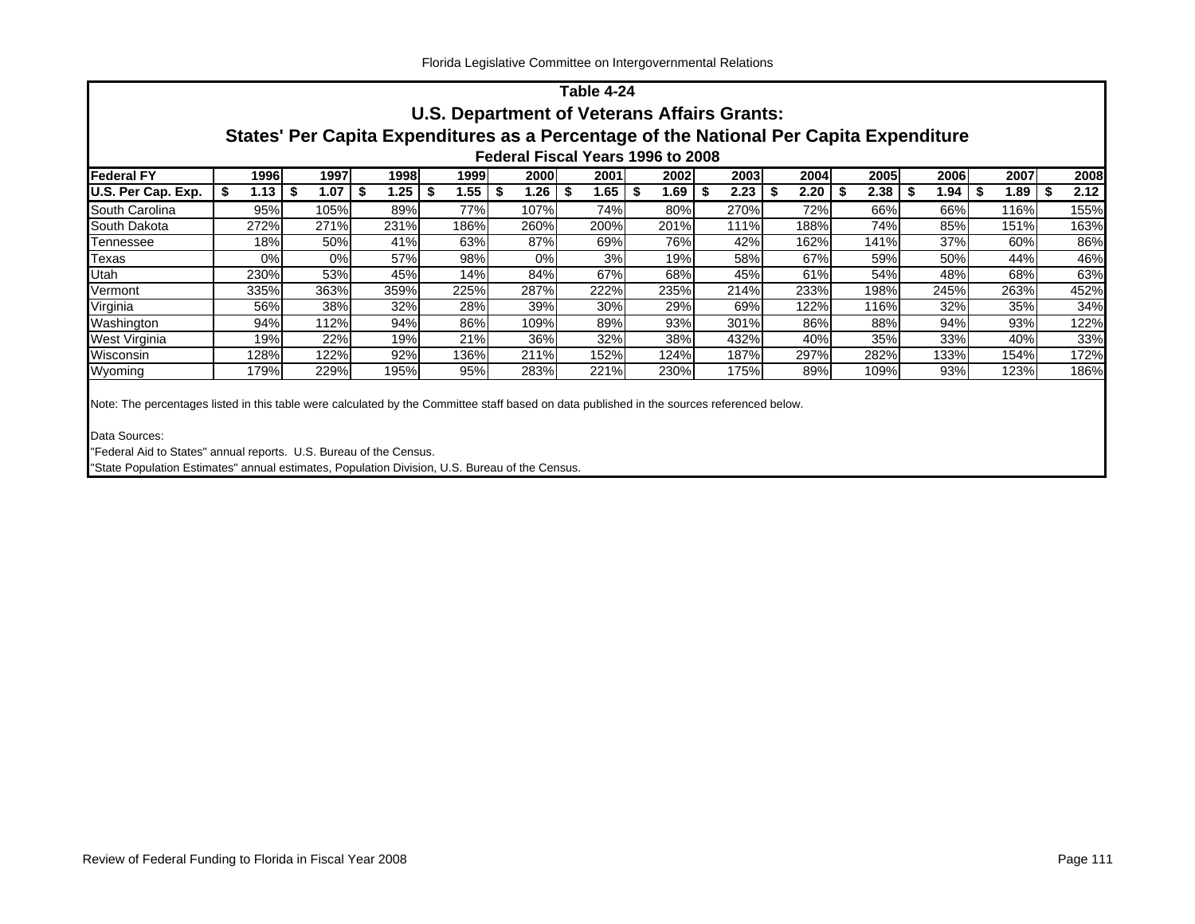## Table 4-24
## U.S. Department of Veterans Affairs Grants:
## States' Per Capita Expenditures as a Percentage of the National Per Capita Expenditure
### Federal Fiscal Years 1996 to 2008

| Federal FY | 1996 | 1997 | 1998 | 1999 | 2000 | 2001 | 2002 | 2003 | 2004 | 2005 | 2006 | 2007 | 2008 |
|---|---|---|---|---|---|---|---|---|---|---|---|---|---|
| U.S. Per Cap. Exp. | $ 1.13 | $ 1.07 | $ 1.25 | $ 1.55 | $ 1.26 | $ 1.65 | $ 1.69 | $ 2.23 | $ 2.20 | $ 2.38 | $ 1.94 | $ 1.89 | $ 2.12 |
| South Carolina | 95% | 105% | 89% | 77% | 107% | 74% | 80% | 270% | 72% | 66% | 66% | 116% | 155% |
| South Dakota | 272% | 271% | 231% | 186% | 260% | 200% | 201% | 111% | 188% | 74% | 85% | 151% | 163% |
| Tennessee | 18% | 50% | 41% | 63% | 87% | 69% | 76% | 42% | 162% | 141% | 37% | 60% | 86% |
| Texas | 0% | 0% | 57% | 98% | 0% | 3% | 19% | 58% | 67% | 59% | 50% | 44% | 46% |
| Utah | 230% | 53% | 45% | 14% | 84% | 67% | 68% | 45% | 61% | 54% | 48% | 68% | 63% |
| Vermont | 335% | 363% | 359% | 225% | 287% | 222% | 235% | 214% | 233% | 198% | 245% | 263% | 452% |
| Virginia | 56% | 38% | 32% | 28% | 39% | 30% | 29% | 69% | 122% | 116% | 32% | 35% | 34% |
| Washington | 94% | 112% | 94% | 86% | 109% | 89% | 93% | 301% | 86% | 88% | 94% | 93% | 122% |
| West Virginia | 19% | 22% | 19% | 21% | 36% | 32% | 38% | 432% | 40% | 35% | 33% | 40% | 33% |
| Wisconsin | 128% | 122% | 92% | 136% | 211% | 152% | 124% | 187% | 297% | 282% | 133% | 154% | 172% |
| Wyoming | 179% | 229% | 195% | 95% | 283% | 221% | 230% | 175% | 89% | 109% | 93% | 123% | 186% |

Note: The percentages listed in this table were calculated by the Committee staff based on data published in the sources referenced below.

Data Sources:

"Federal Aid to States" annual reports. U.S. Bureau of the Census.

"State Population Estimates" annual estimates, Population Division, U.S. Bureau of the Census.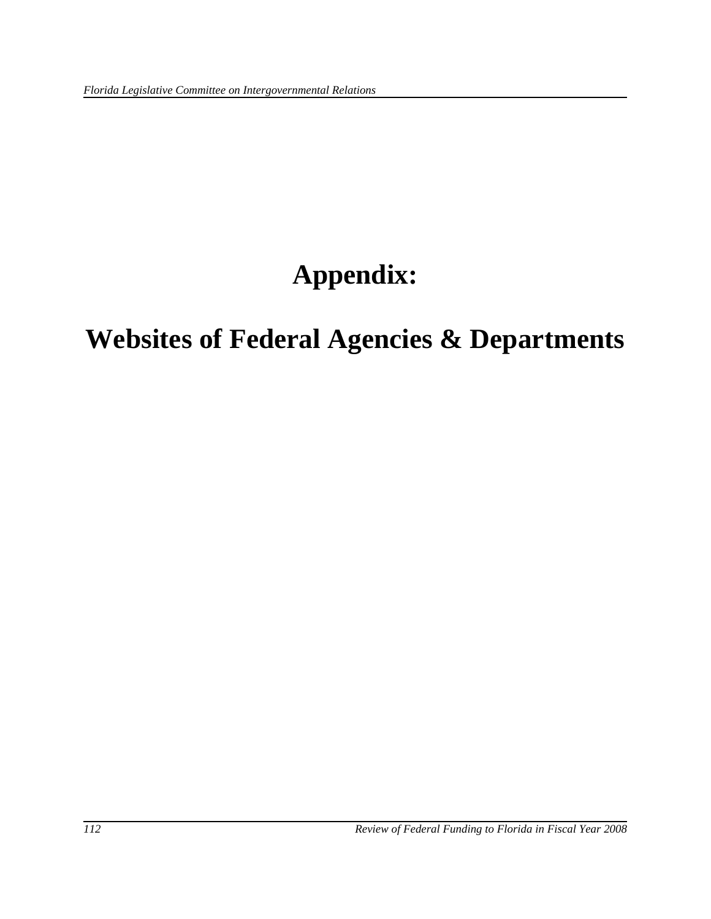# Appendix:

# Websites of Federal Agencies & Departments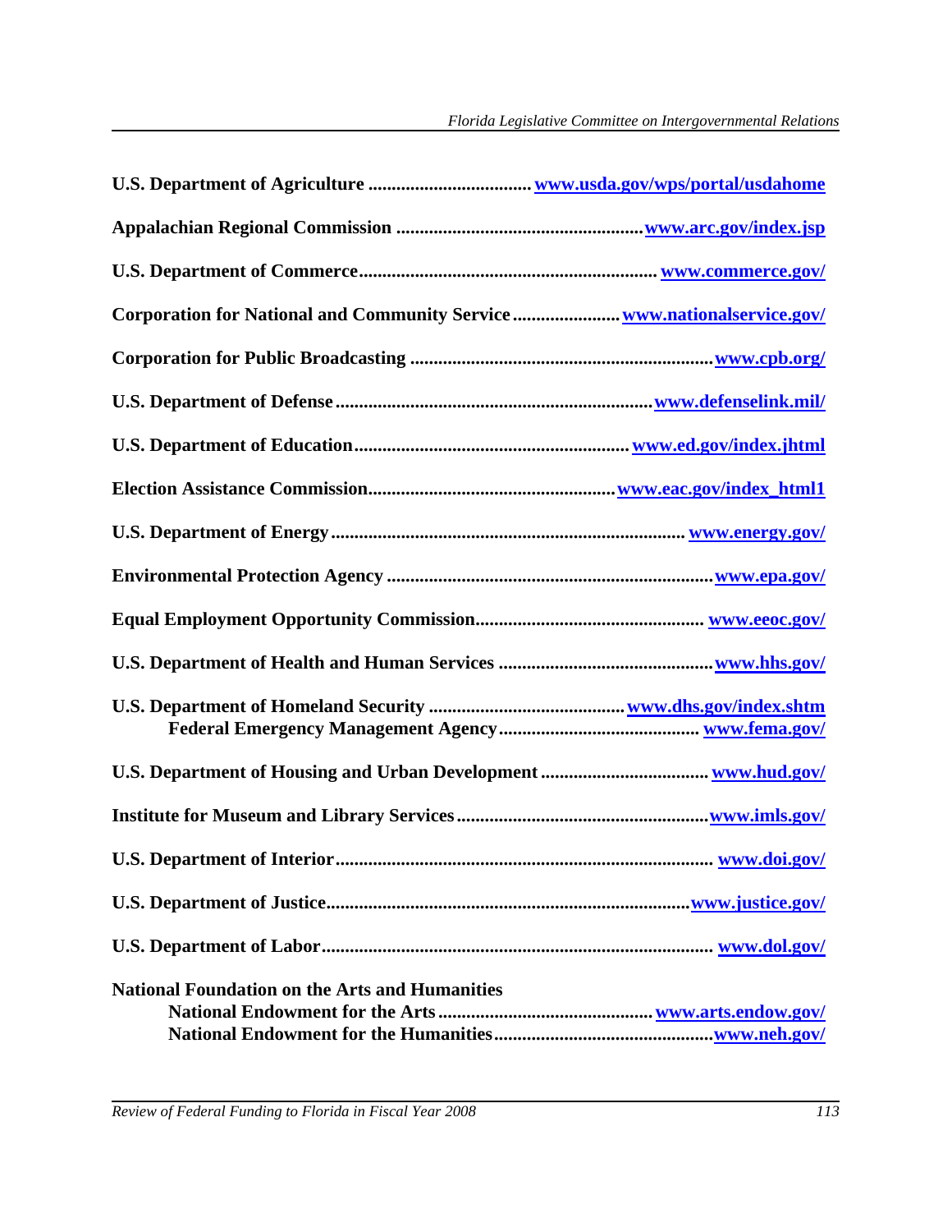**U.S. Department of Agriculture** .................................. **www.usda.gov/wps/portal/usdahome**

**Appalachian Regional Commission** .................................................... **www.arc.gov/index.jsp**

**U.S. Department of Commerce** ............................................................... **www.commerce.gov/**

**Corporation for National and Community Service** ...................... **www.nationalservice.gov/**

**Corporation for Public Broadcasting** ................................................................ **www.cpb.org/**

**U.S. Department of Defense** .................................................................. **www.defenselink.mil/**

**U.S. Department of Education** .......................................................... **www.ed.gov/index.jhtml**

**Election Assistance Commission** .................................................... **www.eac.gov/index_html1**

**U.S. Department of Energy** ........................................................................... **www.energy.gov/**

**Environmental Protection Agency** ..................................................................... **www.epa.gov/**

**Equal Employment Opportunity Commission** ................................................ **www.eeoc.gov/**

**U.S. Department of Health and Human Services** ............................................. **www.hhs.gov/**

**U.S. Department of Homeland Security** ......................................... **www.dhs.gov/index.shtm**
- **Federal Emergency Management Agency** .......................................... **www.fema.gov/**

**U.S. Department of Housing and Urban Development** ................................... **www.hud.gov/**

**Institute for Museum and Library Services** ..................................................... **www.imls.gov/**

**U.S. Department of Interior** ................................................................................ **www.doi.gov/**

**U.S. Department of Justice** ............................................................................ **www.justice.gov/**

**U.S. Department of Labor** .................................................................................. **www.dol.gov/**

**National Foundation on the Arts and Humanities**
- **National Endowment for the Arts** ............................................. **www.arts.endow.gov/**
- **National Endowment for the Humanities** .............................................. **www.neh.gov/**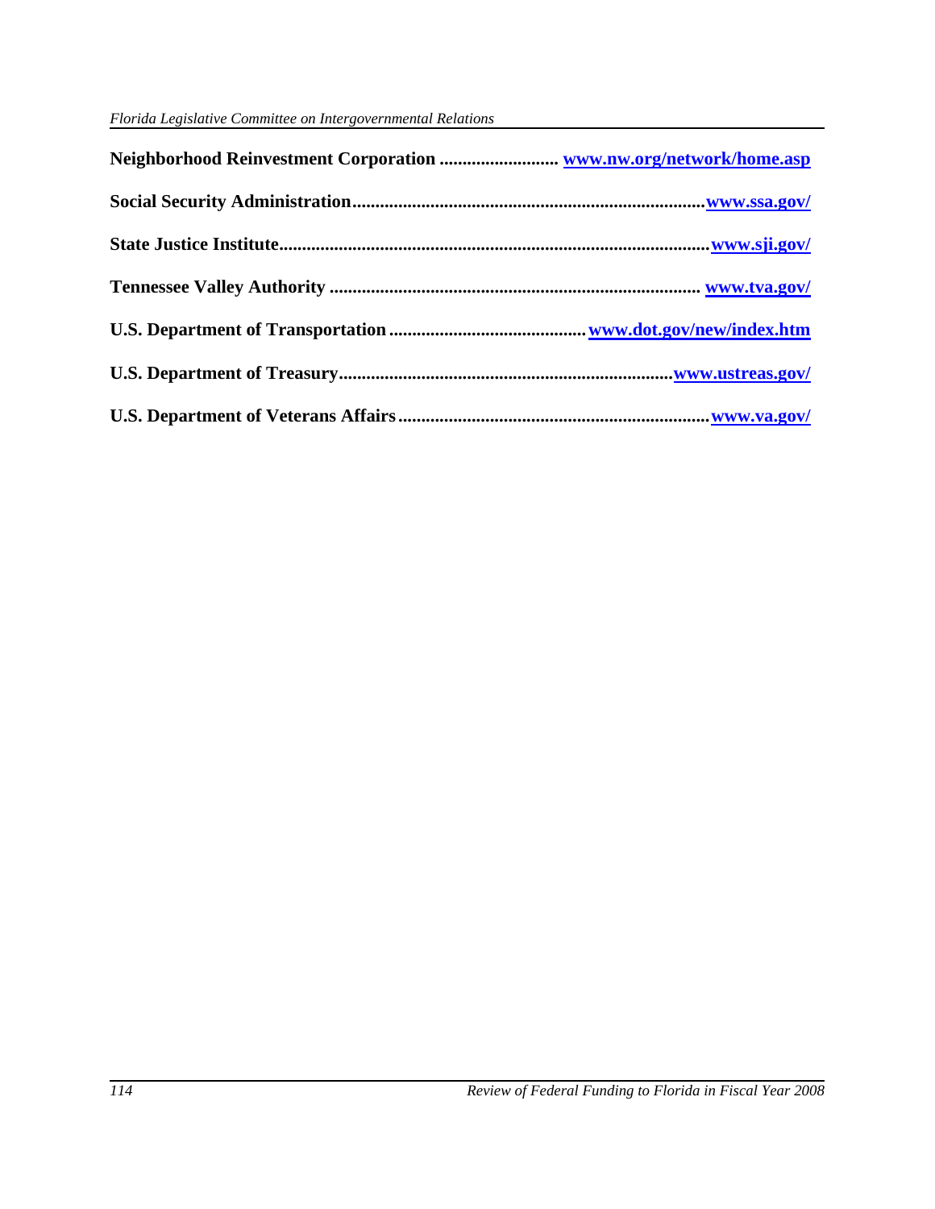**Neighborhood Reinvestment Corporation** .......................... **www.nw.org/network/home.asp**

**Social Security Administration**........................................................................... **www.ssa.gov/**

**State Justice Institute**........................................................................................... **www.sji.gov/**

**Tennessee Valley Authority** ................................................................................ **www.tva.gov/**

**U.S. Department of Transportation** ........................................... **www.dot.gov/new/index.htm**

**U.S. Department of Treasury**........................................................................ **www.ustreas.gov/**

**U.S. Department of Veterans Affairs** .................................................................... **www.va.gov/**